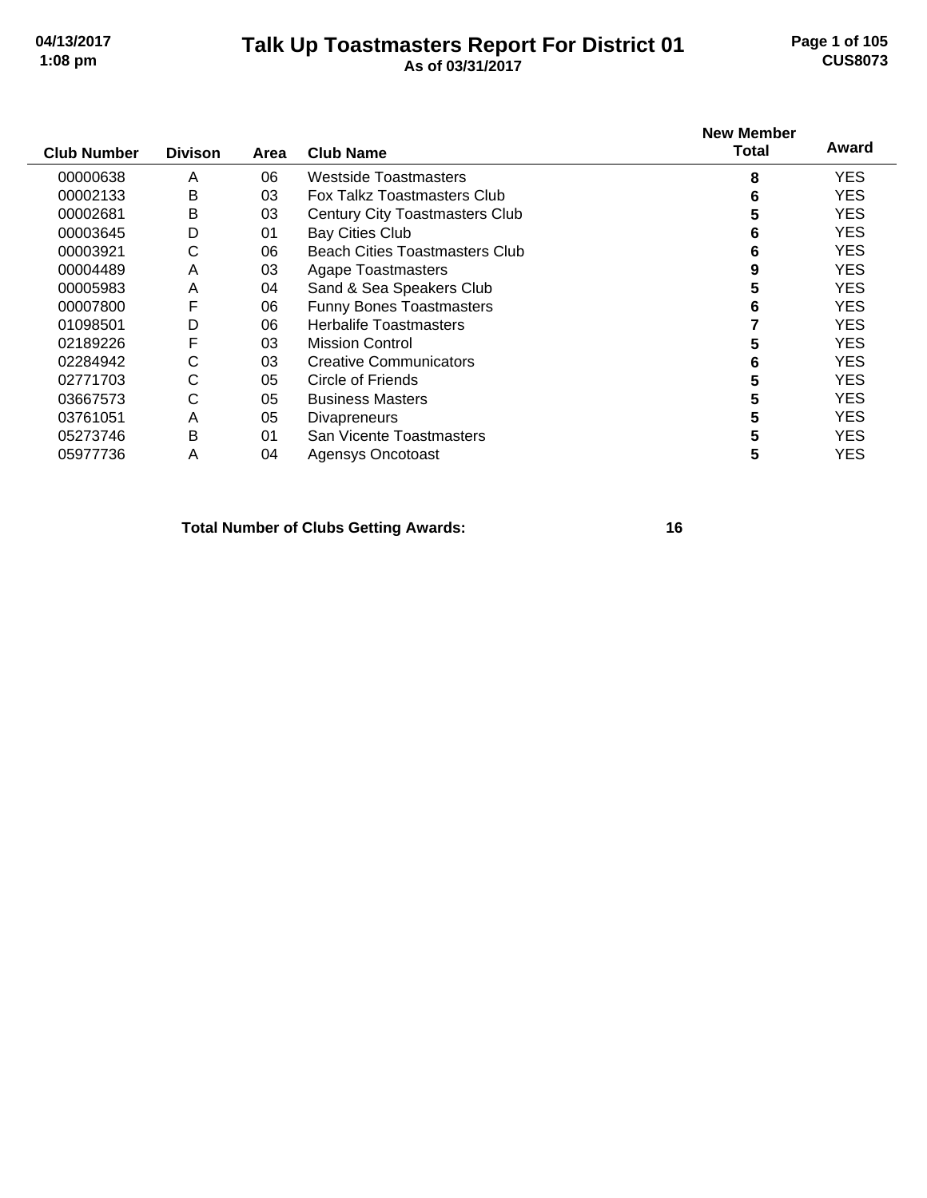# Talk Up Toastmasters Report For District 01

**As of 03/31/2017**

| Club Number | Divison | Area | Club Name | New Member Total | Award |
|---|---|---|---|---|---|
| 00000638 | A | 06 | Westside Toastmasters | **8** | YES |
| 00002133 | B | 03 | Fox Talkz Toastmasters Club | **6** | YES |
| 00002681 | B | 03 | Century City Toastmasters Club | **5** | YES |
| 00003645 | D | 01 | Bay Cities Club | **6** | YES |
| 00003921 | C | 06 | Beach Cities Toastmasters Club | **6** | YES |
| 00004489 | A | 03 | Agape Toastmasters | **9** | YES |
| 00005983 | A | 04 | Sand & Sea Speakers Club | **5** | YES |
| 00007800 | F | 06 | Funny Bones Toastmasters | **6** | YES |
| 01098501 | D | 06 | Herbalife Toastmasters | **7** | YES |
| 02189226 | F | 03 | Mission Control | **5** | YES |
| 02284942 | C | 03 | Creative Communicators | **6** | YES |
| 02771703 | C | 05 | Circle of Friends | **5** | YES |
| 03667573 | C | 05 | Business Masters | **5** | YES |
| 03761051 | A | 05 | Divapreneurs | **5** | YES |
| 05273746 | B | 01 | San Vicente Toastmasters | **5** | YES |
| 05977736 | A | 04 | Agensys Oncotoast | **5** | YES |

**Total Number of Clubs Getting Awards: 16**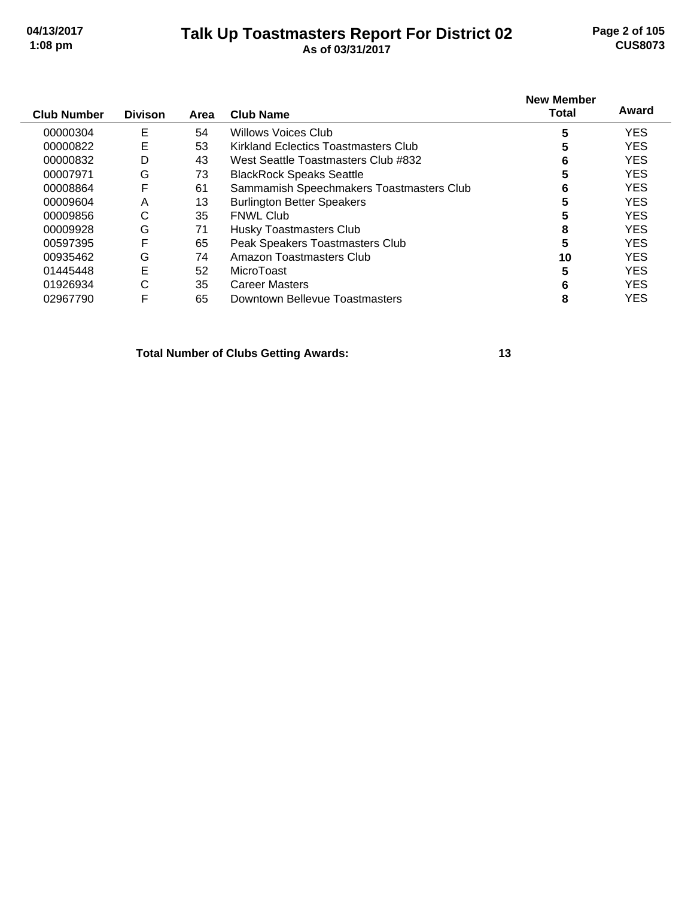# Talk Up Toastmasters Report For District 02

**As of 03/31/2017**

| Club Number | Divison | Area | Club Name | New Member Total | Award |
|---|---|---|---|---|---|
| 00000304 | E | 54 | Willows Voices Club | 5 | YES |
| 00000822 | E | 53 | Kirkland Eclectics Toastmasters Club | 5 | YES |
| 00000832 | D | 43 | West Seattle Toastmasters Club #832 | 6 | YES |
| 00007971 | G | 73 | BlackRock Speaks Seattle | 5 | YES |
| 00008864 | F | 61 | Sammamish Speechmakers Toastmasters Club | 6 | YES |
| 00009604 | A | 13 | Burlington Better Speakers | 5 | YES |
| 00009856 | C | 35 | FNWL Club | 5 | YES |
| 00009928 | G | 71 | Husky Toastmasters Club | 8 | YES |
| 00597395 | F | 65 | Peak Speakers Toastmasters Club | 5 | YES |
| 00935462 | G | 74 | Amazon Toastmasters Club | 10 | YES |
| 01445448 | E | 52 | MicroToast | 5 | YES |
| 01926934 | C | 35 | Career Masters | 6 | YES |
| 02967790 | F | 65 | Downtown Bellevue Toastmasters | 8 | YES |

**Total Number of Clubs Getting Awards: 13**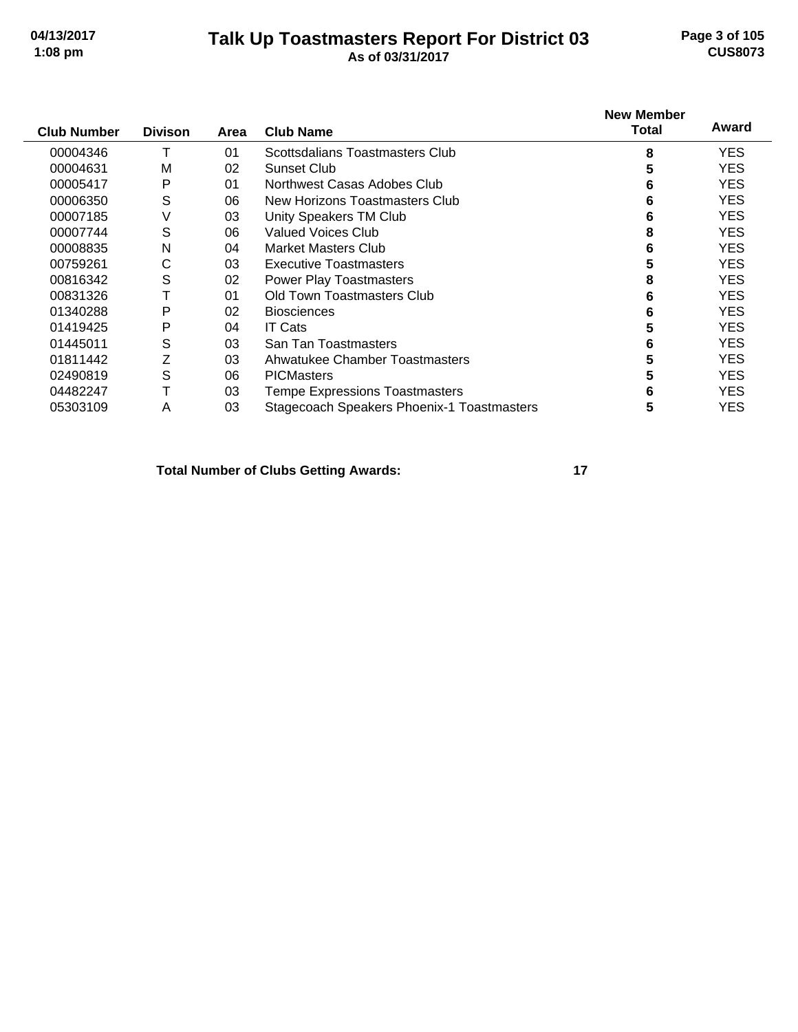# Talk Up Toastmasters Report For District 03

**As of 03/31/2017**

| Club Number | Divison | Area | Club Name | New Member Total | Award |
|---|---|---|---|---|---|
| 00004346 | T | 01 | Scottsdalians Toastmasters Club | **8** | YES |
| 00004631 | M | 02 | Sunset Club | **5** | YES |
| 00005417 | P | 01 | Northwest Casas Adobes Club | **6** | YES |
| 00006350 | S | 06 | New Horizons Toastmasters Club | **6** | YES |
| 00007185 | V | 03 | Unity Speakers TM Club | **6** | YES |
| 00007744 | S | 06 | Valued Voices Club | **8** | YES |
| 00008835 | N | 04 | Market Masters Club | **6** | YES |
| 00759261 | C | 03 | Executive Toastmasters | **5** | YES |
| 00816342 | S | 02 | Power Play Toastmasters | **8** | YES |
| 00831326 | T | 01 | Old Town Toastmasters Club | **6** | YES |
| 01340288 | P | 02 | Biosciences | **6** | YES |
| 01419425 | P | 04 | IT Cats | **5** | YES |
| 01445011 | S | 03 | San Tan Toastmasters | **6** | YES |
| 01811442 | Z | 03 | Ahwatukee Chamber Toastmasters | **5** | YES |
| 02490819 | S | 06 | PICMasters | **5** | YES |
| 04482247 | T | 03 | Tempe Expressions Toastmasters | **6** | YES |
| 05303109 | A | 03 | Stagecoach Speakers Phoenix-1 Toastmasters | **5** | YES |

**Total Number of Clubs Getting Awards: 17**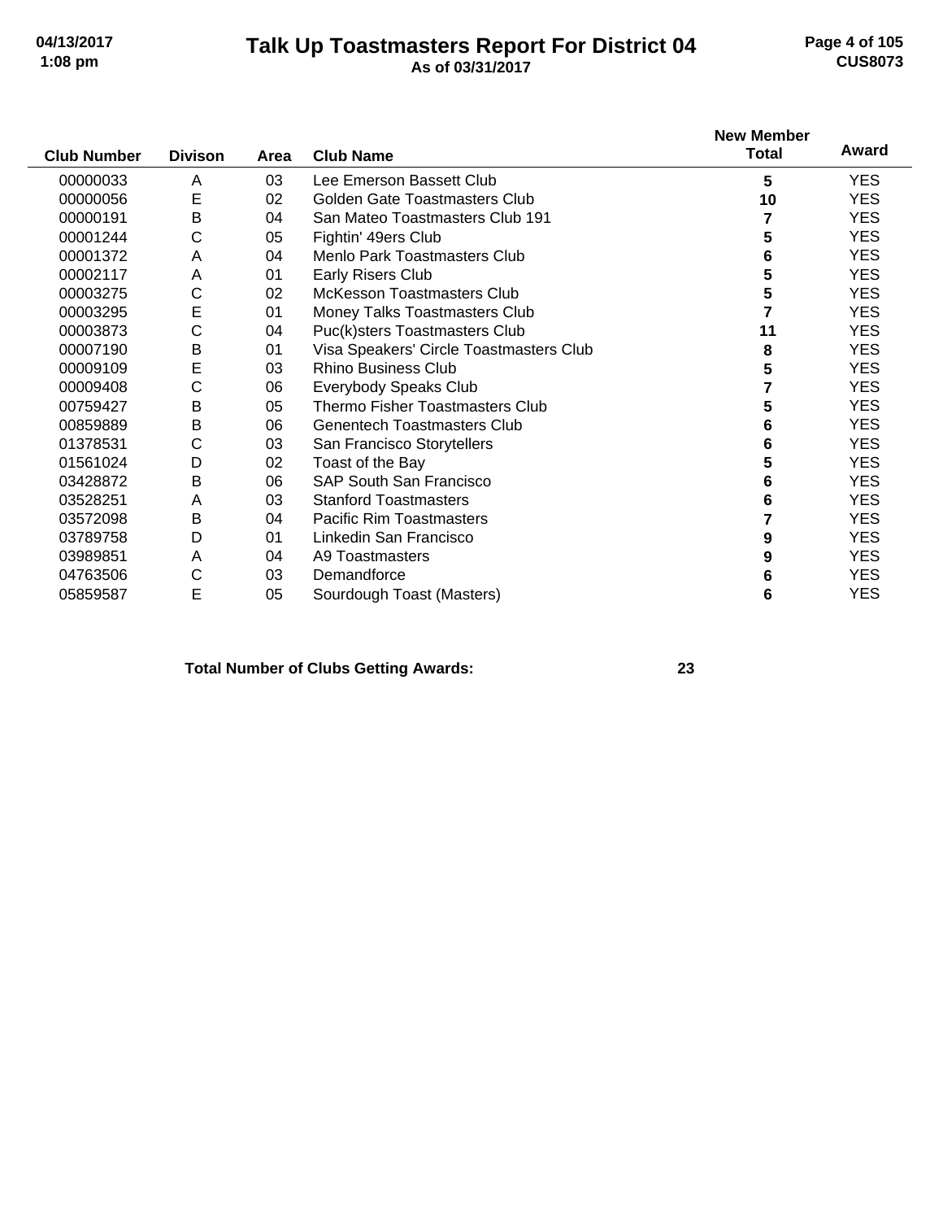# Talk Up Toastmasters Report For District 04

**As of 03/31/2017**

| Club Number | Divison | Area | Club Name | New Member Total | Award |
|---|---|---|---|---|---|
| 00000033 | A | 03 | Lee Emerson Bassett Club | 5 | YES |
| 00000056 | E | 02 | Golden Gate Toastmasters Club | 10 | YES |
| 00000191 | B | 04 | San Mateo Toastmasters Club 191 | 7 | YES |
| 00001244 | C | 05 | Fightin' 49ers Club | 5 | YES |
| 00001372 | A | 04 | Menlo Park Toastmasters Club | 6 | YES |
| 00002117 | A | 01 | Early Risers Club | 5 | YES |
| 00003275 | C | 02 | McKesson Toastmasters Club | 5 | YES |
| 00003295 | E | 01 | Money Talks Toastmasters Club | 7 | YES |
| 00003873 | C | 04 | Puc(k)sters Toastmasters Club | 11 | YES |
| 00007190 | B | 01 | Visa Speakers' Circle Toastmasters Club | 8 | YES |
| 00009109 | E | 03 | Rhino Business Club | 5 | YES |
| 00009408 | C | 06 | Everybody Speaks Club | 7 | YES |
| 00759427 | B | 05 | Thermo Fisher Toastmasters Club | 5 | YES |
| 00859889 | B | 06 | Genentech Toastmasters Club | 6 | YES |
| 01378531 | C | 03 | San Francisco Storytellers | 6 | YES |
| 01561024 | D | 02 | Toast of the Bay | 5 | YES |
| 03428872 | B | 06 | SAP South San Francisco | 6 | YES |
| 03528251 | A | 03 | Stanford Toastmasters | 6 | YES |
| 03572098 | B | 04 | Pacific Rim Toastmasters | 7 | YES |
| 03789758 | D | 01 | Linkedin San Francisco | 9 | YES |
| 03989851 | A | 04 | A9 Toastmasters | 9 | YES |
| 04763506 | C | 03 | Demandforce | 6 | YES |
| 05859587 | E | 05 | Sourdough Toast (Masters) | 6 | YES |

**Total Number of Clubs Getting Awards: 23**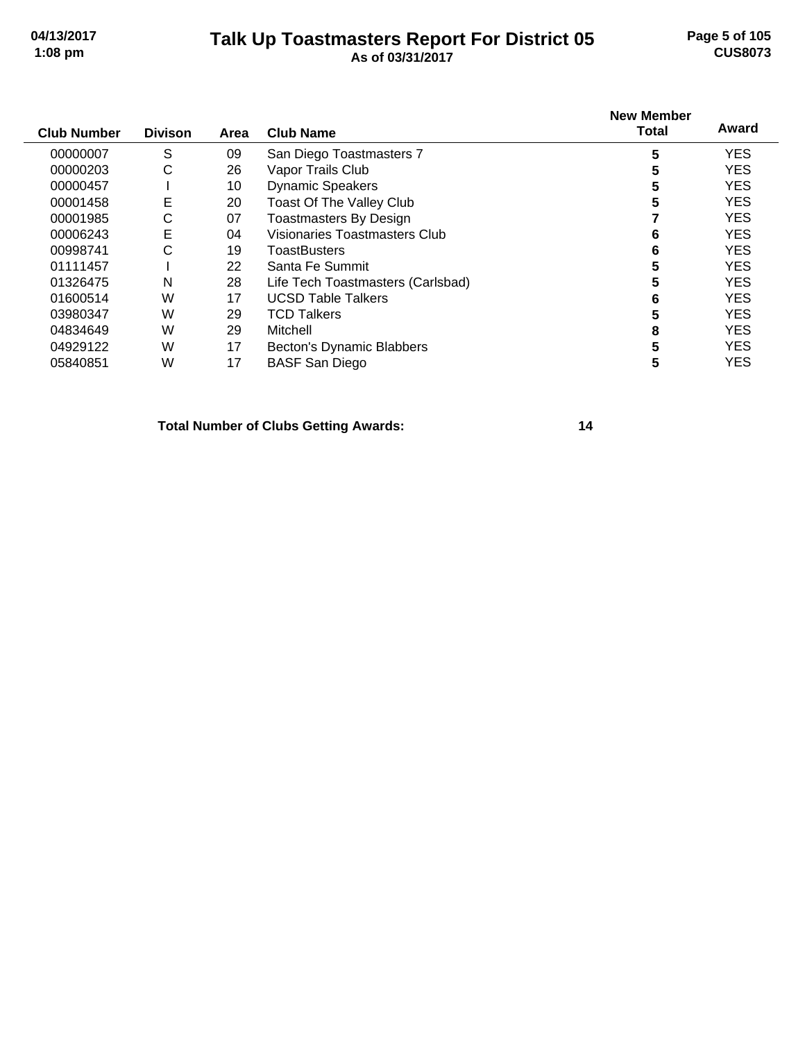# Talk Up Toastmasters Report For District 05

**As of 03/31/2017**

| Club Number | Divison | Area | Club Name | New Member Total | Award |
|---|---|---|---|---|---|
| 00000007 | S | 09 | San Diego Toastmasters 7 | **5** | YES |
| 00000203 | C | 26 | Vapor Trails Club | **5** | YES |
| 00000457 | I | 10 | Dynamic Speakers | **5** | YES |
| 00001458 | E | 20 | Toast Of The Valley Club | **5** | YES |
| 00001985 | C | 07 | Toastmasters By Design | **7** | YES |
| 00006243 | E | 04 | Visionaries Toastmasters Club | **6** | YES |
| 00998741 | C | 19 | ToastBusters | **6** | YES |
| 01111457 | I | 22 | Santa Fe Summit | **5** | YES |
| 01326475 | N | 28 | Life Tech Toastmasters (Carlsbad) | **5** | YES |
| 01600514 | W | 17 | UCSD Table Talkers | **6** | YES |
| 03980347 | W | 29 | TCD Talkers | **5** | YES |
| 04834649 | W | 29 | Mitchell | **8** | YES |
| 04929122 | W | 17 | Becton's Dynamic Blabbers | **5** | YES |
| 05840851 | W | 17 | BASF San Diego | **5** | YES |

**Total Number of Clubs Getting Awards: 14**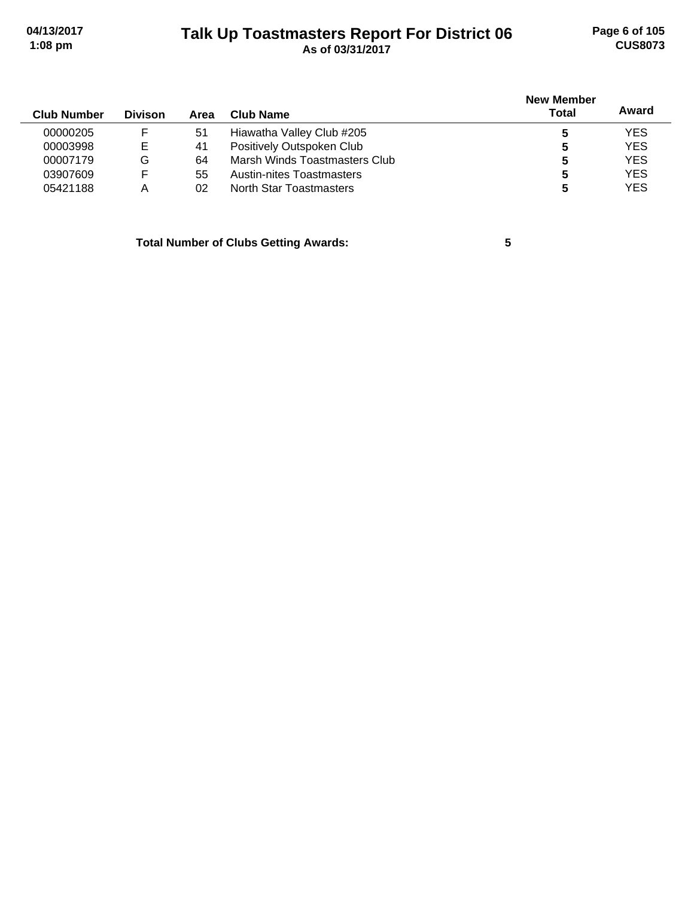| Club Number | Divison | Area | Club Name | New Member Total | Award |
|---|---|---|---|---|---|
| 00000205 | F | 51 | Hiawatha Valley Club #205 | 5 | YES |
| 00003998 | E | 41 | Positively Outspoken Club | 5 | YES |
| 00007179 | G | 64 | Marsh Winds Toastmasters Club | 5 | YES |
| 03907609 | F | 55 | Austin-nites Toastmasters | 5 | YES |
| 05421188 | A | 02 | North Star Toastmasters | 5 | YES |

**Total Number of Clubs Getting Awards: 5**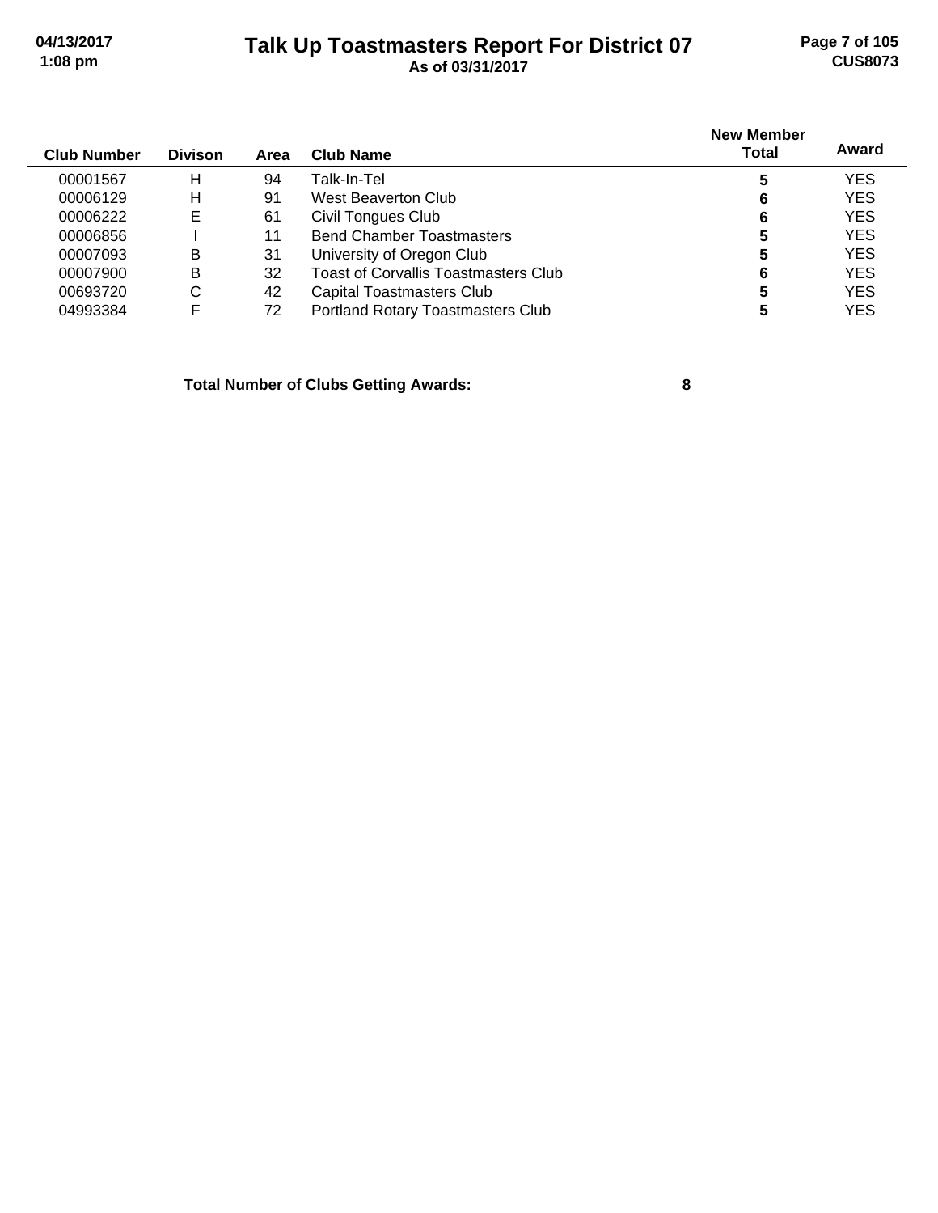# Talk Up Toastmasters Report For District 07

**As of 03/31/2017**

| Club Number | Divison | Area | Club Name | New Member Total | Award |
|---|---|---|---|---|---|
| 00001567 | H | 94 | Talk-In-Tel | 5 | YES |
| 00006129 | H | 91 | West Beaverton Club | 6 | YES |
| 00006222 | E | 61 | Civil Tongues Club | 6 | YES |
| 00006856 | I | 11 | Bend Chamber Toastmasters | 5 | YES |
| 00007093 | B | 31 | University of Oregon Club | 5 | YES |
| 00007900 | B | 32 | Toast of Corvallis Toastmasters Club | 6 | YES |
| 00693720 | C | 42 | Capital Toastmasters Club | 5 | YES |
| 04993384 | F | 72 | Portland Rotary Toastmasters Club | 5 | YES |

**Total Number of Clubs Getting Awards: 8**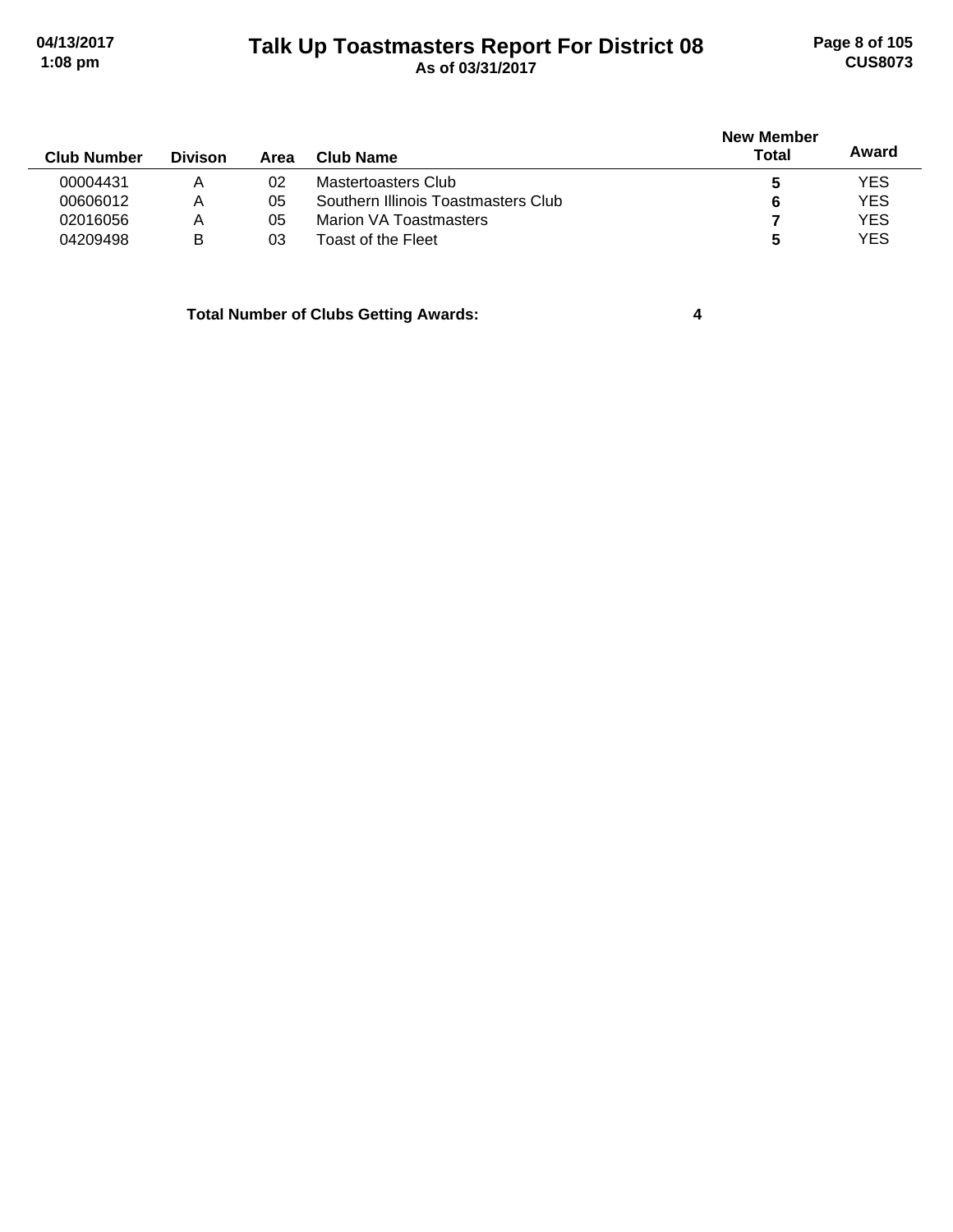# Talk Up Toastmasters Report For District 08

As of 03/31/2017

| Club Number | Divison | Area | Club Name | New Member Total | Award |
|---|---|---|---|---|---|
| 00004431 | A | 02 | Mastertoasters Club | **5** | YES |
| 00606012 | A | 05 | Southern Illinois Toastmasters Club | **6** | YES |
| 02016056 | A | 05 | Marion VA Toastmasters | **7** | YES |
| 04209498 | B | 03 | Toast of the Fleet | **5** | YES |

**Total Number of Clubs Getting Awards: 4**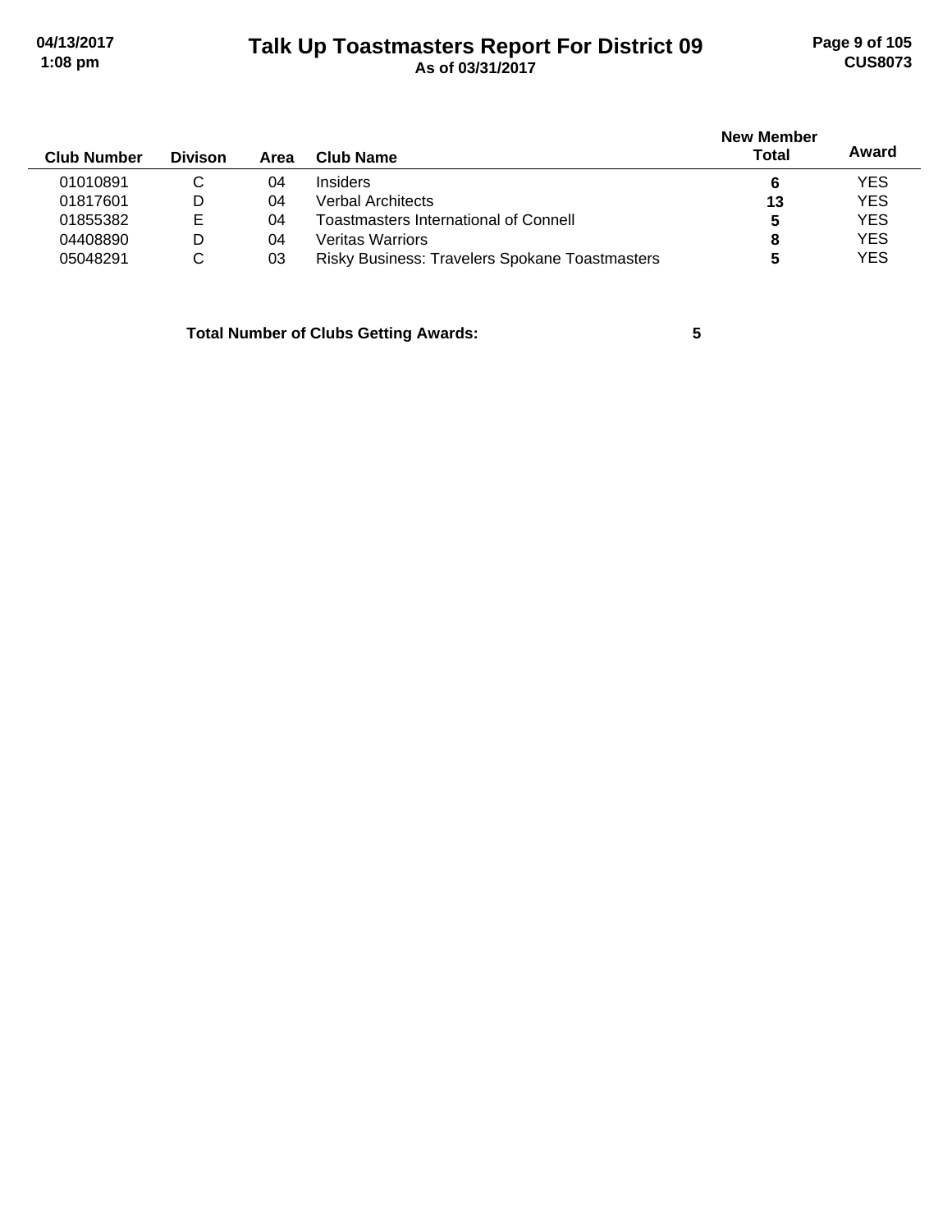# Talk Up Toastmasters Report For District 09

**As of 03/31/2017**

| Club Number | Divison | Area | Club Name | New Member Total | Award |
|---|---|---|---|---|---|
| 01010891 | C | 04 | Insiders | **6** | YES |
| 01817601 | D | 04 | Verbal Architects | **13** | YES |
| 01855382 | E | 04 | Toastmasters International of Connell | **5** | YES |
| 04408890 | D | 04 | Veritas Warriors | **8** | YES |
| 05048291 | C | 03 | Risky Business: Travelers Spokane Toastmasters | **5** | YES |

**Total Number of Clubs Getting Awards: 5**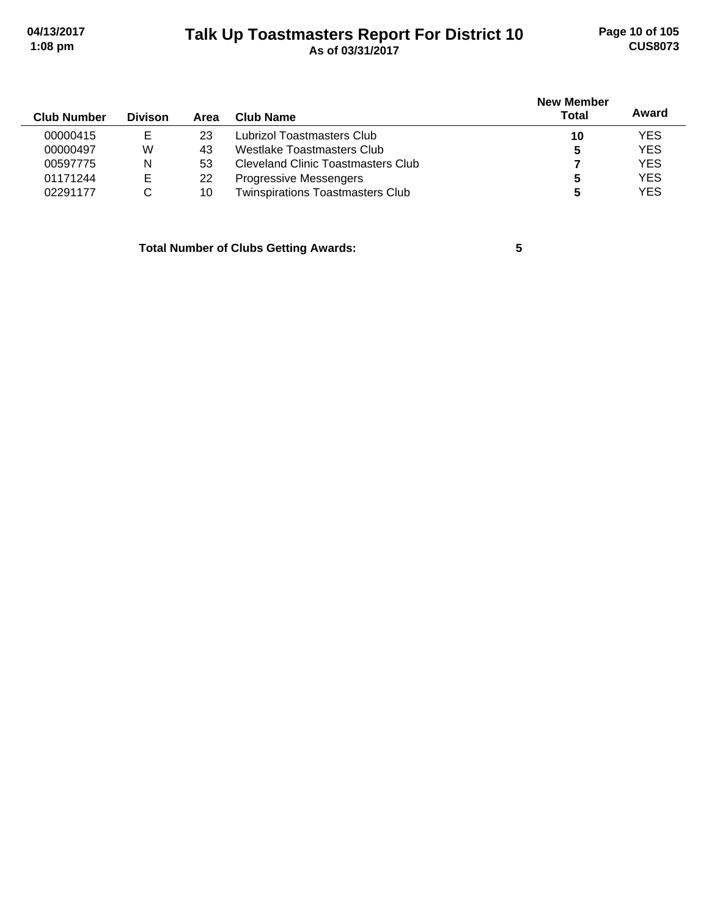# Talk Up Toastmasters Report For District 10

**As of 03/31/2017**

| Club Number | Divison | Area | Club Name | New Member Total | Award |
|---|---|---|---|---|---|
| 00000415 | E | 23 | Lubrizol Toastmasters Club | **10** | YES |
| 00000497 | W | 43 | Westlake Toastmasters Club | **5** | YES |
| 00597775 | N | 53 | Cleveland Clinic Toastmasters Club | **7** | YES |
| 01171244 | E | 22 | Progressive Messengers | **5** | YES |
| 02291177 | C | 10 | Twinspirations Toastmasters Club | **5** | YES |

**Total Number of Clubs Getting Awards: 5**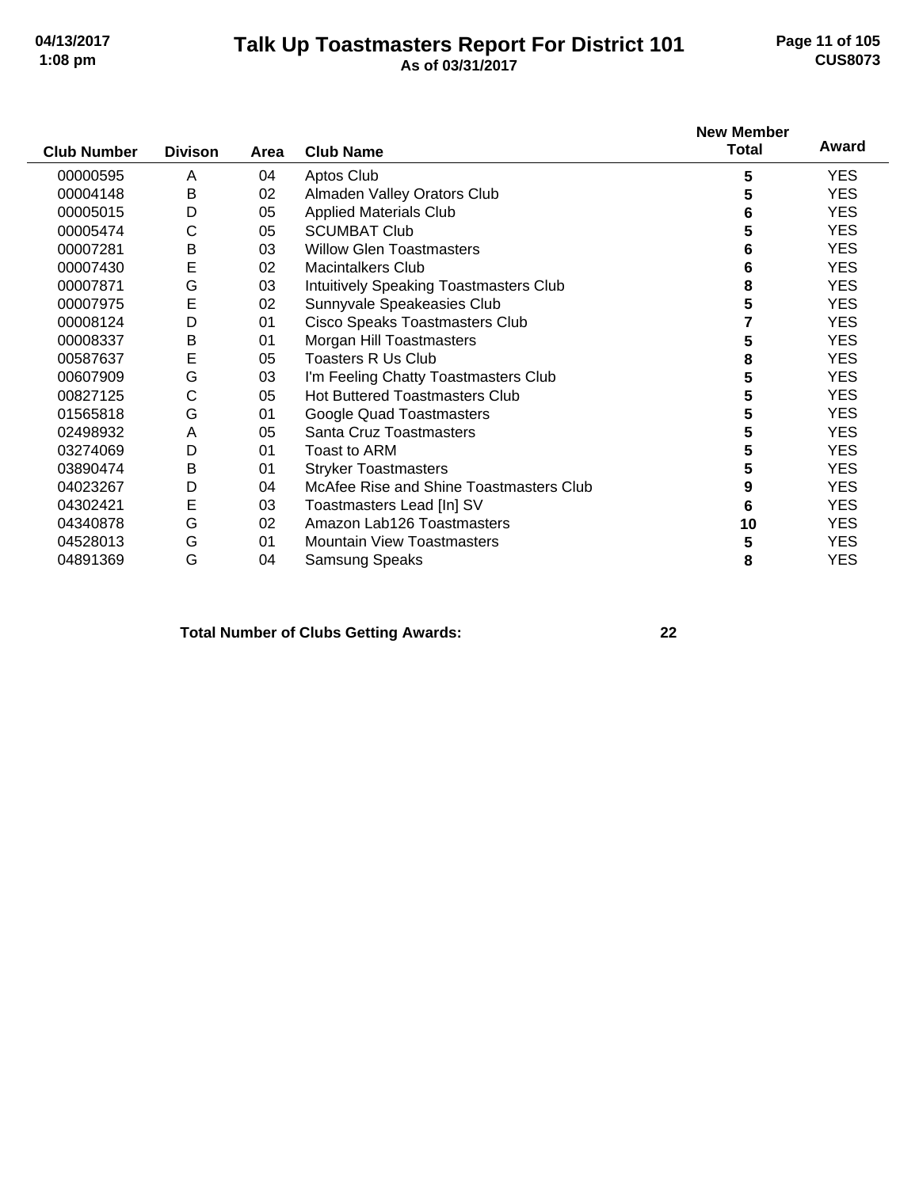# Talk Up Toastmasters Report For District 101

**As of 03/31/2017**

| Club Number | Divison | Area | Club Name | New Member Total | Award |
|---|---|---|---|---|---|
| 00000595 | A | 04 | Aptos Club | **5** | YES |
| 00004148 | B | 02 | Almaden Valley Orators Club | **5** | YES |
| 00005015 | D | 05 | Applied Materials Club | **6** | YES |
| 00005474 | C | 05 | SCUMBAT Club | **5** | YES |
| 00007281 | B | 03 | Willow Glen Toastmasters | **6** | YES |
| 00007430 | E | 02 | Macintalkers Club | **6** | YES |
| 00007871 | G | 03 | Intuitively Speaking Toastmasters Club | **8** | YES |
| 00007975 | E | 02 | Sunnyvale Speakeasies Club | **5** | YES |
| 00008124 | D | 01 | Cisco Speaks Toastmasters Club | **7** | YES |
| 00008337 | B | 01 | Morgan Hill Toastmasters | **5** | YES |
| 00587637 | E | 05 | Toasters R Us Club | **8** | YES |
| 00607909 | G | 03 | I'm Feeling Chatty Toastmasters Club | **5** | YES |
| 00827125 | C | 05 | Hot Buttered Toastmasters Club | **5** | YES |
| 01565818 | G | 01 | Google Quad Toastmasters | **5** | YES |
| 02498932 | A | 05 | Santa Cruz Toastmasters | **5** | YES |
| 03274069 | D | 01 | Toast to ARM | **5** | YES |
| 03890474 | B | 01 | Stryker Toastmasters | **5** | YES |
| 04023267 | D | 04 | McAfee Rise and Shine Toastmasters Club | **9** | YES |
| 04302421 | E | 03 | Toastmasters Lead [In] SV | **6** | YES |
| 04340878 | G | 02 | Amazon Lab126 Toastmasters | **10** | YES |
| 04528013 | G | 01 | Mountain View Toastmasters | **5** | YES |
| 04891369 | G | 04 | Samsung Speaks | **8** | YES |

**Total Number of Clubs Getting Awards: 22**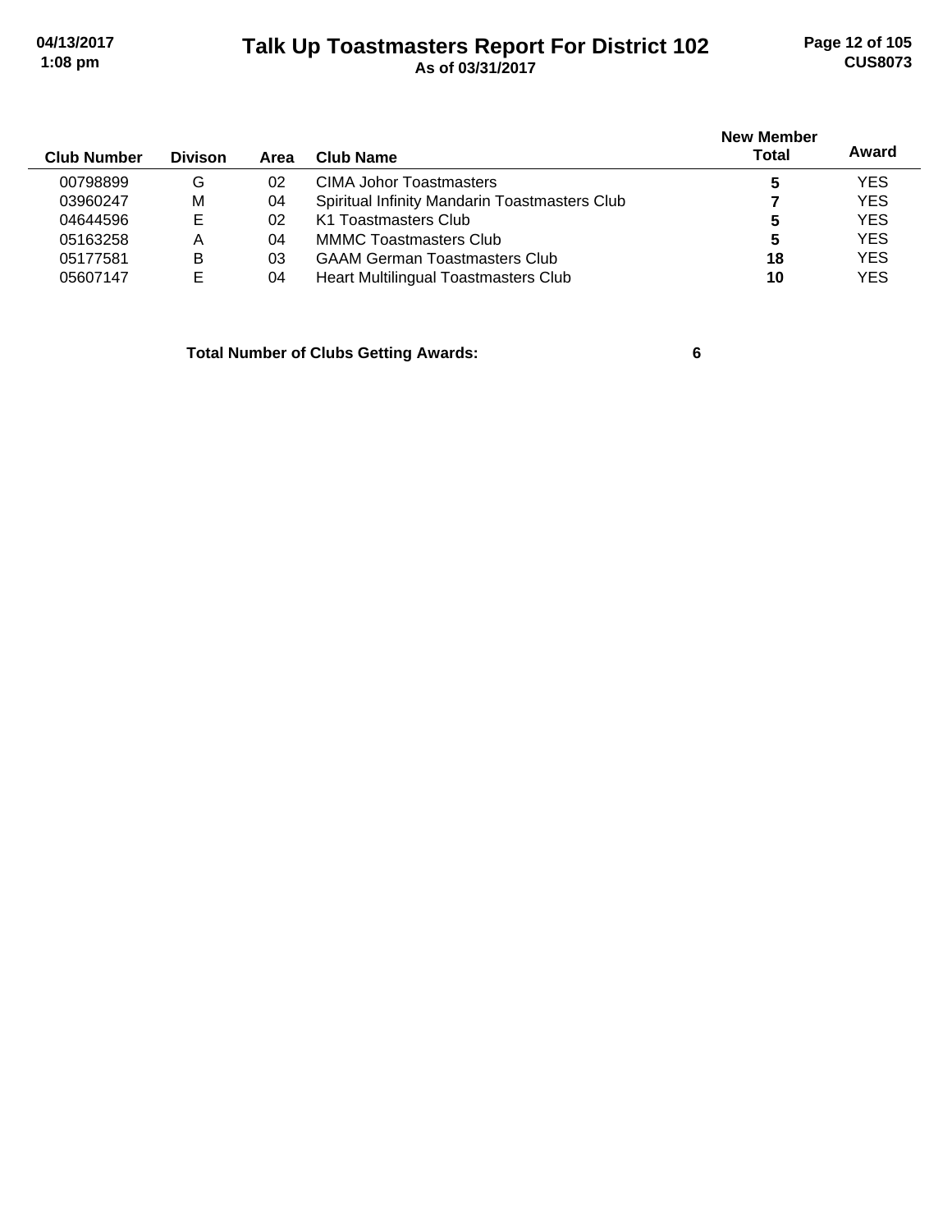| Club Number | Divison | Area | Club Name | New Member Total | Award |
|---|---|---|---|---|---|
| 00798899 | G | 02 | CIMA Johor Toastmasters | **5** | YES |
| 03960247 | M | 04 | Spiritual Infinity Mandarin Toastmasters Club | **7** | YES |
| 04644596 | E | 02 | K1 Toastmasters Club | **5** | YES |
| 05163258 | A | 04 | MMMC Toastmasters Club | **5** | YES |
| 05177581 | B | 03 | GAAM German Toastmasters Club | **18** | YES |
| 05607147 | E | 04 | Heart Multilingual Toastmasters Club | **10** | YES |

**Total Number of Clubs Getting Awards: 6**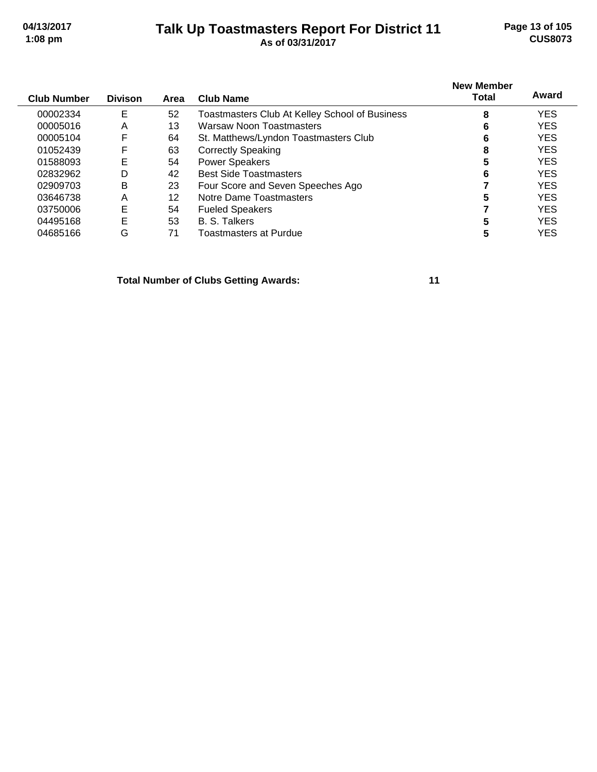# Talk Up Toastmasters Report For District 11

**As of 03/31/2017**

| Club Number | Divison | Area | Club Name | New Member Total | Award |
|---|---|---|---|---|---|
| 00002334 | E | 52 | Toastmasters Club At Kelley School of Business | 8 | YES |
| 00005016 | A | 13 | Warsaw Noon Toastmasters | 6 | YES |
| 00005104 | F | 64 | St. Matthews/Lyndon Toastmasters Club | 6 | YES |
| 01052439 | F | 63 | Correctly Speaking | 8 | YES |
| 01588093 | E | 54 | Power Speakers | 5 | YES |
| 02832962 | D | 42 | Best Side Toastmasters | 6 | YES |
| 02909703 | B | 23 | Four Score and Seven Speeches Ago | 7 | YES |
| 03646738 | A | 12 | Notre Dame Toastmasters | 5 | YES |
| 03750006 | E | 54 | Fueled Speakers | 7 | YES |
| 04495168 | E | 53 | B. S. Talkers | 5 | YES |
| 04685166 | G | 71 | Toastmasters at Purdue | 5 | YES |

**Total Number of Clubs Getting Awards: 11**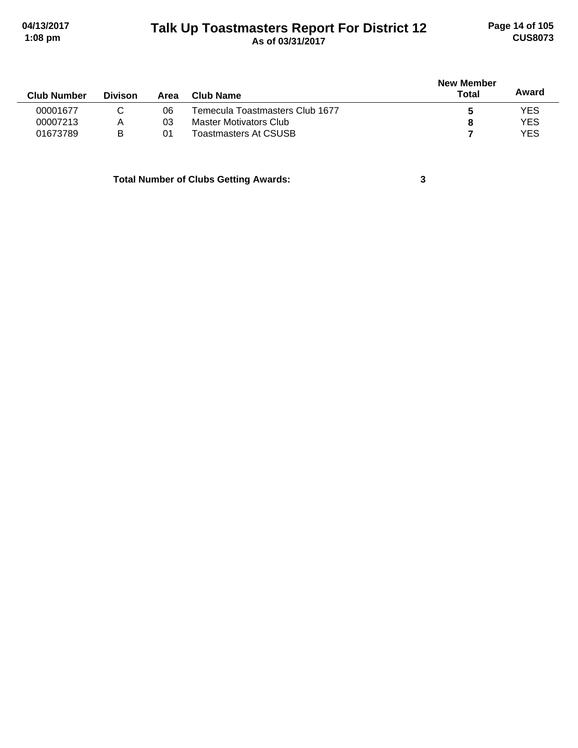# Talk Up Toastmasters Report For District 12

As of 03/31/2017

| Club Number | Divison | Area | Club Name | New Member Total | Award |
|---|---|---|---|---|---|
| 00001677 | C | 06 | Temecula Toastmasters Club 1677 | **5** | YES |
| 00007213 | A | 03 | Master Motivators Club | **8** | YES |
| 01673789 | B | 01 | Toastmasters At CSUSB | **7** | YES |

**Total Number of Clubs Getting Awards: 3**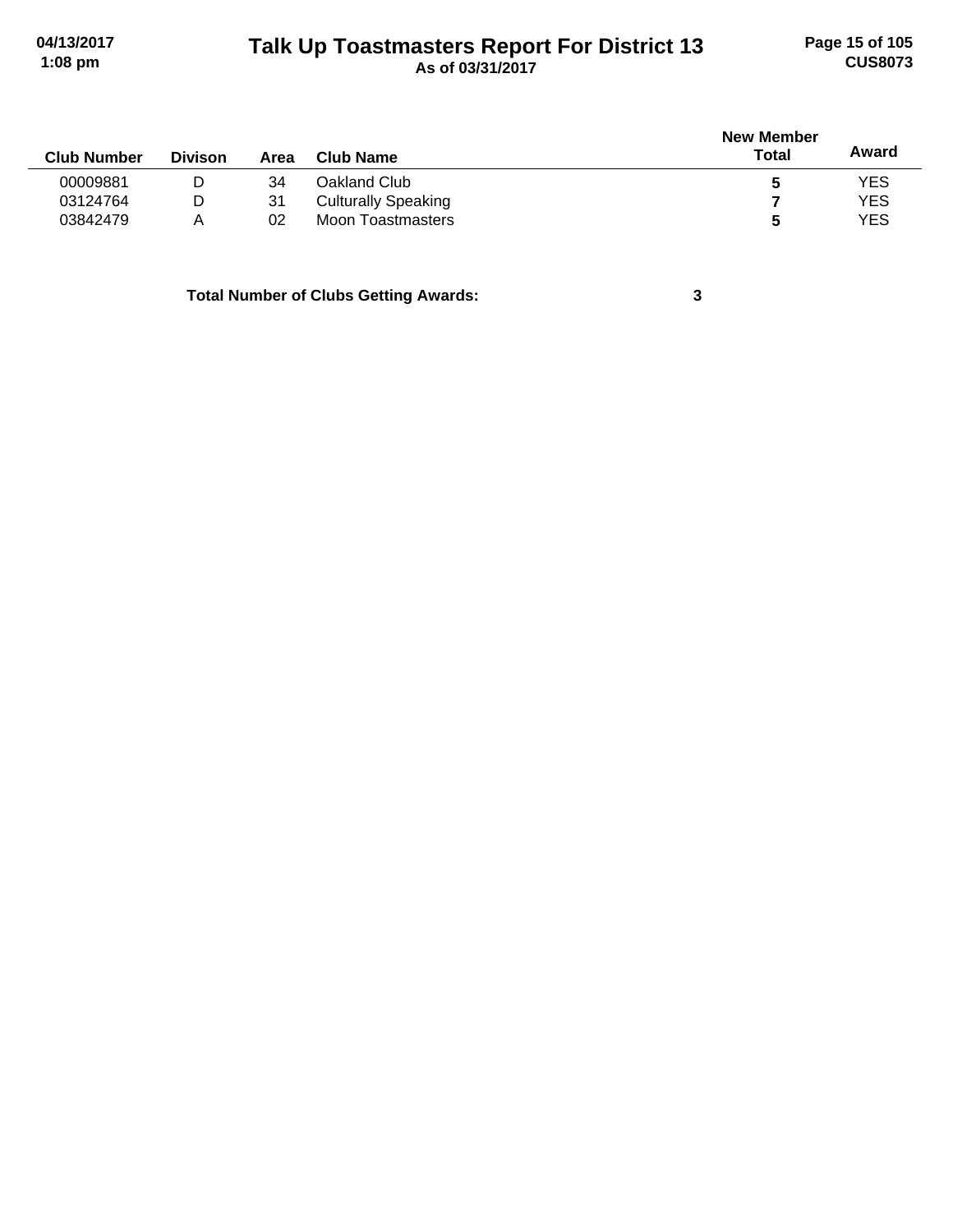# Talk Up Toastmasters Report For District 13

As of 03/31/2017

| Club Number | Divison | Area | Club Name | New Member Total | Award |
|---|---|---|---|---|---|
| 00009881 | D | 34 | Oakland Club | **5** | YES |
| 03124764 | D | 31 | Culturally Speaking | **7** | YES |
| 03842479 | A | 02 | Moon Toastmasters | **5** | YES |

**Total Number of Clubs Getting Awards: 3**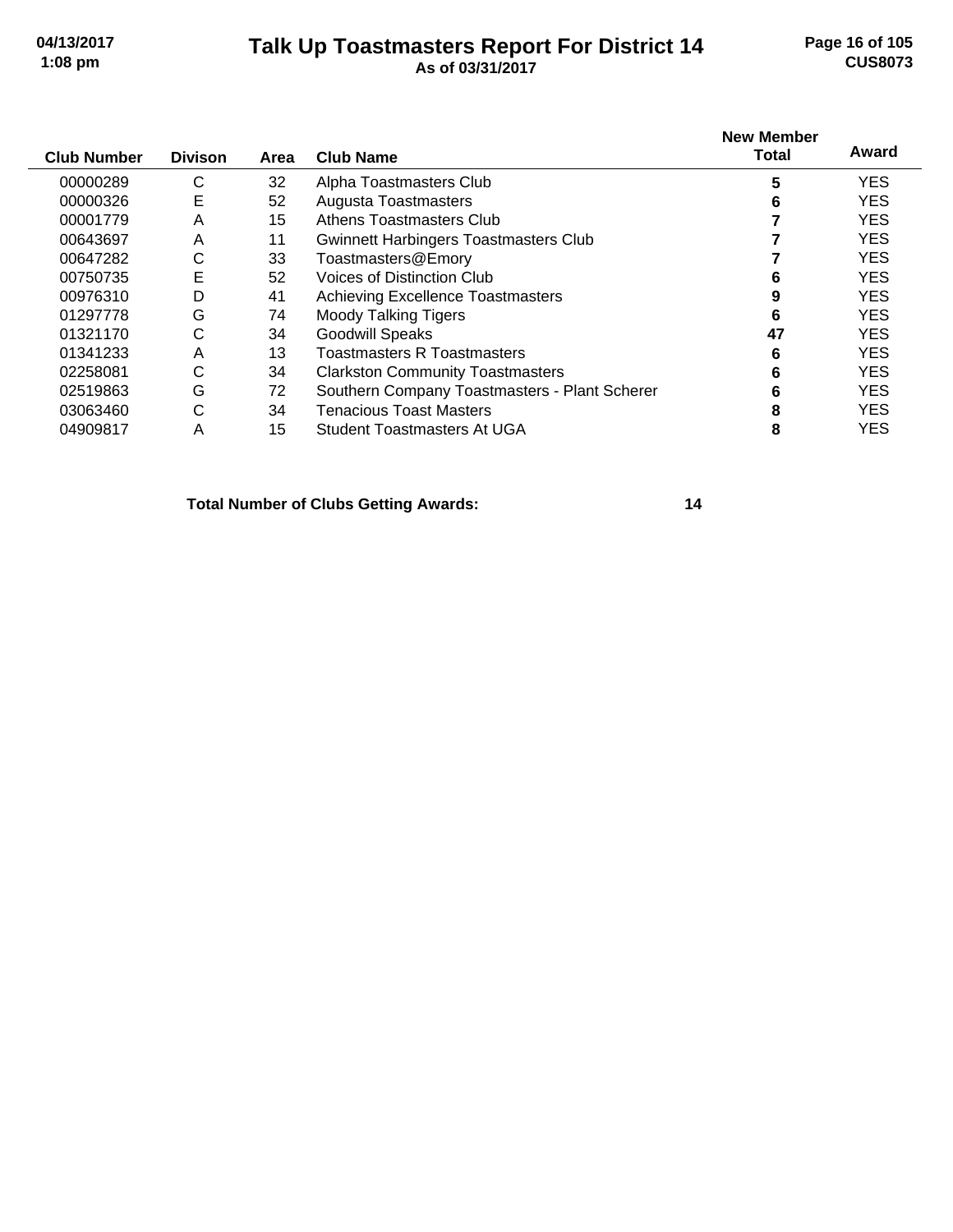# Talk Up Toastmasters Report For District 14

**As of 03/31/2017**

| Club Number | Divison | Area | Club Name | New Member Total | Award |
|---|---|---|---|---|---|
| 00000289 | C | 32 | Alpha Toastmasters Club | 5 | YES |
| 00000326 | E | 52 | Augusta Toastmasters | 6 | YES |
| 00001779 | A | 15 | Athens Toastmasters Club | 7 | YES |
| 00643697 | A | 11 | Gwinnett Harbingers Toastmasters Club | 7 | YES |
| 00647282 | C | 33 | Toastmasters@Emory | 7 | YES |
| 00750735 | E | 52 | Voices of Distinction Club | 6 | YES |
| 00976310 | D | 41 | Achieving Excellence Toastmasters | 9 | YES |
| 01297778 | G | 74 | Moody Talking Tigers | 6 | YES |
| 01321170 | C | 34 | Goodwill Speaks | 47 | YES |
| 01341233 | A | 13 | Toastmasters R Toastmasters | 6 | YES |
| 02258081 | C | 34 | Clarkston Community Toastmasters | 6 | YES |
| 02519863 | G | 72 | Southern Company Toastmasters - Plant Scherer | 6 | YES |
| 03063460 | C | 34 | Tenacious Toast Masters | 8 | YES |
| 04909817 | A | 15 | Student Toastmasters At UGA | 8 | YES |

**Total Number of Clubs Getting Awards:** **14**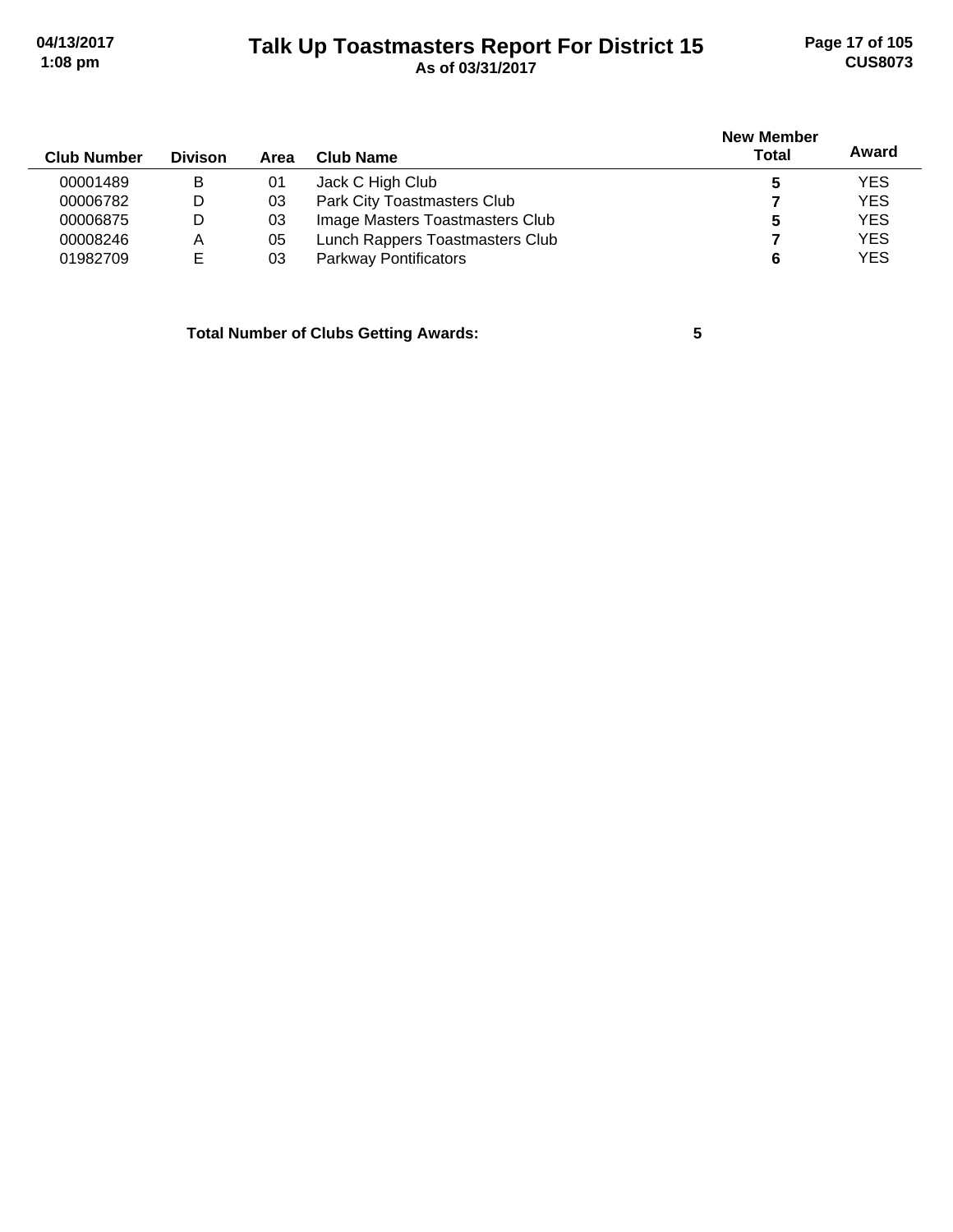# Talk Up Toastmasters Report For District 15

As of 03/31/2017

| Club Number | Divison | Area | Club Name | New Member Total | Award |
|---|---|---|---|---|---|
| 00001489 | B | 01 | Jack C High Club | **5** | YES |
| 00006782 | D | 03 | Park City Toastmasters Club | **7** | YES |
| 00006875 | D | 03 | Image Masters Toastmasters Club | **5** | YES |
| 00008246 | A | 05 | Lunch Rappers Toastmasters Club | **7** | YES |
| 01982709 | E | 03 | Parkway Pontificators | **6** | YES |

**Total Number of Clubs Getting Awards: 5**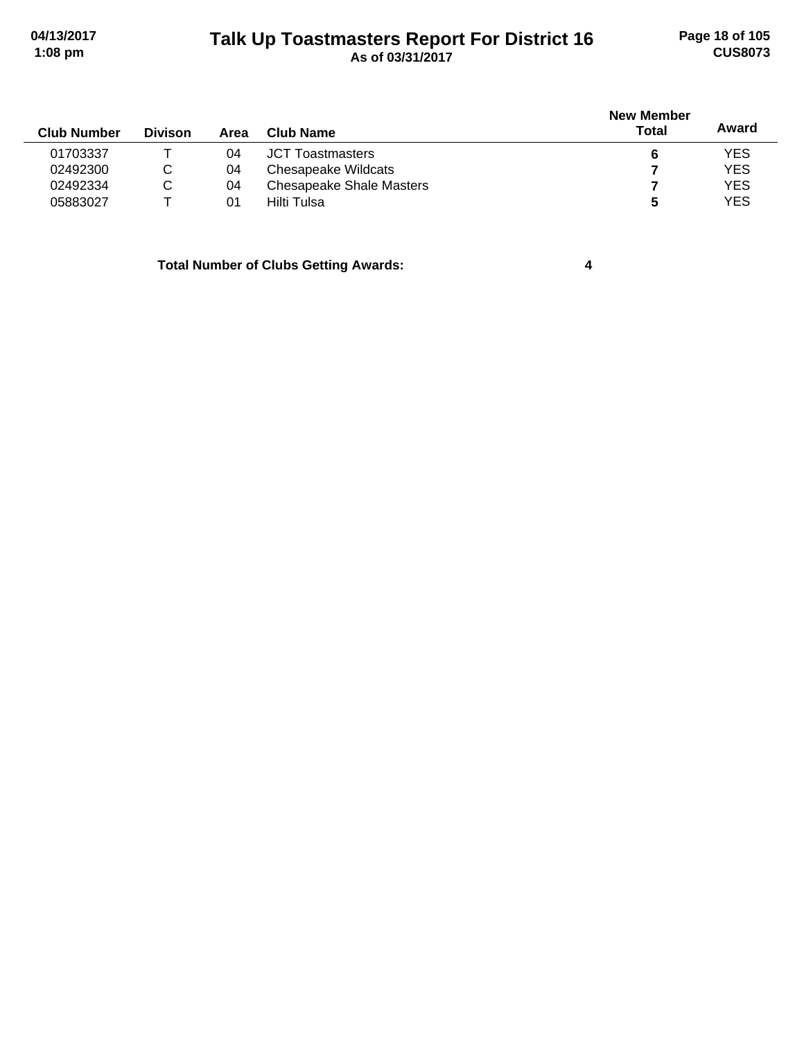| Club Number | Divison | Area | Club Name | New Member Total | Award |
|---|---|---|---|---|---|
| 01703337 | T | 04 | JCT Toastmasters | **6** | YES |
| 02492300 | C | 04 | Chesapeake Wildcats | **7** | YES |
| 02492334 | C | 04 | Chesapeake Shale Masters | **7** | YES |
| 05883027 | T | 01 | Hilti Tulsa | **5** | YES |

**Total Number of Clubs Getting Awards:** **4**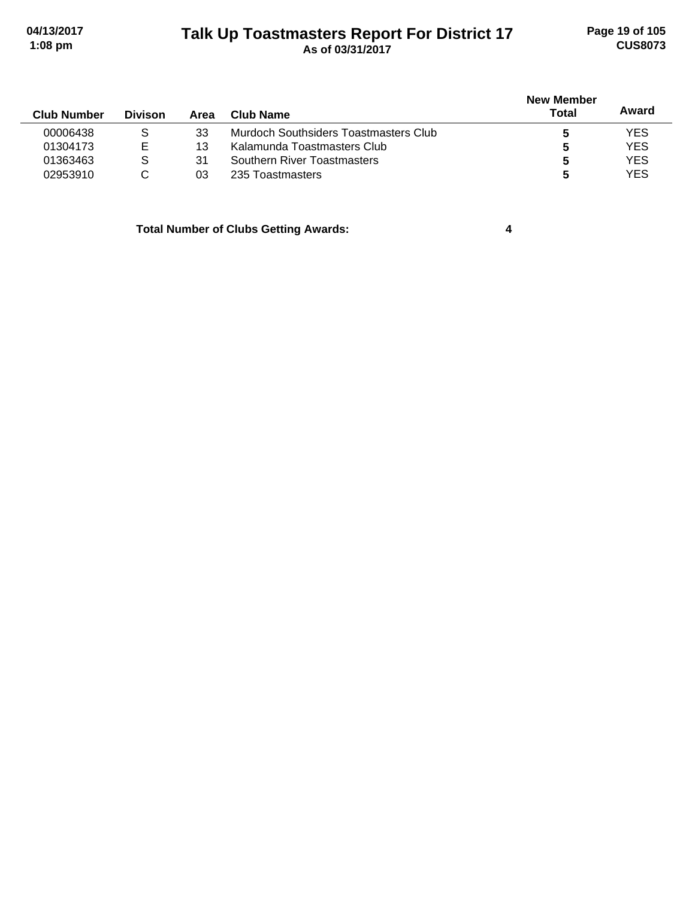# Talk Up Toastmasters Report For District 17

As of 03/31/2017

| Club Number | Divison | Area | Club Name | New Member Total | Award |
|---|---|---|---|---|---|
| 00006438 | S | 33 | Murdoch Southsiders Toastmasters Club | 5 | YES |
| 01304173 | E | 13 | Kalamunda Toastmasters Club | 5 | YES |
| 01363463 | S | 31 | Southern River Toastmasters | 5 | YES |
| 02953910 | C | 03 | 235 Toastmasters | 5 | YES |

**Total Number of Clubs Getting Awards: 4**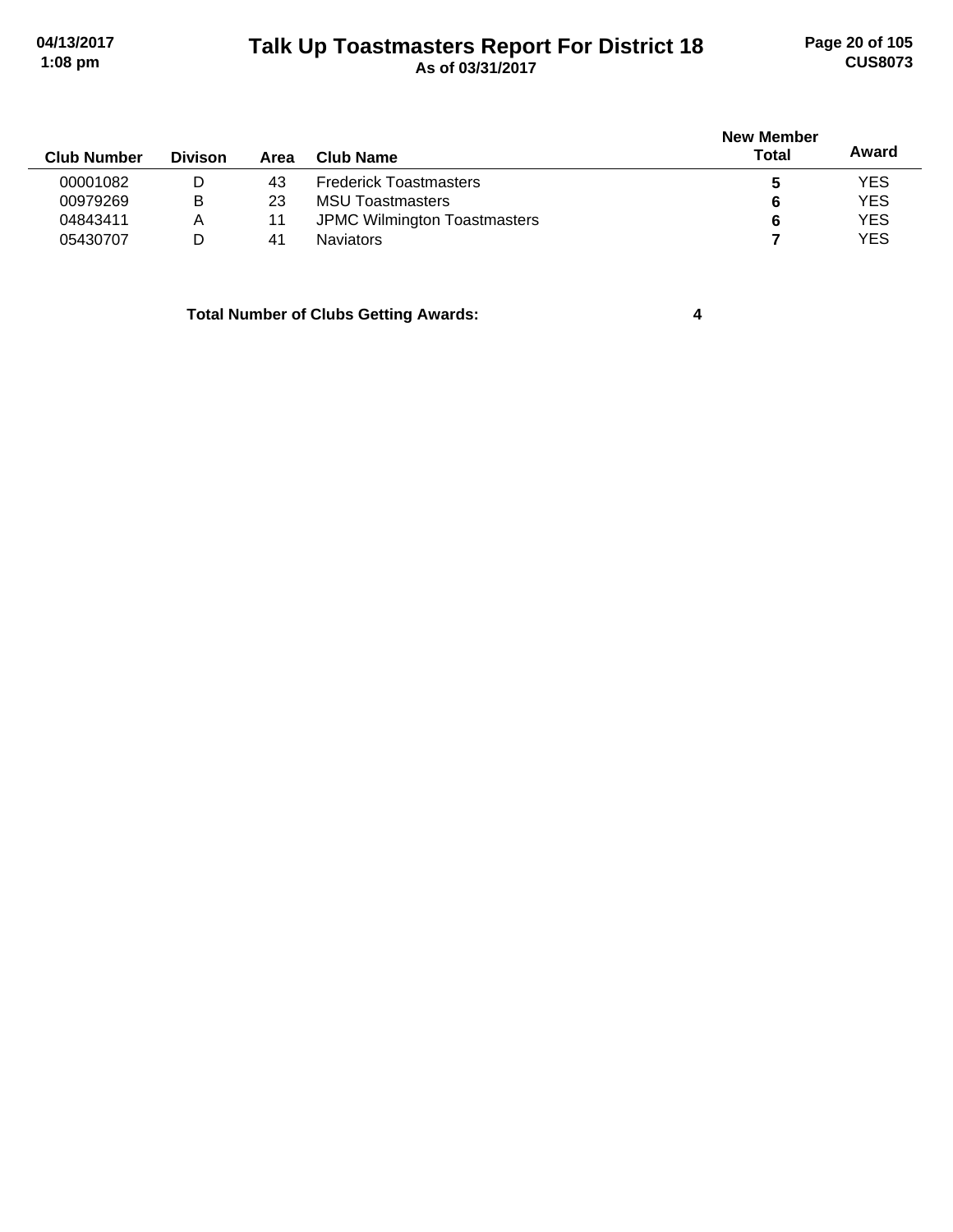# Talk Up Toastmasters Report For District 18

As of 03/31/2017

| Club Number | Divison | Area | Club Name | New Member Total | Award |
|---|---|---|---|---|---|
| 00001082 | D | 43 | Frederick Toastmasters | **5** | YES |
| 00979269 | B | 23 | MSU Toastmasters | **6** | YES |
| 04843411 | A | 11 | JPMC Wilmington Toastmasters | **6** | YES |
| 05430707 | D | 41 | Naviators | **7** | YES |

**Total Number of Clubs Getting Awards: 4**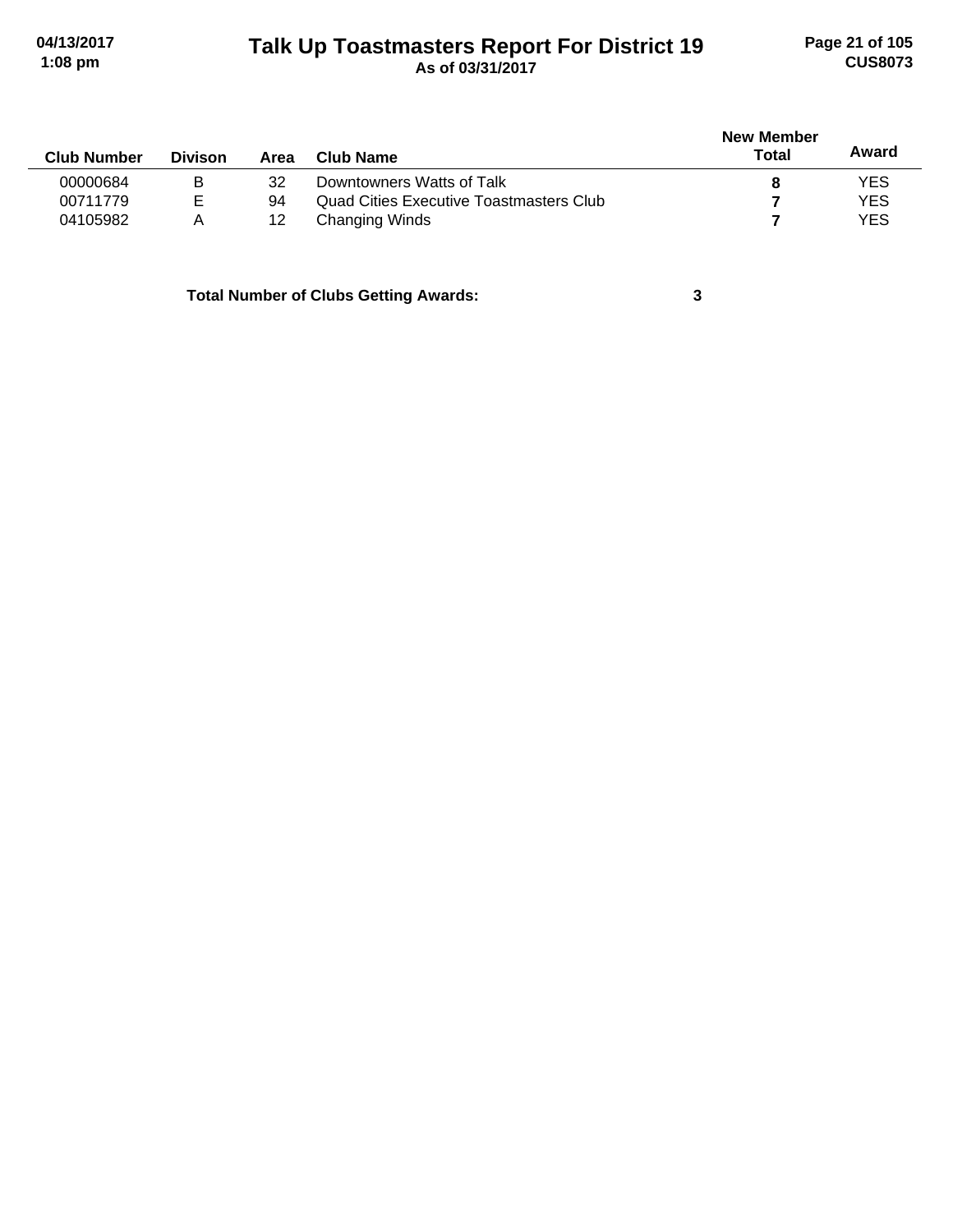| Club Number | Divison | Area | Club Name | New Member Total | Award |
|---|---|---|---|---|---|
| 00000684 | B | 32 | Downtowners Watts of Talk | **8** | YES |
| 00711779 | E | 94 | Quad Cities Executive Toastmasters Club | **7** | YES |
| 04105982 | A | 12 | Changing Winds | **7** | YES |

**Total Number of Clubs Getting Awards: 3**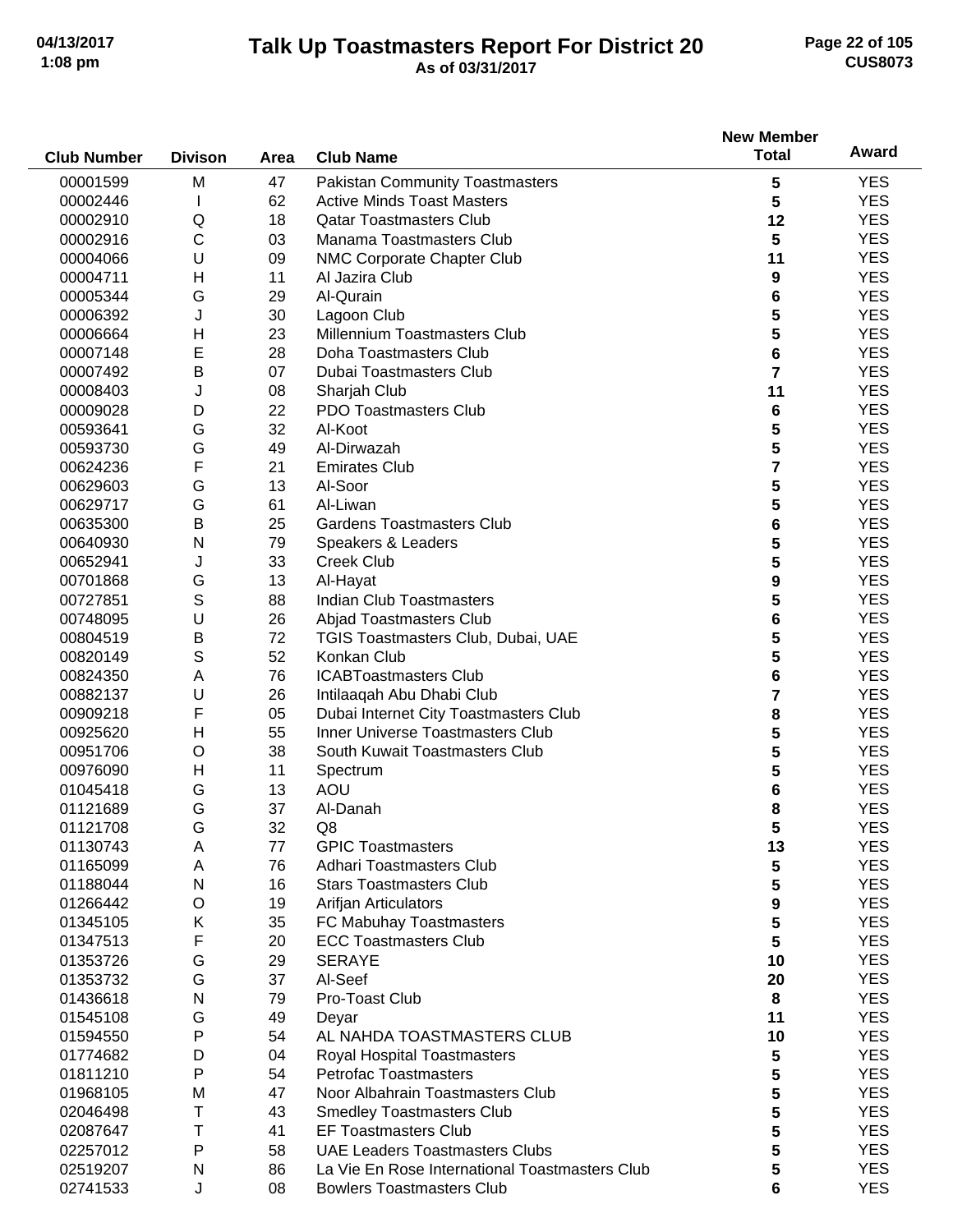# Talk Up Toastmasters Report For District 20

As of 03/31/2017

| Club Number | Divison | Area | Club Name | New Member Total | Award |
|---|---|---|---|---|---|
| 00001599 | M | 47 | Pakistan Community Toastmasters | 5 | YES |
| 00002446 | I | 62 | Active Minds Toast Masters | 5 | YES |
| 00002910 | Q | 18 | Qatar Toastmasters Club | 12 | YES |
| 00002916 | C | 03 | Manama Toastmasters Club | 5 | YES |
| 00004066 | U | 09 | NMC Corporate Chapter Club | 11 | YES |
| 00004711 | H | 11 | Al Jazira Club | 9 | YES |
| 00005344 | G | 29 | Al-Qurain | 6 | YES |
| 00006392 | J | 30 | Lagoon Club | 5 | YES |
| 00006664 | H | 23 | Millennium Toastmasters Club | 5 | YES |
| 00007148 | E | 28 | Doha Toastmasters Club | 6 | YES |
| 00007492 | B | 07 | Dubai Toastmasters Club | 7 | YES |
| 00008403 | J | 08 | Sharjah Club | 11 | YES |
| 00009028 | D | 22 | PDO Toastmasters Club | 6 | YES |
| 00593641 | G | 32 | Al-Koot | 5 | YES |
| 00593730 | G | 49 | Al-Dirwazah | 5 | YES |
| 00624236 | F | 21 | Emirates Club | 7 | YES |
| 00629603 | G | 13 | Al-Soor | 5 | YES |
| 00629717 | G | 61 | Al-Liwan | 5 | YES |
| 00635300 | B | 25 | Gardens Toastmasters Club | 6 | YES |
| 00640930 | N | 79 | Speakers & Leaders | 5 | YES |
| 00652941 | J | 33 | Creek Club | 5 | YES |
| 00701868 | G | 13 | Al-Hayat | 9 | YES |
| 00727851 | S | 88 | Indian Club Toastmasters | 5 | YES |
| 00748095 | U | 26 | Abjad Toastmasters Club | 6 | YES |
| 00804519 | B | 72 | TGIS Toastmasters Club, Dubai, UAE | 5 | YES |
| 00820149 | S | 52 | Konkan Club | 5 | YES |
| 00824350 | A | 76 | ICABToastmasters Club | 6 | YES |
| 00882137 | U | 26 | Intilaaqah Abu Dhabi Club | 7 | YES |
| 00909218 | F | 05 | Dubai Internet City Toastmasters Club | 8 | YES |
| 00925620 | H | 55 | Inner Universe Toastmasters Club | 5 | YES |
| 00951706 | O | 38 | South Kuwait Toastmasters Club | 5 | YES |
| 00976090 | H | 11 | Spectrum | 5 | YES |
| 01045418 | G | 13 | AOU | 6 | YES |
| 01121689 | G | 37 | Al-Danah | 8 | YES |
| 01121708 | G | 32 | Q8 | 5 | YES |
| 01130743 | A | 77 | GPIC Toastmasters | 13 | YES |
| 01165099 | A | 76 | Adhari Toastmasters Club | 5 | YES |
| 01188044 | N | 16 | Stars Toastmasters Club | 5 | YES |
| 01266442 | O | 19 | Arifjan Articulators | 9 | YES |
| 01345105 | K | 35 | FC Mabuhay Toastmasters | 5 | YES |
| 01347513 | F | 20 | ECC Toastmasters Club | 5 | YES |
| 01353726 | G | 29 | SERAYE | 10 | YES |
| 01353732 | G | 37 | Al-Seef | 20 | YES |
| 01436618 | N | 79 | Pro-Toast Club | 8 | YES |
| 01545108 | G | 49 | Deyar | 11 | YES |
| 01594550 | P | 54 | AL NAHDA TOASTMASTERS CLUB | 10 | YES |
| 01774682 | D | 04 | Royal Hospital Toastmasters | 5 | YES |
| 01811210 | P | 54 | Petrofac Toastmasters | 5 | YES |
| 01968105 | M | 47 | Noor Albahrain Toastmasters Club | 5 | YES |
| 02046498 | T | 43 | Smedley Toastmasters Club | 5 | YES |
| 02087647 | T | 41 | EF Toastmasters Club | 5 | YES |
| 02257012 | P | 58 | UAE Leaders Toastmasters Clubs | 5 | YES |
| 02519207 | N | 86 | La Vie En Rose International Toastmasters Club | 5 | YES |
| 02741533 | J | 08 | Bowlers Toastmasters Club | 6 | YES |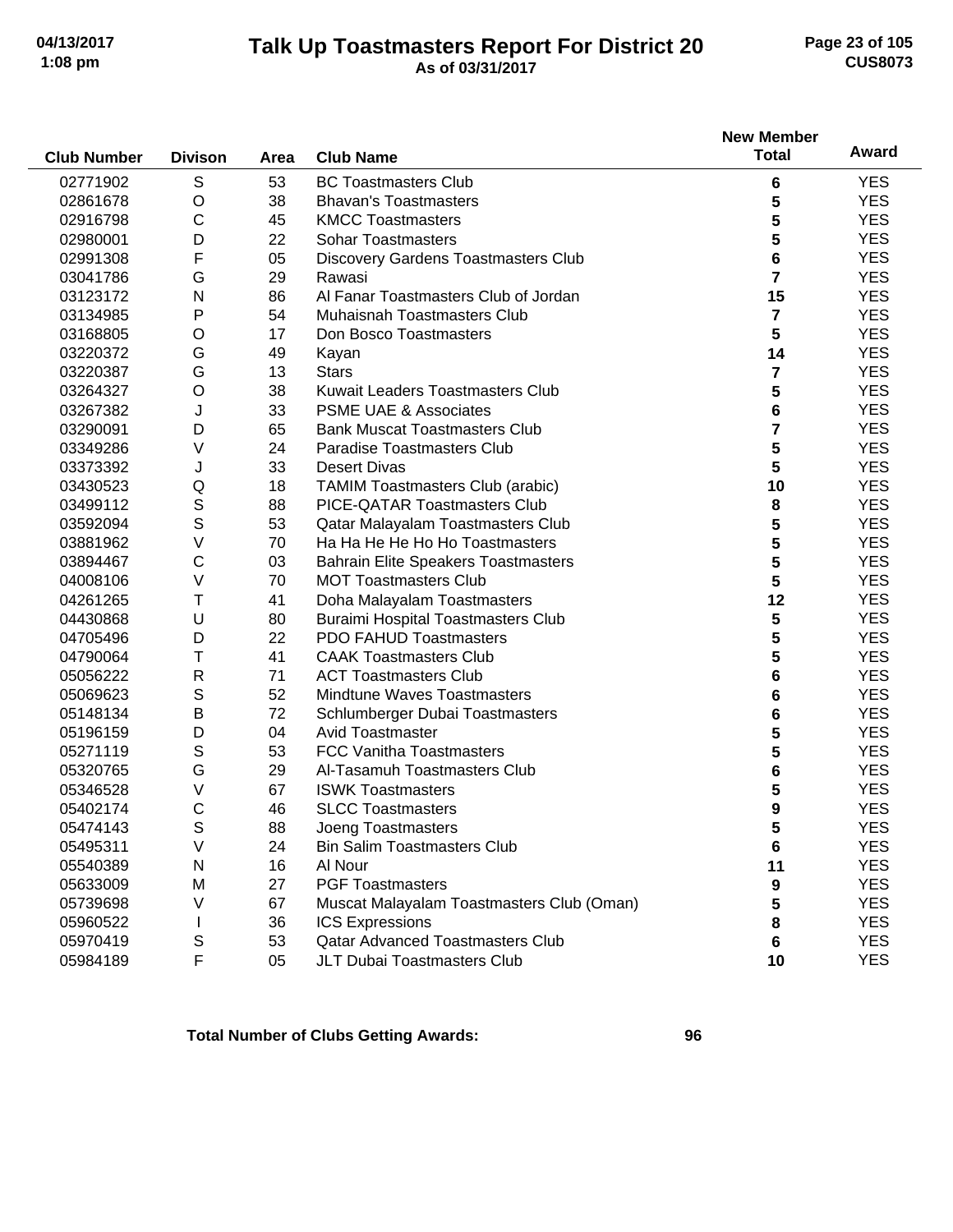# Talk Up Toastmasters Report For District 20

As of 03/31/2017

| Club Number | Divison | Area | Club Name | New Member Total | Award |
|---|---|---|---|---|---|
| 02771902 | S | 53 | BC Toastmasters Club | 6 | YES |
| 02861678 | O | 38 | Bhavan's Toastmasters | 5 | YES |
| 02916798 | C | 45 | KMCC Toastmasters | 5 | YES |
| 02980001 | D | 22 | Sohar Toastmasters | 5 | YES |
| 02991308 | F | 05 | Discovery Gardens Toastmasters Club | 6 | YES |
| 03041786 | G | 29 | Rawasi | 7 | YES |
| 03123172 | N | 86 | Al Fanar Toastmasters Club of Jordan | 15 | YES |
| 03134985 | P | 54 | Muhaisnah Toastmasters Club | 7 | YES |
| 03168805 | O | 17 | Don Bosco Toastmasters | 5 | YES |
| 03220372 | G | 49 | Kayan | 14 | YES |
| 03220387 | G | 13 | Stars | 7 | YES |
| 03264327 | O | 38 | Kuwait Leaders Toastmasters Club | 5 | YES |
| 03267382 | J | 33 | PSME UAE & Associates | 6 | YES |
| 03290091 | D | 65 | Bank Muscat Toastmasters Club | 7 | YES |
| 03349286 | V | 24 | Paradise Toastmasters Club | 5 | YES |
| 03373392 | J | 33 | Desert Divas | 5 | YES |
| 03430523 | Q | 18 | TAMIM Toastmasters Club (arabic) | 10 | YES |
| 03499112 | S | 88 | PICE-QATAR Toastmasters Club | 8 | YES |
| 03592094 | S | 53 | Qatar Malayalam Toastmasters Club | 5 | YES |
| 03881962 | V | 70 | Ha Ha He He Ho Ho Toastmasters | 5 | YES |
| 03894467 | C | 03 | Bahrain Elite Speakers Toastmasters | 5 | YES |
| 04008106 | V | 70 | MOT Toastmasters Club | 5 | YES |
| 04261265 | T | 41 | Doha Malayalam Toastmasters | 12 | YES |
| 04430868 | U | 80 | Buraimi Hospital Toastmasters Club | 5 | YES |
| 04705496 | D | 22 | PDO FAHUD Toastmasters | 5 | YES |
| 04790064 | T | 41 | CAAK Toastmasters Club | 5 | YES |
| 05056222 | R | 71 | ACT Toastmasters Club | 6 | YES |
| 05069623 | S | 52 | Mindtune Waves Toastmasters | 6 | YES |
| 05148134 | B | 72 | Schlumberger Dubai Toastmasters | 6 | YES |
| 05196159 | D | 04 | Avid Toastmaster | 5 | YES |
| 05271119 | S | 53 | FCC Vanitha Toastmasters | 5 | YES |
| 05320765 | G | 29 | Al-Tasamuh Toastmasters Club | 6 | YES |
| 05346528 | V | 67 | ISWK Toastmasters | 5 | YES |
| 05402174 | C | 46 | SLCC Toastmasters | 9 | YES |
| 05474143 | S | 88 | Joeng Toastmasters | 5 | YES |
| 05495311 | V | 24 | Bin Salim Toastmasters Club | 6 | YES |
| 05540389 | N | 16 | Al Nour | 11 | YES |
| 05633009 | M | 27 | PGF Toastmasters | 9 | YES |
| 05739698 | V | 67 | Muscat Malayalam Toastmasters Club (Oman) | 5 | YES |
| 05960522 | I | 36 | ICS Expressions | 8 | YES |
| 05970419 | S | 53 | Qatar Advanced Toastmasters Club | 6 | YES |
| 05984189 | F | 05 | JLT Dubai Toastmasters Club | 10 | YES |

**Total Number of Clubs Getting Awards: 96**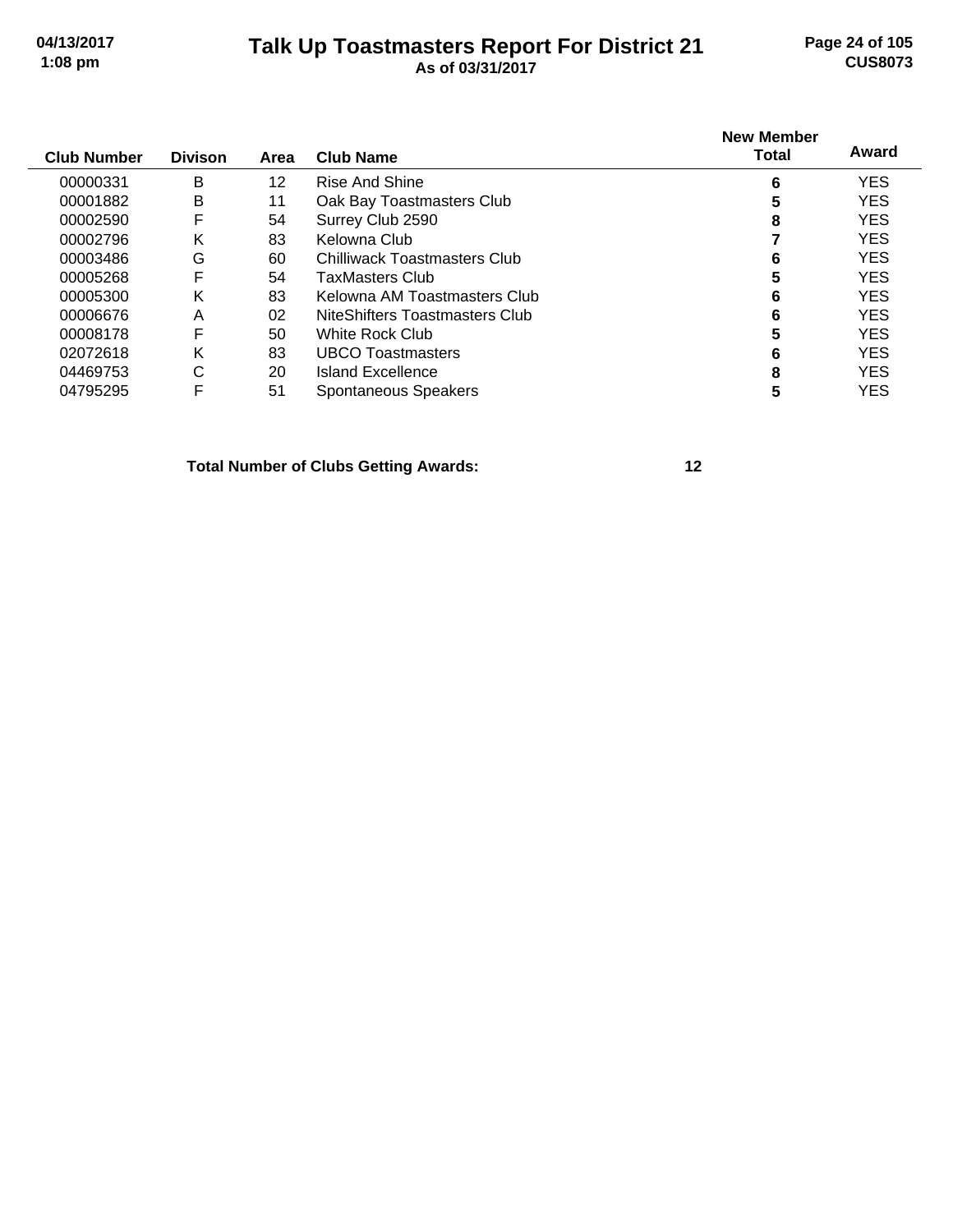# Talk Up Toastmasters Report For District 21

As of 03/31/2017

| Club Number | Divison | Area | Club Name | New Member Total | Award |
|---|---|---|---|---|---|
| 00000331 | B | 12 | Rise And Shine | 6 | YES |
| 00001882 | B | 11 | Oak Bay Toastmasters Club | 5 | YES |
| 00002590 | F | 54 | Surrey Club 2590 | 8 | YES |
| 00002796 | K | 83 | Kelowna Club | 7 | YES |
| 00003486 | G | 60 | Chilliwack Toastmasters Club | 6 | YES |
| 00005268 | F | 54 | TaxMasters Club | 5 | YES |
| 00005300 | K | 83 | Kelowna AM Toastmasters Club | 6 | YES |
| 00006676 | A | 02 | NiteShifters Toastmasters Club | 6 | YES |
| 00008178 | F | 50 | White Rock Club | 5 | YES |
| 02072618 | K | 83 | UBCO Toastmasters | 6 | YES |
| 04469753 | C | 20 | Island Excellence | 8 | YES |
| 04795295 | F | 51 | Spontaneous Speakers | 5 | YES |

**Total Number of Clubs Getting Awards: 12**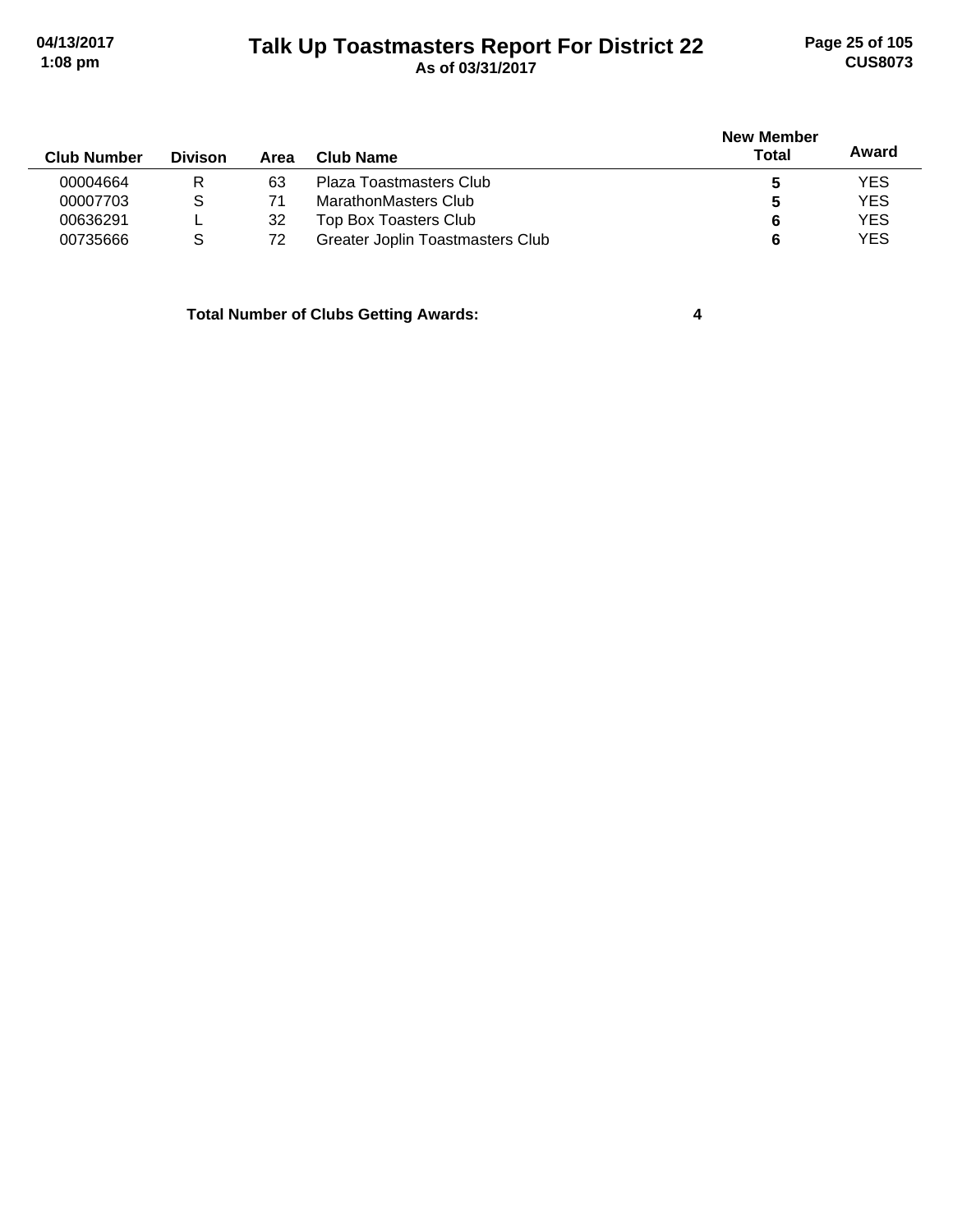# Talk Up Toastmasters Report For District 22

**As of 03/31/2017**

| Club Number | Divison | Area | Club Name | New Member Total | Award |
|---|---|---|---|---|---|
| 00004664 | R | 63 | Plaza Toastmasters Club | **5** | YES |
| 00007703 | S | 71 | MarathonMasters Club | **5** | YES |
| 00636291 | L | 32 | Top Box Toasters Club | **6** | YES |
| 00735666 | S | 72 | Greater Joplin Toastmasters Club | **6** | YES |

**Total Number of Clubs Getting Awards: 4**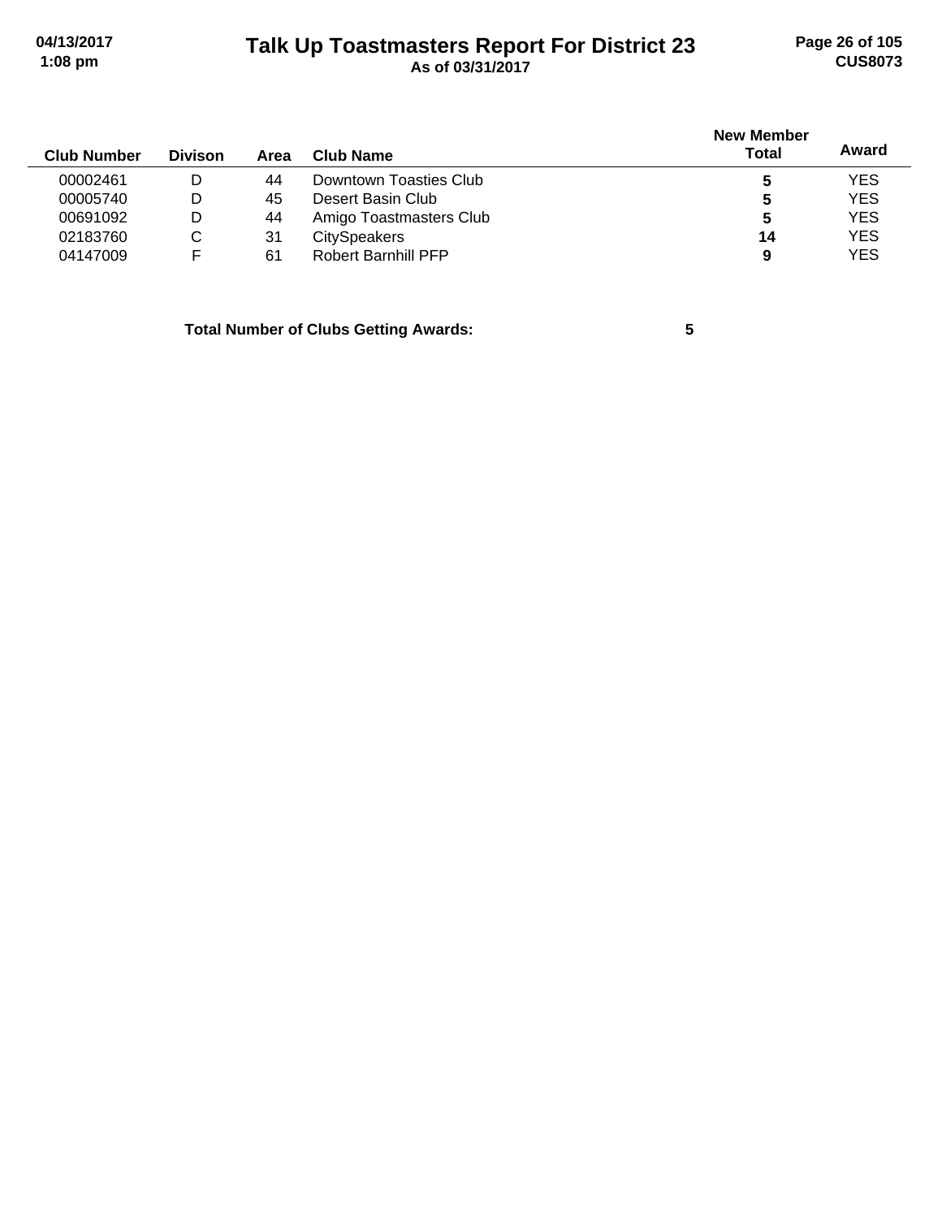| Club Number | Divison | Area | Club Name | New Member Total | Award |
|---|---|---|---|---|---|
| 00002461 | D | 44 | Downtown Toasties Club | **5** | YES |
| 00005740 | D | 45 | Desert Basin Club | **5** | YES |
| 00691092 | D | 44 | Amigo Toastmasters Club | **5** | YES |
| 02183760 | C | 31 | CitySpeakers | **14** | YES |
| 04147009 | F | 61 | Robert Barnhill PFP | **9** | YES |

**Total Number of Clubs Getting Awards: 5**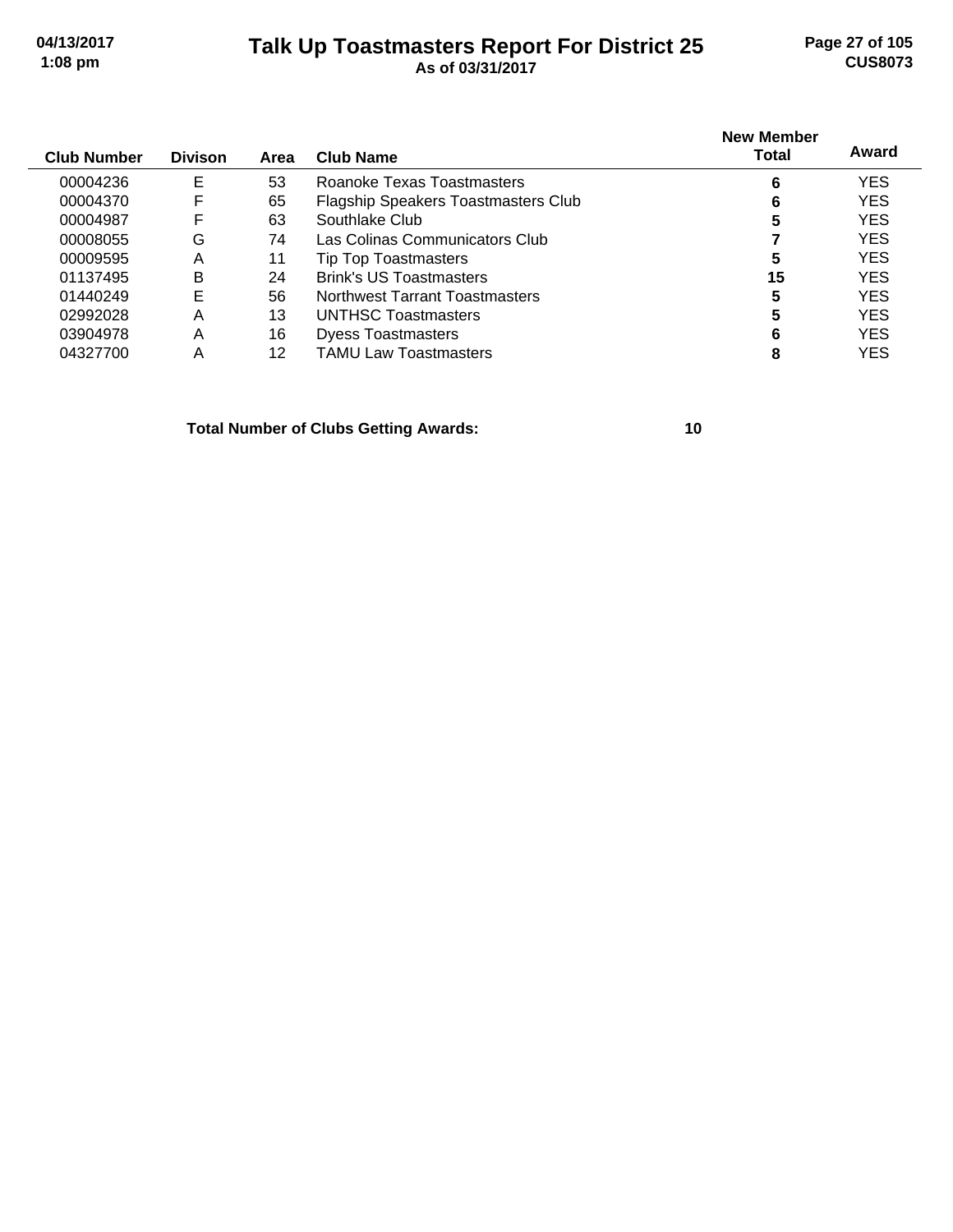# Talk Up Toastmasters Report For District 25

As of 03/31/2017

| Club Number | Divison | Area | Club Name | New Member Total | Award |
|---|---|---|---|---|---|
| 00004236 | E | 53 | Roanoke Texas Toastmasters | 6 | YES |
| 00004370 | F | 65 | Flagship Speakers Toastmasters Club | 6 | YES |
| 00004987 | F | 63 | Southlake Club | 5 | YES |
| 00008055 | G | 74 | Las Colinas Communicators Club | 7 | YES |
| 00009595 | A | 11 | Tip Top Toastmasters | 5 | YES |
| 01137495 | B | 24 | Brink's US Toastmasters | 15 | YES |
| 01440249 | E | 56 | Northwest Tarrant Toastmasters | 5 | YES |
| 02992028 | A | 13 | UNTHSC Toastmasters | 5 | YES |
| 03904978 | A | 16 | Dyess Toastmasters | 6 | YES |
| 04327700 | A | 12 | TAMU Law Toastmasters | 8 | YES |

**Total Number of Clubs Getting Awards: 10**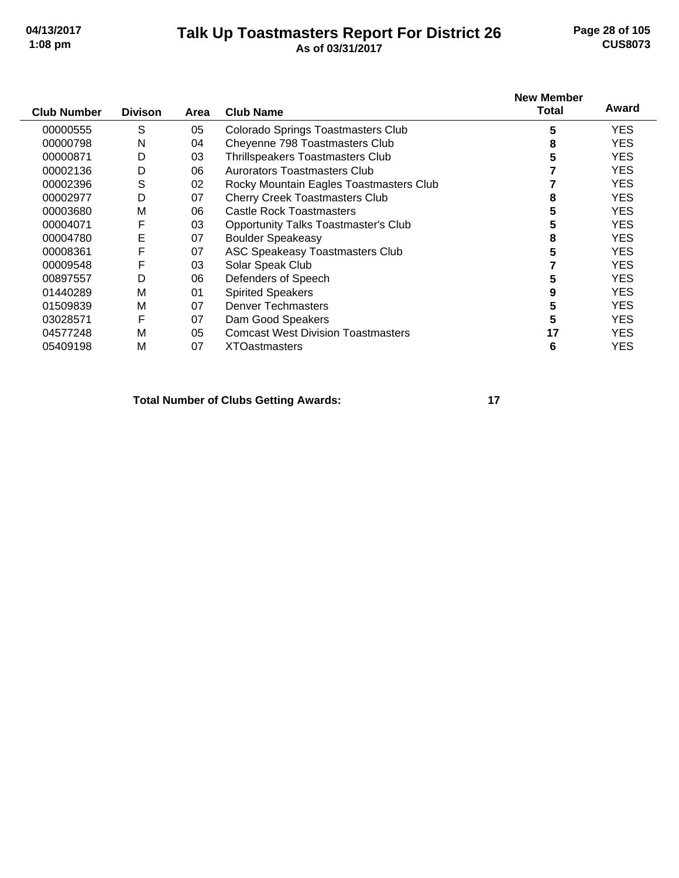# Talk Up Toastmasters Report For District 26

**As of 03/31/2017**

| Club Number | Divison | Area | Club Name | New Member Total | Award |
|---|---|---|---|---|---|
| 00000555 | S | 05 | Colorado Springs Toastmasters Club | 5 | YES |
| 00000798 | N | 04 | Cheyenne 798 Toastmasters Club | 8 | YES |
| 00000871 | D | 03 | Thrillspeakers Toastmasters Club | 5 | YES |
| 00002136 | D | 06 | Aurorators Toastmasters Club | 7 | YES |
| 00002396 | S | 02 | Rocky Mountain Eagles Toastmasters Club | 7 | YES |
| 00002977 | D | 07 | Cherry Creek Toastmasters Club | 8 | YES |
| 00003680 | M | 06 | Castle Rock Toastmasters | 5 | YES |
| 00004071 | F | 03 | Opportunity Talks Toastmaster's Club | 5 | YES |
| 00004780 | E | 07 | Boulder Speakeasy | 8 | YES |
| 00008361 | F | 07 | ASC Speakeasy Toastmasters Club | 5 | YES |
| 00009548 | F | 03 | Solar Speak Club | 7 | YES |
| 00897557 | D | 06 | Defenders of Speech | 5 | YES |
| 01440289 | M | 01 | Spirited Speakers | 9 | YES |
| 01509839 | M | 07 | Denver Techmasters | 5 | YES |
| 03028571 | F | 07 | Dam Good Speakers | 5 | YES |
| 04577248 | M | 05 | Comcast West Division Toastmasters | 17 | YES |
| 05409198 | M | 07 | XTOastmasters | 6 | YES |

**Total Number of Clubs Getting Awards: 17**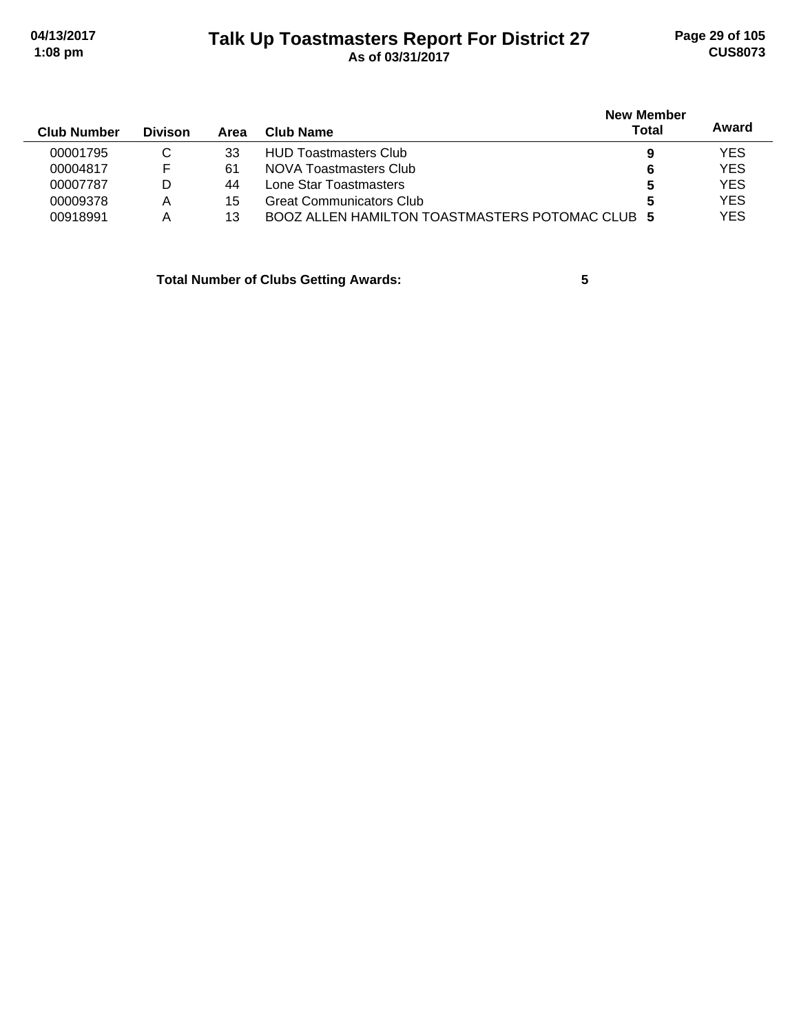# Talk Up Toastmasters Report For District 27

**As of 03/31/2017**

| Club Number | Divison | Area | Club Name | New Member Total | Award |
|---|---|---|---|---|---|
| 00001795 | C | 33 | HUD Toastmasters Club | 9 | YES |
| 00004817 | F | 61 | NOVA Toastmasters Club | 6 | YES |
| 00007787 | D | 44 | Lone Star Toastmasters | 5 | YES |
| 00009378 | A | 15 | Great Communicators Club | 5 | YES |
| 00918991 | A | 13 | BOOZ ALLEN HAMILTON TOASTMASTERS POTOMAC CLUB | 5 | YES |

**Total Number of Clubs Getting Awards: 5**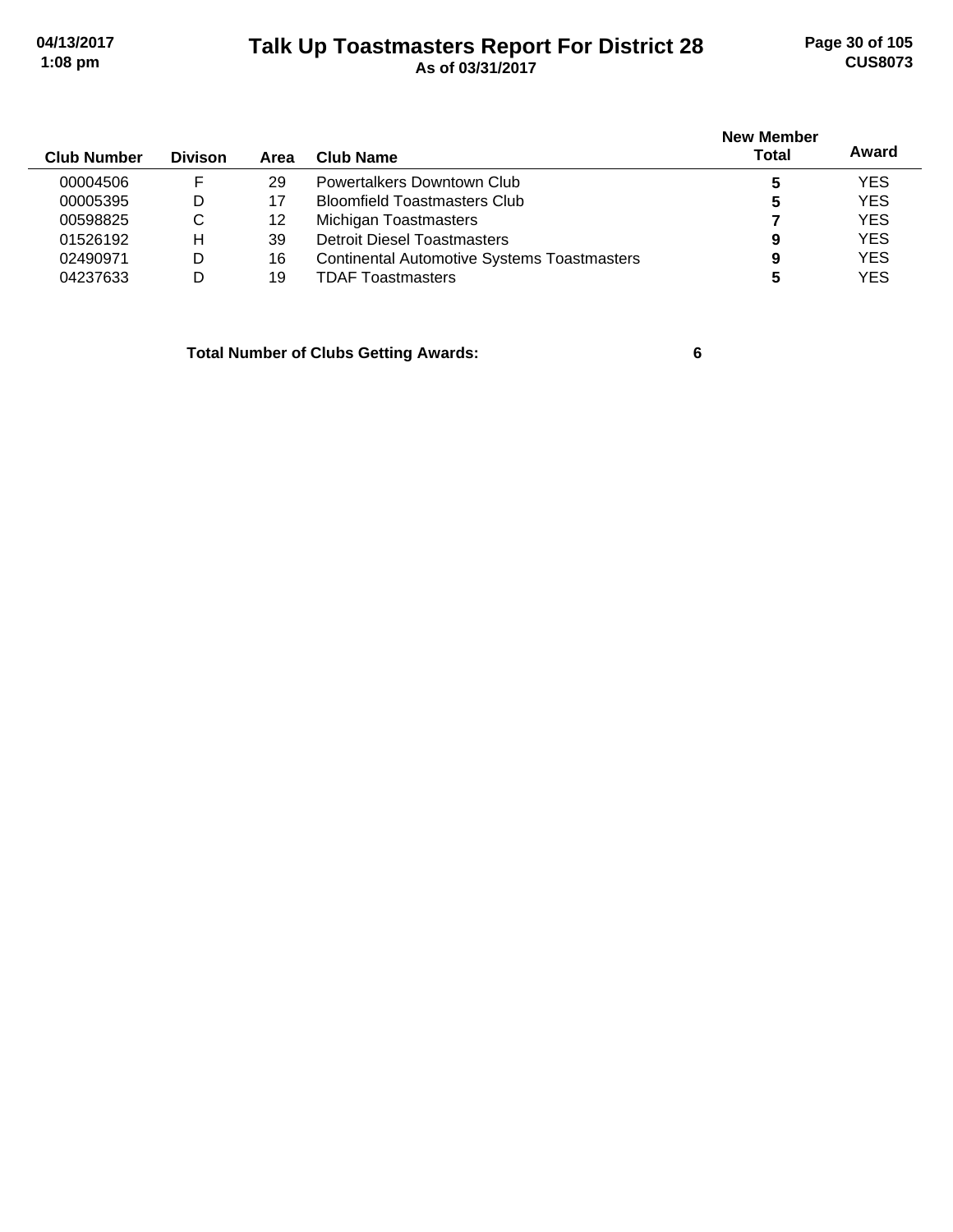# Talk Up Toastmasters Report For District 28

As of 03/31/2017

| Club Number | Divison | Area | Club Name | New Member Total | Award |
|---|---|---|---|---|---|
| 00004506 | F | 29 | Powertalkers Downtown Club | **5** | YES |
| 00005395 | D | 17 | Bloomfield Toastmasters Club | **5** | YES |
| 00598825 | C | 12 | Michigan Toastmasters | **7** | YES |
| 01526192 | H | 39 | Detroit Diesel Toastmasters | **9** | YES |
| 02490971 | D | 16 | Continental Automotive Systems Toastmasters | **9** | YES |
| 04237633 | D | 19 | TDAF Toastmasters | **5** | YES |

**Total Number of Clubs Getting Awards: 6**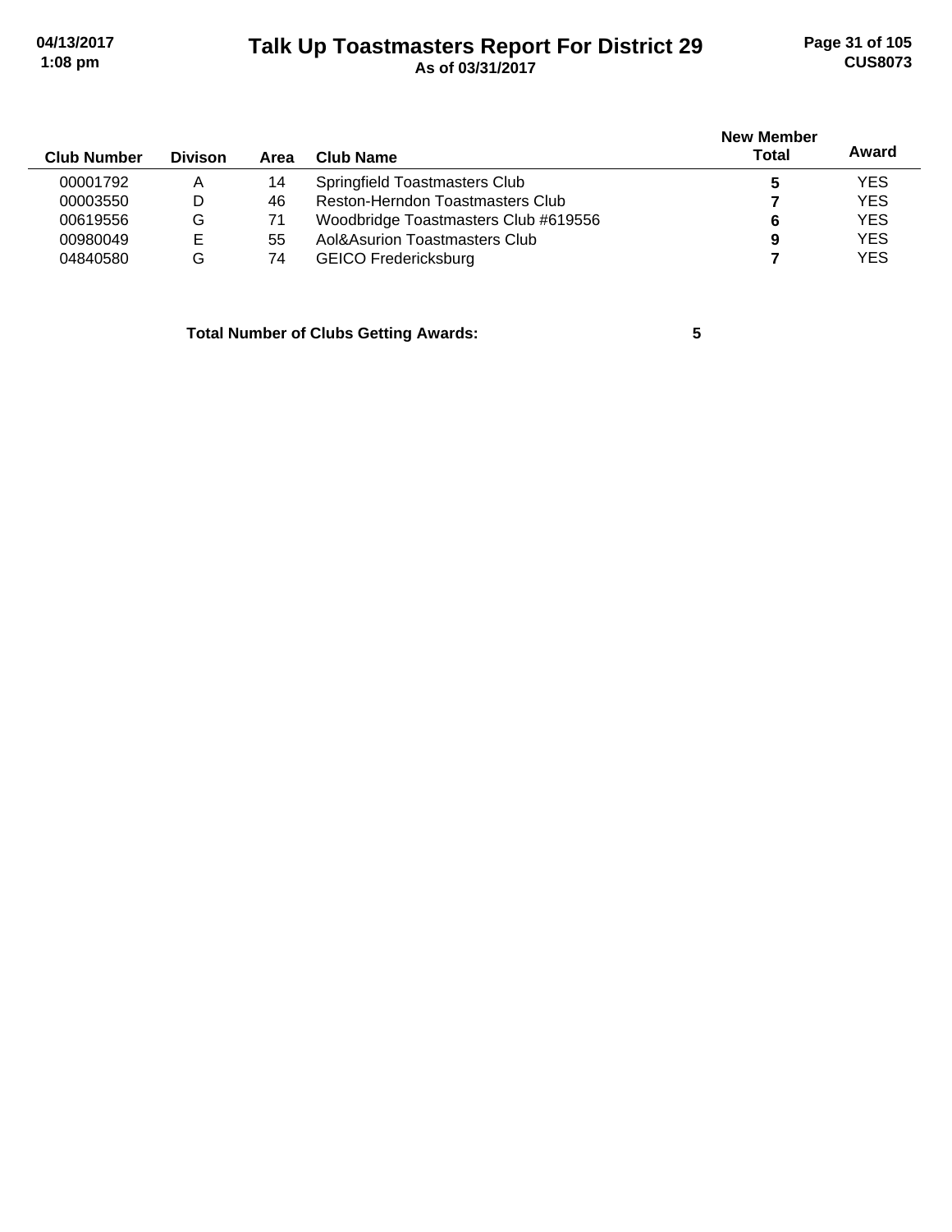# Talk Up Toastmasters Report For District 29

As of 03/31/2017

| Club Number | Divison | Area | Club Name | New Member Total | Award |
|---|---|---|---|---|---|
| 00001792 | A | 14 | Springfield Toastmasters Club | **5** | YES |
| 00003550 | D | 46 | Reston-Herndon Toastmasters Club | **7** | YES |
| 00619556 | G | 71 | Woodbridge Toastmasters Club #619556 | **6** | YES |
| 00980049 | E | 55 | Aol&Asurion Toastmasters Club | **9** | YES |
| 04840580 | G | 74 | GEICO Fredericksburg | **7** | YES |

**Total Number of Clubs Getting Awards: 5**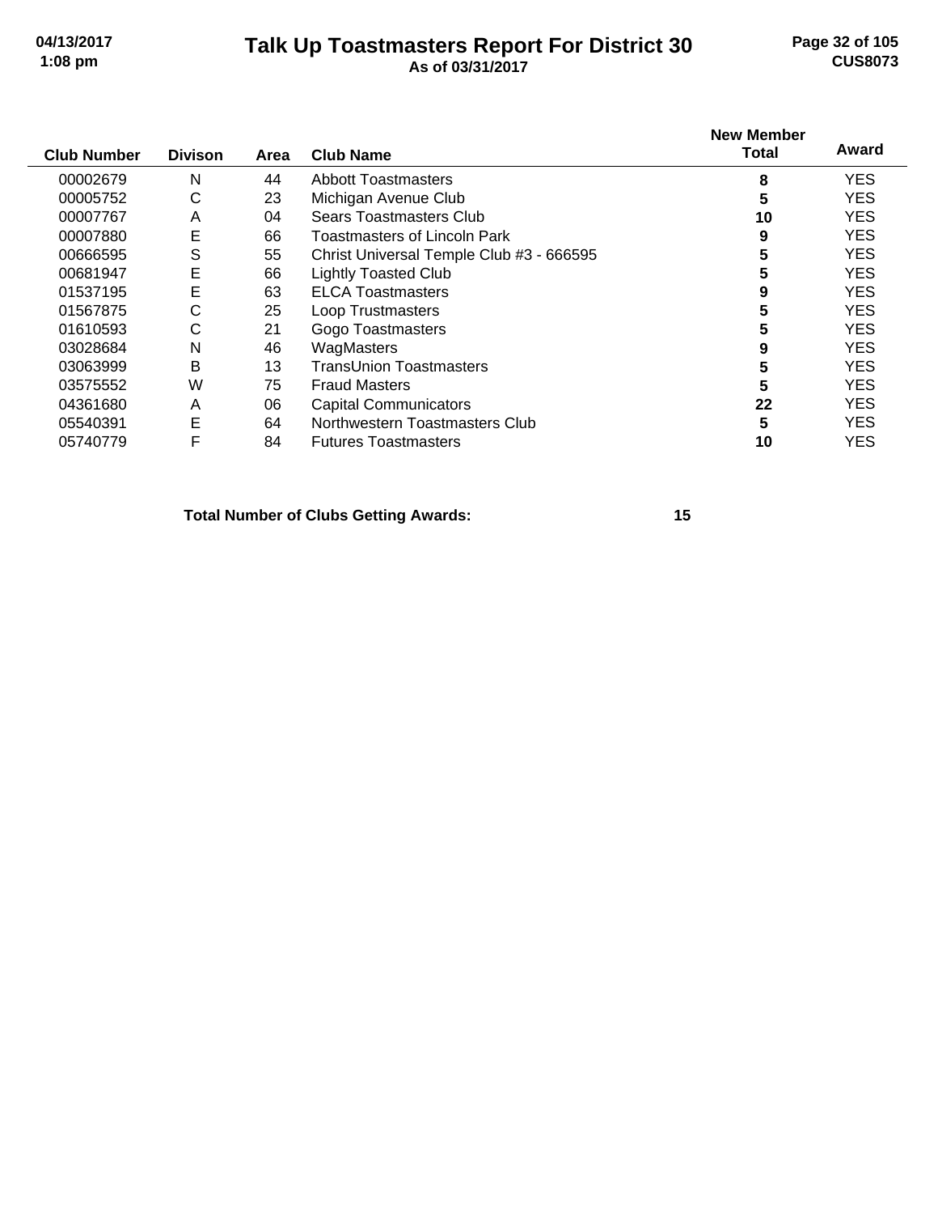# Talk Up Toastmasters Report For District 30

**As of 03/31/2017**

| Club Number | Divison | Area | Club Name | New Member Total | Award |
|---|---|---|---|---|---|
| 00002679 | N | 44 | Abbott Toastmasters | **8** | YES |
| 00005752 | C | 23 | Michigan Avenue Club | **5** | YES |
| 00007767 | A | 04 | Sears Toastmasters Club | **10** | YES |
| 00007880 | E | 66 | Toastmasters of Lincoln Park | **9** | YES |
| 00666595 | S | 55 | Christ Universal Temple Club #3 - 666595 | **5** | YES |
| 00681947 | E | 66 | Lightly Toasted Club | **5** | YES |
| 01537195 | E | 63 | ELCA Toastmasters | **9** | YES |
| 01567875 | C | 25 | Loop Trustmasters | **5** | YES |
| 01610593 | C | 21 | Gogo Toastmasters | **5** | YES |
| 03028684 | N | 46 | WagMasters | **9** | YES |
| 03063999 | B | 13 | TransUnion Toastmasters | **5** | YES |
| 03575552 | W | 75 | Fraud Masters | **5** | YES |
| 04361680 | A | 06 | Capital Communicators | **22** | YES |
| 05540391 | E | 64 | Northwestern Toastmasters Club | **5** | YES |
| 05740779 | F | 84 | Futures Toastmasters | **10** | YES |

**Total Number of Clubs Getting Awards: 15**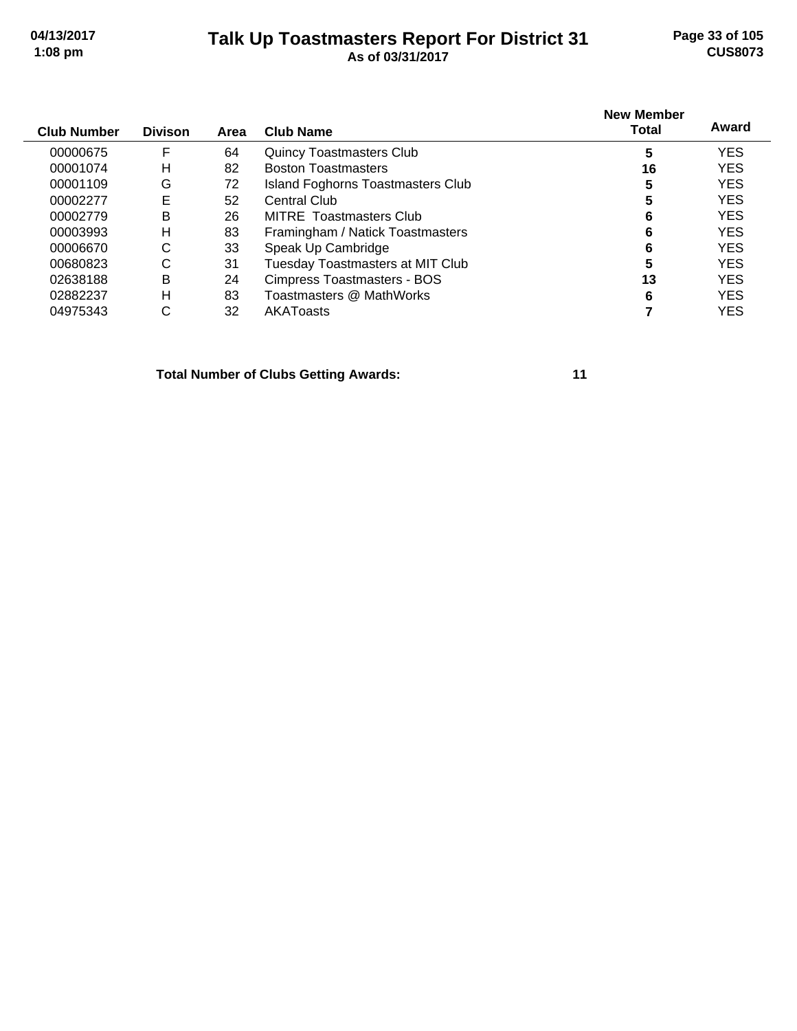# Talk Up Toastmasters Report For District 31

**As of 03/31/2017**

| Club Number | Divison | Area | Club Name | New Member Total | Award |
|---|---|---|---|---|---|
| 00000675 | F | 64 | Quincy Toastmasters Club | **5** | YES |
| 00001074 | H | 82 | Boston Toastmasters | **16** | YES |
| 00001109 | G | 72 | Island Foghorns Toastmasters Club | **5** | YES |
| 00002277 | E | 52 | Central Club | **5** | YES |
| 00002779 | B | 26 | MITRE  Toastmasters Club | **6** | YES |
| 00003993 | H | 83 | Framingham / Natick Toastmasters | **6** | YES |
| 00006670 | C | 33 | Speak Up Cambridge | **6** | YES |
| 00680823 | C | 31 | Tuesday Toastmasters at MIT Club | **5** | YES |
| 02638188 | B | 24 | Cimpress Toastmasters - BOS | **13** | YES |
| 02882237 | H | 83 | Toastmasters @ MathWorks | **6** | YES |
| 04975343 | C | 32 | AKAToasts | **7** | YES |

**Total Number of Clubs Getting Awards:** **11**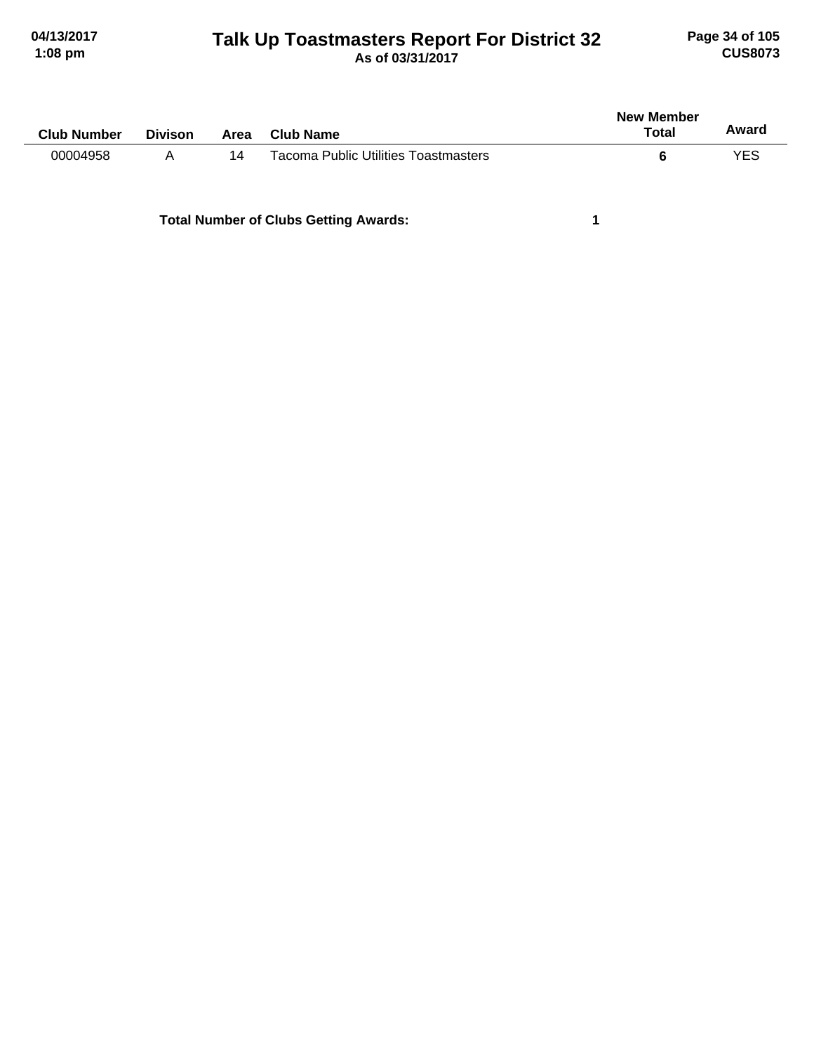| Club Number | Divison | Area | Club Name | New Member Total | Award |
|---|---|---|---|---|---|
| 00004958 | A | 14 | Tacoma Public Utilities Toastmasters | **6** | YES |

**Total Number of Clubs Getting Awards:** **1**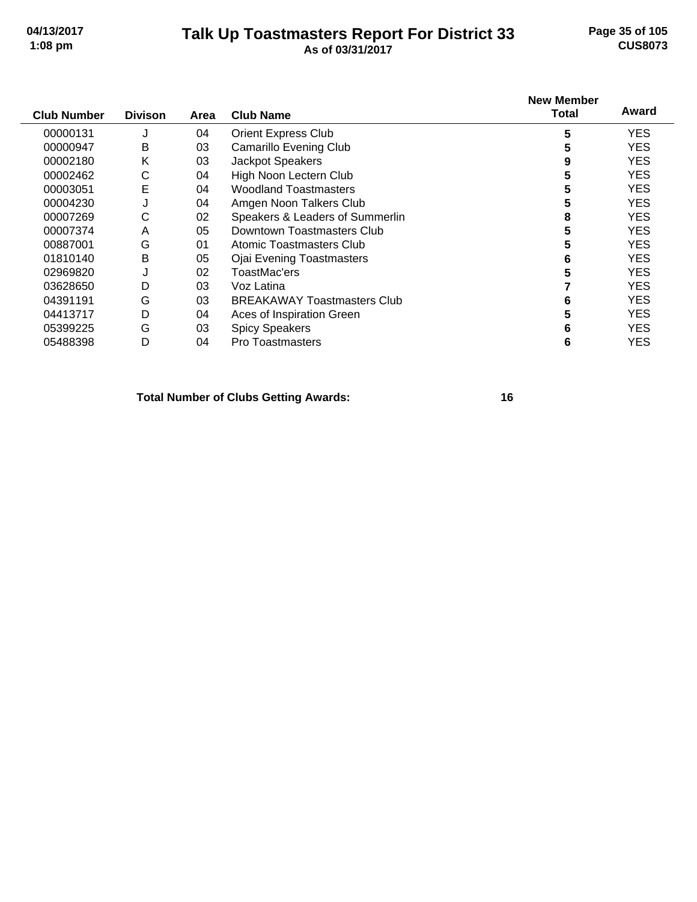# Talk Up Toastmasters Report For District 33

**As of 03/31/2017**

| Club Number | Divison | Area | Club Name | New Member Total | Award |
|---|---|---|---|---|---|
| 00000131 | J | 04 | Orient Express Club | 5 | YES |
| 00000947 | B | 03 | Camarillo Evening Club | 5 | YES |
| 00002180 | K | 03 | Jackpot Speakers | 9 | YES |
| 00002462 | C | 04 | High Noon Lectern Club | 5 | YES |
| 00003051 | E | 04 | Woodland Toastmasters | 5 | YES |
| 00004230 | J | 04 | Amgen Noon Talkers Club | 5 | YES |
| 00007269 | C | 02 | Speakers & Leaders of Summerlin | 8 | YES |
| 00007374 | A | 05 | Downtown Toastmasters Club | 5 | YES |
| 00887001 | G | 01 | Atomic Toastmasters Club | 5 | YES |
| 01810140 | B | 05 | Ojai Evening Toastmasters | 6 | YES |
| 02969820 | J | 02 | ToastMac'ers | 5 | YES |
| 03628650 | D | 03 | Voz Latina | 7 | YES |
| 04391191 | G | 03 | BREAKAWAY Toastmasters Club | 6 | YES |
| 04413717 | D | 04 | Aces of Inspiration Green | 5 | YES |
| 05399225 | G | 03 | Spicy Speakers | 6 | YES |
| 05488398 | D | 04 | Pro Toastmasters | 6 | YES |

**Total Number of Clubs Getting Awards: 16**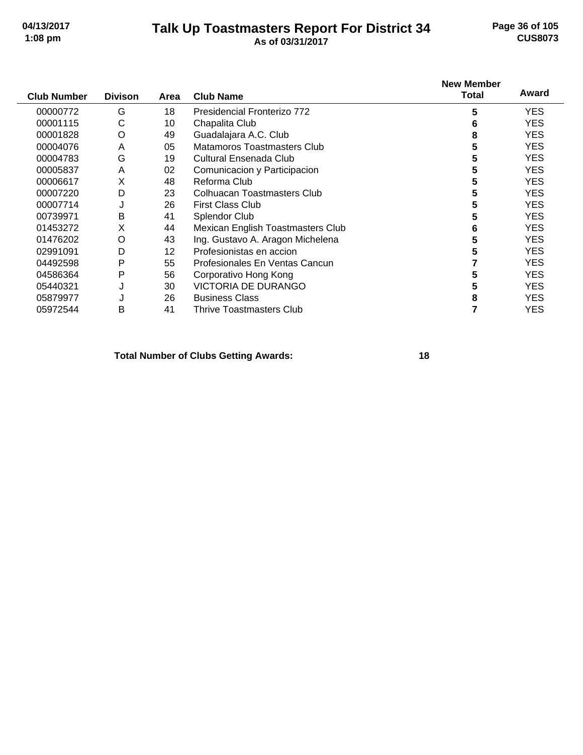# Talk Up Toastmasters Report For District 34

**As of 03/31/2017**

| Club Number | Divison | Area | Club Name | New Member Total | Award |
|---|---|---|---|---|---|
| 00000772 | G | 18 | Presidencial Fronterizo 772 | 5 | YES |
| 00001115 | C | 10 | Chapalita Club | 6 | YES |
| 00001828 | O | 49 | Guadalajara A.C. Club | 8 | YES |
| 00004076 | A | 05 | Matamoros Toastmasters Club | 5 | YES |
| 00004783 | G | 19 | Cultural Ensenada Club | 5 | YES |
| 00005837 | A | 02 | Comunicacion y Participacion | 5 | YES |
| 00006617 | X | 48 | Reforma Club | 5 | YES |
| 00007220 | D | 23 | Colhuacan Toastmasters Club | 5 | YES |
| 00007714 | J | 26 | First Class Club | 5 | YES |
| 00739971 | B | 41 | Splendor Club | 5 | YES |
| 01453272 | X | 44 | Mexican English Toastmasters Club | 6 | YES |
| 01476202 | O | 43 | Ing. Gustavo A. Aragon Michelena | 5 | YES |
| 02991091 | D | 12 | Profesionistas en accion | 5 | YES |
| 04492598 | P | 55 | Profesionales En Ventas Cancun | 7 | YES |
| 04586364 | P | 56 | Corporativo Hong Kong | 5 | YES |
| 05440321 | J | 30 | VICTORIA DE DURANGO | 5 | YES |
| 05879977 | J | 26 | Business Class | 8 | YES |
| 05972544 | B | 41 | Thrive Toastmasters Club | 7 | YES |

**Total Number of Clubs Getting Awards: 18**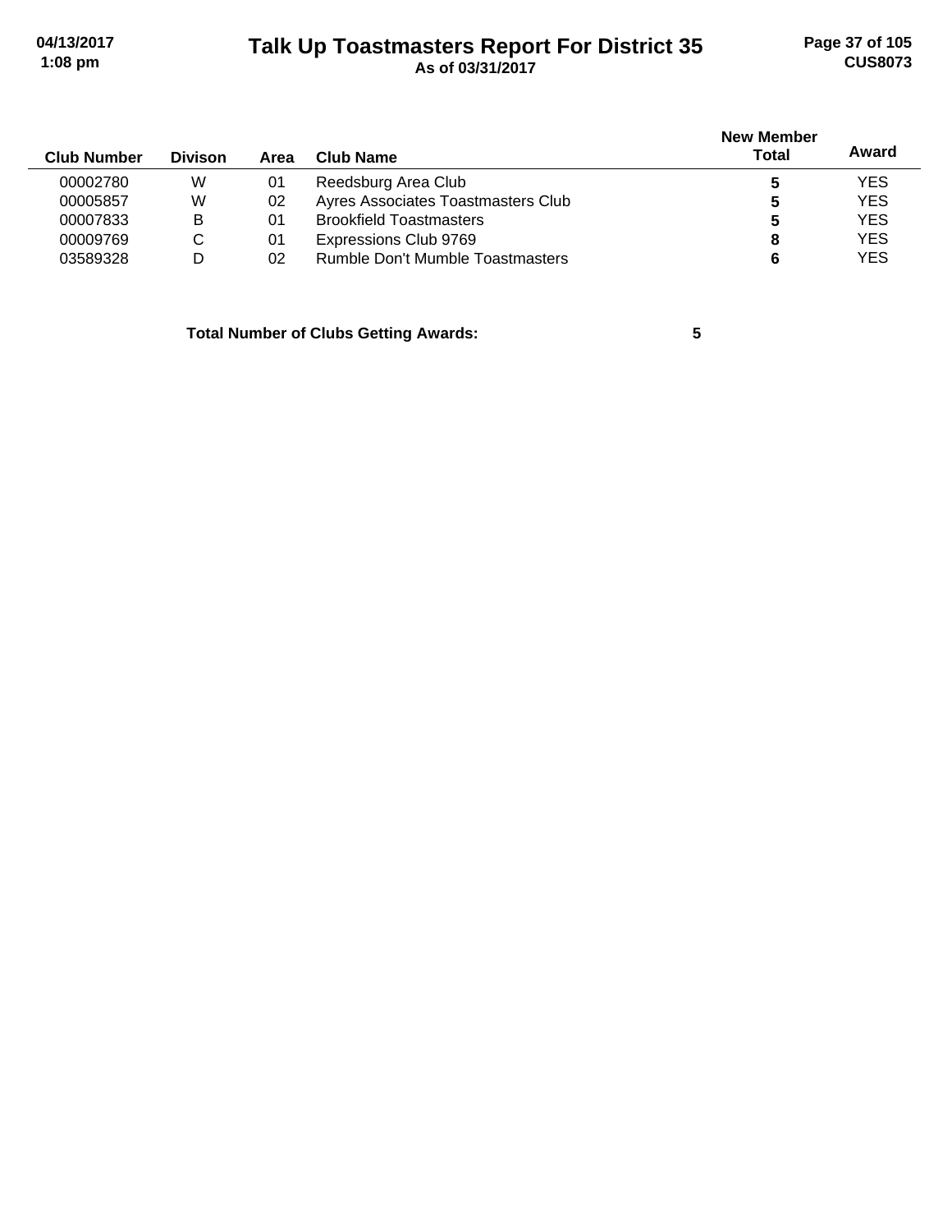# Talk Up Toastmasters Report For District 35

**As of 03/31/2017**

| Club Number | Divison | Area | Club Name | New Member Total | Award |
|---|---|---|---|---|---|
| 00002780 | W | 01 | Reedsburg Area Club | **5** | YES |
| 00005857 | W | 02 | Ayres Associates Toastmasters Club | **5** | YES |
| 00007833 | B | 01 | Brookfield Toastmasters | **5** | YES |
| 00009769 | C | 01 | Expressions Club 9769 | **8** | YES |
| 03589328 | D | 02 | Rumble Don't Mumble Toastmasters | **6** | YES |

**Total Number of Clubs Getting Awards: 5**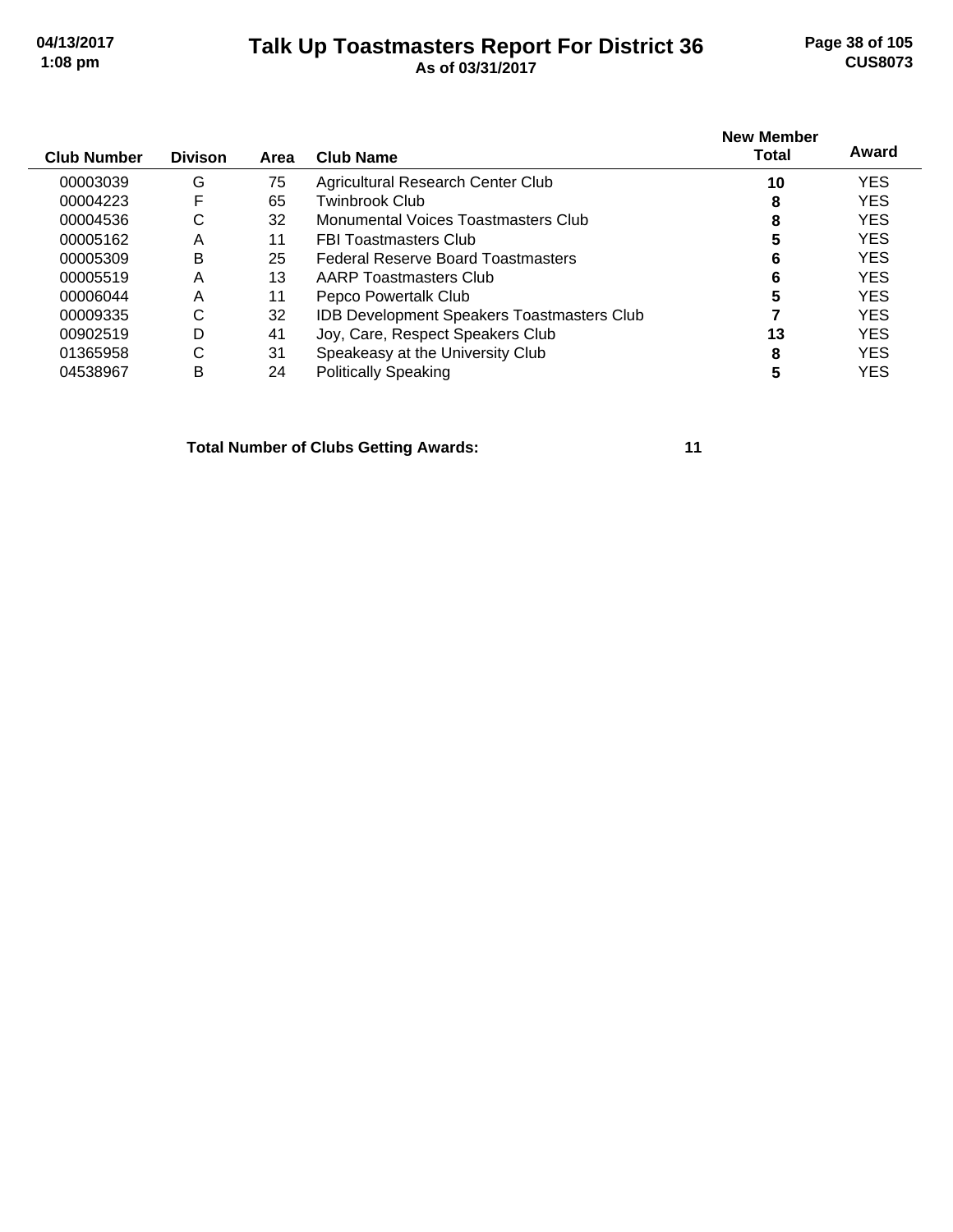# Talk Up Toastmasters Report For District 36

**As of 03/31/2017**

| Club Number | Divison | Area | Club Name | New Member Total | Award |
|---|---|---|---|---|---|
| 00003039 | G | 75 | Agricultural Research Center Club | **10** | YES |
| 00004223 | F | 65 | Twinbrook Club | **8** | YES |
| 00004536 | C | 32 | Monumental Voices Toastmasters Club | **8** | YES |
| 00005162 | A | 11 | FBI Toastmasters Club | **5** | YES |
| 00005309 | B | 25 | Federal Reserve Board Toastmasters | **6** | YES |
| 00005519 | A | 13 | AARP Toastmasters Club | **6** | YES |
| 00006044 | A | 11 | Pepco Powertalk Club | **5** | YES |
| 00009335 | C | 32 | IDB Development Speakers Toastmasters Club | **7** | YES |
| 00902519 | D | 41 | Joy, Care, Respect Speakers Club | **13** | YES |
| 01365958 | C | 31 | Speakeasy at the University Club | **8** | YES |
| 04538967 | B | 24 | Politically Speaking | **5** | YES |

**Total Number of Clubs Getting Awards: 11**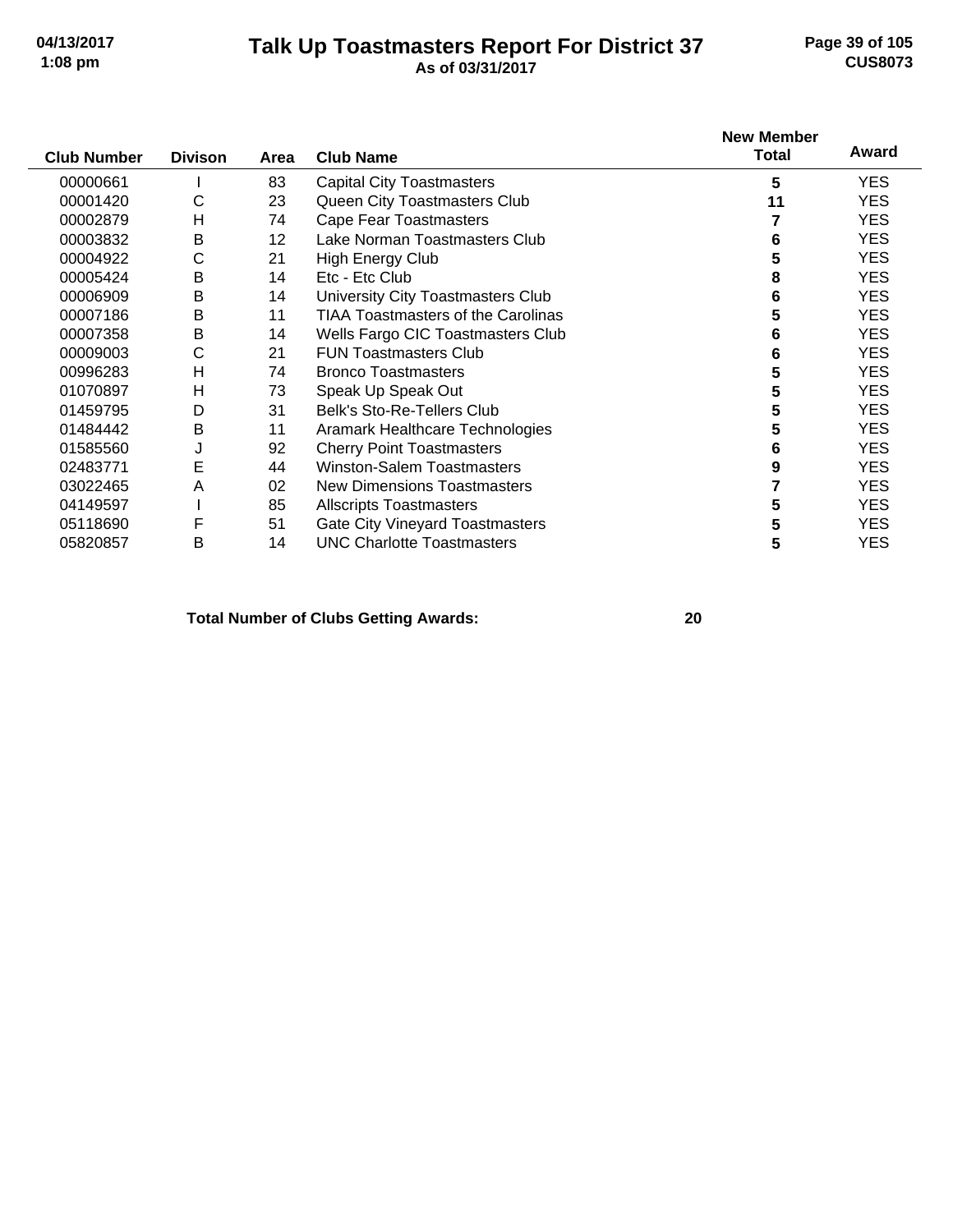# Talk Up Toastmasters Report For District 37

**As of 03/31/2017**

| Club Number | Divison | Area | Club Name | New Member Total | Award |
|---|---|---|---|---|---|
| 00000661 | I | 83 | Capital City Toastmasters | **5** | YES |
| 00001420 | C | 23 | Queen City Toastmasters Club | **11** | YES |
| 00002879 | H | 74 | Cape Fear Toastmasters | **7** | YES |
| 00003832 | B | 12 | Lake Norman Toastmasters Club | **6** | YES |
| 00004922 | C | 21 | High Energy Club | **5** | YES |
| 00005424 | B | 14 | Etc - Etc Club | **8** | YES |
| 00006909 | B | 14 | University City Toastmasters Club | **6** | YES |
| 00007186 | B | 11 | TIAA Toastmasters of the Carolinas | **5** | YES |
| 00007358 | B | 14 | Wells Fargo CIC Toastmasters Club | **6** | YES |
| 00009003 | C | 21 | FUN Toastmasters Club | **6** | YES |
| 00996283 | H | 74 | Bronco Toastmasters | **5** | YES |
| 01070897 | H | 73 | Speak Up Speak Out | **5** | YES |
| 01459795 | D | 31 | Belk's Sto-Re-Tellers Club | **5** | YES |
| 01484442 | B | 11 | Aramark Healthcare Technologies | **5** | YES |
| 01585560 | J | 92 | Cherry Point Toastmasters | **6** | YES |
| 02483771 | E | 44 | Winston-Salem Toastmasters | **9** | YES |
| 03022465 | A | 02 | New Dimensions Toastmasters | **7** | YES |
| 04149597 | I | 85 | Allscripts Toastmasters | **5** | YES |
| 05118690 | F | 51 | Gate City Vineyard Toastmasters | **5** | YES |
| 05820857 | B | 14 | UNC Charlotte Toastmasters | **5** | YES |

**Total Number of Clubs Getting Awards: 20**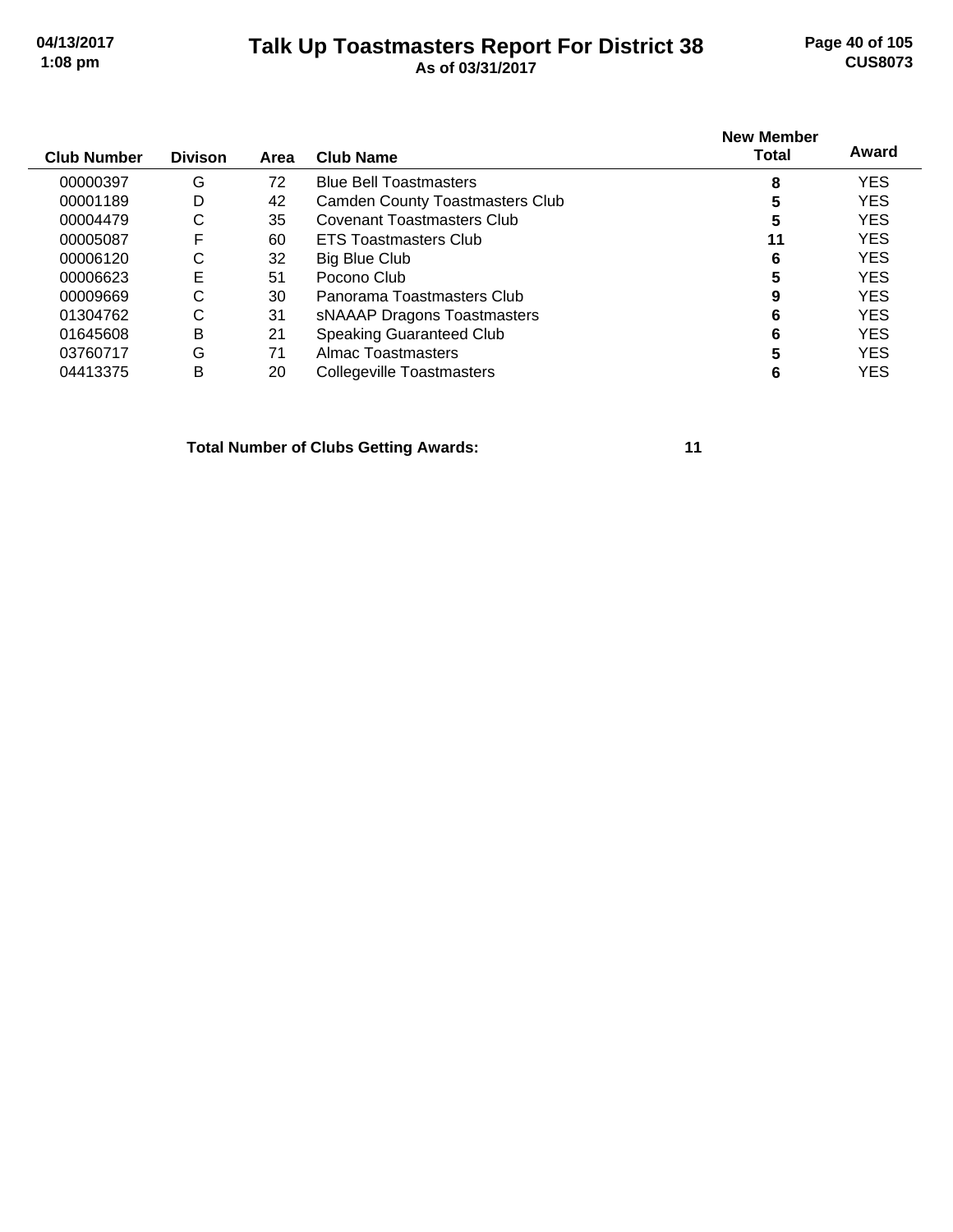# Talk Up Toastmasters Report For District 38

**As of 03/31/2017**

| Club Number | Divison | Area | Club Name | New Member Total | Award |
|---|---|---|---|---|---|
| 00000397 | G | 72 | Blue Bell Toastmasters | **8** | YES |
| 00001189 | D | 42 | Camden County Toastmasters Club | **5** | YES |
| 00004479 | C | 35 | Covenant Toastmasters Club | **5** | YES |
| 00005087 | F | 60 | ETS Toastmasters Club | **11** | YES |
| 00006120 | C | 32 | Big Blue Club | **6** | YES |
| 00006623 | E | 51 | Pocono Club | **5** | YES |
| 00009669 | C | 30 | Panorama Toastmasters Club | **9** | YES |
| 01304762 | C | 31 | sNAAAP Dragons Toastmasters | **6** | YES |
| 01645608 | B | 21 | Speaking Guaranteed Club | **6** | YES |
| 03760717 | G | 71 | Almac Toastmasters | **5** | YES |
| 04413375 | B | 20 | Collegeville Toastmasters | **6** | YES |

**Total Number of Clubs Getting Awards: 11**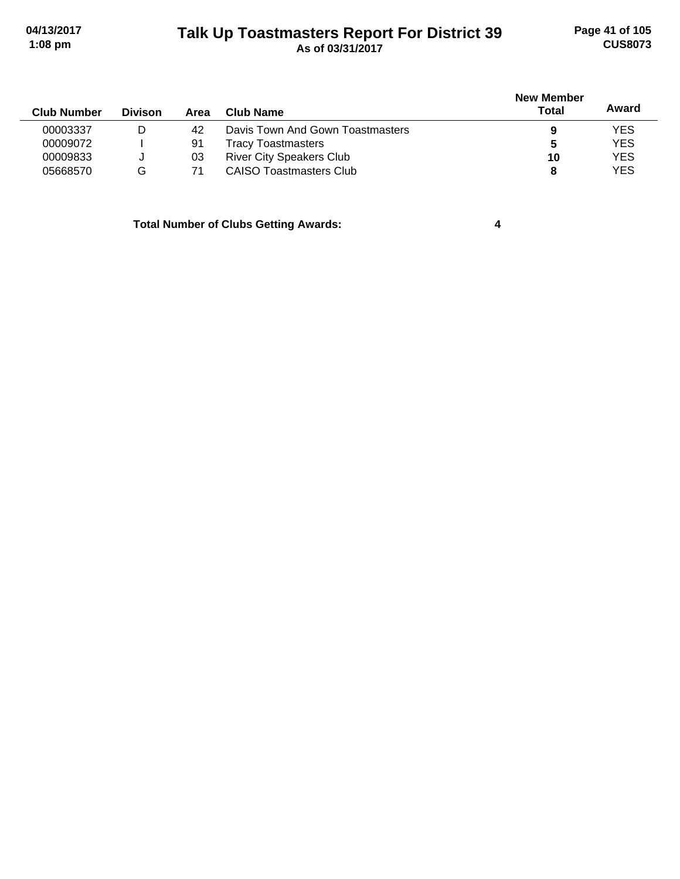| Club Number | Divison | Area | Club Name | New Member Total | Award |
|---|---|---|---|---|---|
| 00003337 | D | 42 | Davis Town And Gown Toastmasters | **9** | YES |
| 00009072 | I | 91 | Tracy Toastmasters | **5** | YES |
| 00009833 | J | 03 | River City Speakers Club | **10** | YES |
| 05668570 | G | 71 | CAISO Toastmasters Club | **8** | YES |

**Total Number of Clubs Getting Awards: 4**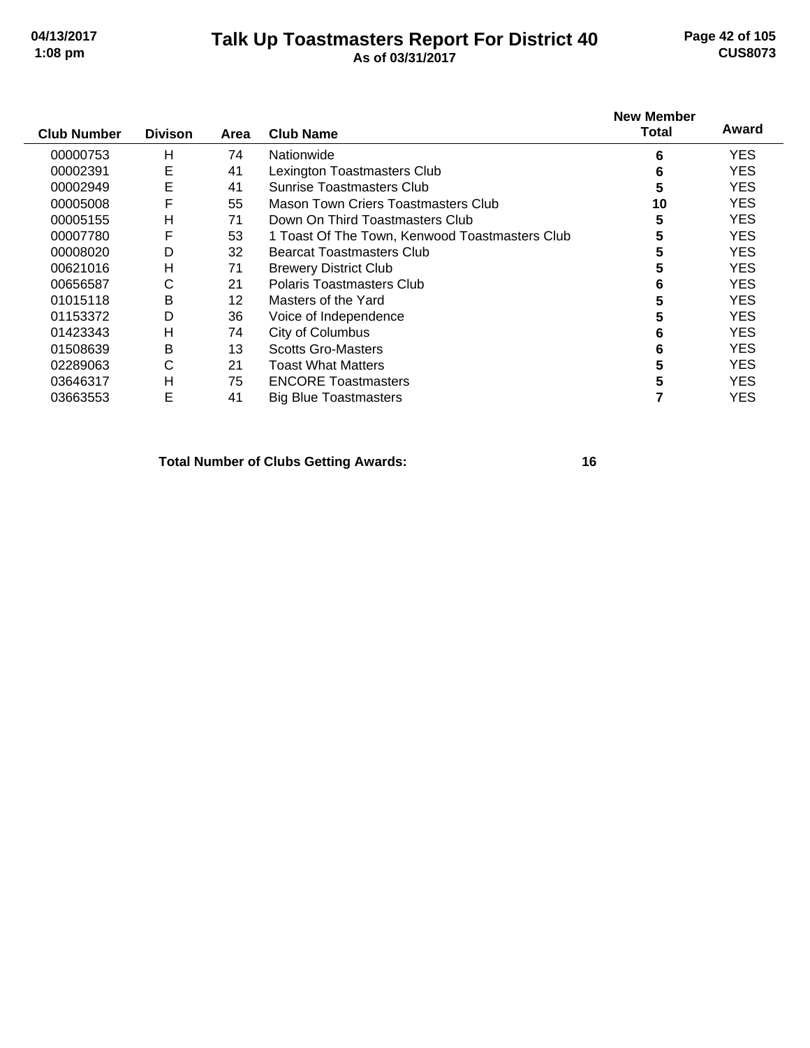# Talk Up Toastmasters Report For District 40

**As of 03/31/2017**

| Club Number | Divison | Area | Club Name | New Member Total | Award |
|---|---|---|---|---|---|
| 00000753 | H | 74 | Nationwide | 6 | YES |
| 00002391 | E | 41 | Lexington Toastmasters Club | 6 | YES |
| 00002949 | E | 41 | Sunrise Toastmasters Club | 5 | YES |
| 00005008 | F | 55 | Mason Town Criers Toastmasters Club | 10 | YES |
| 00005155 | H | 71 | Down On Third Toastmasters Club | 5 | YES |
| 00007780 | F | 53 | 1 Toast Of The Town, Kenwood Toastmasters Club | 5 | YES |
| 00008020 | D | 32 | Bearcat Toastmasters Club | 5 | YES |
| 00621016 | H | 71 | Brewery District Club | 5 | YES |
| 00656587 | C | 21 | Polaris Toastmasters Club | 6 | YES |
| 01015118 | B | 12 | Masters of the Yard | 5 | YES |
| 01153372 | D | 36 | Voice of Independence | 5 | YES |
| 01423343 | H | 74 | City of Columbus | 6 | YES |
| 01508639 | B | 13 | Scotts Gro-Masters | 6 | YES |
| 02289063 | C | 21 | Toast What Matters | 5 | YES |
| 03646317 | H | 75 | ENCORE Toastmasters | 5 | YES |
| 03663553 | E | 41 | Big Blue Toastmasters | 7 | YES |

**Total Number of Clubs Getting Awards: 16**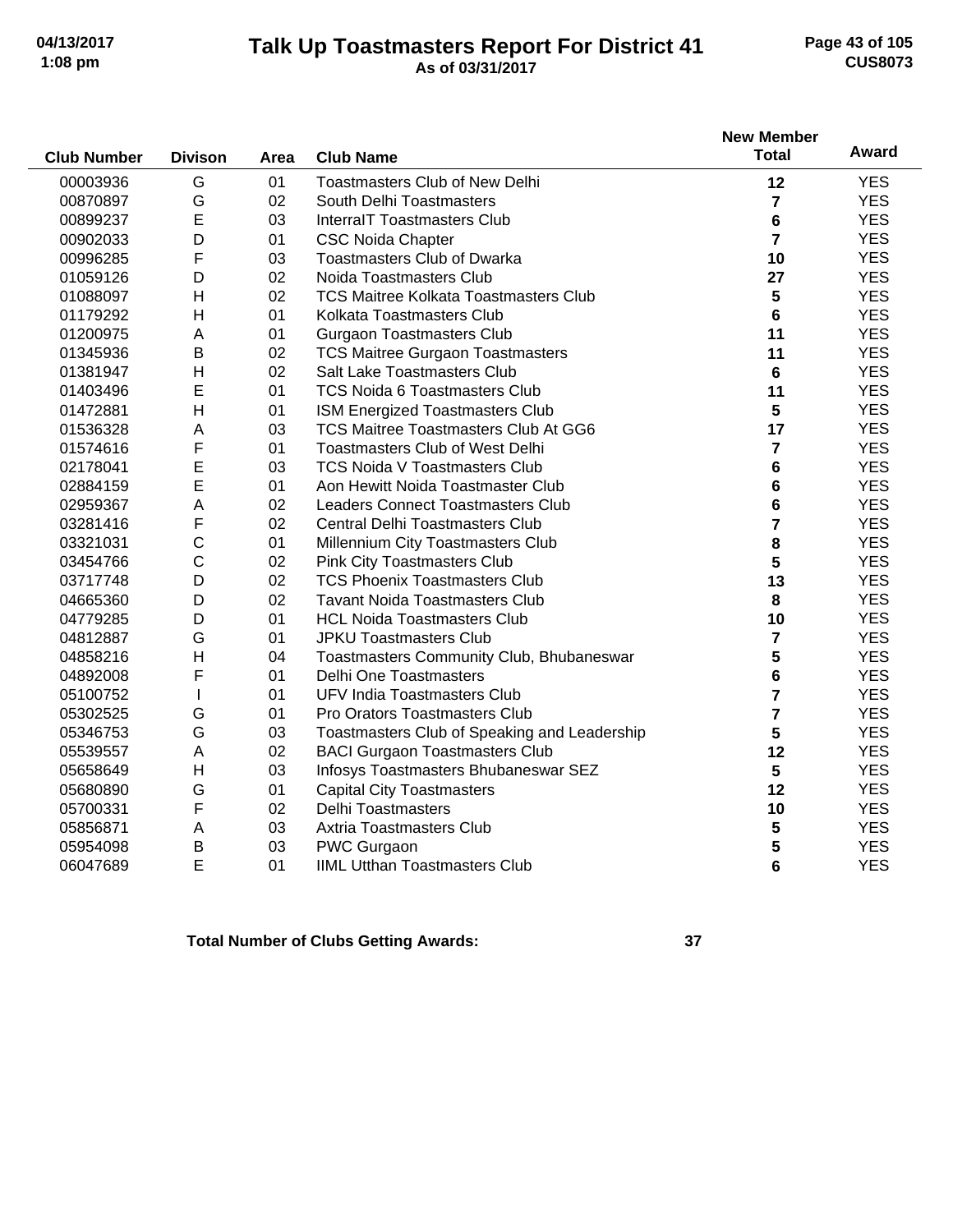# Talk Up Toastmasters Report For District 41

As of 03/31/2017

| Club Number | Divison | Area | Club Name | New Member Total | Award |
|---|---|---|---|---|---|
| 00003936 | G | 01 | Toastmasters Club of New Delhi | 12 | YES |
| 00870897 | G | 02 | South Delhi Toastmasters | 7 | YES |
| 00899237 | E | 03 | InterraIT Toastmasters Club | 6 | YES |
| 00902033 | D | 01 | CSC Noida Chapter | 7 | YES |
| 00996285 | F | 03 | Toastmasters Club of Dwarka | 10 | YES |
| 01059126 | D | 02 | Noida Toastmasters Club | 27 | YES |
| 01088097 | H | 02 | TCS Maitree Kolkata Toastmasters Club | 5 | YES |
| 01179292 | H | 01 | Kolkata Toastmasters Club | 6 | YES |
| 01200975 | A | 01 | Gurgaon Toastmasters Club | 11 | YES |
| 01345936 | B | 02 | TCS Maitree Gurgaon Toastmasters | 11 | YES |
| 01381947 | H | 02 | Salt Lake Toastmasters Club | 6 | YES |
| 01403496 | E | 01 | TCS Noida 6 Toastmasters Club | 11 | YES |
| 01472881 | H | 01 | ISM Energized Toastmasters Club | 5 | YES |
| 01536328 | A | 03 | TCS Maitree Toastmasters Club At GG6 | 17 | YES |
| 01574616 | F | 01 | Toastmasters Club of West Delhi | 7 | YES |
| 02178041 | E | 03 | TCS Noida V Toastmasters Club | 6 | YES |
| 02884159 | E | 01 | Aon Hewitt Noida Toastmaster Club | 6 | YES |
| 02959367 | A | 02 | Leaders Connect Toastmasters Club | 6 | YES |
| 03281416 | F | 02 | Central Delhi Toastmasters Club | 7 | YES |
| 03321031 | C | 01 | Millennium City Toastmasters Club | 8 | YES |
| 03454766 | C | 02 | Pink City Toastmasters Club | 5 | YES |
| 03717748 | D | 02 | TCS Phoenix Toastmasters Club | 13 | YES |
| 04665360 | D | 02 | Tavant Noida Toastmasters Club | 8 | YES |
| 04779285 | D | 01 | HCL Noida Toastmasters Club | 10 | YES |
| 04812887 | G | 01 | JPKU Toastmasters Club | 7 | YES |
| 04858216 | H | 04 | Toastmasters Community Club, Bhubaneswar | 5 | YES |
| 04892008 | F | 01 | Delhi One Toastmasters | 6 | YES |
| 05100752 | I | 01 | UFV India Toastmasters Club | 7 | YES |
| 05302525 | G | 01 | Pro Orators Toastmasters Club | 7 | YES |
| 05346753 | G | 03 | Toastmasters Club of Speaking and Leadership | 5 | YES |
| 05539557 | A | 02 | BACI Gurgaon Toastmasters Club | 12 | YES |
| 05658649 | H | 03 | Infosys Toastmasters Bhubaneswar SEZ | 5 | YES |
| 05680890 | G | 01 | Capital City Toastmasters | 12 | YES |
| 05700331 | F | 02 | Delhi Toastmasters | 10 | YES |
| 05856871 | A | 03 | Axtria Toastmasters Club | 5 | YES |
| 05954098 | B | 03 | PWC Gurgaon | 5 | YES |
| 06047689 | E | 01 | IIML Utthan Toastmasters Club | 6 | YES |

**Total Number of Clubs Getting Awards: 37**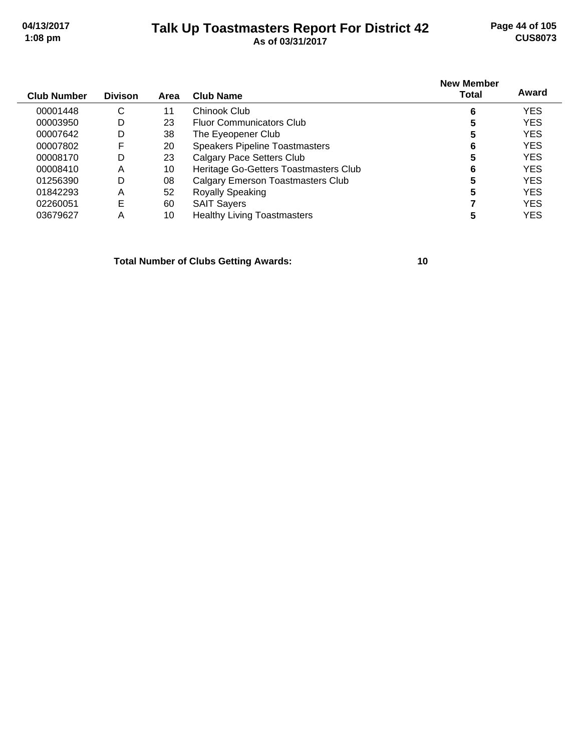| Club Number | Divison | Area | Club Name | New Member Total | Award |
|---|---|---|---|---|---|
| 00001448 | C | 11 | Chinook Club | 6 | YES |
| 00003950 | D | 23 | Fluor Communicators Club | 5 | YES |
| 00007642 | D | 38 | The Eyeopener Club | 5 | YES |
| 00007802 | F | 20 | Speakers Pipeline Toastmasters | 6 | YES |
| 00008170 | D | 23 | Calgary Pace Setters Club | 5 | YES |
| 00008410 | A | 10 | Heritage Go-Getters Toastmasters Club | 6 | YES |
| 01256390 | D | 08 | Calgary Emerson Toastmasters Club | 5 | YES |
| 01842293 | A | 52 | Royally Speaking | 5 | YES |
| 02260051 | E | 60 | SAIT Sayers | 7 | YES |
| 03679627 | A | 10 | Healthy Living Toastmasters | 5 | YES |

**Total Number of Clubs Getting Awards: 10**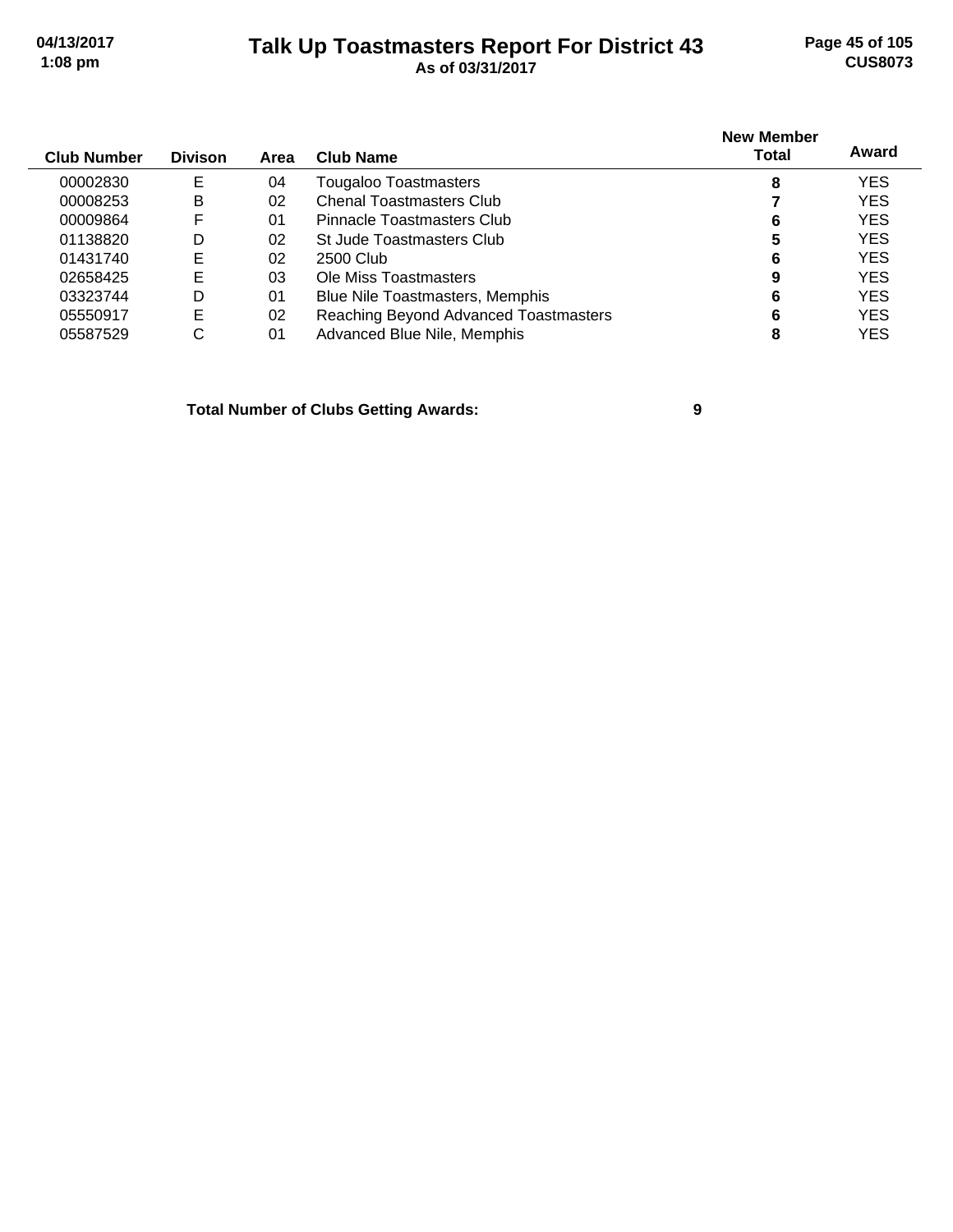# Talk Up Toastmasters Report For District 43

As of 03/31/2017

| Club Number | Divison | Area | Club Name | New Member Total | Award |
|---|---|---|---|---|---|
| 00002830 | E | 04 | Tougaloo Toastmasters | **8** | YES |
| 00008253 | B | 02 | Chenal Toastmasters Club | **7** | YES |
| 00009864 | F | 01 | Pinnacle Toastmasters Club | **6** | YES |
| 01138820 | D | 02 | St Jude Toastmasters Club | **5** | YES |
| 01431740 | E | 02 | 2500 Club | **6** | YES |
| 02658425 | E | 03 | Ole Miss Toastmasters | **9** | YES |
| 03323744 | D | 01 | Blue Nile Toastmasters, Memphis | **6** | YES |
| 05550917 | E | 02 | Reaching Beyond Advanced Toastmasters | **6** | YES |
| 05587529 | C | 01 | Advanced Blue Nile, Memphis | **8** | YES |

**Total Number of Clubs Getting Awards: 9**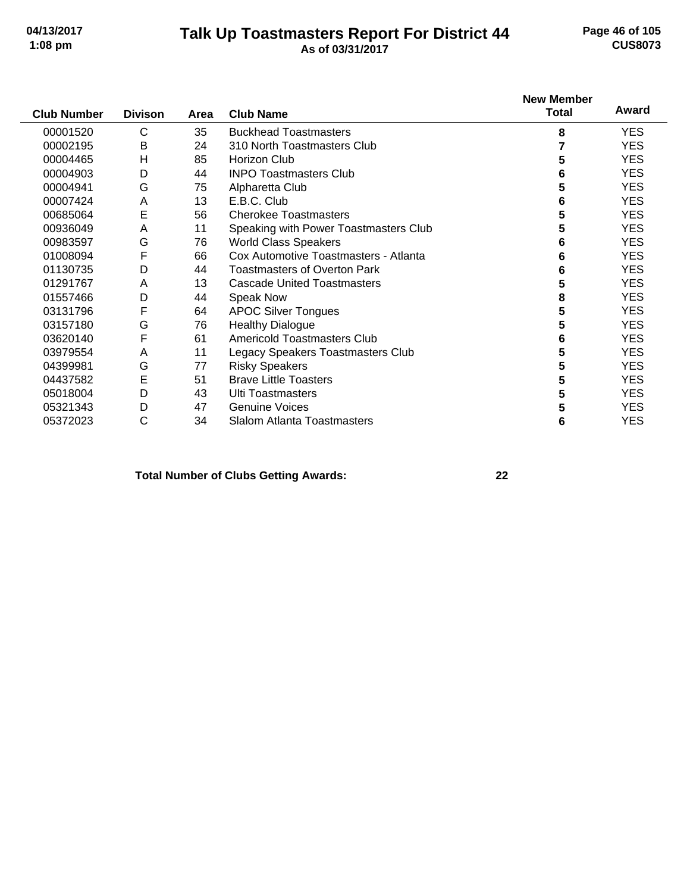# Talk Up Toastmasters Report For District 44

As of 03/31/2017

| Club Number | Divison | Area | Club Name | New Member Total | Award |
|---|---|---|---|---|---|
| 00001520 | C | 35 | Buckhead Toastmasters | 8 | YES |
| 00002195 | B | 24 | 310 North Toastmasters Club | 7 | YES |
| 00004465 | H | 85 | Horizon Club | 5 | YES |
| 00004903 | D | 44 | INPO Toastmasters Club | 6 | YES |
| 00004941 | G | 75 | Alpharetta Club | 5 | YES |
| 00007424 | A | 13 | E.B.C. Club | 6 | YES |
| 00685064 | E | 56 | Cherokee Toastmasters | 5 | YES |
| 00936049 | A | 11 | Speaking with Power Toastmasters Club | 5 | YES |
| 00983597 | G | 76 | World Class Speakers | 6 | YES |
| 01008094 | F | 66 | Cox Automotive Toastmasters - Atlanta | 6 | YES |
| 01130735 | D | 44 | Toastmasters of Overton Park | 6 | YES |
| 01291767 | A | 13 | Cascade United Toastmasters | 5 | YES |
| 01557466 | D | 44 | Speak Now | 8 | YES |
| 03131796 | F | 64 | APOC Silver Tongues | 5 | YES |
| 03157180 | G | 76 | Healthy Dialogue | 5 | YES |
| 03620140 | F | 61 | Americold Toastmasters Club | 6 | YES |
| 03979554 | A | 11 | Legacy Speakers Toastmasters Club | 5 | YES |
| 04399981 | G | 77 | Risky Speakers | 5 | YES |
| 04437582 | E | 51 | Brave Little Toasters | 5 | YES |
| 05018004 | D | 43 | Ulti Toastmasters | 5 | YES |
| 05321343 | D | 47 | Genuine Voices | 5 | YES |
| 05372023 | C | 34 | Slalom Atlanta Toastmasters | 6 | YES |

**Total Number of Clubs Getting Awards: 22**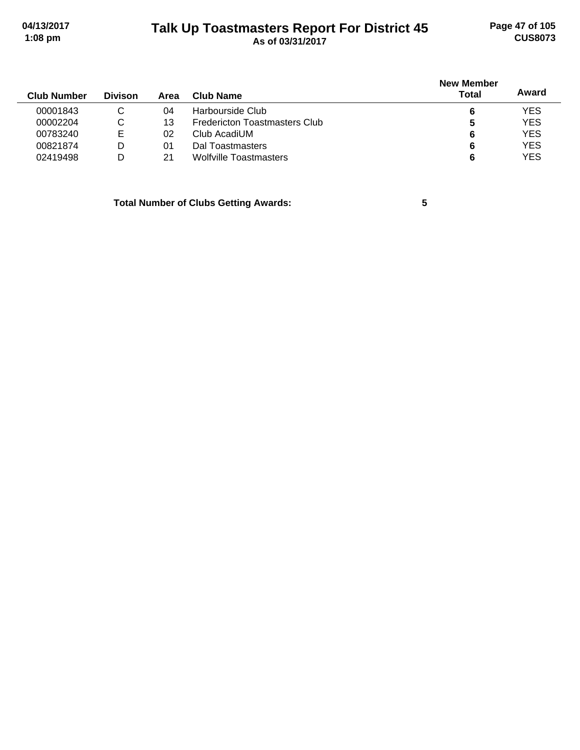# Talk Up Toastmasters Report For District 45

**As of 03/31/2017**

| Club Number | Divison | Area | Club Name | New Member Total | Award |
|---|---|---|---|---|---|
| 00001843 | C | 04 | Harbourside Club | **6** | YES |
| 00002204 | C | 13 | Fredericton Toastmasters Club | **5** | YES |
| 00783240 | E | 02 | Club AcadiUM | **6** | YES |
| 00821874 | D | 01 | Dal Toastmasters | **6** | YES |
| 02419498 | D | 21 | Wolfville Toastmasters | **6** | YES |

**Total Number of Clubs Getting Awards: 5**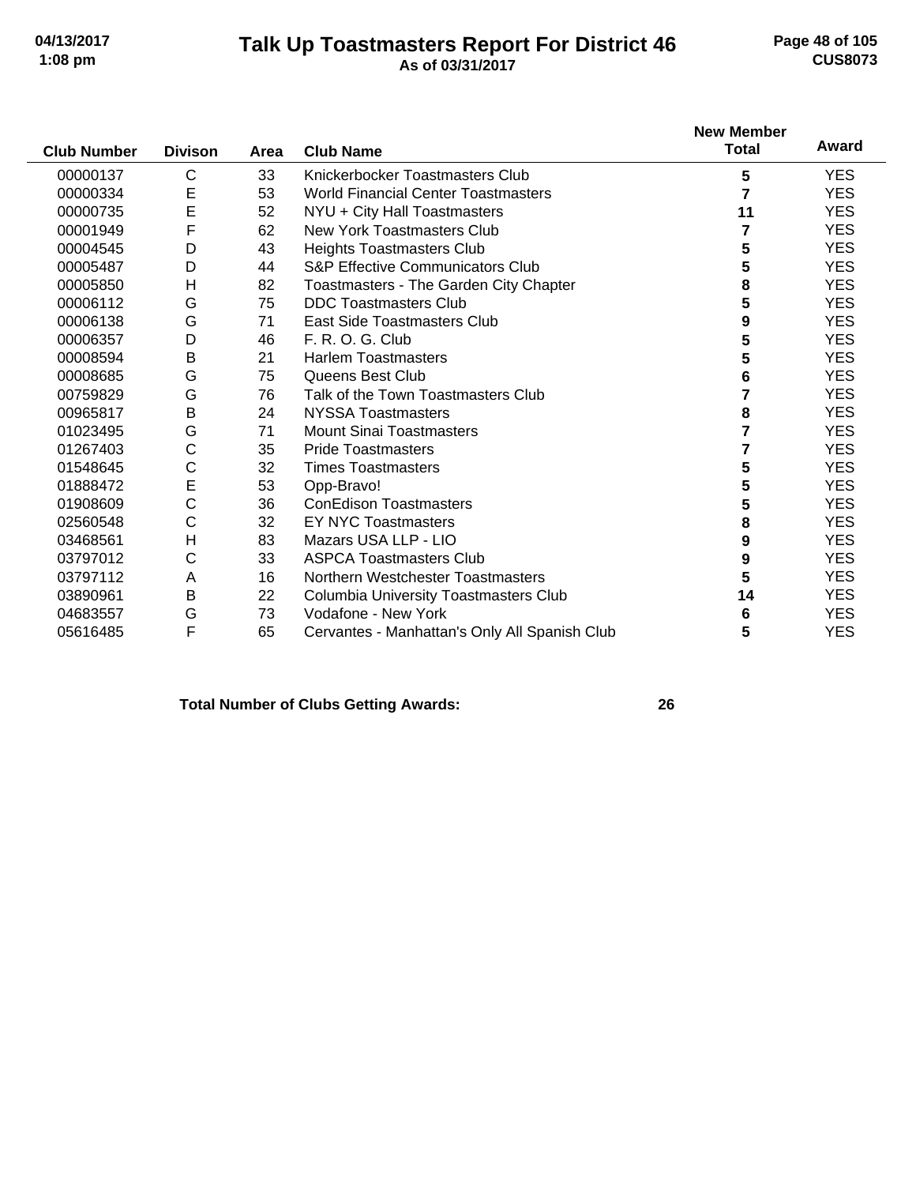# Talk Up Toastmasters Report For District 46

As of 03/31/2017

| Club Number | Divison | Area | Club Name | New Member Total | Award |
|---|---|---|---|---|---|
| 00000137 | C | 33 | Knickerbocker Toastmasters Club | 5 | YES |
| 00000334 | E | 53 | World Financial Center Toastmasters | 7 | YES |
| 00000735 | E | 52 | NYU + City Hall Toastmasters | 11 | YES |
| 00001949 | F | 62 | New York Toastmasters Club | 7 | YES |
| 00004545 | D | 43 | Heights Toastmasters Club | 5 | YES |
| 00005487 | D | 44 | S&P Effective Communicators Club | 5 | YES |
| 00005850 | H | 82 | Toastmasters - The Garden City Chapter | 8 | YES |
| 00006112 | G | 75 | DDC Toastmasters Club | 5 | YES |
| 00006138 | G | 71 | East Side Toastmasters Club | 9 | YES |
| 00006357 | D | 46 | F. R. O. G. Club | 5 | YES |
| 00008594 | B | 21 | Harlem Toastmasters | 5 | YES |
| 00008685 | G | 75 | Queens Best Club | 6 | YES |
| 00759829 | G | 76 | Talk of the Town Toastmasters Club | 7 | YES |
| 00965817 | B | 24 | NYSSA Toastmasters | 8 | YES |
| 01023495 | G | 71 | Mount Sinai Toastmasters | 7 | YES |
| 01267403 | C | 35 | Pride Toastmasters | 7 | YES |
| 01548645 | C | 32 | Times Toastmasters | 5 | YES |
| 01888472 | E | 53 | Opp-Bravo! | 5 | YES |
| 01908609 | C | 36 | ConEdison Toastmasters | 5 | YES |
| 02560548 | C | 32 | EY NYC Toastmasters | 8 | YES |
| 03468561 | H | 83 | Mazars USA LLP - LIO | 9 | YES |
| 03797012 | C | 33 | ASPCA Toastmasters Club | 9 | YES |
| 03797112 | A | 16 | Northern Westchester Toastmasters | 5 | YES |
| 03890961 | B | 22 | Columbia University Toastmasters Club | 14 | YES |
| 04683557 | G | 73 | Vodafone - New York | 6 | YES |
| 05616485 | F | 65 | Cervantes - Manhattan's Only All Spanish Club | 5 | YES |

**Total Number of Clubs Getting Awards: 26**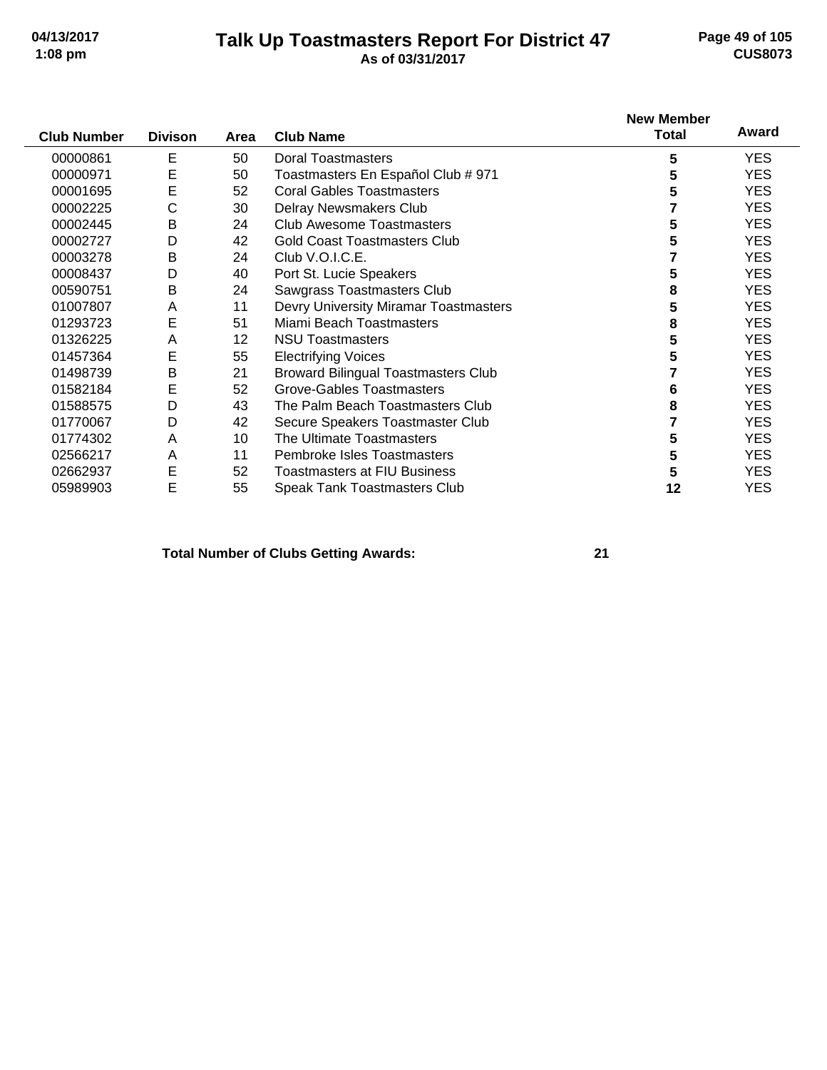# Talk Up Toastmasters Report For District 47

**As of 03/31/2017**

| Club Number | Divison | Area | Club Name | New Member Total | Award |
|---|---|---|---|---|---|
| 00000861 | E | 50 | Doral Toastmasters | 5 | YES |
| 00000971 | E | 50 | Toastmasters En Español Club # 971 | 5 | YES |
| 00001695 | E | 52 | Coral Gables Toastmasters | 5 | YES |
| 00002225 | C | 30 | Delray Newsmakers Club | 7 | YES |
| 00002445 | B | 24 | Club Awesome Toastmasters | 5 | YES |
| 00002727 | D | 42 | Gold Coast Toastmasters Club | 5 | YES |
| 00003278 | B | 24 | Club V.O.I.C.E. | 7 | YES |
| 00008437 | D | 40 | Port St. Lucie Speakers | 5 | YES |
| 00590751 | B | 24 | Sawgrass Toastmasters Club | 8 | YES |
| 01007807 | A | 11 | Devry University Miramar Toastmasters | 5 | YES |
| 01293723 | E | 51 | Miami Beach Toastmasters | 8 | YES |
| 01326225 | A | 12 | NSU Toastmasters | 5 | YES |
| 01457364 | E | 55 | Electrifying Voices | 5 | YES |
| 01498739 | B | 21 | Broward Bilingual Toastmasters Club | 7 | YES |
| 01582184 | E | 52 | Grove-Gables Toastmasters | 6 | YES |
| 01588575 | D | 43 | The Palm Beach Toastmasters Club | 8 | YES |
| 01770067 | D | 42 | Secure Speakers Toastmaster Club | 7 | YES |
| 01774302 | A | 10 | The Ultimate Toastmasters | 5 | YES |
| 02566217 | A | 11 | Pembroke Isles Toastmasters | 5 | YES |
| 02662937 | E | 52 | Toastmasters at FIU Business | 5 | YES |
| 05989903 | E | 55 | Speak Tank Toastmasters Club | 12 | YES |

**Total Number of Clubs Getting Awards: 21**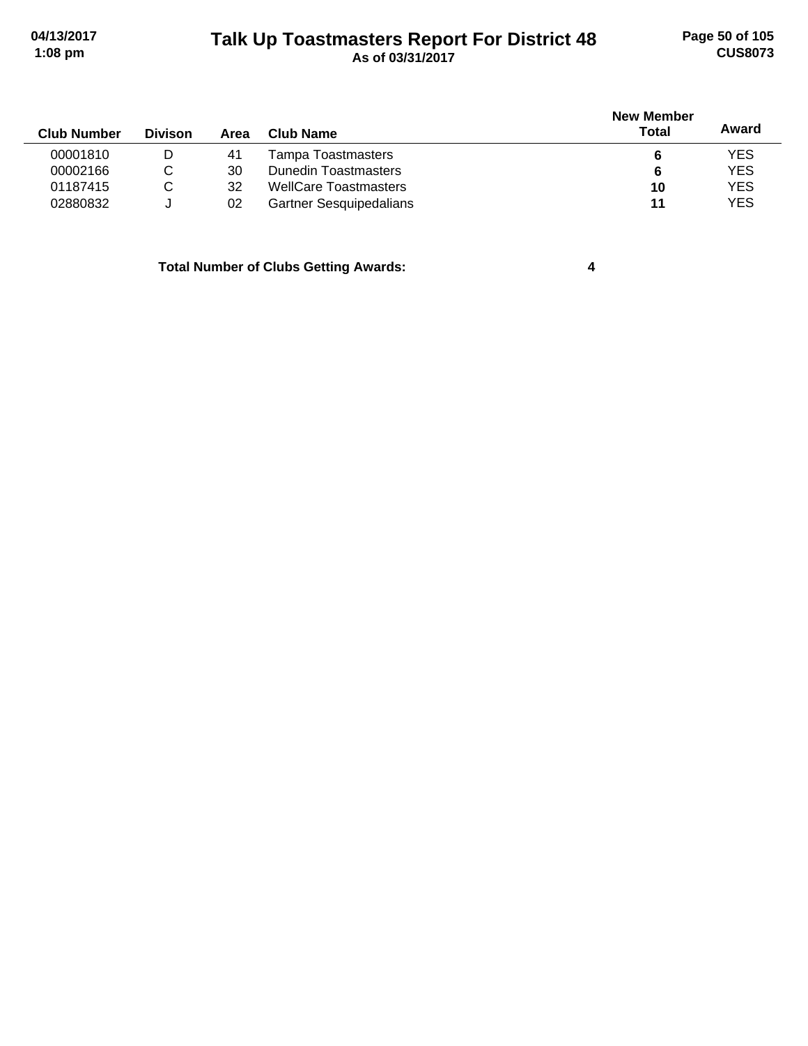# Talk Up Toastmasters Report For District 48

As of 03/31/2017

| Club Number | Divison | Area | Club Name | New Member Total | Award |
|---|---|---|---|---|---|
| 00001810 | D | 41 | Tampa Toastmasters | **6** | YES |
| 00002166 | C | 30 | Dunedin Toastmasters | **6** | YES |
| 01187415 | C | 32 | WellCare Toastmasters | **10** | YES |
| 02880832 | J | 02 | Gartner Sesquipedalians | **11** | YES |

**Total Number of Clubs Getting Awards: 4**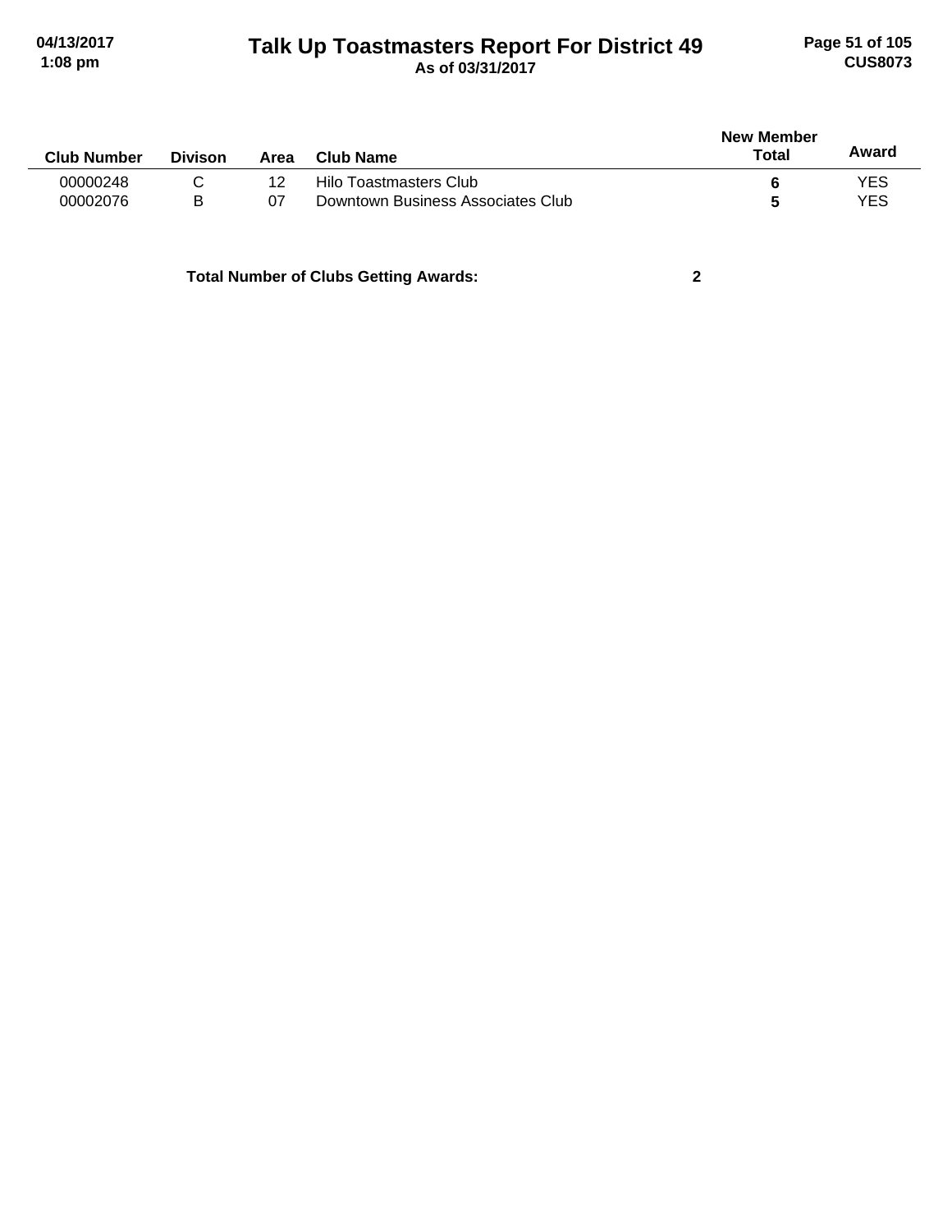# Talk Up Toastmasters Report For District 49

**As of 03/31/2017**

| Club Number | Divison | Area | Club Name | New Member Total | Award |
|---|---|---|---|---|---|
| 00000248 | C | 12 | Hilo Toastmasters Club | **6** | YES |
| 00002076 | B | 07 | Downtown Business Associates Club | **5** | YES |

**Total Number of Clubs Getting Awards: 2**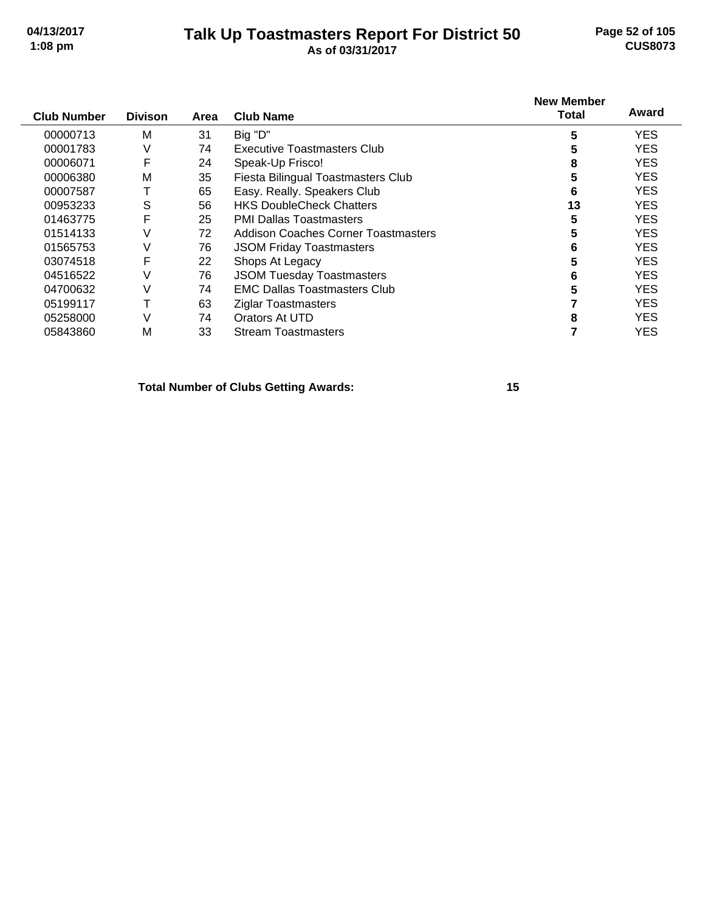# Talk Up Toastmasters Report For District 50

**As of 03/31/2017**

| Club Number | Divison | Area | Club Name | New Member Total | Award |
|---|---|---|---|---|---|
| 00000713 | M | 31 | Big "D" | **5** | YES |
| 00001783 | V | 74 | Executive Toastmasters Club | **5** | YES |
| 00006071 | F | 24 | Speak-Up Frisco! | **8** | YES |
| 00006380 | M | 35 | Fiesta Bilingual Toastmasters Club | **5** | YES |
| 00007587 | T | 65 | Easy. Really. Speakers Club | **6** | YES |
| 00953233 | S | 56 | HKS DoubleCheck Chatters | **13** | YES |
| 01463775 | F | 25 | PMI Dallas Toastmasters | **5** | YES |
| 01514133 | V | 72 | Addison Coaches Corner Toastmasters | **5** | YES |
| 01565753 | V | 76 | JSOM Friday Toastmasters | **6** | YES |
| 03074518 | F | 22 | Shops At Legacy | **5** | YES |
| 04516522 | V | 76 | JSOM Tuesday Toastmasters | **6** | YES |
| 04700632 | V | 74 | EMC Dallas Toastmasters Club | **5** | YES |
| 05199117 | T | 63 | Ziglar Toastmasters | **7** | YES |
| 05258000 | V | 74 | Orators At UTD | **8** | YES |
| 05843860 | M | 33 | Stream Toastmasters | **7** | YES |

**Total Number of Clubs Getting Awards: 15**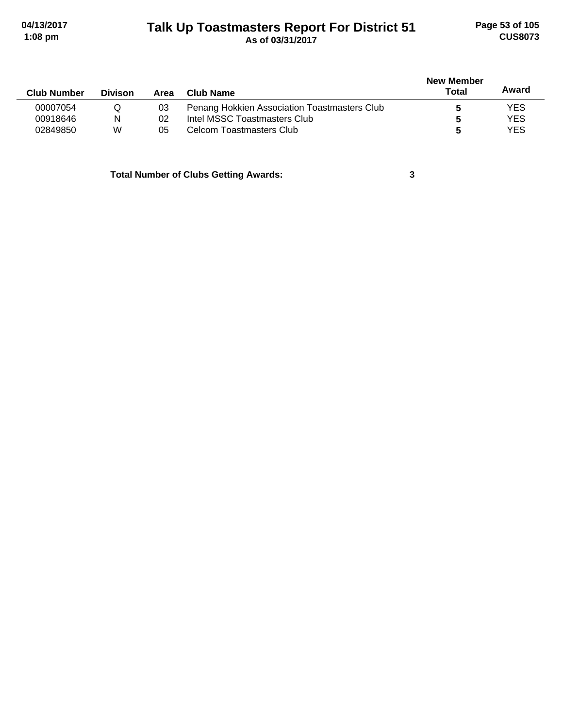| Club Number | Divison | Area | Club Name | New Member Total | Award |
|---|---|---|---|---|---|
| 00007054 | Q | 03 | Penang Hokkien Association Toastmasters Club | 5 | YES |
| 00918646 | N | 02 | Intel MSSC Toastmasters Club | 5 | YES |
| 02849850 | W | 05 | Celcom Toastmasters Club | 5 | YES |

**Total Number of Clubs Getting Awards: 3**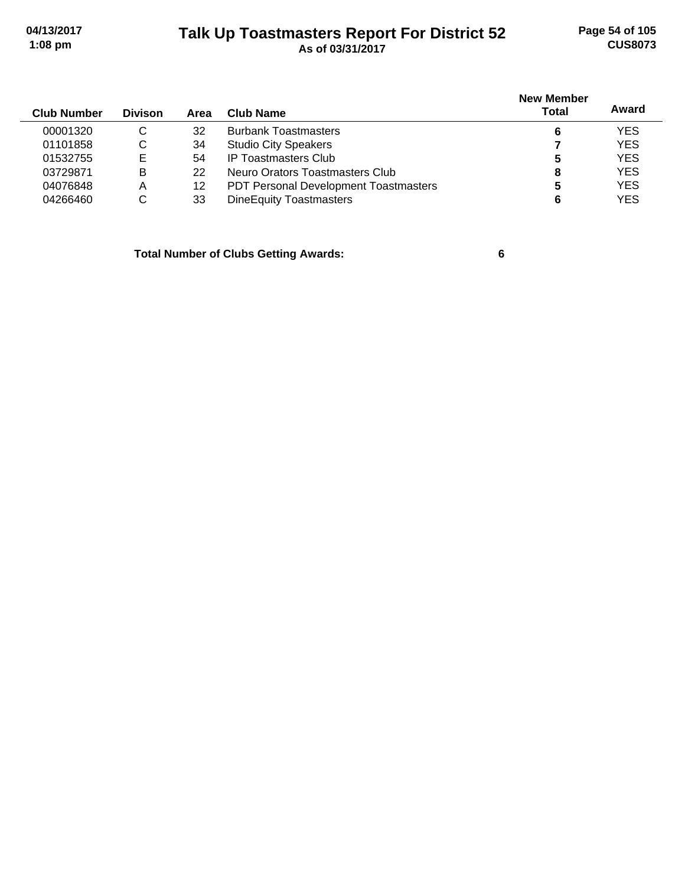# Talk Up Toastmasters Report For District 52

As of 03/31/2017

| Club Number | Divison | Area | Club Name | New Member Total | Award |
| --- | --- | --- | --- | --- | --- |
| 00001320 | C | 32 | Burbank Toastmasters | **6** | YES |
| 01101858 | C | 34 | Studio City Speakers | **7** | YES |
| 01532755 | E | 54 | IP Toastmasters Club | **5** | YES |
| 03729871 | B | 22 | Neuro Orators Toastmasters Club | **8** | YES |
| 04076848 | A | 12 | PDT Personal Development Toastmasters | **5** | YES |
| 04266460 | C | 33 | DineEquity Toastmasters | **6** | YES |

**Total Number of Clubs Getting Awards: 6**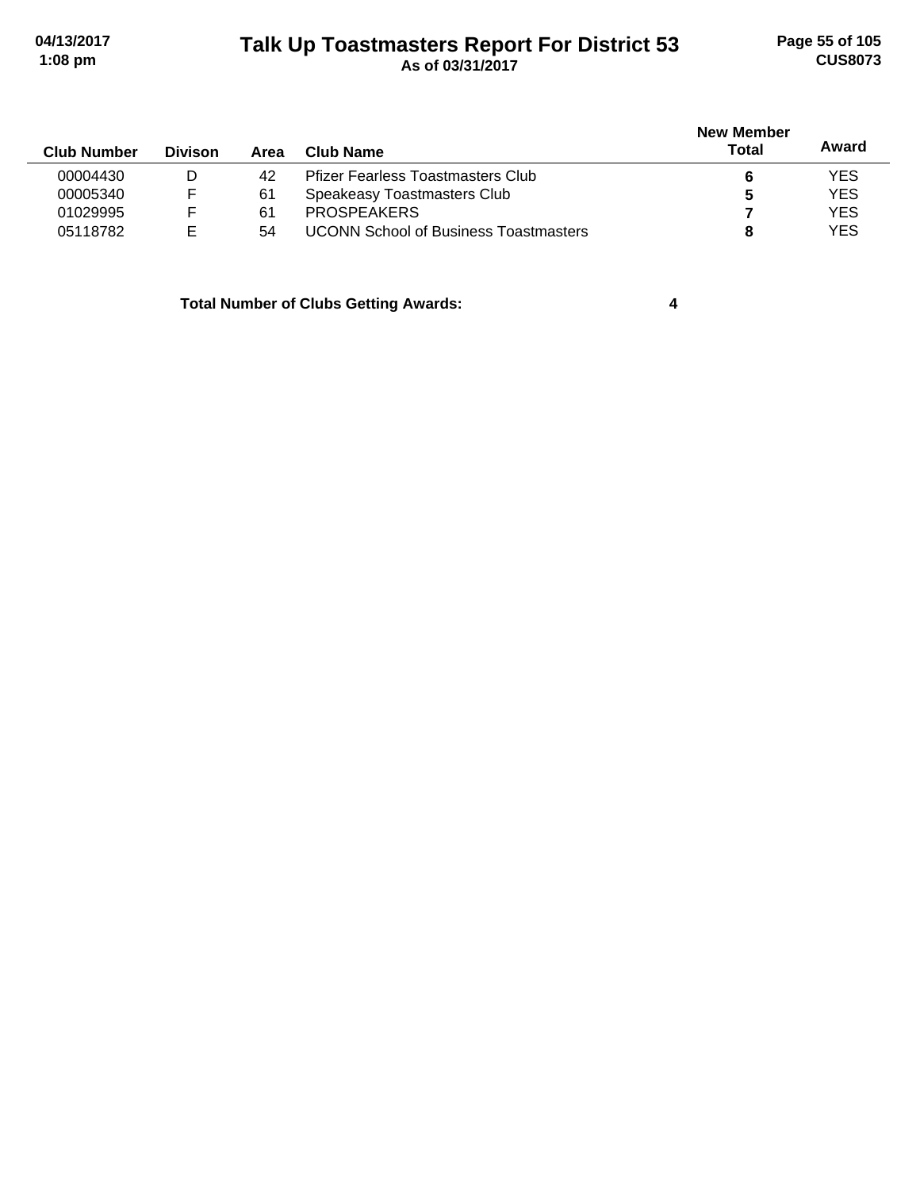# Talk Up Toastmasters Report For District 53

As of 03/31/2017

| Club Number | Divison | Area | Club Name | New Member Total | Award |
|---|---|---|---|---|---|
| 00004430 | D | 42 | Pfizer Fearless Toastmasters Club | **6** | YES |
| 00005340 | F | 61 | Speakeasy Toastmasters Club | **5** | YES |
| 01029995 | F | 61 | PROSPEAKERS | **7** | YES |
| 05118782 | E | 54 | UCONN School of Business Toastmasters | **8** | YES |

**Total Number of Clubs Getting Awards: 4**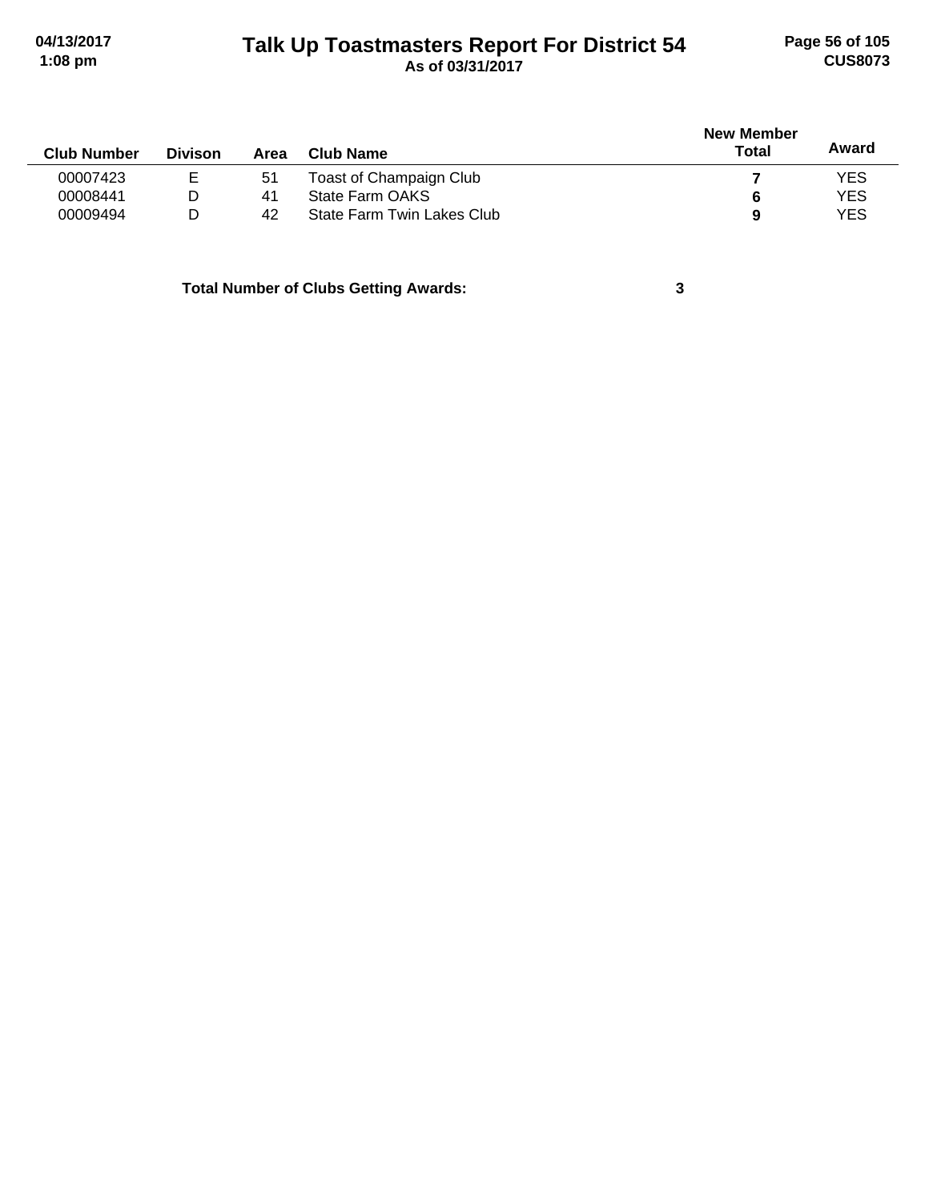| Club Number | Divison | Area | Club Name | New Member Total | Award |
|---|---|---|---|---|---|
| 00007423 | E | 51 | Toast of Champaign Club | **7** | YES |
| 00008441 | D | 41 | State Farm OAKS | **6** | YES |
| 00009494 | D | 42 | State Farm Twin Lakes Club | **9** | YES |

**Total Number of Clubs Getting Awards: 3**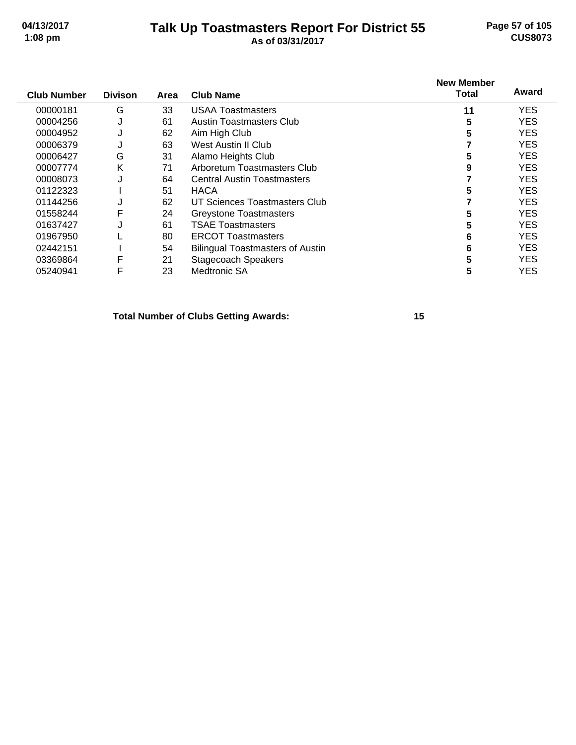# Talk Up Toastmasters Report For District 55

**As of 03/31/2017**

| Club Number | Divison | Area | Club Name | New Member Total | Award |
|---|---|---|---|---|---|
| 00000181 | G | 33 | USAA Toastmasters | **11** | YES |
| 00004256 | J | 61 | Austin Toastmasters Club | **5** | YES |
| 00004952 | J | 62 | Aim High Club | **5** | YES |
| 00006379 | J | 63 | West Austin II Club | **7** | YES |
| 00006427 | G | 31 | Alamo Heights Club | **5** | YES |
| 00007774 | K | 71 | Arboretum Toastmasters Club | **9** | YES |
| 00008073 | J | 64 | Central Austin Toastmasters | **7** | YES |
| 01122323 | I | 51 | HACA | **5** | YES |
| 01144256 | J | 62 | UT Sciences Toastmasters Club | **7** | YES |
| 01558244 | F | 24 | Greystone Toastmasters | **5** | YES |
| 01637427 | J | 61 | TSAE Toastmasters | **5** | YES |
| 01967950 | L | 80 | ERCOT Toastmasters | **6** | YES |
| 02442151 | I | 54 | Bilingual Toastmasters of Austin | **6** | YES |
| 03369864 | F | 21 | Stagecoach Speakers | **5** | YES |
| 05240941 | F | 23 | Medtronic SA | **5** | YES |

**Total Number of Clubs Getting Awards: 15**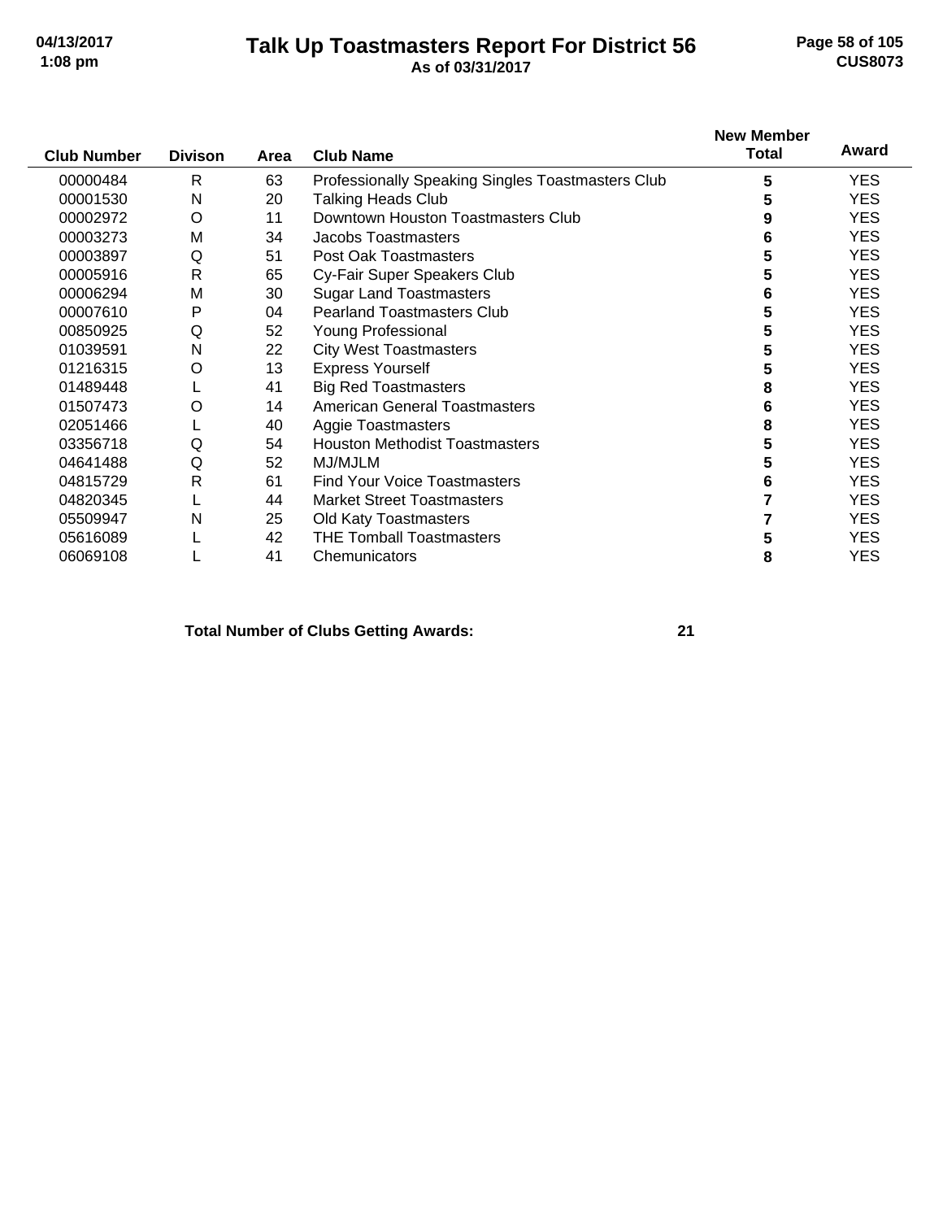# Talk Up Toastmasters Report For District 56

**As of 03/31/2017**

| Club Number | Divison | Area | Club Name | New Member Total | Award |
|---|---|---|---|---|---|
| 00000484 | R | 63 | Professionally Speaking Singles Toastmasters Club | **5** | YES |
| 00001530 | N | 20 | Talking Heads Club | **5** | YES |
| 00002972 | O | 11 | Downtown Houston Toastmasters Club | **9** | YES |
| 00003273 | M | 34 | Jacobs Toastmasters | **6** | YES |
| 00003897 | Q | 51 | Post Oak Toastmasters | **5** | YES |
| 00005916 | R | 65 | Cy-Fair Super Speakers Club | **5** | YES |
| 00006294 | M | 30 | Sugar Land Toastmasters | **6** | YES |
| 00007610 | P | 04 | Pearland Toastmasters Club | **5** | YES |
| 00850925 | Q | 52 | Young Professional | **5** | YES |
| 01039591 | N | 22 | City West Toastmasters | **5** | YES |
| 01216315 | O | 13 | Express Yourself | **5** | YES |
| 01489448 | L | 41 | Big Red Toastmasters | **8** | YES |
| 01507473 | O | 14 | American General Toastmasters | **6** | YES |
| 02051466 | L | 40 | Aggie Toastmasters | **8** | YES |
| 03356718 | Q | 54 | Houston Methodist Toastmasters | **5** | YES |
| 04641488 | Q | 52 | MJ/MJLM | **5** | YES |
| 04815729 | R | 61 | Find Your Voice Toastmasters | **6** | YES |
| 04820345 | L | 44 | Market Street Toastmasters | **7** | YES |
| 05509947 | N | 25 | Old Katy Toastmasters | **7** | YES |
| 05616089 | L | 42 | THE Tomball Toastmasters | **5** | YES |
| 06069108 | L | 41 | Chemunicators | **8** | YES |

**Total Number of Clubs Getting Awards: 21**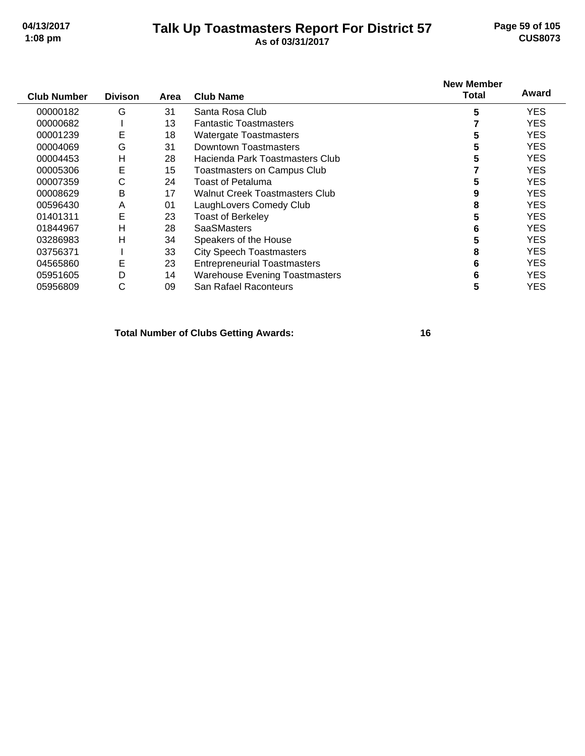# Talk Up Toastmasters Report For District 57

**As of 03/31/2017**

| Club Number | Divison | Area | Club Name | New Member Total | Award |
|---|---|---|---|---|---|
| 00000182 | G | 31 | Santa Rosa Club | **5** | YES |
| 00000682 | I | 13 | Fantastic Toastmasters | **7** | YES |
| 00001239 | E | 18 | Watergate Toastmasters | **5** | YES |
| 00004069 | G | 31 | Downtown Toastmasters | **5** | YES |
| 00004453 | H | 28 | Hacienda Park Toastmasters Club | **5** | YES |
| 00005306 | E | 15 | Toastmasters on Campus Club | **7** | YES |
| 00007359 | C | 24 | Toast of Petaluma | **5** | YES |
| 00008629 | B | 17 | Walnut Creek Toastmasters Club | **9** | YES |
| 00596430 | A | 01 | LaughLovers Comedy Club | **8** | YES |
| 01401311 | E | 23 | Toast of Berkeley | **5** | YES |
| 01844967 | H | 28 | SaaSMasters | **6** | YES |
| 03286983 | H | 34 | Speakers of the House | **5** | YES |
| 03756371 | I | 33 | City Speech Toastmasters | **8** | YES |
| 04565860 | E | 23 | Entrepreneurial Toastmasters | **6** | YES |
| 05951605 | D | 14 | Warehouse Evening Toastmasters | **6** | YES |
| 05956809 | C | 09 | San Rafael Raconteurs | **5** | YES |

**Total Number of Clubs Getting Awards: 16**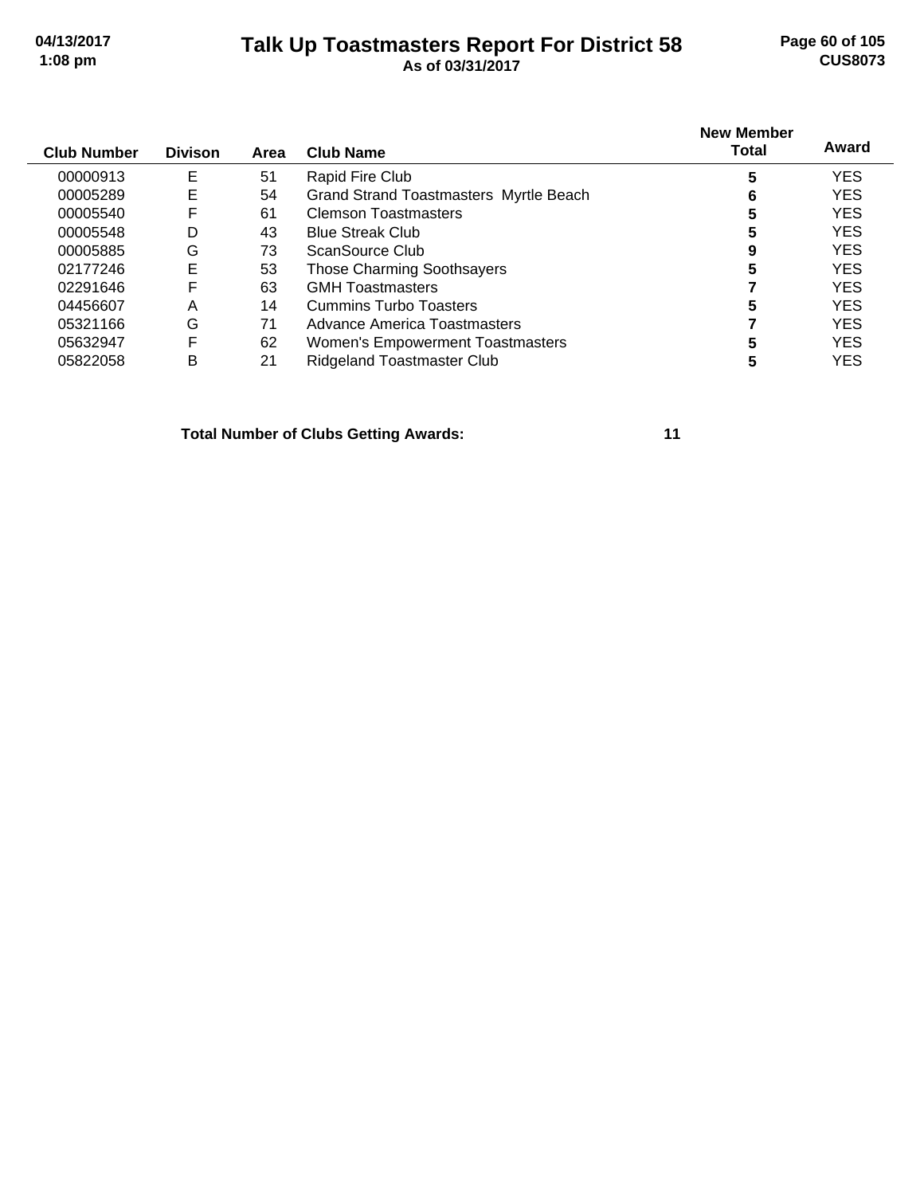# Talk Up Toastmasters Report For District 58

**As of 03/31/2017**

| Club Number | Divison | Area | Club Name | New Member Total | Award |
|---|---|---|---|---|---|
| 00000913 | E | 51 | Rapid Fire Club | 5 | YES |
| 00005289 | E | 54 | Grand Strand Toastmasters Myrtle Beach | 6 | YES |
| 00005540 | F | 61 | Clemson Toastmasters | 5 | YES |
| 00005548 | D | 43 | Blue Streak Club | 5 | YES |
| 00005885 | G | 73 | ScanSource Club | 9 | YES |
| 02177246 | E | 53 | Those Charming Soothsayers | 5 | YES |
| 02291646 | F | 63 | GMH Toastmasters | 7 | YES |
| 04456607 | A | 14 | Cummins Turbo Toasters | 5 | YES |
| 05321166 | G | 71 | Advance America Toastmasters | 7 | YES |
| 05632947 | F | 62 | Women's Empowerment Toastmasters | 5 | YES |
| 05822058 | B | 21 | Ridgeland Toastmaster Club | 5 | YES |

**Total Number of Clubs Getting Awards: 11**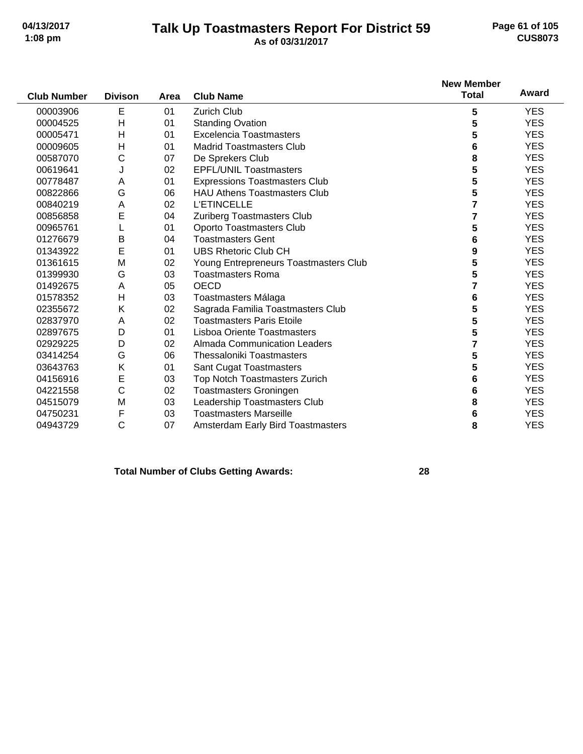# Talk Up Toastmasters Report For District 59

**As of 03/31/2017**

| Club Number | Divison | Area | Club Name | New Member Total | Award |
|---|---|---|---|---|---|
| 00003906 | E | 01 | Zurich Club | 5 | YES |
| 00004525 | H | 01 | Standing Ovation | 5 | YES |
| 00005471 | H | 01 | Excelencia Toastmasters | 5 | YES |
| 00009605 | H | 01 | Madrid Toastmasters Club | 6 | YES |
| 00587070 | C | 07 | De Sprekers Club | 8 | YES |
| 00619641 | J | 02 | EPFL/UNIL Toastmasters | 5 | YES |
| 00778487 | A | 01 | Expressions Toastmasters Club | 5 | YES |
| 00822866 | G | 06 | HAU Athens Toastmasters Club | 5 | YES |
| 00840219 | A | 02 | L'ETINCELLE | 7 | YES |
| 00856858 | E | 04 | Zuriberg Toastmasters Club | 7 | YES |
| 00965761 | L | 01 | Oporto Toastmasters Club | 5 | YES |
| 01276679 | B | 04 | Toastmasters Gent | 6 | YES |
| 01343922 | E | 01 | UBS Rhetoric Club CH | 9 | YES |
| 01361615 | M | 02 | Young Entrepreneurs Toastmasters Club | 5 | YES |
| 01399930 | G | 03 | Toastmasters Roma | 5 | YES |
| 01492675 | A | 05 | OECD | 7 | YES |
| 01578352 | H | 03 | Toastmasters Málaga | 6 | YES |
| 02355672 | K | 02 | Sagrada Familia Toastmasters Club | 5 | YES |
| 02837970 | A | 02 | Toastmasters Paris Etoile | 5 | YES |
| 02897675 | D | 01 | Lisboa Oriente Toastmasters | 5 | YES |
| 02929225 | D | 02 | Almada Communication Leaders | 7 | YES |
| 03414254 | G | 06 | Thessaloniki Toastmasters | 5 | YES |
| 03643763 | K | 01 | Sant Cugat Toastmasters | 5 | YES |
| 04156916 | E | 03 | Top Notch Toastmasters Zurich | 6 | YES |
| 04221558 | C | 02 | Toastmasters Groningen | 6 | YES |
| 04515079 | M | 03 | Leadership Toastmasters Club | 8 | YES |
| 04750231 | F | 03 | Toastmasters Marseille | 6 | YES |
| 04943729 | C | 07 | Amsterdam Early Bird Toastmasters | 8 | YES |

**Total Number of Clubs Getting Awards: 28**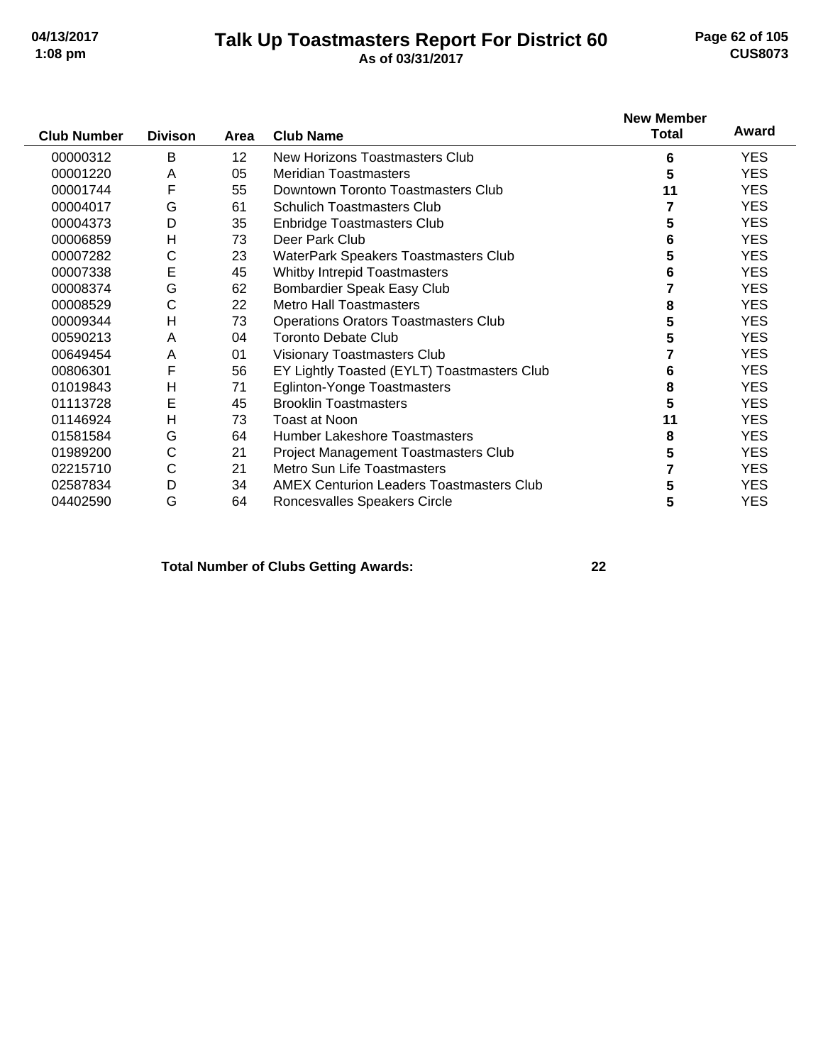# Talk Up Toastmasters Report For District 60

**As of 03/31/2017**

| Club Number | Divison | Area | Club Name | New Member Total | Award |
|---|---|---|---|---|---|
| 00000312 | B | 12 | New Horizons Toastmasters Club | 6 | YES |
| 00001220 | A | 05 | Meridian Toastmasters | 5 | YES |
| 00001744 | F | 55 | Downtown Toronto Toastmasters Club | 11 | YES |
| 00004017 | G | 61 | Schulich Toastmasters Club | 7 | YES |
| 00004373 | D | 35 | Enbridge Toastmasters Club | 5 | YES |
| 00006859 | H | 73 | Deer Park Club | 6 | YES |
| 00007282 | C | 23 | WaterPark Speakers Toastmasters Club | 5 | YES |
| 00007338 | E | 45 | Whitby Intrepid Toastmasters | 6 | YES |
| 00008374 | G | 62 | Bombardier Speak Easy Club | 7 | YES |
| 00008529 | C | 22 | Metro Hall Toastmasters | 8 | YES |
| 00009344 | H | 73 | Operations Orators Toastmasters Club | 5 | YES |
| 00590213 | A | 04 | Toronto Debate Club | 5 | YES |
| 00649454 | A | 01 | Visionary Toastmasters Club | 7 | YES |
| 00806301 | F | 56 | EY Lightly Toasted (EYLT) Toastmasters Club | 6 | YES |
| 01019843 | H | 71 | Eglinton-Yonge Toastmasters | 8 | YES |
| 01113728 | E | 45 | Brooklin Toastmasters | 5 | YES |
| 01146924 | H | 73 | Toast at Noon | 11 | YES |
| 01581584 | G | 64 | Humber Lakeshore Toastmasters | 8 | YES |
| 01989200 | C | 21 | Project Management Toastmasters Club | 5 | YES |
| 02215710 | C | 21 | Metro Sun Life Toastmasters | 7 | YES |
| 02587834 | D | 34 | AMEX Centurion Leaders Toastmasters Club | 5 | YES |
| 04402590 | G | 64 | Roncesvalles Speakers Circle | 5 | YES |

**Total Number of Clubs Getting Awards: 22**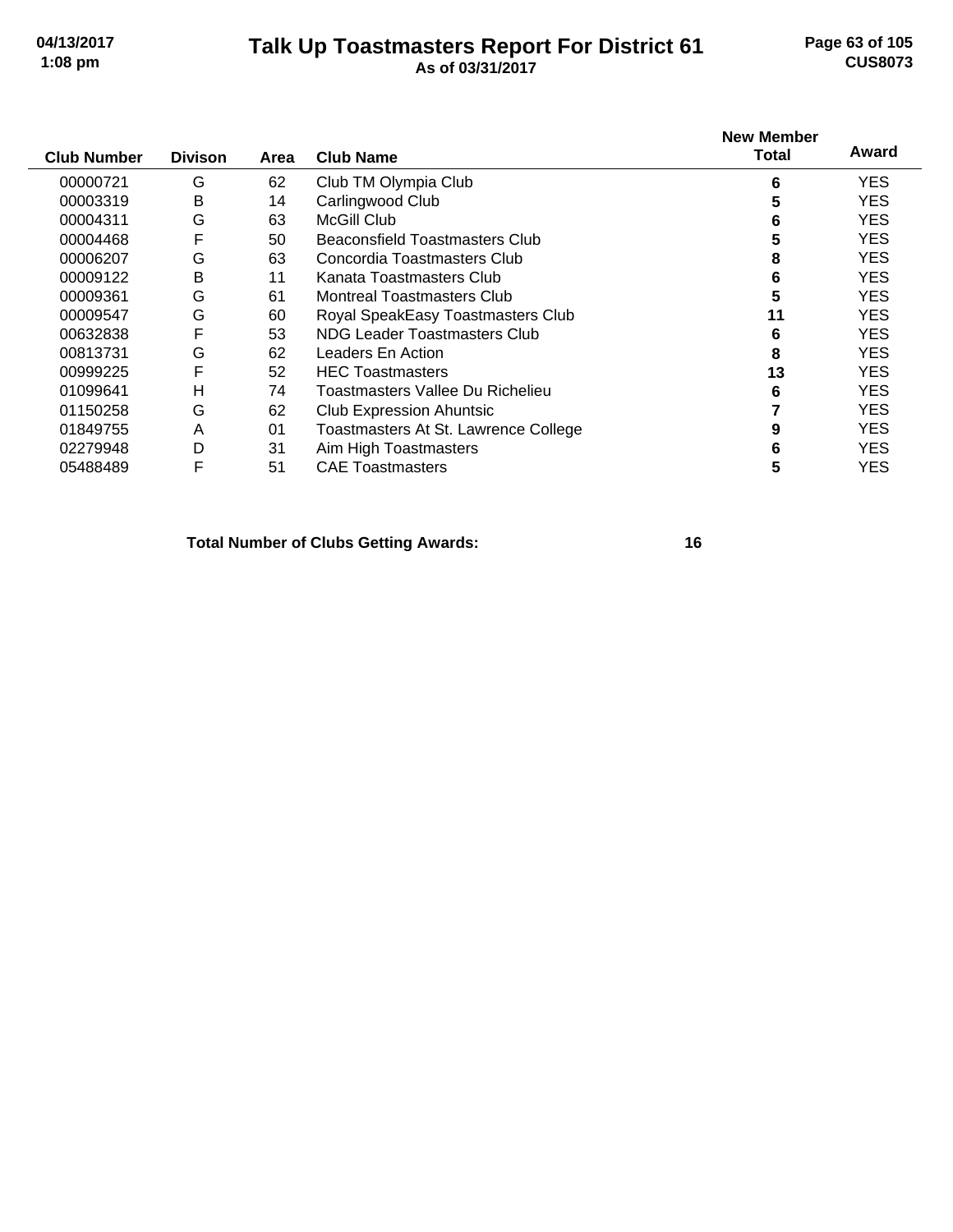# Talk Up Toastmasters Report For District 61

**As of 03/31/2017**

| Club Number | Divison | Area | Club Name | New Member Total | Award |
|---|---|---|---|---|---|
| 00000721 | G | 62 | Club TM Olympia Club | 6 | YES |
| 00003319 | B | 14 | Carlingwood Club | 5 | YES |
| 00004311 | G | 63 | McGill Club | 6 | YES |
| 00004468 | F | 50 | Beaconsfield Toastmasters Club | 5 | YES |
| 00006207 | G | 63 | Concordia Toastmasters Club | 8 | YES |
| 00009122 | B | 11 | Kanata Toastmasters Club | 6 | YES |
| 00009361 | G | 61 | Montreal Toastmasters Club | 5 | YES |
| 00009547 | G | 60 | Royal SpeakEasy Toastmasters Club | 11 | YES |
| 00632838 | F | 53 | NDG Leader Toastmasters Club | 6 | YES |
| 00813731 | G | 62 | Leaders En Action | 8 | YES |
| 00999225 | F | 52 | HEC Toastmasters | 13 | YES |
| 01099641 | H | 74 | Toastmasters Vallee Du Richelieu | 6 | YES |
| 01150258 | G | 62 | Club Expression Ahuntsic | 7 | YES |
| 01849755 | A | 01 | Toastmasters At St. Lawrence College | 9 | YES |
| 02279948 | D | 31 | Aim High Toastmasters | 6 | YES |
| 05488489 | F | 51 | CAE Toastmasters | 5 | YES |

**Total Number of Clubs Getting Awards: 16**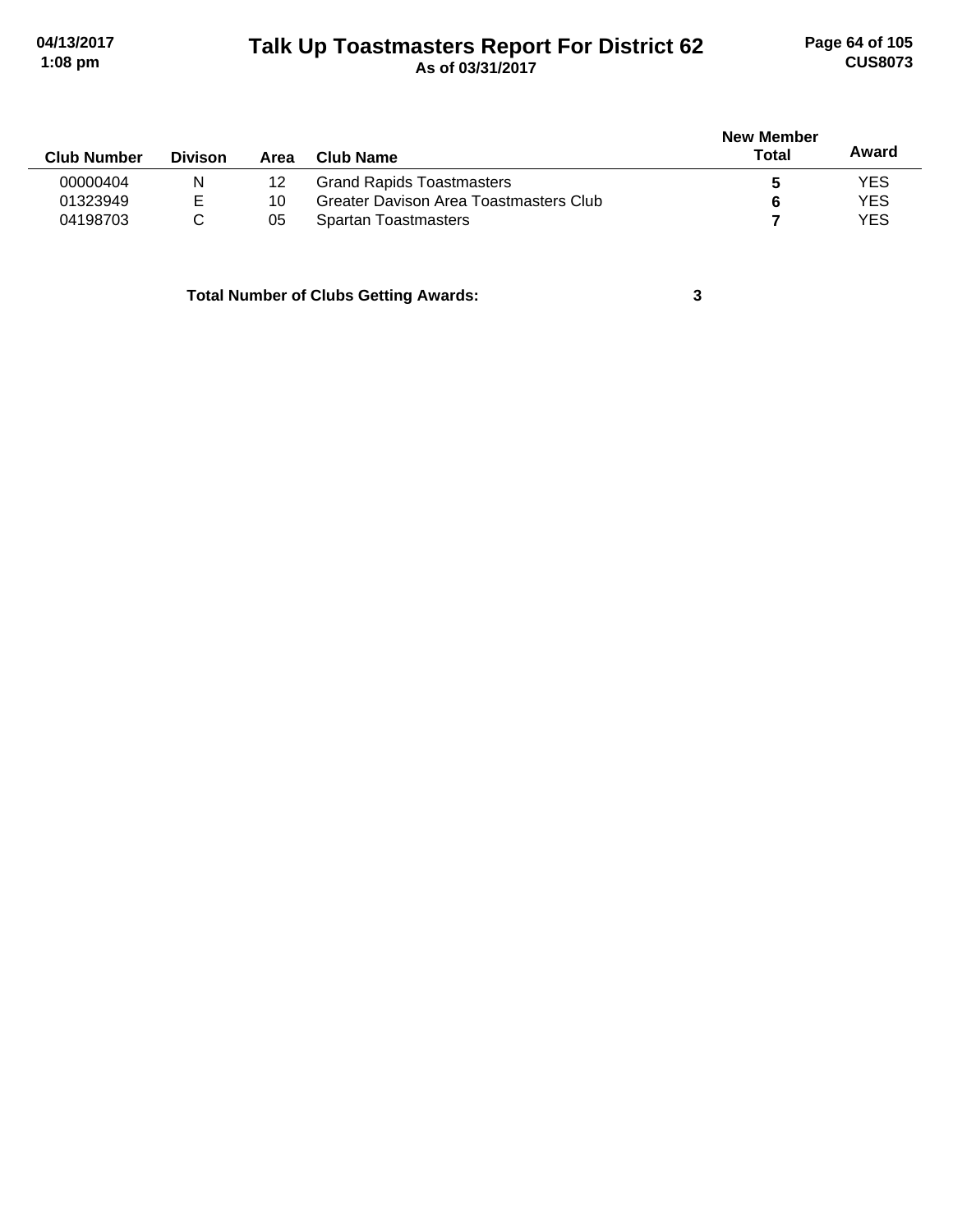# Talk Up Toastmasters Report For District 62

As of 03/31/2017

| Club Number | Divison | Area | Club Name | New Member Total | Award |
|---|---|---|---|---|---|
| 00000404 | N | 12 | Grand Rapids Toastmasters | **5** | YES |
| 01323949 | E | 10 | Greater Davison Area Toastmasters Club | **6** | YES |
| 04198703 | C | 05 | Spartan Toastmasters | **7** | YES |

**Total Number of Clubs Getting Awards: 3**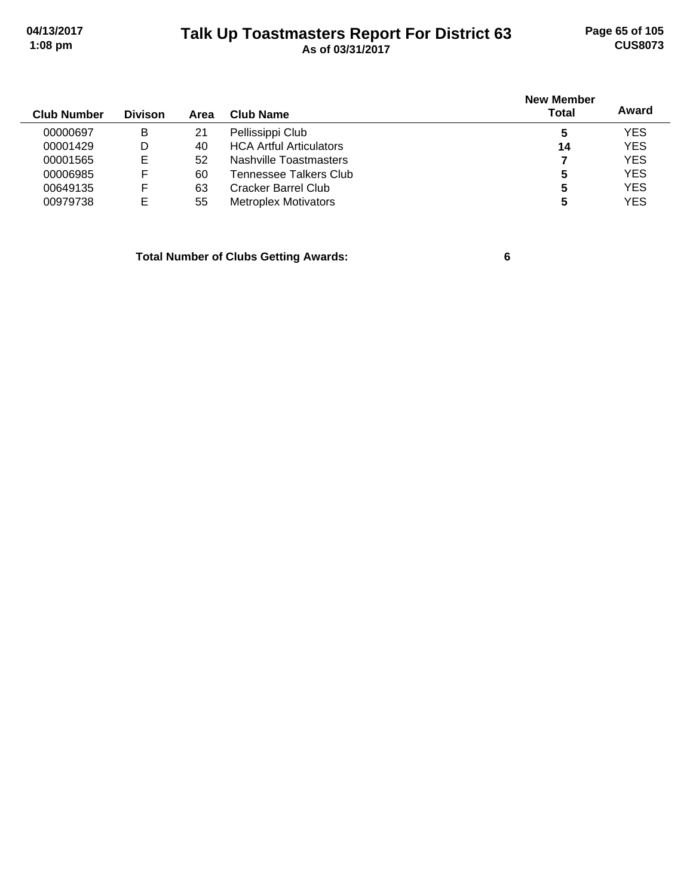# Talk Up Toastmasters Report For District 63

As of 03/31/2017

| Club Number | Divison | Area | Club Name | New Member Total | Award |
|---|---|---|---|---|---|
| 00000697 | B | 21 | Pellissippi Club | **5** | YES |
| 00001429 | D | 40 | HCA Artful Articulators | **14** | YES |
| 00001565 | E | 52 | Nashville Toastmasters | **7** | YES |
| 00006985 | F | 60 | Tennessee Talkers Club | **5** | YES |
| 00649135 | F | 63 | Cracker Barrel Club | **5** | YES |
| 00979738 | E | 55 | Metroplex Motivators | **5** | YES |

**Total Number of Clubs Getting Awards: 6**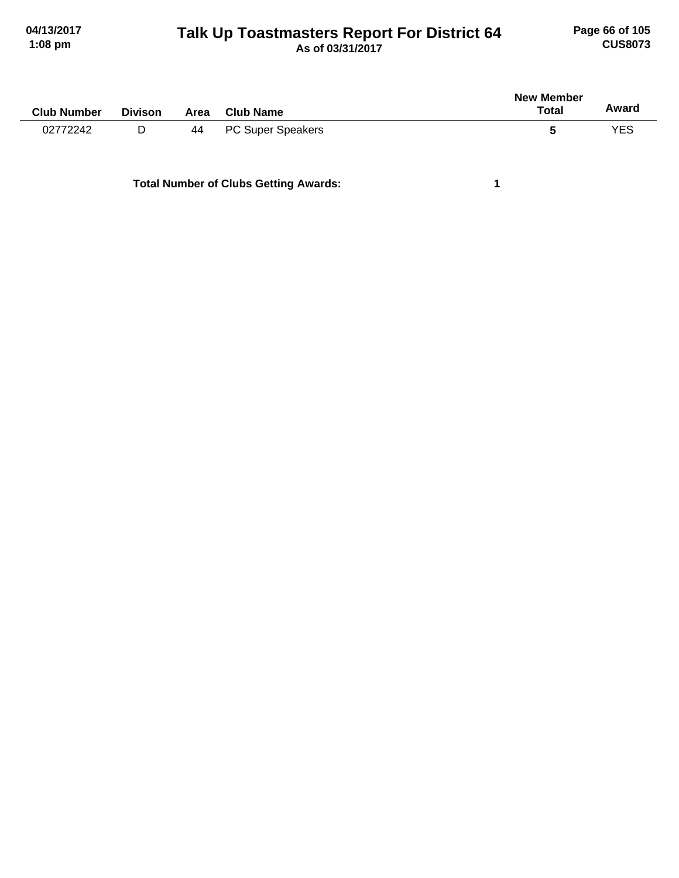# Talk Up Toastmasters Report For District 64

**As of 03/31/2017**

| Club Number | Divison | Area | Club Name | New Member Total | Award |
|---|---|---|---|---|---|
| 02772242 | D | 44 | PC Super Speakers | **5** | YES |

**Total Number of Clubs Getting Awards: 1**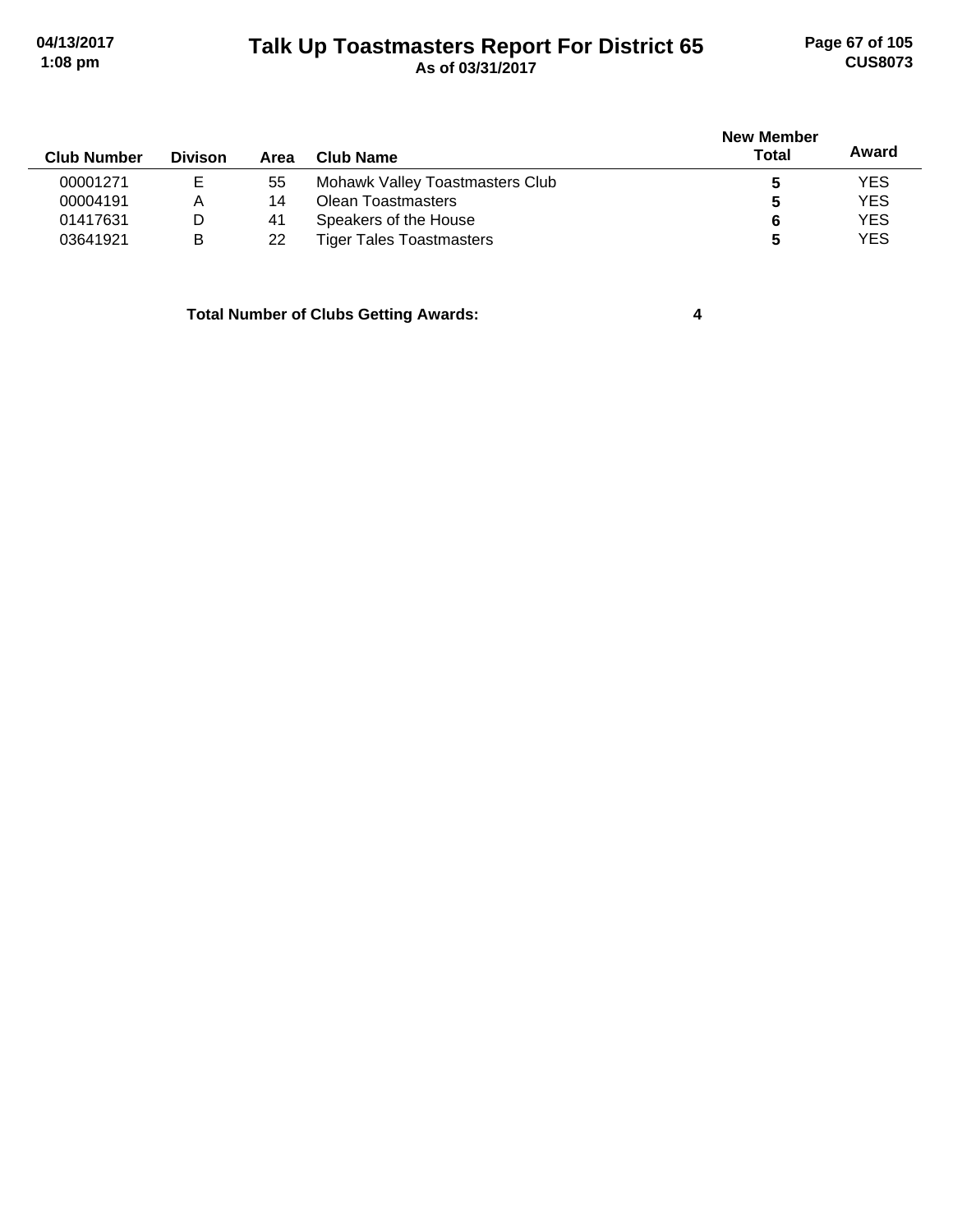# Talk Up Toastmasters Report For District 65

As of 03/31/2017

| Club Number | Divison | Area | Club Name | New Member Total | Award |
|---|---|---|---|---|---|
| 00001271 | E | 55 | Mohawk Valley Toastmasters Club | **5** | YES |
| 00004191 | A | 14 | Olean Toastmasters | **5** | YES |
| 01417631 | D | 41 | Speakers of the House | **6** | YES |
| 03641921 | B | 22 | Tiger Tales Toastmasters | **5** | YES |

**Total Number of Clubs Getting Awards: 4**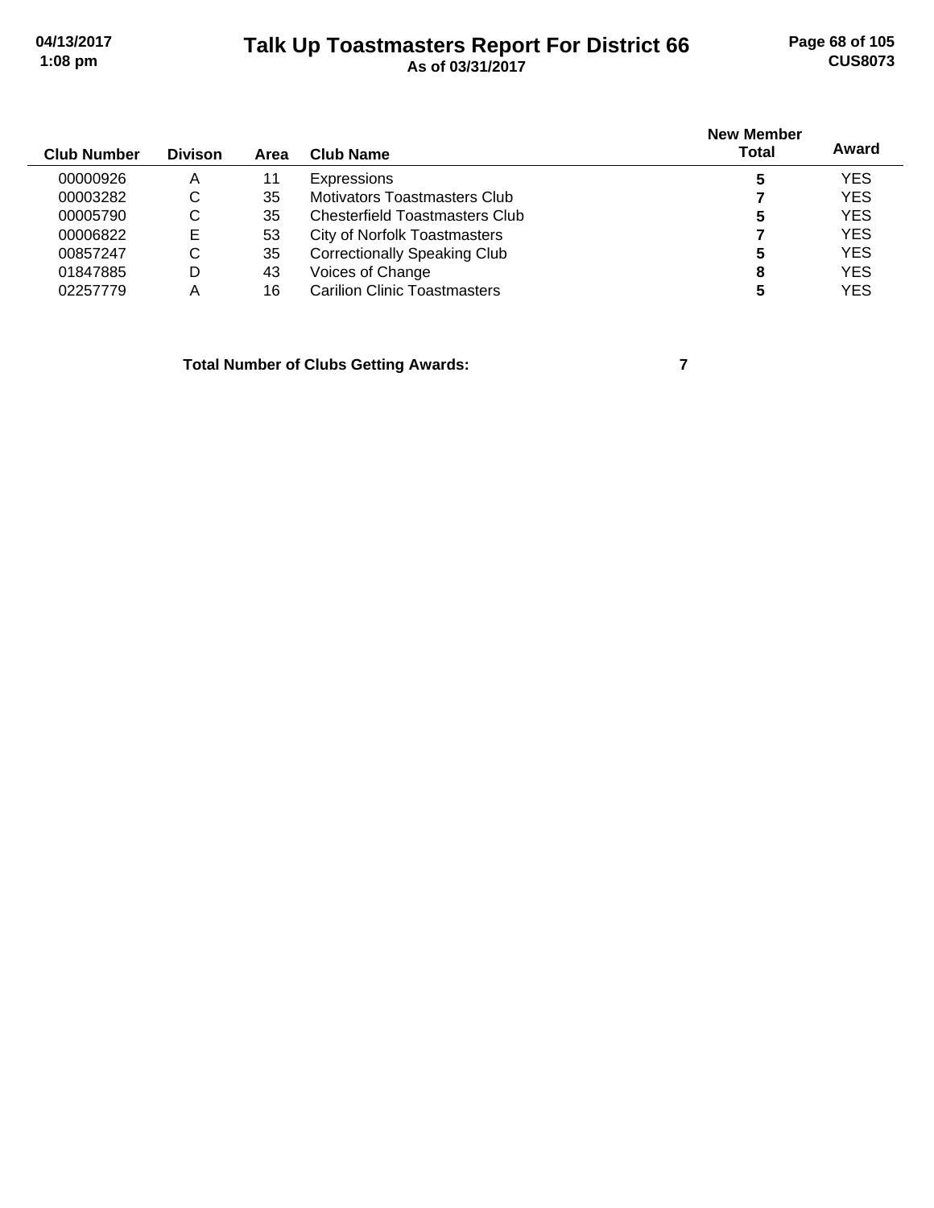# Talk Up Toastmasters Report For District 66

**As of 03/31/2017**

| Club Number | Divison | Area | Club Name | New Member Total | Award |
|---|---|---|---|---|---|
| 00000926 | A | 11 | Expressions | **5** | YES |
| 00003282 | C | 35 | Motivators Toastmasters Club | **7** | YES |
| 00005790 | C | 35 | Chesterfield Toastmasters Club | **5** | YES |
| 00006822 | E | 53 | City of Norfolk Toastmasters | **7** | YES |
| 00857247 | C | 35 | Correctionally Speaking Club | **5** | YES |
| 01847885 | D | 43 | Voices of Change | **8** | YES |
| 02257779 | A | 16 | Carilion Clinic Toastmasters | **5** | YES |

**Total Number of Clubs Getting Awards: 7**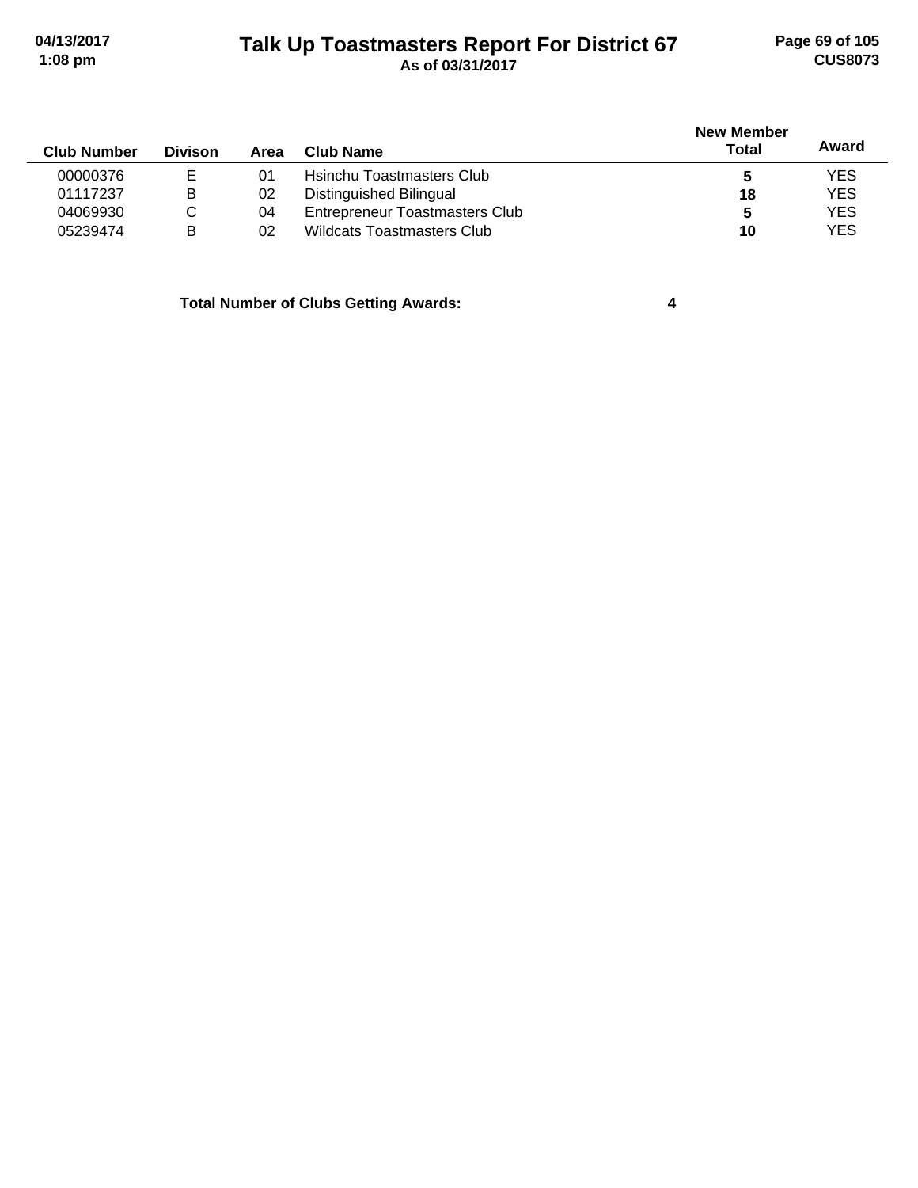| Club Number | Divison | Area | Club Name | New Member Total | Award |
|---|---|---|---|---|---|
| 00000376 | E | 01 | Hsinchu Toastmasters Club | 5 | YES |
| 01117237 | B | 02 | Distinguished Bilingual | 18 | YES |
| 04069930 | C | 04 | Entrepreneur Toastmasters Club | 5 | YES |
| 05239474 | B | 02 | Wildcats Toastmasters Club | 10 | YES |

**Total Number of Clubs Getting Awards:** **4**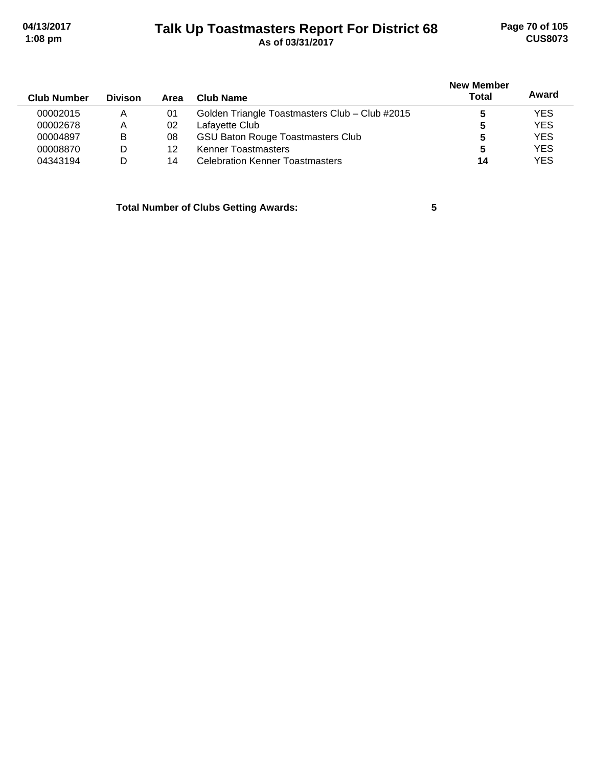| Club Number | Divison | Area | Club Name | New Member Total | Award |
|---|---|---|---|---|---|
| 00002015 | A | 01 | Golden Triangle Toastmasters Club – Club #2015 | **5** | YES |
| 00002678 | A | 02 | Lafayette Club | **5** | YES |
| 00004897 | B | 08 | GSU Baton Rouge Toastmasters Club | **5** | YES |
| 00008870 | D | 12 | Kenner Toastmasters | **5** | YES |
| 04343194 | D | 14 | Celebration Kenner Toastmasters | **14** | YES |

**Total Number of Clubs Getting Awards: 5**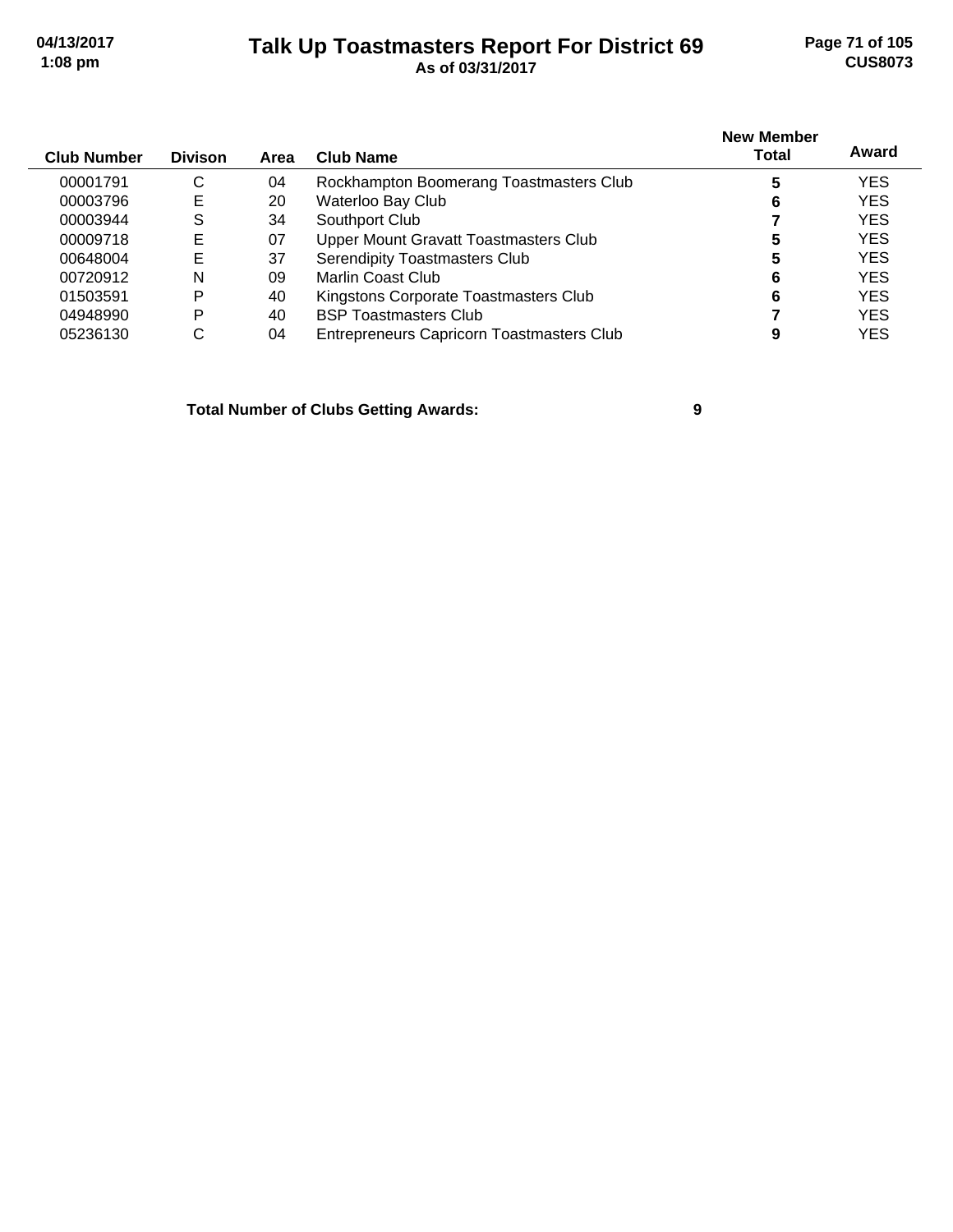# Talk Up Toastmasters Report For District 69

**As of 03/31/2017**

| Club Number | Divison | Area | Club Name | New Member Total | Award |
|---|---|---|---|---|---|
| 00001791 | C | 04 | Rockhampton Boomerang Toastmasters Club | **5** | YES |
| 00003796 | E | 20 | Waterloo Bay Club | **6** | YES |
| 00003944 | S | 34 | Southport Club | **7** | YES |
| 00009718 | E | 07 | Upper Mount Gravatt Toastmasters Club | **5** | YES |
| 00648004 | E | 37 | Serendipity Toastmasters Club | **5** | YES |
| 00720912 | N | 09 | Marlin Coast Club | **6** | YES |
| 01503591 | P | 40 | Kingstons Corporate Toastmasters Club | **6** | YES |
| 04948990 | P | 40 | BSP Toastmasters Club | **7** | YES |
| 05236130 | C | 04 | Entrepreneurs Capricorn Toastmasters Club | **9** | YES |

**Total Number of Clubs Getting Awards: 9**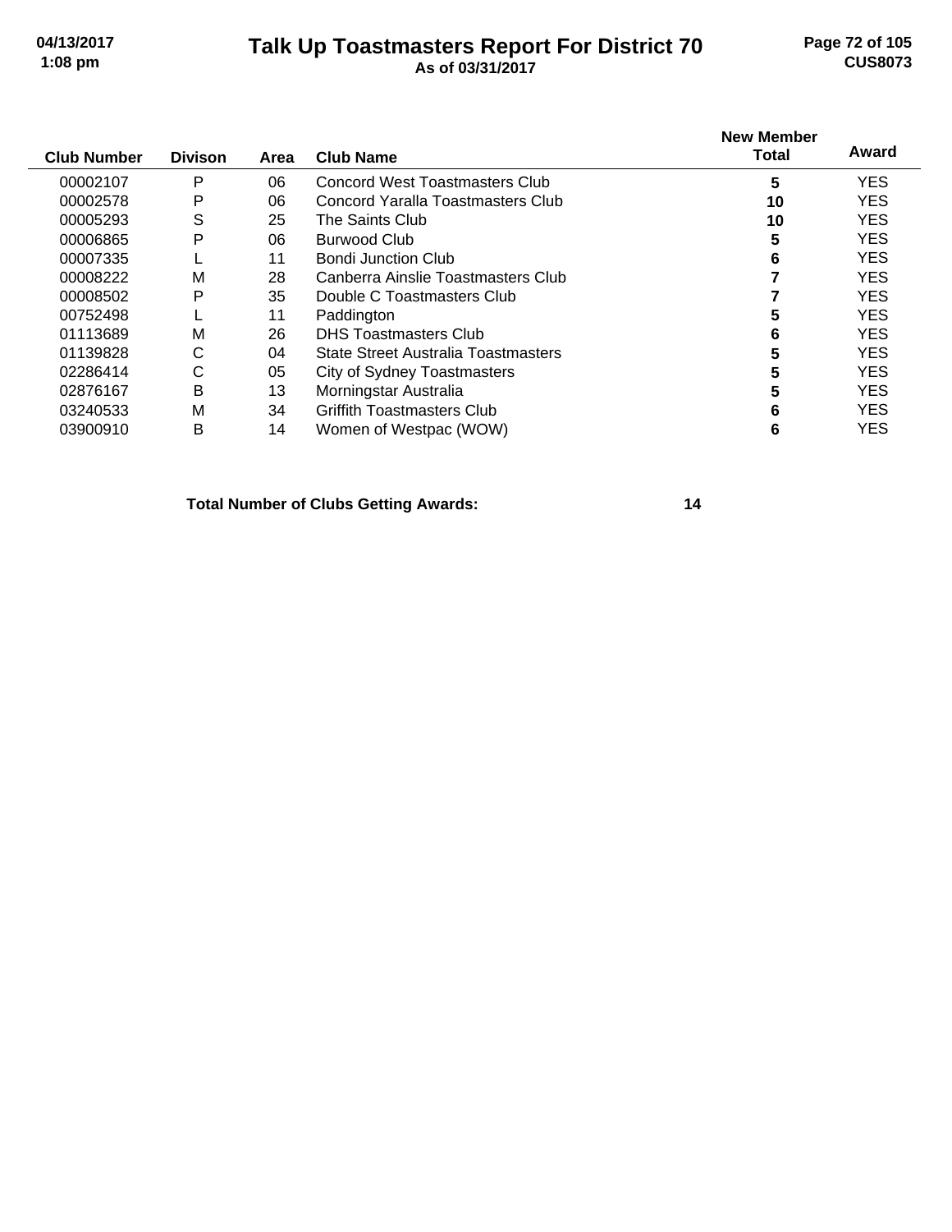# Talk Up Toastmasters Report For District 70

**As of 03/31/2017**

| Club Number | Divison | Area | Club Name | New Member Total | Award |
|---|---|---|---|---|---|
| 00002107 | P | 06 | Concord West Toastmasters Club | **5** | YES |
| 00002578 | P | 06 | Concord Yaralla Toastmasters Club | **10** | YES |
| 00005293 | S | 25 | The Saints Club | **10** | YES |
| 00006865 | P | 06 | Burwood Club | **5** | YES |
| 00007335 | L | 11 | Bondi Junction Club | **6** | YES |
| 00008222 | M | 28 | Canberra Ainslie Toastmasters Club | **7** | YES |
| 00008502 | P | 35 | Double C Toastmasters Club | **7** | YES |
| 00752498 | L | 11 | Paddington | **5** | YES |
| 01113689 | M | 26 | DHS Toastmasters Club | **6** | YES |
| 01139828 | C | 04 | State Street Australia Toastmasters | **5** | YES |
| 02286414 | C | 05 | City of Sydney Toastmasters | **5** | YES |
| 02876167 | B | 13 | Morningstar Australia | **5** | YES |
| 03240533 | M | 34 | Griffith Toastmasters Club | **6** | YES |
| 03900910 | B | 14 | Women of Westpac (WOW) | **6** | YES |

**Total Number of Clubs Getting Awards: 14**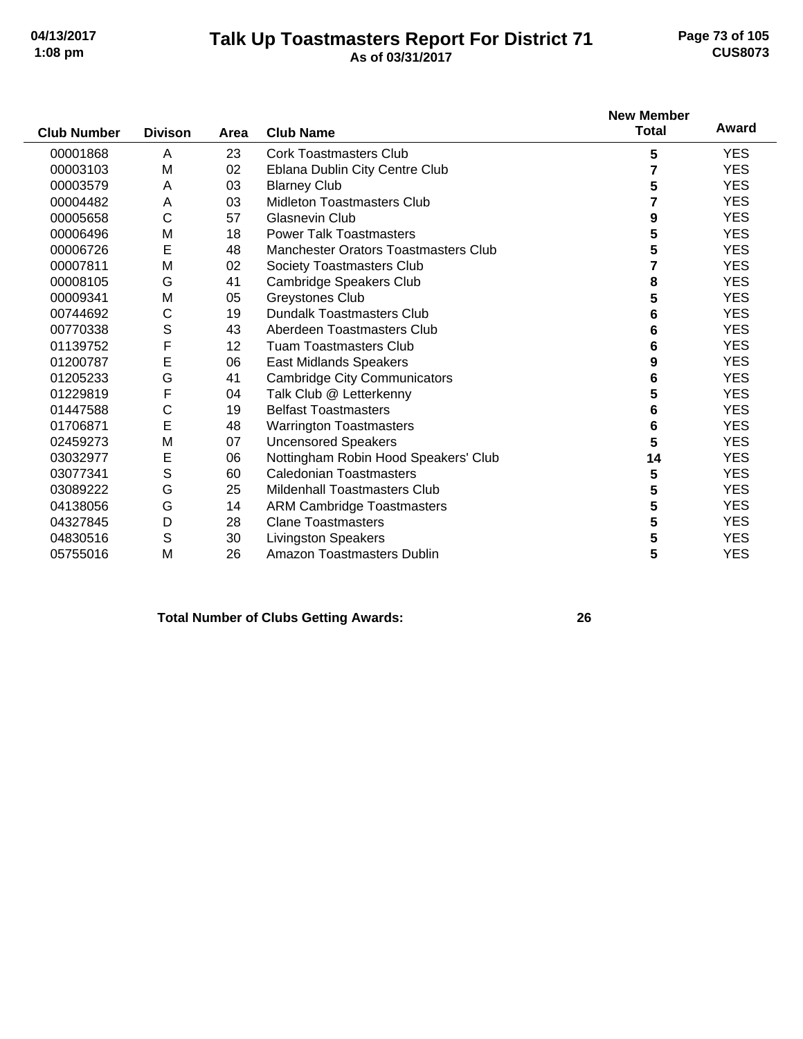# Talk Up Toastmasters Report For District 71

**As of 03/31/2017**

| Club Number | Divison | Area | Club Name | New Member Total | Award |
|---|---|---|---|---|---|
| 00001868 | A | 23 | Cork Toastmasters Club | 5 | YES |
| 00003103 | M | 02 | Eblana Dublin City Centre Club | 7 | YES |
| 00003579 | A | 03 | Blarney Club | 5 | YES |
| 00004482 | A | 03 | Midleton Toastmasters Club | 7 | YES |
| 00005658 | C | 57 | Glasnevin Club | 9 | YES |
| 00006496 | M | 18 | Power Talk Toastmasters | 5 | YES |
| 00006726 | E | 48 | Manchester Orators Toastmasters Club | 5 | YES |
| 00007811 | M | 02 | Society Toastmasters Club | 7 | YES |
| 00008105 | G | 41 | Cambridge Speakers Club | 8 | YES |
| 00009341 | M | 05 | Greystones Club | 5 | YES |
| 00744692 | C | 19 | Dundalk Toastmasters Club | 6 | YES |
| 00770338 | S | 43 | Aberdeen Toastmasters Club | 6 | YES |
| 01139752 | F | 12 | Tuam Toastmasters Club | 6 | YES |
| 01200787 | E | 06 | East Midlands Speakers | 9 | YES |
| 01205233 | G | 41 | Cambridge City Communicators | 6 | YES |
| 01229819 | F | 04 | Talk Club @ Letterkenny | 5 | YES |
| 01447588 | C | 19 | Belfast Toastmasters | 6 | YES |
| 01706871 | E | 48 | Warrington Toastmasters | 6 | YES |
| 02459273 | M | 07 | Uncensored Speakers | 5 | YES |
| 03032977 | E | 06 | Nottingham Robin Hood Speakers' Club | 14 | YES |
| 03077341 | S | 60 | Caledonian Toastmasters | 5 | YES |
| 03089222 | G | 25 | Mildenhall Toastmasters Club | 5 | YES |
| 04138056 | G | 14 | ARM Cambridge Toastmasters | 5 | YES |
| 04327845 | D | 28 | Clane Toastmasters | 5 | YES |
| 04830516 | S | 30 | Livingston Speakers | 5 | YES |
| 05755016 | M | 26 | Amazon Toastmasters Dublin | 5 | YES |

**Total Number of Clubs Getting Awards: 26**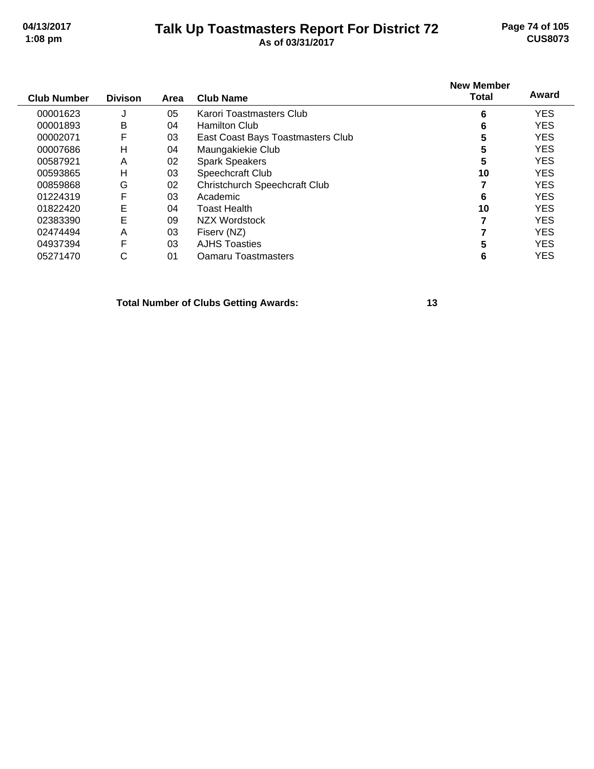# Talk Up Toastmasters Report For District 72

**As of 03/31/2017**

| Club Number | Divison | Area | Club Name | New Member Total | Award |
|---|---|---|---|---|---|
| 00001623 | J | 05 | Karori Toastmasters Club | **6** | YES |
| 00001893 | B | 04 | Hamilton Club | **6** | YES |
| 00002071 | F | 03 | East Coast Bays Toastmasters Club | **5** | YES |
| 00007686 | H | 04 | Maungakiekie Club | **5** | YES |
| 00587921 | A | 02 | Spark Speakers | **5** | YES |
| 00593865 | H | 03 | Speechcraft Club | **10** | YES |
| 00859868 | G | 02 | Christchurch Speechcraft Club | **7** | YES |
| 01224319 | F | 03 | Academic | **6** | YES |
| 01822420 | E | 04 | Toast Health | **10** | YES |
| 02383390 | E | 09 | NZX Wordstock | **7** | YES |
| 02474494 | A | 03 | Fiserv (NZ) | **7** | YES |
| 04937394 | F | 03 | AJHS Toasties | **5** | YES |
| 05271470 | C | 01 | Oamaru Toastmasters | **6** | YES |

**Total Number of Clubs Getting Awards: 13**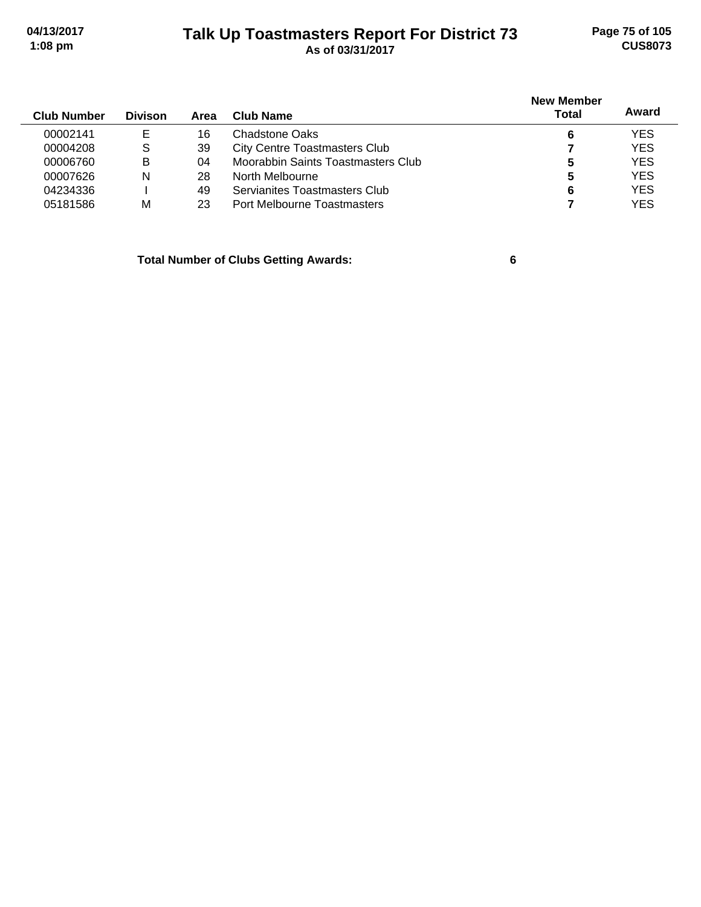| Club Number | Divison | Area | Club Name | New Member Total | Award |
|---|---|---|---|---|---|
| 00002141 | E | 16 | Chadstone Oaks | **6** | YES |
| 00004208 | S | 39 | City Centre Toastmasters Club | **7** | YES |
| 00006760 | B | 04 | Moorabbin Saints Toastmasters Club | **5** | YES |
| 00007626 | N | 28 | North Melbourne | **5** | YES |
| 04234336 | I | 49 | Servianites Toastmasters Club | **6** | YES |
| 05181586 | M | 23 | Port Melbourne Toastmasters | **7** | YES |

**Total Number of Clubs Getting Awards: 6**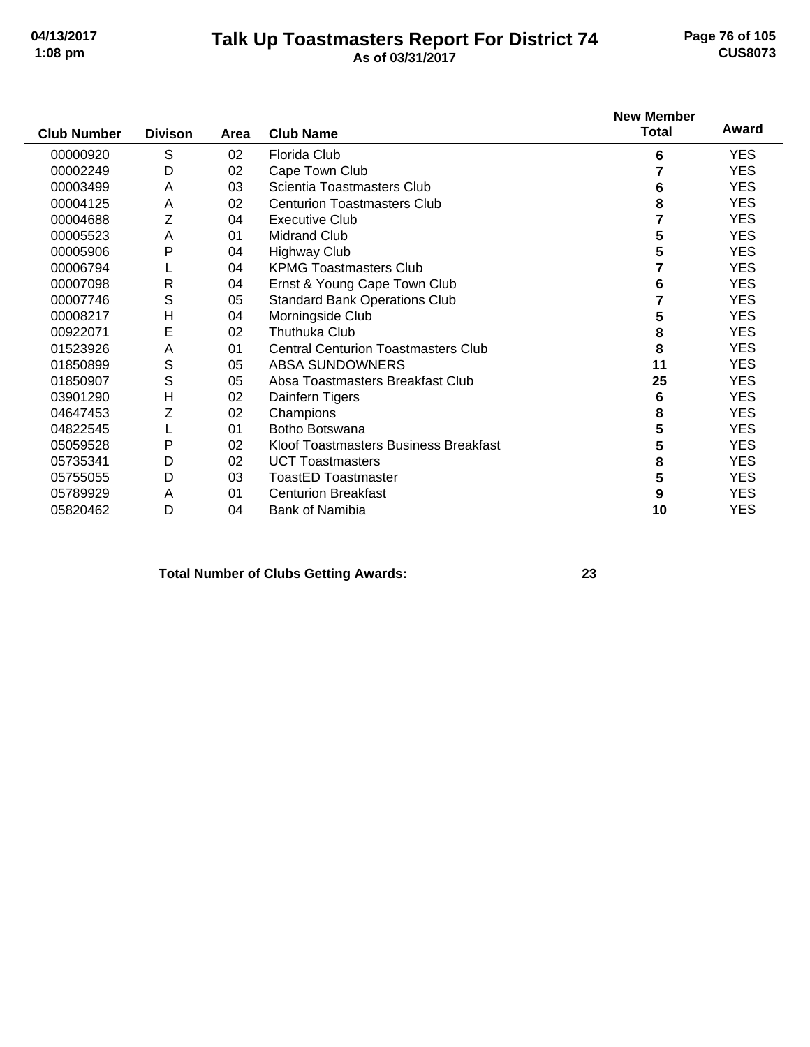# Talk Up Toastmasters Report For District 74

**As of 03/31/2017**

| Club Number | Divison | Area | Club Name | New Member Total | Award |
|---|---|---|---|---|---|
| 00000920 | S | 02 | Florida Club | 6 | YES |
| 00002249 | D | 02 | Cape Town Club | 7 | YES |
| 00003499 | A | 03 | Scientia Toastmasters Club | 6 | YES |
| 00004125 | A | 02 | Centurion Toastmasters Club | 8 | YES |
| 00004688 | Z | 04 | Executive Club | 7 | YES |
| 00005523 | A | 01 | Midrand Club | 5 | YES |
| 00005906 | P | 04 | Highway Club | 5 | YES |
| 00006794 | L | 04 | KPMG Toastmasters Club | 7 | YES |
| 00007098 | R | 04 | Ernst & Young Cape Town Club | 6 | YES |
| 00007746 | S | 05 | Standard Bank Operations Club | 7 | YES |
| 00008217 | H | 04 | Morningside Club | 5 | YES |
| 00922071 | E | 02 | Thuthuka Club | 8 | YES |
| 01523926 | A | 01 | Central Centurion Toastmasters Club | 8 | YES |
| 01850899 | S | 05 | ABSA SUNDOWNERS | 11 | YES |
| 01850907 | S | 05 | Absa Toastmasters Breakfast Club | 25 | YES |
| 03901290 | H | 02 | Dainfern Tigers | 6 | YES |
| 04647453 | Z | 02 | Champions | 8 | YES |
| 04822545 | L | 01 | Botho Botswana | 5 | YES |
| 05059528 | P | 02 | Kloof Toastmasters Business Breakfast | 5 | YES |
| 05735341 | D | 02 | UCT Toastmasters | 8 | YES |
| 05755055 | D | 03 | ToastED Toastmaster | 5 | YES |
| 05789929 | A | 01 | Centurion Breakfast | 9 | YES |
| 05820462 | D | 04 | Bank of Namibia | 10 | YES |

**Total Number of Clubs Getting Awards: 23**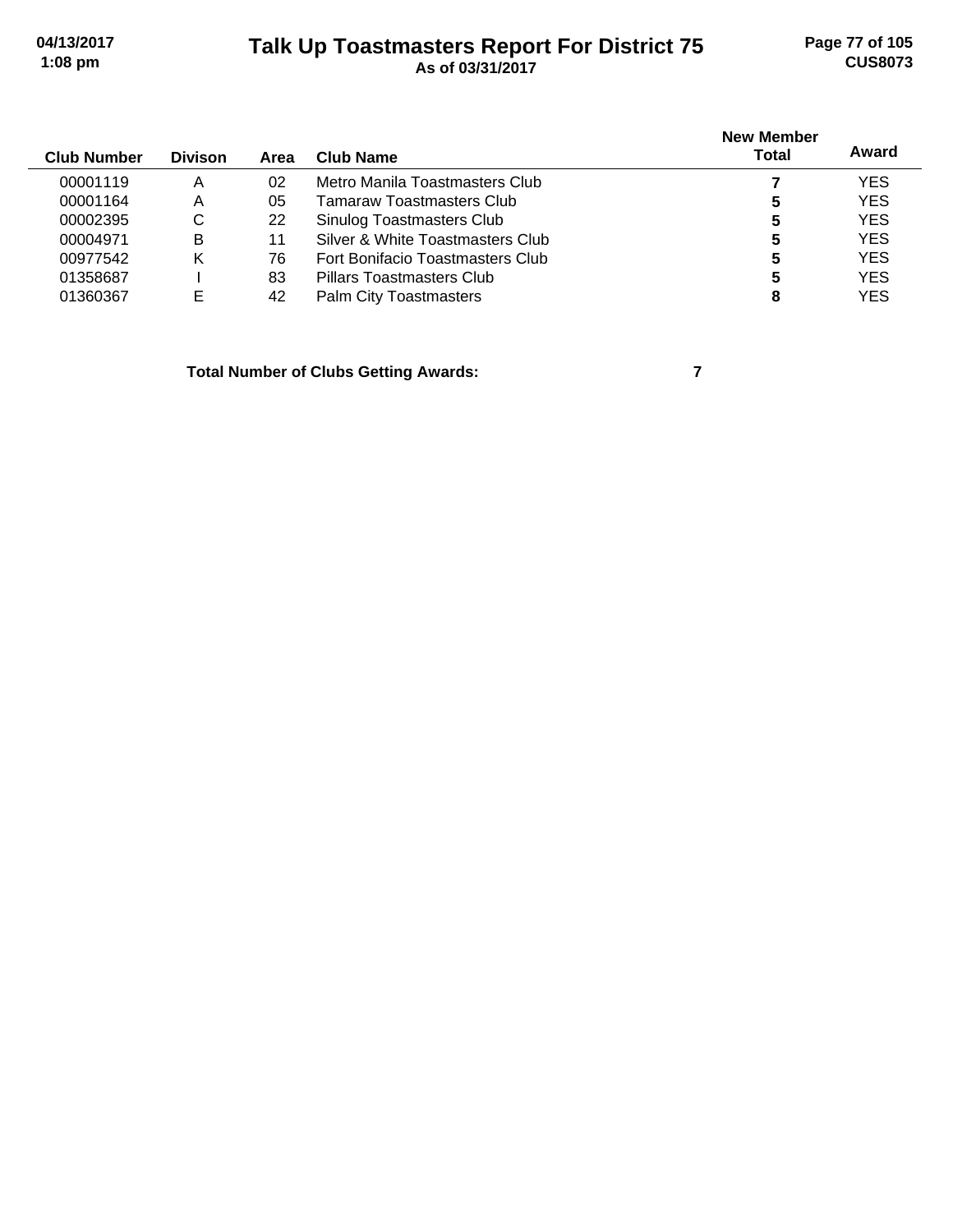| Club Number | Divison | Area | Club Name | New Member Total | Award |
|---|---|---|---|---|---|
| 00001119 | A | 02 | Metro Manila Toastmasters Club | **7** | YES |
| 00001164 | A | 05 | Tamaraw Toastmasters Club | **5** | YES |
| 00002395 | C | 22 | Sinulog Toastmasters Club | **5** | YES |
| 00004971 | B | 11 | Silver & White Toastmasters Club | **5** | YES |
| 00977542 | K | 76 | Fort Bonifacio Toastmasters Club | **5** | YES |
| 01358687 | I | 83 | Pillars Toastmasters Club | **5** | YES |
| 01360367 | E | 42 | Palm City Toastmasters | **8** | YES |

**Total Number of Clubs Getting Awards: 7**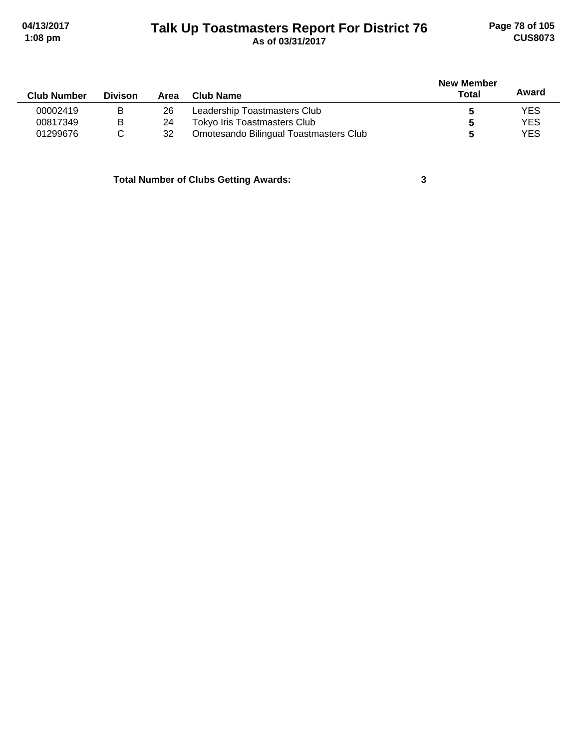| Club Number | Divison | Area | Club Name | New Member Total | Award |
|---|---|---|---|---|---|
| 00002419 | B | 26 | Leadership Toastmasters Club | 5 | YES |
| 00817349 | B | 24 | Tokyo Iris Toastmasters Club | 5 | YES |
| 01299676 | C | 32 | Omotesando Bilingual Toastmasters Club | 5 | YES |

**Total Number of Clubs Getting Awards: 3**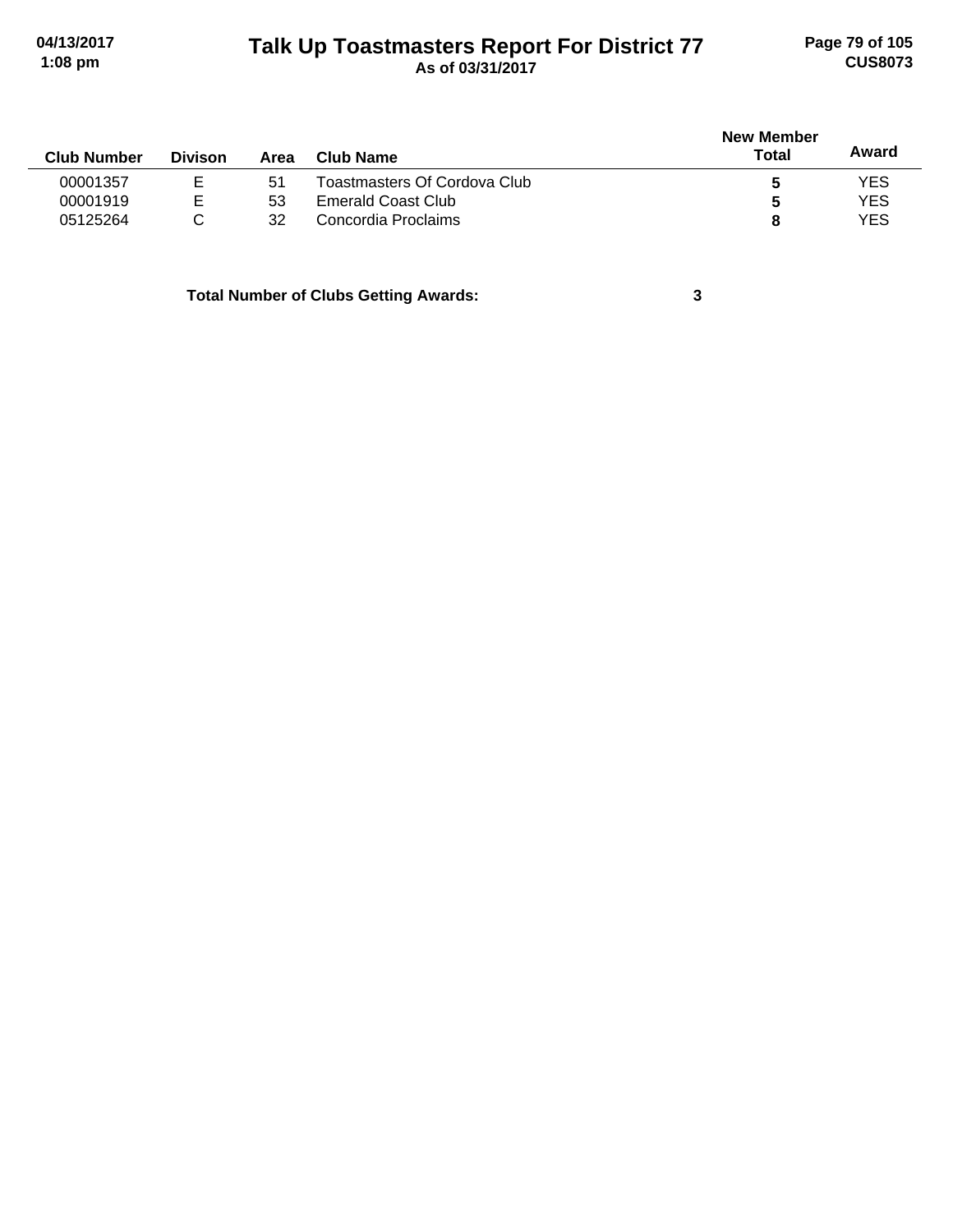# Talk Up Toastmasters Report For District 77

**As of 03/31/2017**

| Club Number | Divison | Area | Club Name | New Member Total | Award |
|---|---|---|---|---|---|
| 00001357 | E | 51 | Toastmasters Of Cordova Club | **5** | YES |
| 00001919 | E | 53 | Emerald Coast Club | **5** | YES |
| 05125264 | C | 32 | Concordia Proclaims | **8** | YES |

**Total Number of Clubs Getting Awards:** **3**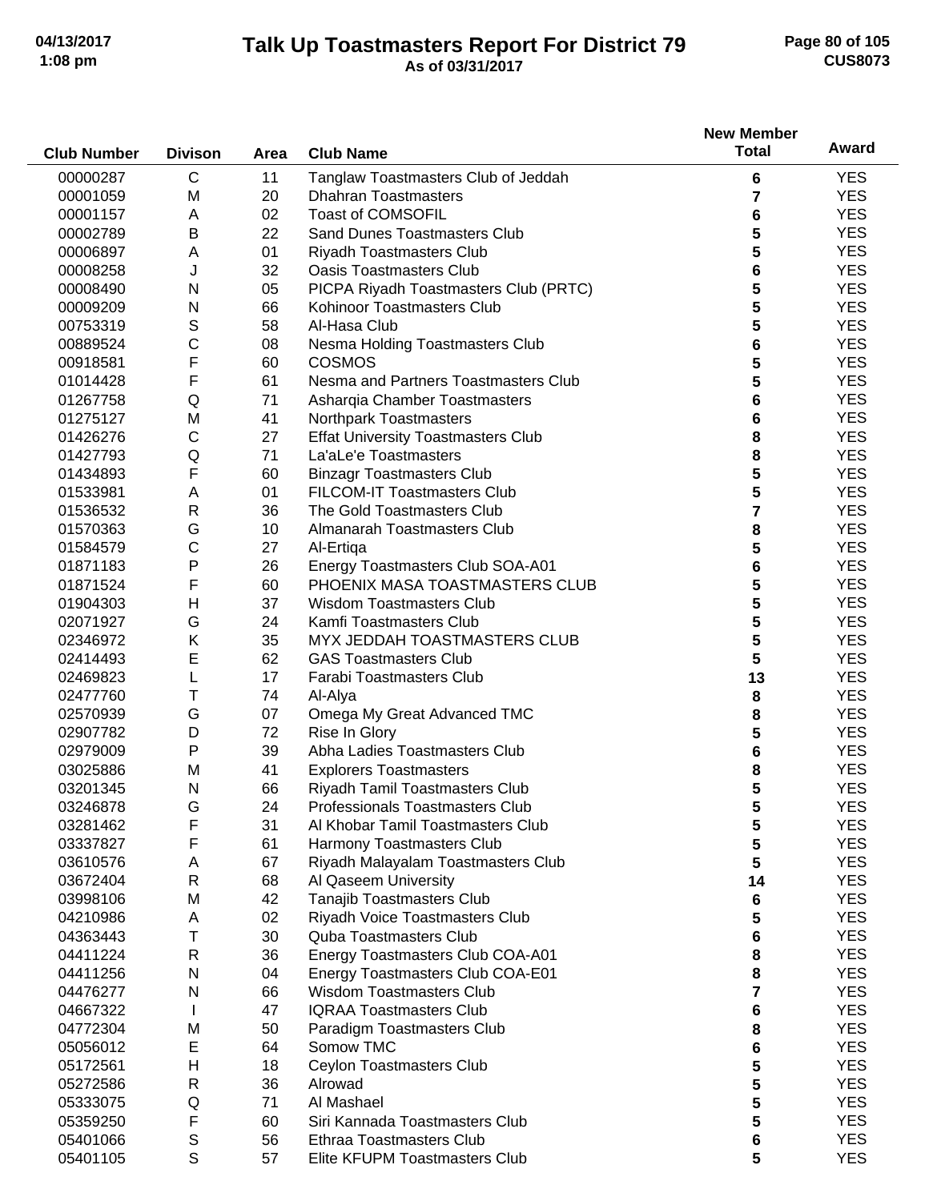# Talk Up Toastmasters Report For District 79

As of 03/31/2017

| Club Number | Divison | Area | Club Name | New Member Total | Award |
|---|---|---|---|---|---|
| 00000287 | C | 11 | Tanglaw Toastmasters Club of Jeddah | 6 | YES |
| 00001059 | M | 20 | Dhahran Toastmasters | 7 | YES |
| 00001157 | A | 02 | Toast of COMSOFIL | 6 | YES |
| 00002789 | B | 22 | Sand Dunes Toastmasters Club | 5 | YES |
| 00006897 | A | 01 | Riyadh Toastmasters Club | 5 | YES |
| 00008258 | J | 32 | Oasis Toastmasters Club | 6 | YES |
| 00008490 | N | 05 | PICPA Riyadh Toastmasters Club (PRTC) | 5 | YES |
| 00009209 | N | 66 | Kohinoor Toastmasters Club | 5 | YES |
| 00753319 | S | 58 | Al-Hasa Club | 5 | YES |
| 00889524 | C | 08 | Nesma Holding Toastmasters Club | 6 | YES |
| 00918581 | F | 60 | COSMOS | 5 | YES |
| 01014428 | F | 61 | Nesma and Partners Toastmasters Club | 5 | YES |
| 01267758 | Q | 71 | Asharqia Chamber Toastmasters | 6 | YES |
| 01275127 | M | 41 | Northpark Toastmasters | 6 | YES |
| 01426276 | C | 27 | Effat University Toastmasters Club | 8 | YES |
| 01427793 | Q | 71 | La'aLe'e Toastmasters | 8 | YES |
| 01434893 | F | 60 | Binzagr Toastmasters Club | 5 | YES |
| 01533981 | A | 01 | FILCOM-IT Toastmasters Club | 5 | YES |
| 01536532 | R | 36 | The Gold Toastmasters Club | 7 | YES |
| 01570363 | G | 10 | Almanarah Toastmasters Club | 8 | YES |
| 01584579 | C | 27 | Al-Ertiqa | 5 | YES |
| 01871183 | P | 26 | Energy Toastmasters Club SOA-A01 | 6 | YES |
| 01871524 | F | 60 | PHOENIX MASA TOASTMASTERS CLUB | 5 | YES |
| 01904303 | H | 37 | Wisdom Toastmasters Club | 5 | YES |
| 02071927 | G | 24 | Kamfi Toastmasters Club | 5 | YES |
| 02346972 | K | 35 | MYX JEDDAH TOASTMASTERS CLUB | 5 | YES |
| 02414493 | E | 62 | GAS Toastmasters Club | 5 | YES |
| 02469823 | L | 17 | Farabi Toastmasters Club | 13 | YES |
| 02477760 | T | 74 | Al-Alya | 8 | YES |
| 02570939 | G | 07 | Omega My Great Advanced TMC | 8 | YES |
| 02907782 | D | 72 | Rise In Glory | 5 | YES |
| 02979009 | P | 39 | Abha Ladies Toastmasters Club | 6 | YES |
| 03025886 | M | 41 | Explorers Toastmasters | 8 | YES |
| 03201345 | N | 66 | Riyadh Tamil Toastmasters Club | 5 | YES |
| 03246878 | G | 24 | Professionals Toastmasters Club | 5 | YES |
| 03281462 | F | 31 | Al Khobar Tamil Toastmasters Club | 5 | YES |
| 03337827 | F | 61 | Harmony Toastmasters Club | 5 | YES |
| 03610576 | A | 67 | Riyadh Malayalam Toastmasters Club | 5 | YES |
| 03672404 | R | 68 | Al Qaseem University | 14 | YES |
| 03998106 | M | 42 | Tanajib Toastmasters Club | 6 | YES |
| 04210986 | A | 02 | Riyadh Voice Toastmasters Club | 5 | YES |
| 04363443 | T | 30 | Quba Toastmasters Club | 6 | YES |
| 04411224 | R | 36 | Energy Toastmasters Club COA-A01 | 8 | YES |
| 04411256 | N | 04 | Energy Toastmasters Club COA-E01 | 8 | YES |
| 04476277 | N | 66 | Wisdom Toastmasters Club | 7 | YES |
| 04667322 | I | 47 | IQRAA Toastmasters Club | 6 | YES |
| 04772304 | M | 50 | Paradigm Toastmasters Club | 8 | YES |
| 05056012 | E | 64 | Somow TMC | 6 | YES |
| 05172561 | H | 18 | Ceylon Toastmasters Club | 5 | YES |
| 05272586 | R | 36 | Alrowad | 5 | YES |
| 05333075 | Q | 71 | Al Mashael | 5 | YES |
| 05359250 | F | 60 | Siri Kannada Toastmasters Club | 5 | YES |
| 05401066 | S | 56 | Ethraa Toastmasters Club | 6 | YES |
| 05401105 | S | 57 | Elite KFUPM Toastmasters Club | 5 | YES |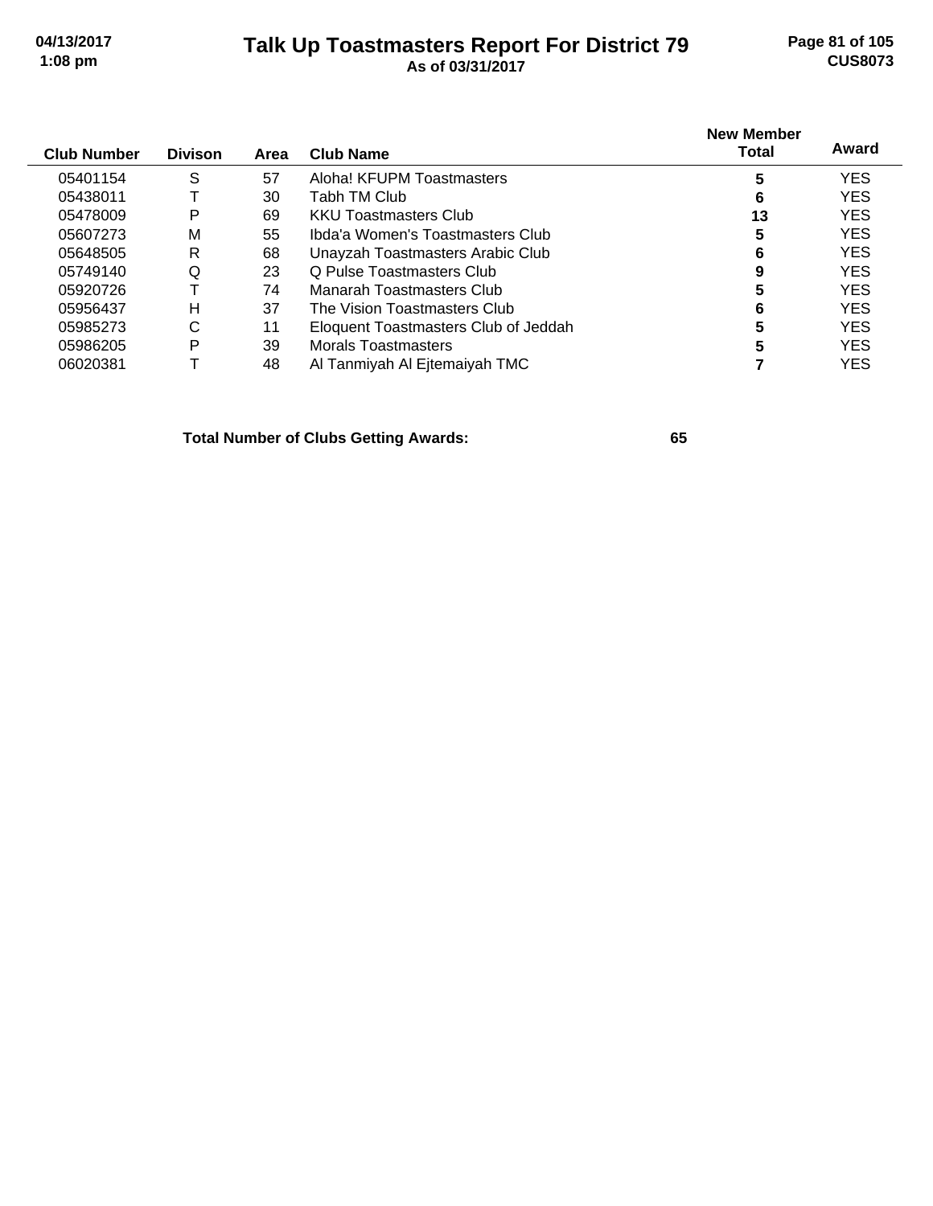| Club Number | Divison | Area | Club Name | New Member Total | Award |
|---|---|---|---|---|---|
| 05401154 | S | 57 | Aloha! KFUPM Toastmasters | 5 | YES |
| 05438011 | T | 30 | Tabh TM Club | 6 | YES |
| 05478009 | P | 69 | KKU Toastmasters Club | 13 | YES |
| 05607273 | M | 55 | Ibda'a Women's Toastmasters Club | 5 | YES |
| 05648505 | R | 68 | Unayzah Toastmasters Arabic Club | 6 | YES |
| 05749140 | Q | 23 | Q Pulse Toastmasters Club | 9 | YES |
| 05920726 | T | 74 | Manarah Toastmasters Club | 5 | YES |
| 05956437 | H | 37 | The Vision Toastmasters Club | 6 | YES |
| 05985273 | C | 11 | Eloquent Toastmasters Club of Jeddah | 5 | YES |
| 05986205 | P | 39 | Morals Toastmasters | 5 | YES |
| 06020381 | T | 48 | Al Tanmiyah Al Ejtemaiyah TMC | 7 | YES |

**Total Number of Clubs Getting Awards: 65**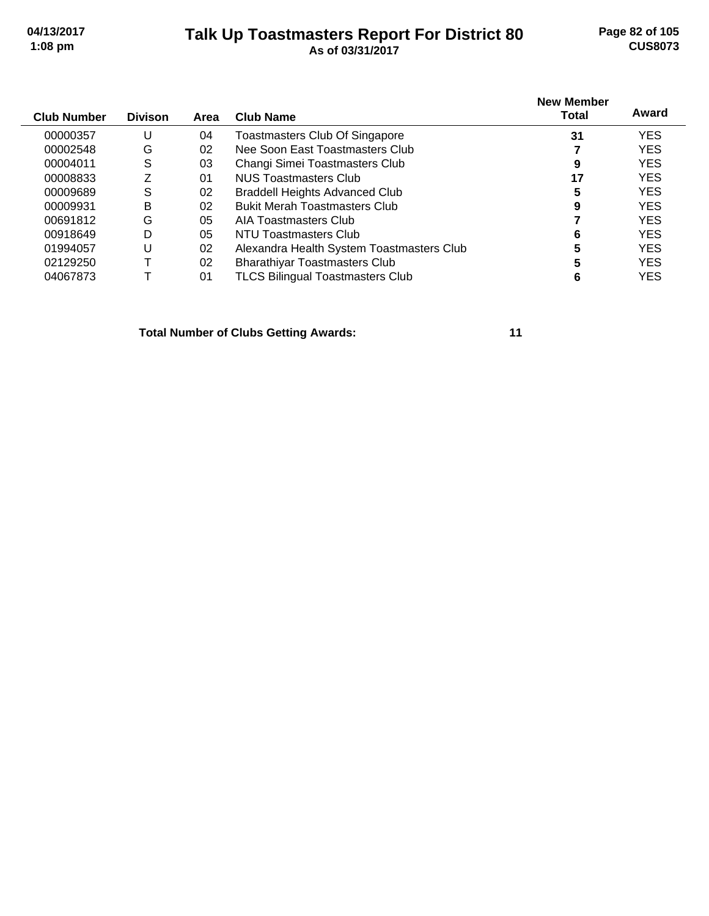# Talk Up Toastmasters Report For District 80

**As of 03/31/2017**

| Club Number | Divison | Area | Club Name | New Member Total | Award |
|---|---|---|---|---|---|
| 00000357 | U | 04 | Toastmasters Club Of Singapore | **31** | YES |
| 00002548 | G | 02 | Nee Soon East Toastmasters Club | **7** | YES |
| 00004011 | S | 03 | Changi Simei Toastmasters Club | **9** | YES |
| 00008833 | Z | 01 | NUS Toastmasters Club | **17** | YES |
| 00009689 | S | 02 | Braddell Heights Advanced Club | **5** | YES |
| 00009931 | B | 02 | Bukit Merah Toastmasters Club | **9** | YES |
| 00691812 | G | 05 | AIA Toastmasters Club | **7** | YES |
| 00918649 | D | 05 | NTU Toastmasters Club | **6** | YES |
| 01994057 | U | 02 | Alexandra Health System Toastmasters Club | **5** | YES |
| 02129250 | T | 02 | Bharathiyar Toastmasters Club | **5** | YES |
| 04067873 | T | 01 | TLCS Bilingual Toastmasters Club | **6** | YES |

**Total Number of Clubs Getting Awards: 11**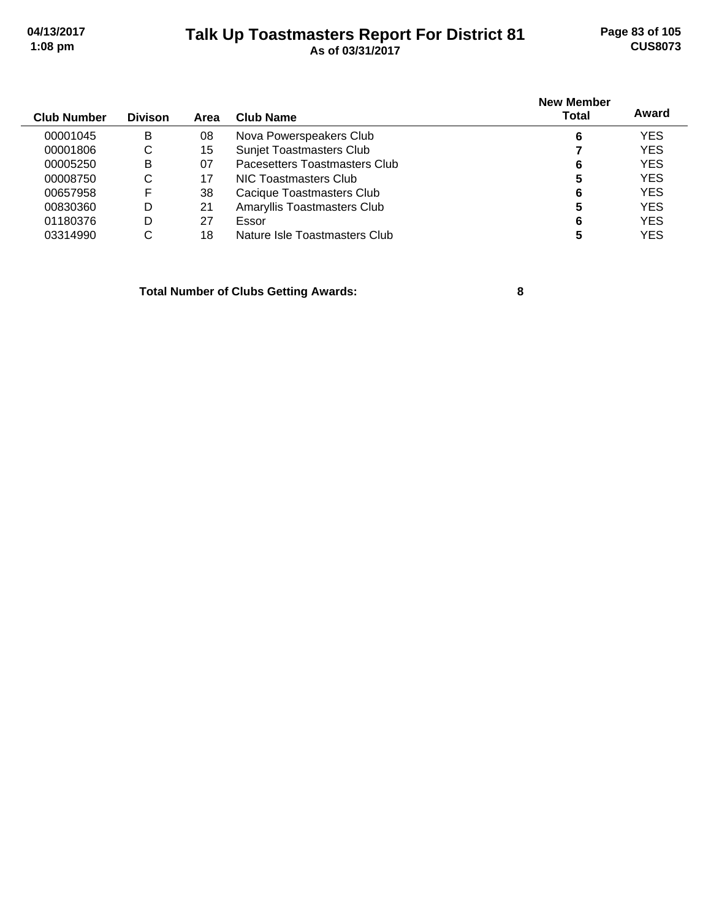# Talk Up Toastmasters Report For District 81

**As of 03/31/2017**

| Club Number | Divison | Area | Club Name | New Member Total | Award |
|---|---|---|---|---|---|
| 00001045 | B | 08 | Nova Powerspeakers Club | **6** | YES |
| 00001806 | C | 15 | Sunjet Toastmasters Club | **7** | YES |
| 00005250 | B | 07 | Pacesetters Toastmasters Club | **6** | YES |
| 00008750 | C | 17 | NIC Toastmasters Club | **5** | YES |
| 00657958 | F | 38 | Cacique Toastmasters Club | **6** | YES |
| 00830360 | D | 21 | Amaryllis Toastmasters Club | **5** | YES |
| 01180376 | D | 27 | Essor | **6** | YES |
| 03314990 | C | 18 | Nature Isle Toastmasters Club | **5** | YES |

**Total Number of Clubs Getting Awards: 8**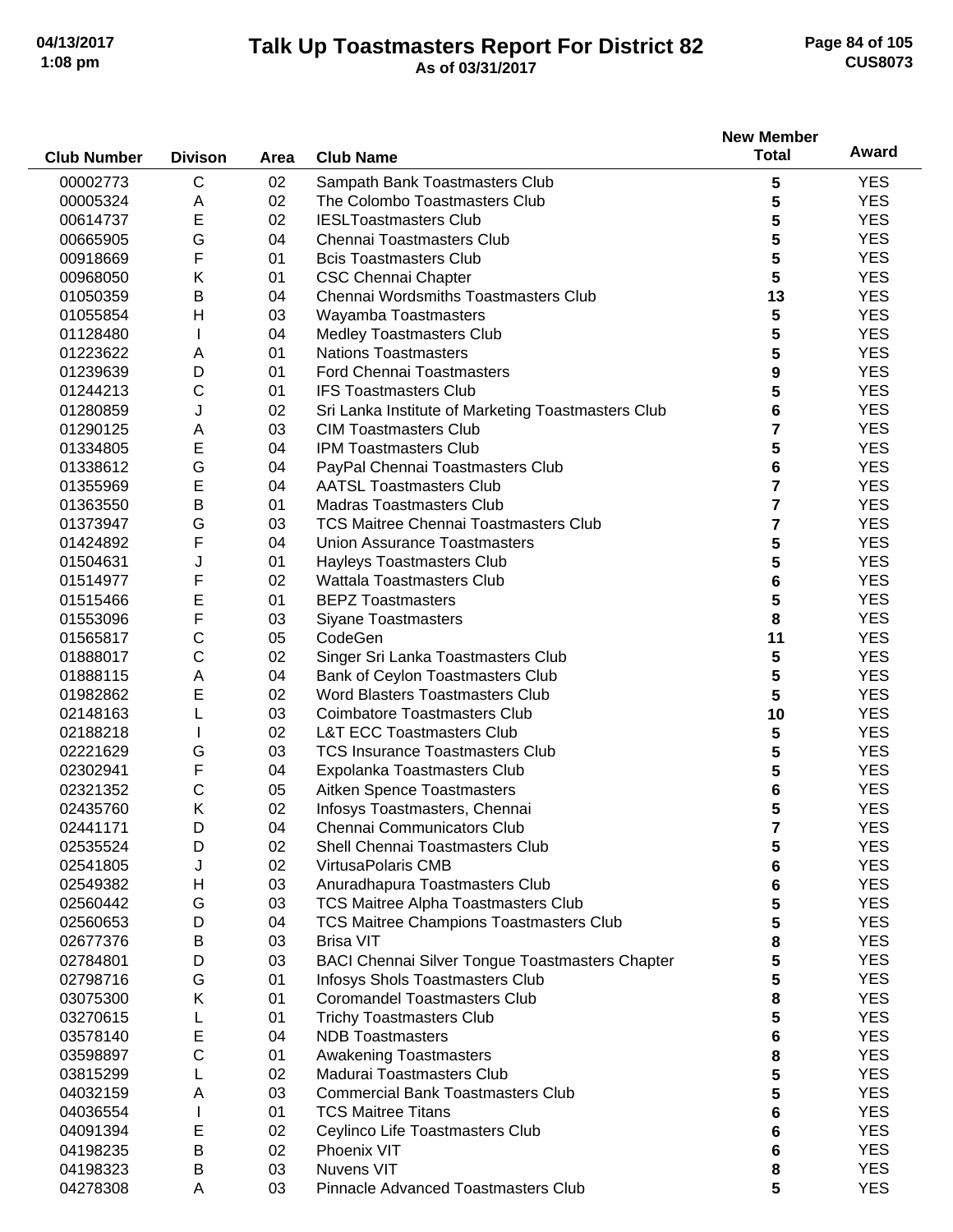# Talk Up Toastmasters Report For District 82

As of 03/31/2017

| Club Number | Divison | Area | Club Name | New Member Total | Award |
|---|---|---|---|---|---|
| 00002773 | C | 02 | Sampath Bank Toastmasters Club | 5 | YES |
| 00005324 | A | 02 | The Colombo Toastmasters Club | 5 | YES |
| 00614737 | E | 02 | IESLToastmasters Club | 5 | YES |
| 00665905 | G | 04 | Chennai Toastmasters Club | 5 | YES |
| 00918669 | F | 01 | Bcis Toastmasters Club | 5 | YES |
| 00968050 | K | 01 | CSC Chennai Chapter | 5 | YES |
| 01050359 | B | 04 | Chennai Wordsmiths Toastmasters Club | 13 | YES |
| 01055854 | H | 03 | Wayamba Toastmasters | 5 | YES |
| 01128480 | I | 04 | Medley Toastmasters Club | 5 | YES |
| 01223622 | A | 01 | Nations Toastmasters | 5 | YES |
| 01239639 | D | 01 | Ford Chennai Toastmasters | 9 | YES |
| 01244213 | C | 01 | IFS Toastmasters Club | 5 | YES |
| 01280859 | J | 02 | Sri Lanka Institute of Marketing Toastmasters Club | 6 | YES |
| 01290125 | A | 03 | CIM Toastmasters Club | 7 | YES |
| 01334805 | E | 04 | IPM Toastmasters Club | 5 | YES |
| 01338612 | G | 04 | PayPal Chennai Toastmasters Club | 6 | YES |
| 01355969 | E | 04 | AATSL Toastmasters Club | 7 | YES |
| 01363550 | B | 01 | Madras Toastmasters Club | 7 | YES |
| 01373947 | G | 03 | TCS Maitree Chennai Toastmasters Club | 7 | YES |
| 01424892 | F | 04 | Union Assurance Toastmasters | 5 | YES |
| 01504631 | J | 01 | Hayleys Toastmasters Club | 5 | YES |
| 01514977 | F | 02 | Wattala Toastmasters Club | 6 | YES |
| 01515466 | E | 01 | BEPZ Toastmasters | 5 | YES |
| 01553096 | F | 03 | Siyane Toastmasters | 8 | YES |
| 01565817 | C | 05 | CodeGen | 11 | YES |
| 01888017 | C | 02 | Singer Sri Lanka Toastmasters Club | 5 | YES |
| 01888115 | A | 04 | Bank of Ceylon Toastmasters Club | 5 | YES |
| 01982862 | E | 02 | Word Blasters Toastmasters Club | 5 | YES |
| 02148163 | L | 03 | Coimbatore Toastmasters Club | 10 | YES |
| 02188218 | I | 02 | L&T ECC Toastmasters Club | 5 | YES |
| 02221629 | G | 03 | TCS Insurance Toastmasters Club | 5 | YES |
| 02302941 | F | 04 | Expolanka Toastmasters Club | 5 | YES |
| 02321352 | C | 05 | Aitken Spence Toastmasters | 6 | YES |
| 02435760 | K | 02 | Infosys Toastmasters, Chennai | 5 | YES |
| 02441171 | D | 04 | Chennai Communicators Club | 7 | YES |
| 02535524 | D | 02 | Shell Chennai Toastmasters Club | 5 | YES |
| 02541805 | J | 02 | VirtusaPolaris CMB | 6 | YES |
| 02549382 | H | 03 | Anuradhapura Toastmasters Club | 6 | YES |
| 02560442 | G | 03 | TCS Maitree Alpha Toastmasters Club | 5 | YES |
| 02560653 | D | 04 | TCS Maitree Champions Toastmasters Club | 5 | YES |
| 02677376 | B | 03 | Brisa VIT | 8 | YES |
| 02784801 | D | 03 | BACI Chennai Silver Tongue Toastmasters Chapter | 5 | YES |
| 02798716 | G | 01 | Infosys Shols Toastmasters Club | 5 | YES |
| 03075300 | K | 01 | Coromandel Toastmasters Club | 8 | YES |
| 03270615 | L | 01 | Trichy Toastmasters Club | 5 | YES |
| 03578140 | E | 04 | NDB Toastmasters | 6 | YES |
| 03598897 | C | 01 | Awakening Toastmasters | 8 | YES |
| 03815299 | L | 02 | Madurai Toastmasters Club | 5 | YES |
| 04032159 | A | 03 | Commercial Bank Toastmasters Club | 5 | YES |
| 04036554 | I | 01 | TCS Maitree Titans | 6 | YES |
| 04091394 | E | 02 | Ceylinco Life Toastmasters Club | 6 | YES |
| 04198235 | B | 02 | Phoenix VIT | 6 | YES |
| 04198323 | B | 03 | Nuvens VIT | 8 | YES |
| 04278308 | A | 03 | Pinnacle Advanced Toastmasters Club | 5 | YES |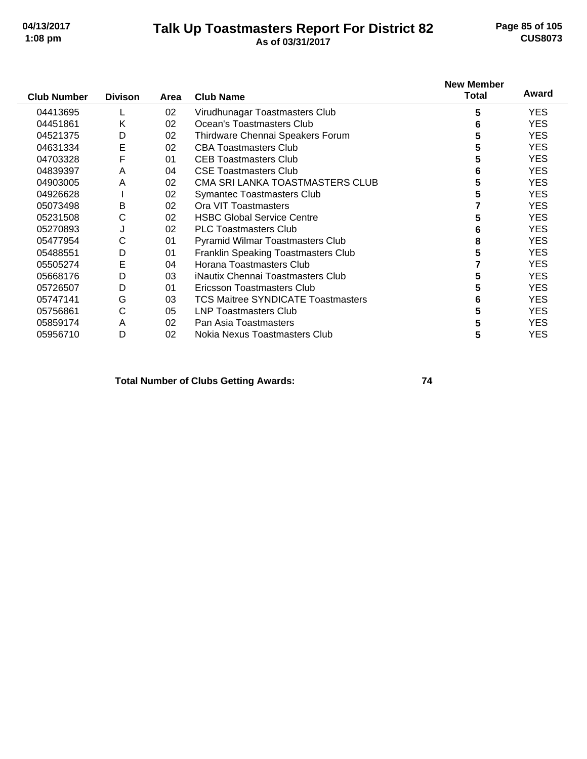# Talk Up Toastmasters Report For District 82

**As of 03/31/2017**

| Club Number | Divison | Area | Club Name | New Member Total | Award |
|---|---|---|---|---|---|
| 04413695 | L | 02 | Virudhunagar Toastmasters Club | 5 | YES |
| 04451861 | K | 02 | Ocean's Toastmasters Club | 6 | YES |
| 04521375 | D | 02 | Thirdware Chennai Speakers Forum | 5 | YES |
| 04631334 | E | 02 | CBA Toastmasters Club | 5 | YES |
| 04703328 | F | 01 | CEB Toastmasters Club | 5 | YES |
| 04839397 | A | 04 | CSE Toastmasters Club | 6 | YES |
| 04903005 | A | 02 | CMA SRI LANKA TOASTMASTERS CLUB | 5 | YES |
| 04926628 | I | 02 | Symantec Toastmasters Club | 5 | YES |
| 05073498 | B | 02 | Ora VIT Toastmasters | 7 | YES |
| 05231508 | C | 02 | HSBC Global Service Centre | 5 | YES |
| 05270893 | J | 02 | PLC Toastmasters Club | 6 | YES |
| 05477954 | C | 01 | Pyramid Wilmar Toastmasters Club | 8 | YES |
| 05488551 | D | 01 | Franklin Speaking Toastmasters Club | 5 | YES |
| 05505274 | E | 04 | Horana Toastmasters Club | 7 | YES |
| 05668176 | D | 03 | iNautix Chennai Toastmasters Club | 5 | YES |
| 05726507 | D | 01 | Ericsson Toastmasters Club | 5 | YES |
| 05747141 | G | 03 | TCS Maitree SYNDICATE Toastmasters | 6 | YES |
| 05756861 | C | 05 | LNP Toastmasters Club | 5 | YES |
| 05859174 | A | 02 | Pan Asia Toastmasters | 5 | YES |
| 05956710 | D | 02 | Nokia Nexus Toastmasters Club | 5 | YES |

**Total Number of Clubs Getting Awards: 74**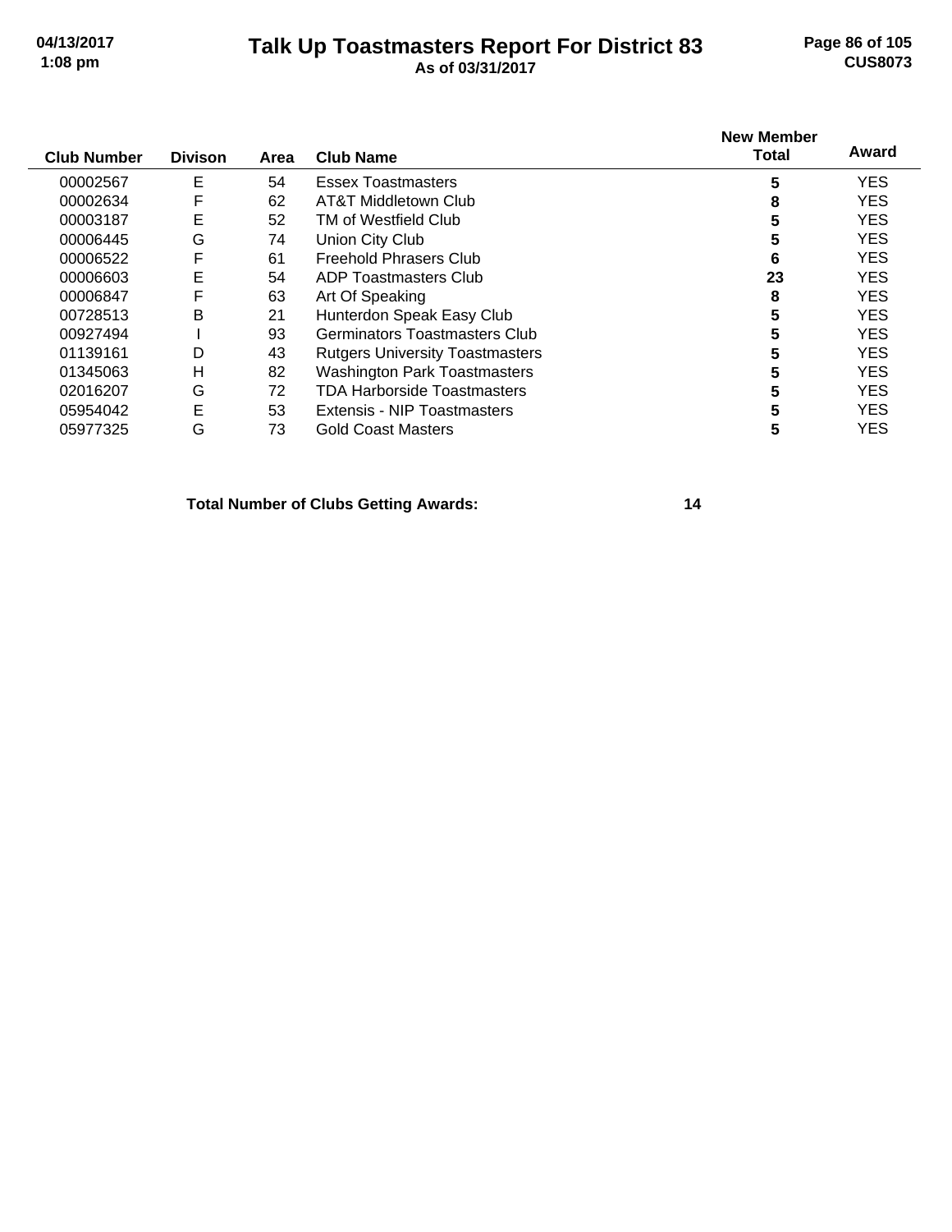# Talk Up Toastmasters Report For District 83

**As of 03/31/2017**

| Club Number | Divison | Area | Club Name | New Member Total | Award |
|---|---|---|---|---|---|
| 00002567 | E | 54 | Essex Toastmasters | **5** | YES |
| 00002634 | F | 62 | AT&T Middletown Club | **8** | YES |
| 00003187 | E | 52 | TM of Westfield Club | **5** | YES |
| 00006445 | G | 74 | Union City Club | **5** | YES |
| 00006522 | F | 61 | Freehold Phrasers Club | **6** | YES |
| 00006603 | E | 54 | ADP Toastmasters Club | **23** | YES |
| 00006847 | F | 63 | Art Of Speaking | **8** | YES |
| 00728513 | B | 21 | Hunterdon Speak Easy Club | **5** | YES |
| 00927494 | I | 93 | Germinators Toastmasters Club | **5** | YES |
| 01139161 | D | 43 | Rutgers University Toastmasters | **5** | YES |
| 01345063 | H | 82 | Washington Park Toastmasters | **5** | YES |
| 02016207 | G | 72 | TDA Harborside Toastmasters | **5** | YES |
| 05954042 | E | 53 | Extensis - NIP Toastmasters | **5** | YES |
| 05977325 | G | 73 | Gold Coast Masters | **5** | YES |

**Total Number of Clubs Getting Awards: 14**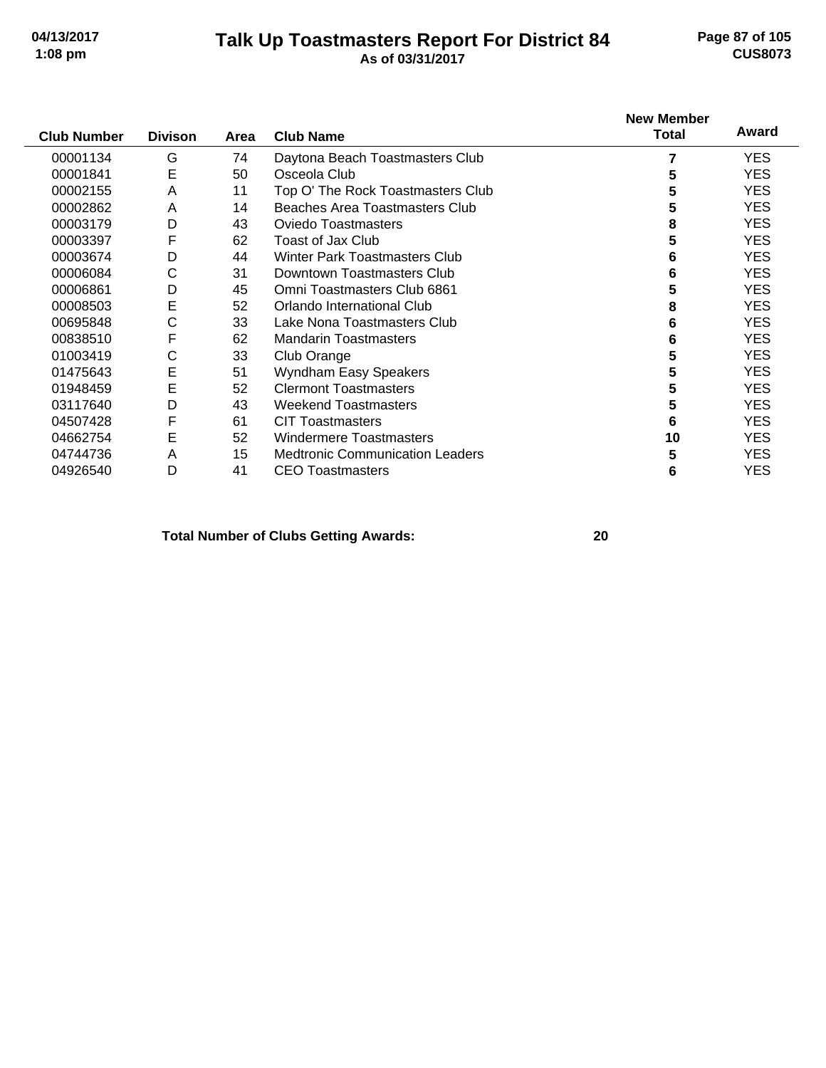# Talk Up Toastmasters Report For District 84

**As of 03/31/2017**

| Club Number | Divison | Area | Club Name | New Member Total | Award |
|---|---|---|---|---|---|
| 00001134 | G | 74 | Daytona Beach Toastmasters Club | **7** | YES |
| 00001841 | E | 50 | Osceola Club | **5** | YES |
| 00002155 | A | 11 | Top O' The Rock Toastmasters Club | **5** | YES |
| 00002862 | A | 14 | Beaches Area Toastmasters Club | **5** | YES |
| 00003179 | D | 43 | Oviedo Toastmasters | **8** | YES |
| 00003397 | F | 62 | Toast of Jax Club | **5** | YES |
| 00003674 | D | 44 | Winter Park Toastmasters Club | **6** | YES |
| 00006084 | C | 31 | Downtown Toastmasters Club | **6** | YES |
| 00006861 | D | 45 | Omni Toastmasters Club 6861 | **5** | YES |
| 00008503 | E | 52 | Orlando International Club | **8** | YES |
| 00695848 | C | 33 | Lake Nona Toastmasters Club | **6** | YES |
| 00838510 | F | 62 | Mandarin Toastmasters | **6** | YES |
| 01003419 | C | 33 | Club Orange | **5** | YES |
| 01475643 | E | 51 | Wyndham Easy Speakers | **5** | YES |
| 01948459 | E | 52 | Clermont Toastmasters | **5** | YES |
| 03117640 | D | 43 | Weekend Toastmasters | **5** | YES |
| 04507428 | F | 61 | CIT Toastmasters | **6** | YES |
| 04662754 | E | 52 | Windermere Toastmasters | **10** | YES |
| 04744736 | A | 15 | Medtronic Communication Leaders | **5** | YES |
| 04926540 | D | 41 | CEO Toastmasters | **6** | YES |

**Total Number of Clubs Getting Awards: 20**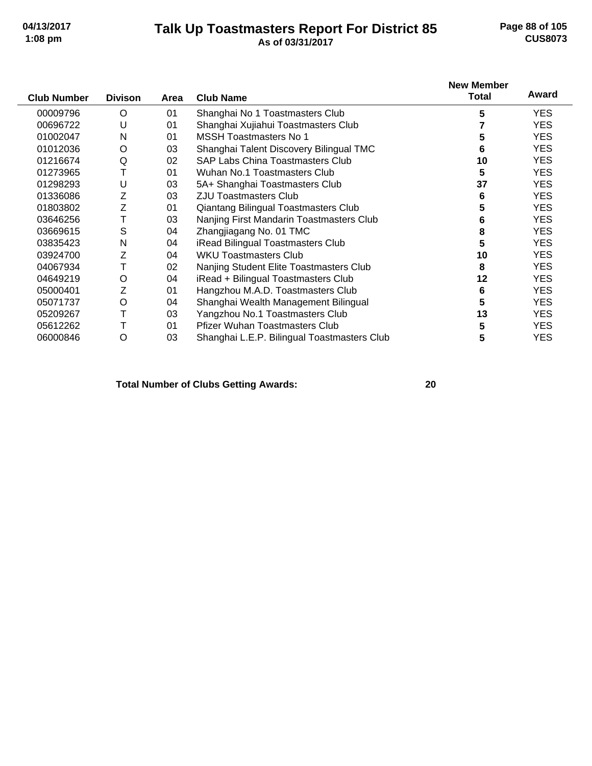# Talk Up Toastmasters Report For District 85

**As of 03/31/2017**

| Club Number | Divison | Area | Club Name | New Member Total | Award |
|---|---|---|---|---|---|
| 00009796 | O | 01 | Shanghai No 1 Toastmasters Club | 5 | YES |
| 00696722 | U | 01 | Shanghai Xujiahui Toastmasters Club | 7 | YES |
| 01002047 | N | 01 | MSSH Toastmasters No 1 | 5 | YES |
| 01012036 | O | 03 | Shanghai Talent Discovery Bilingual TMC | 6 | YES |
| 01216674 | Q | 02 | SAP Labs China Toastmasters Club | 10 | YES |
| 01273965 | T | 01 | Wuhan No.1 Toastmasters Club | 5 | YES |
| 01298293 | U | 03 | 5A+ Shanghai Toastmasters Club | 37 | YES |
| 01336086 | Z | 03 | ZJU Toastmasters Club | 6 | YES |
| 01803802 | Z | 01 | Qiantang Bilingual Toastmasters Club | 5 | YES |
| 03646256 | T | 03 | Nanjing First Mandarin Toastmasters Club | 6 | YES |
| 03669615 | S | 04 | Zhangjiagang No. 01 TMC | 8 | YES |
| 03835423 | N | 04 | iRead Bilingual Toastmasters Club | 5 | YES |
| 03924700 | Z | 04 | WKU Toastmasters Club | 10 | YES |
| 04067934 | T | 02 | Nanjing Student Elite Toastmasters Club | 8 | YES |
| 04649219 | O | 04 | iRead + Bilingual Toastmasters Club | 12 | YES |
| 05000401 | Z | 01 | Hangzhou M.A.D. Toastmasters Club | 6 | YES |
| 05071737 | O | 04 | Shanghai Wealth Management Bilingual | 5 | YES |
| 05209267 | T | 03 | Yangzhou No.1 Toastmasters Club | 13 | YES |
| 05612262 | T | 01 | Pfizer Wuhan Toastmasters Club | 5 | YES |
| 06000846 | O | 03 | Shanghai L.E.P. Bilingual Toastmasters Club | 5 | YES |

**Total Number of Clubs Getting Awards: 20**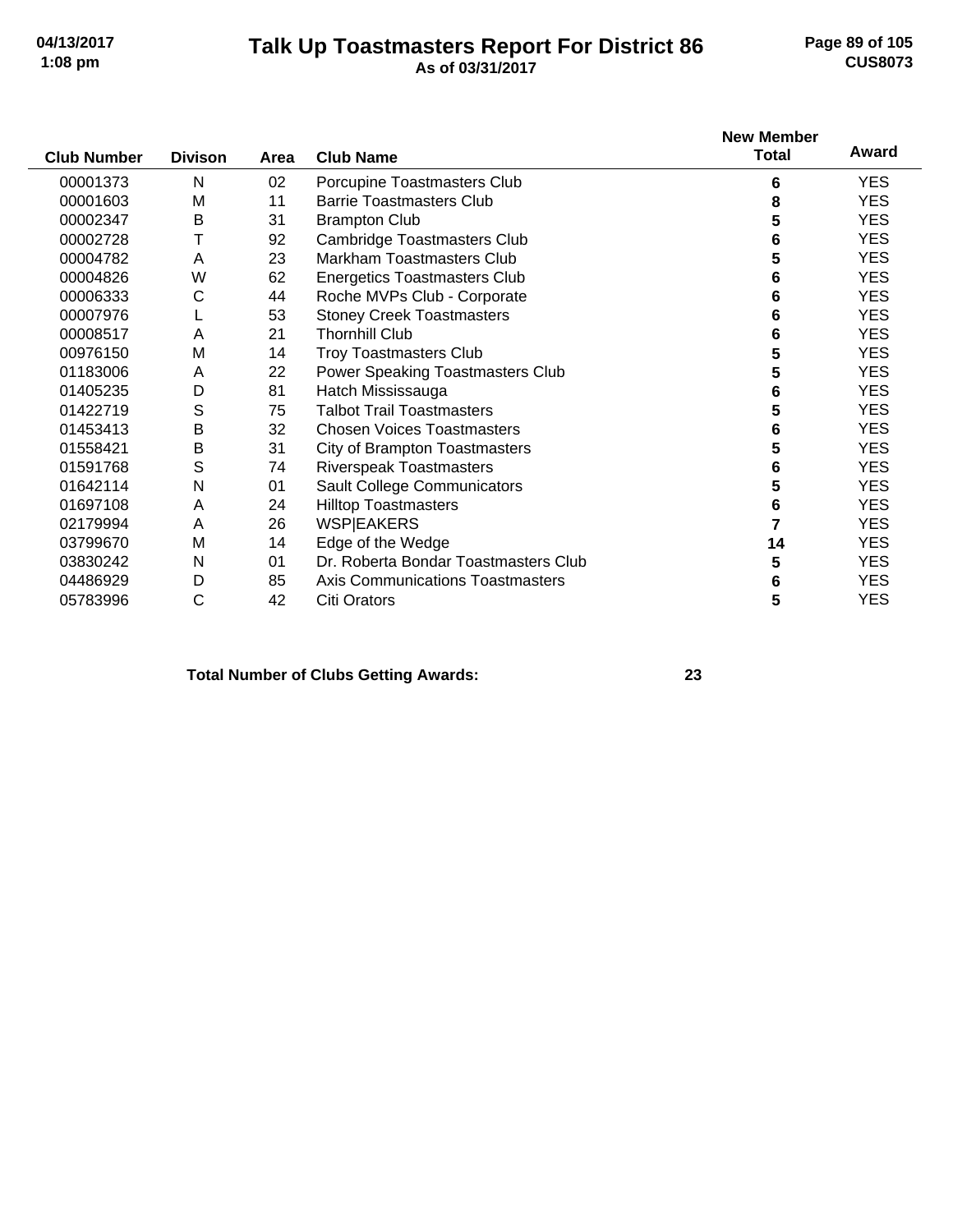# Talk Up Toastmasters Report For District 86

**As of 03/31/2017**

| Club Number | Divison | Area | Club Name | New Member Total | Award |
|---|---|---|---|---|---|
| 00001373 | N | 02 | Porcupine Toastmasters Club | 6 | YES |
| 00001603 | M | 11 | Barrie Toastmasters Club | 8 | YES |
| 00002347 | B | 31 | Brampton Club | 5 | YES |
| 00002728 | T | 92 | Cambridge Toastmasters Club | 6 | YES |
| 00004782 | A | 23 | Markham Toastmasters Club | 5 | YES |
| 00004826 | W | 62 | Energetics Toastmasters Club | 6 | YES |
| 00006333 | C | 44 | Roche MVPs Club - Corporate | 6 | YES |
| 00007976 | L | 53 | Stoney Creek Toastmasters | 6 | YES |
| 00008517 | A | 21 | Thornhill Club | 6 | YES |
| 00976150 | M | 14 | Troy Toastmasters Club | 5 | YES |
| 01183006 | A | 22 | Power Speaking Toastmasters Club | 5 | YES |
| 01405235 | D | 81 | Hatch Mississauga | 6 | YES |
| 01422719 | S | 75 | Talbot Trail Toastmasters | 5 | YES |
| 01453413 | B | 32 | Chosen Voices Toastmasters | 6 | YES |
| 01558421 | B | 31 | City of Brampton Toastmasters | 5 | YES |
| 01591768 | S | 74 | Riverspeak Toastmasters | 6 | YES |
| 01642114 | N | 01 | Sault College Communicators | 5 | YES |
| 01697108 | A | 24 | Hilltop Toastmasters | 6 | YES |
| 02179994 | A | 26 | WSP|EAKERS | 7 | YES |
| 03799670 | M | 14 | Edge of the Wedge | 14 | YES |
| 03830242 | N | 01 | Dr. Roberta Bondar Toastmasters Club | 5 | YES |
| 04486929 | D | 85 | Axis Communications Toastmasters | 6 | YES |
| 05783996 | C | 42 | Citi Orators | 5 | YES |

**Total Number of Clubs Getting Awards: 23**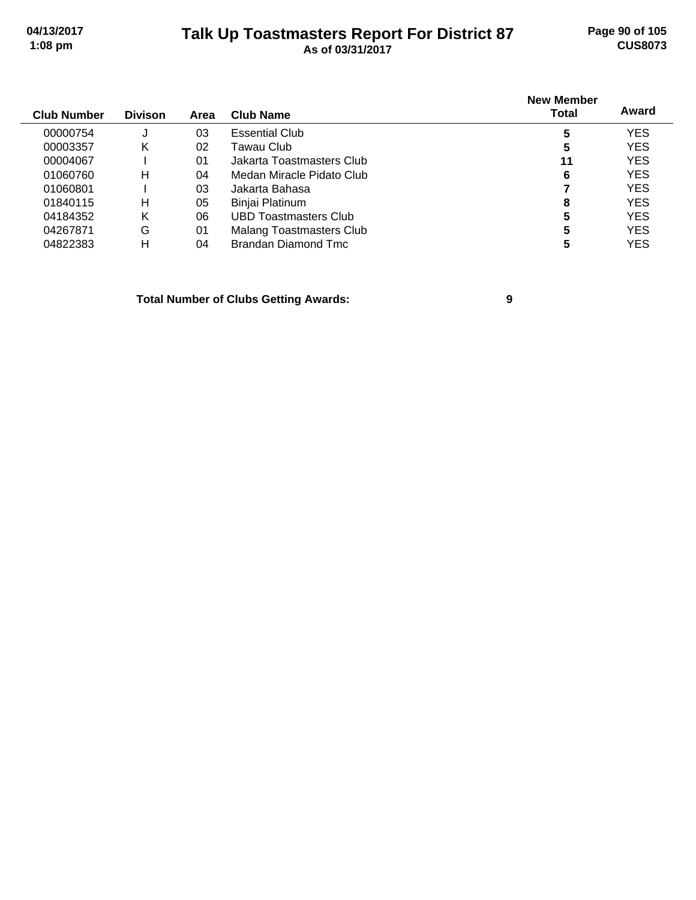| Club Number | Divison | Area | Club Name | New Member Total | Award |
|---|---|---|---|---|---|
| 00000754 | J | 03 | Essential Club | **5** | YES |
| 00003357 | K | 02 | Tawau Club | **5** | YES |
| 00004067 | I | 01 | Jakarta Toastmasters Club | **11** | YES |
| 01060760 | H | 04 | Medan Miracle Pidato Club | **6** | YES |
| 01060801 | I | 03 | Jakarta Bahasa | **7** | YES |
| 01840115 | H | 05 | Binjai Platinum | **8** | YES |
| 04184352 | K | 06 | UBD Toastmasters Club | **5** | YES |
| 04267871 | G | 01 | Malang Toastmasters Club | **5** | YES |
| 04822383 | H | 04 | Brandan Diamond Tmc | **5** | YES |

**Total Number of Clubs Getting Awards: 9**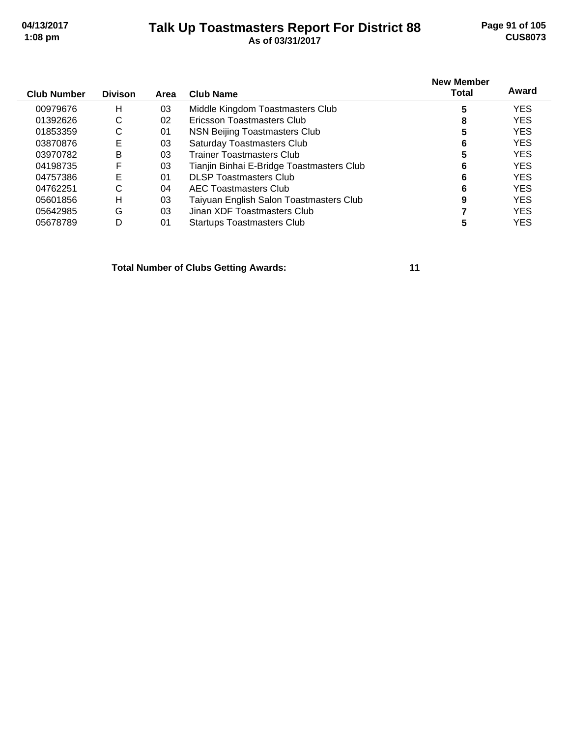# Talk Up Toastmasters Report For District 88

**As of 03/31/2017**

| Club Number | Divison | Area | Club Name | New Member Total | Award |
|---|---|---|---|---|---|
| 00979676 | H | 03 | Middle Kingdom Toastmasters Club | 5 | YES |
| 01392626 | C | 02 | Ericsson Toastmasters Club | 8 | YES |
| 01853359 | C | 01 | NSN Beijing Toastmasters Club | 5 | YES |
| 03870876 | E | 03 | Saturday Toastmasters Club | 6 | YES |
| 03970782 | B | 03 | Trainer Toastmasters Club | 5 | YES |
| 04198735 | F | 03 | Tianjin Binhai E-Bridge Toastmasters Club | 6 | YES |
| 04757386 | E | 01 | DLSP Toastmasters Club | 6 | YES |
| 04762251 | C | 04 | AEC Toastmasters Club | 6 | YES |
| 05601856 | H | 03 | Taiyuan English Salon Toastmasters Club | 9 | YES |
| 05642985 | G | 03 | Jinan XDF Toastmasters Club | 7 | YES |
| 05678789 | D | 01 | Startups Toastmasters Club | 5 | YES |

**Total Number of Clubs Getting Awards: 11**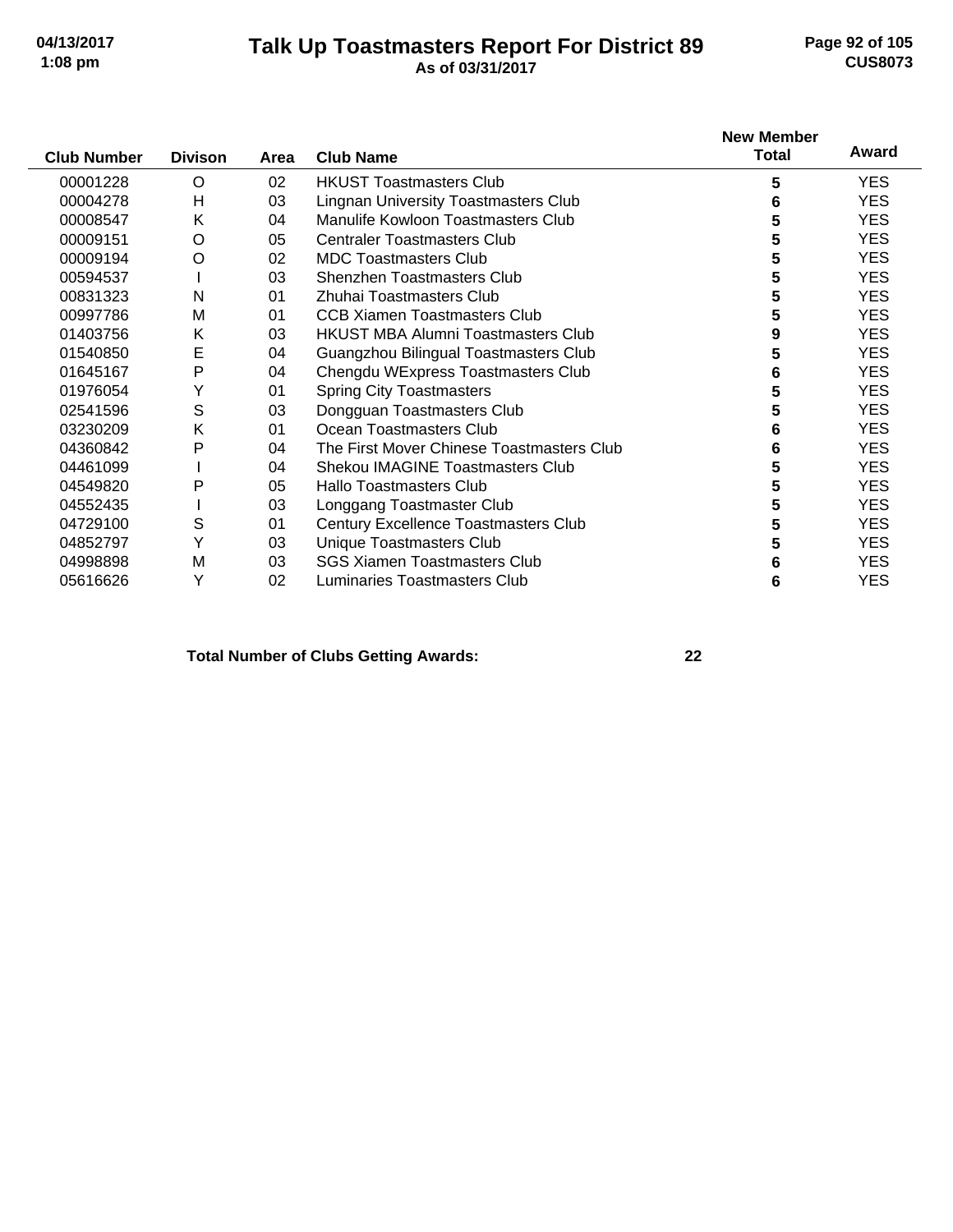# Talk Up Toastmasters Report For District 89

**As of 03/31/2017**

| Club Number | Divison | Area | Club Name | New Member Total | Award |
|---|---|---|---|---|---|
| 00001228 | O | 02 | HKUST Toastmasters Club | 5 | YES |
| 00004278 | H | 03 | Lingnan University Toastmasters Club | 6 | YES |
| 00008547 | K | 04 | Manulife Kowloon Toastmasters Club | 5 | YES |
| 00009151 | O | 05 | Centraler Toastmasters Club | 5 | YES |
| 00009194 | O | 02 | MDC Toastmasters Club | 5 | YES |
| 00594537 | I | 03 | Shenzhen Toastmasters Club | 5 | YES |
| 00831323 | N | 01 | Zhuhai Toastmasters Club | 5 | YES |
| 00997786 | M | 01 | CCB Xiamen Toastmasters Club | 5 | YES |
| 01403756 | K | 03 | HKUST MBA Alumni Toastmasters Club | 9 | YES |
| 01540850 | E | 04 | Guangzhou Bilingual Toastmasters Club | 5 | YES |
| 01645167 | P | 04 | Chengdu WExpress Toastmasters Club | 6 | YES |
| 01976054 | Y | 01 | Spring City Toastmasters | 5 | YES |
| 02541596 | S | 03 | Dongguan Toastmasters Club | 5 | YES |
| 03230209 | K | 01 | Ocean Toastmasters Club | 6 | YES |
| 04360842 | P | 04 | The First Mover Chinese Toastmasters Club | 6 | YES |
| 04461099 | I | 04 | Shekou IMAGINE Toastmasters Club | 5 | YES |
| 04549820 | P | 05 | Hallo Toastmasters Club | 5 | YES |
| 04552435 | I | 03 | Longgang Toastmaster Club | 5 | YES |
| 04729100 | S | 01 | Century Excellence Toastmasters Club | 5 | YES |
| 04852797 | Y | 03 | Unique Toastmasters Club | 5 | YES |
| 04998898 | M | 03 | SGS Xiamen Toastmasters Club | 6 | YES |
| 05616626 | Y | 02 | Luminaries Toastmasters Club | 6 | YES |

**Total Number of Clubs Getting Awards: 22**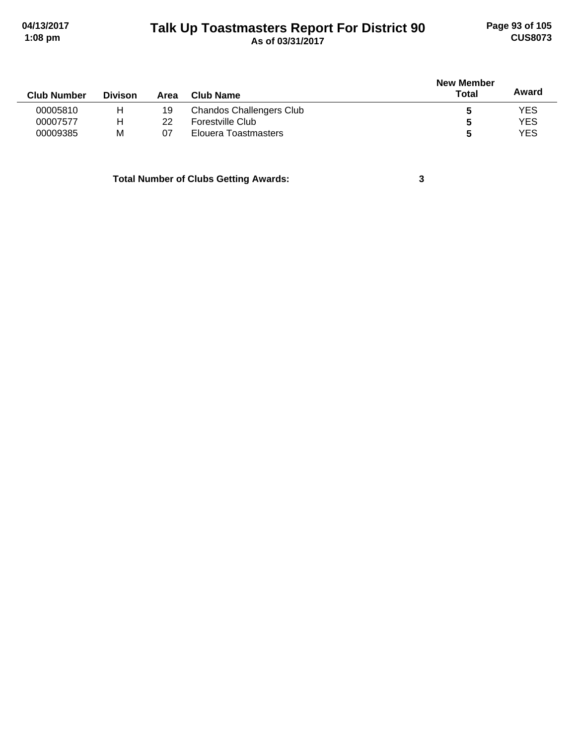| Club Number | Divison | Area | Club Name | New Member Total | Award |
|---|---|---|---|---|---|
| 00005810 | H | 19 | Chandos Challengers Club | 5 | YES |
| 00007577 | H | 22 | Forestville Club | 5 | YES |
| 00009385 | M | 07 | Elouera Toastmasters | 5 | YES |

**Total Number of Clubs Getting Awards:** **3**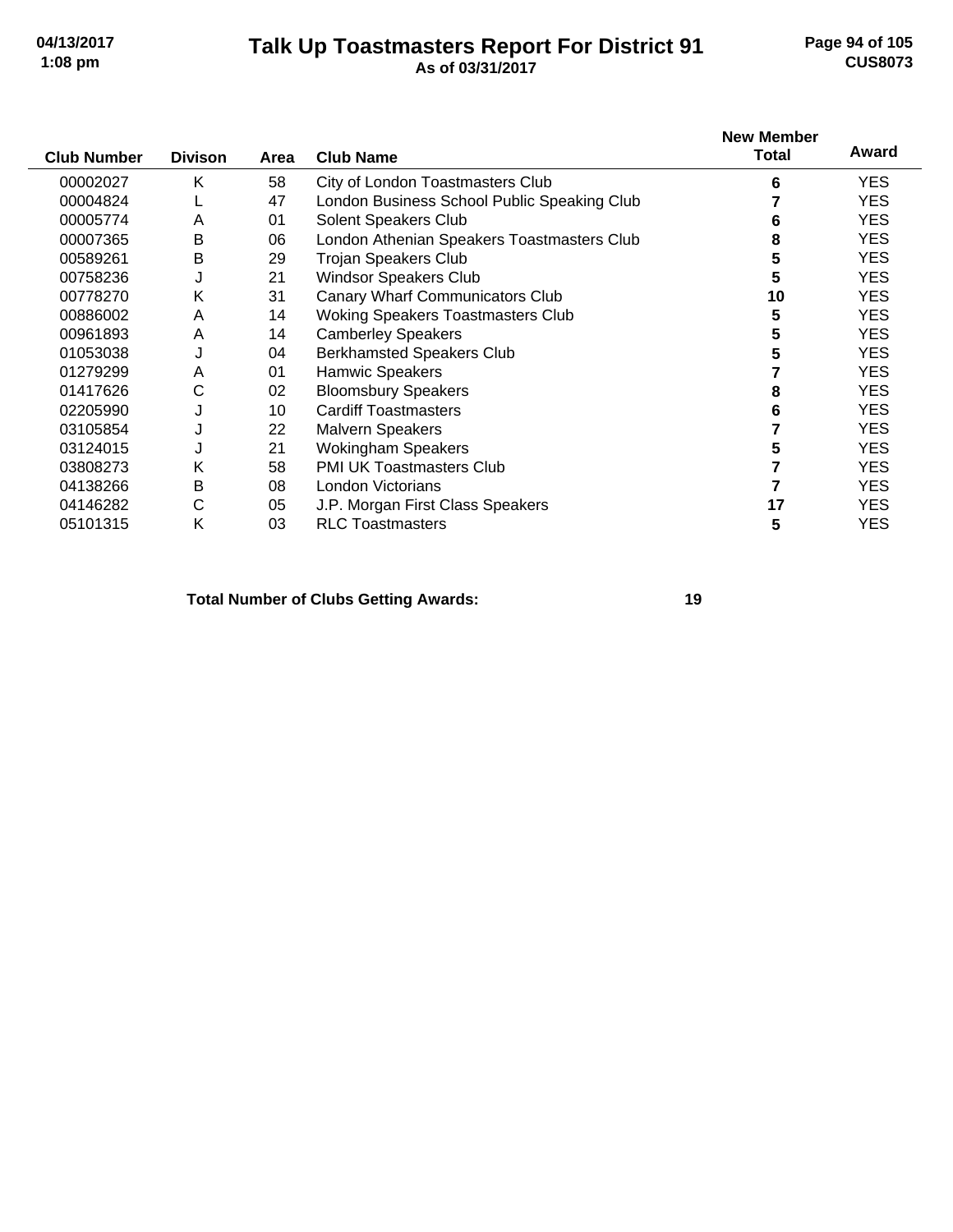# Talk Up Toastmasters Report For District 91

**As of 03/31/2017**

| Club Number | Divison | Area | Club Name | New Member Total | Award |
|---|---|---|---|---|---|
| 00002027 | K | 58 | City of London Toastmasters Club | 6 | YES |
| 00004824 | L | 47 | London Business School Public Speaking Club | 7 | YES |
| 00005774 | A | 01 | Solent Speakers Club | 6 | YES |
| 00007365 | B | 06 | London Athenian Speakers Toastmasters Club | 8 | YES |
| 00589261 | B | 29 | Trojan Speakers Club | 5 | YES |
| 00758236 | J | 21 | Windsor Speakers Club | 5 | YES |
| 00778270 | K | 31 | Canary Wharf Communicators Club | 10 | YES |
| 00886002 | A | 14 | Woking Speakers Toastmasters Club | 5 | YES |
| 00961893 | A | 14 | Camberley Speakers | 5 | YES |
| 01053038 | J | 04 | Berkhamsted Speakers Club | 5 | YES |
| 01279299 | A | 01 | Hamwic Speakers | 7 | YES |
| 01417626 | C | 02 | Bloomsbury Speakers | 8 | YES |
| 02205990 | J | 10 | Cardiff Toastmasters | 6 | YES |
| 03105854 | J | 22 | Malvern Speakers | 7 | YES |
| 03124015 | J | 21 | Wokingham Speakers | 5 | YES |
| 03808273 | K | 58 | PMI UK Toastmasters Club | 7 | YES |
| 04138266 | B | 08 | London Victorians | 7 | YES |
| 04146282 | C | 05 | J.P. Morgan First Class Speakers | 17 | YES |
| 05101315 | K | 03 | RLC Toastmasters | 5 | YES |

**Total Number of Clubs Getting Awards: 19**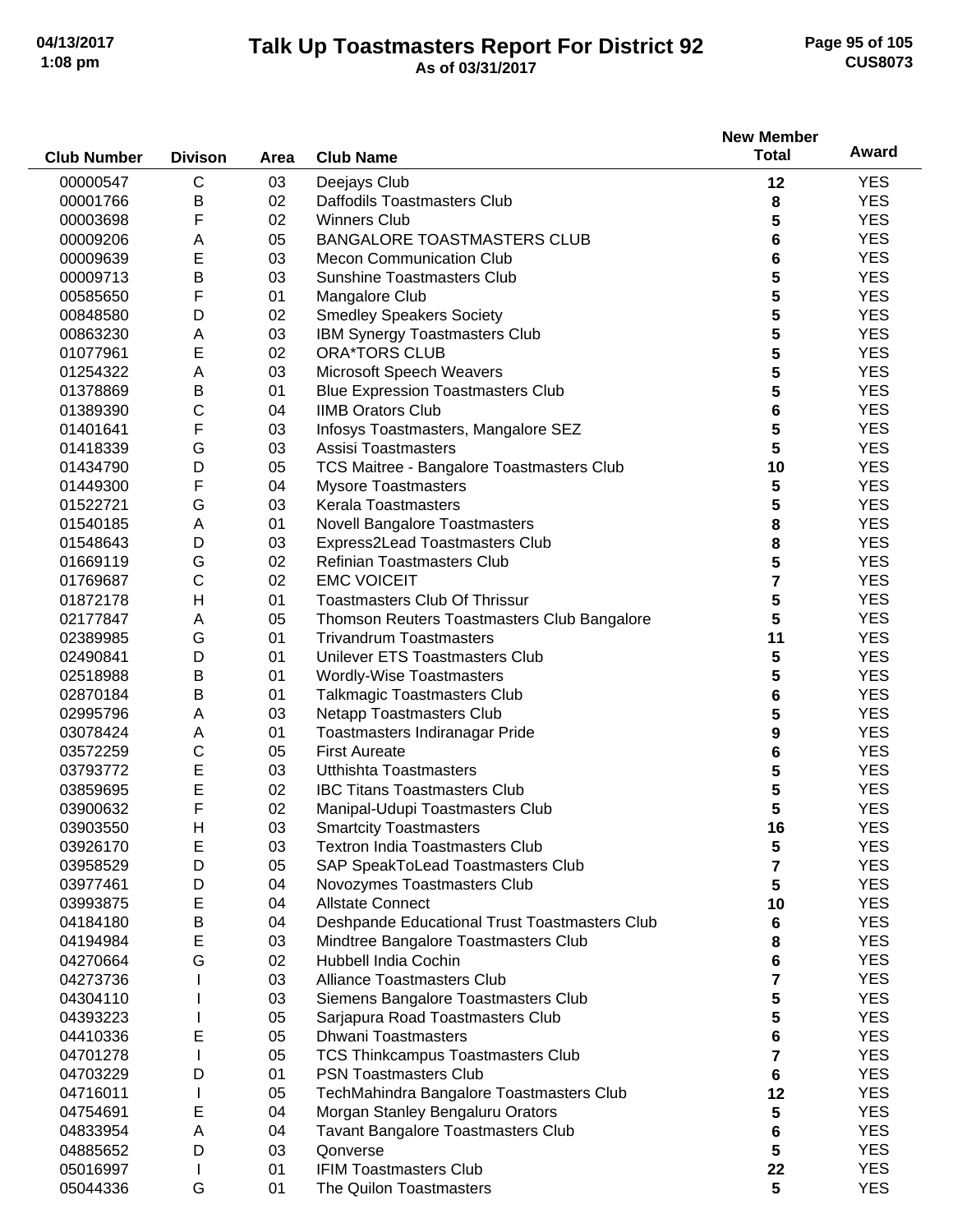# Talk Up Toastmasters Report For District 92

As of 03/31/2017

| Club Number | Divison | Area | Club Name | New Member Total | Award |
|---|---|---|---|---|---|
| 00000547 | C | 03 | Deejays Club | 12 | YES |
| 00001766 | B | 02 | Daffodils Toastmasters Club | 8 | YES |
| 00003698 | F | 02 | Winners Club | 5 | YES |
| 00009206 | A | 05 | BANGALORE TOASTMASTERS CLUB | 6 | YES |
| 00009639 | E | 03 | Mecon Communication Club | 6 | YES |
| 00009713 | B | 03 | Sunshine Toastmasters Club | 5 | YES |
| 00585650 | F | 01 | Mangalore Club | 5 | YES |
| 00848580 | D | 02 | Smedley Speakers Society | 5 | YES |
| 00863230 | A | 03 | IBM Synergy Toastmasters Club | 5 | YES |
| 01077961 | E | 02 | ORA*TORS CLUB | 5 | YES |
| 01254322 | A | 03 | Microsoft Speech Weavers | 5 | YES |
| 01378869 | B | 01 | Blue Expression Toastmasters Club | 5 | YES |
| 01389390 | C | 04 | IIMB Orators Club | 6 | YES |
| 01401641 | F | 03 | Infosys Toastmasters, Mangalore SEZ | 5 | YES |
| 01418339 | G | 03 | Assisi Toastmasters | 5 | YES |
| 01434790 | D | 05 | TCS Maitree - Bangalore Toastmasters Club | 10 | YES |
| 01449300 | F | 04 | Mysore Toastmasters | 5 | YES |
| 01522721 | G | 03 | Kerala Toastmasters | 5 | YES |
| 01540185 | A | 01 | Novell Bangalore Toastmasters | 8 | YES |
| 01548643 | D | 03 | Express2Lead Toastmasters Club | 8 | YES |
| 01669119 | G | 02 | Refinian Toastmasters Club | 5 | YES |
| 01769687 | C | 02 | EMC VOICEIT | 7 | YES |
| 01872178 | H | 01 | Toastmasters Club Of Thrissur | 5 | YES |
| 02177847 | A | 05 | Thomson Reuters Toastmasters Club Bangalore | 5 | YES |
| 02389985 | G | 01 | Trivandrum Toastmasters | 11 | YES |
| 02490841 | D | 01 | Unilever ETS Toastmasters Club | 5 | YES |
| 02518988 | B | 01 | Wordly-Wise Toastmasters | 5 | YES |
| 02870184 | B | 01 | Talkmagic Toastmasters Club | 6 | YES |
| 02995796 | A | 03 | Netapp Toastmasters Club | 5 | YES |
| 03078424 | A | 01 | Toastmasters Indiranagar Pride | 9 | YES |
| 03572259 | C | 05 | First Aureate | 6 | YES |
| 03793772 | E | 03 | Utthishta Toastmasters | 5 | YES |
| 03859695 | E | 02 | IBC Titans Toastmasters Club | 5 | YES |
| 03900632 | F | 02 | Manipal-Udupi Toastmasters Club | 5 | YES |
| 03903550 | H | 03 | Smartcity Toastmasters | 16 | YES |
| 03926170 | E | 03 | Textron India Toastmasters Club | 5 | YES |
| 03958529 | D | 05 | SAP SpeakToLead Toastmasters Club | 7 | YES |
| 03977461 | D | 04 | Novozymes Toastmasters Club | 5 | YES |
| 03993875 | E | 04 | Allstate Connect | 10 | YES |
| 04184180 | B | 04 | Deshpande Educational Trust Toastmasters Club | 6 | YES |
| 04194984 | E | 03 | Mindtree Bangalore Toastmasters Club | 8 | YES |
| 04270664 | G | 02 | Hubbell India Cochin | 6 | YES |
| 04273736 | I | 03 | Alliance Toastmasters Club | 7 | YES |
| 04304110 | I | 03 | Siemens Bangalore Toastmasters Club | 5 | YES |
| 04393223 | I | 05 | Sarjapura Road Toastmasters Club | 5 | YES |
| 04410336 | E | 05 | Dhwani Toastmasters | 6 | YES |
| 04701278 | I | 05 | TCS Thinkcampus Toastmasters Club | 7 | YES |
| 04703229 | D | 01 | PSN Toastmasters Club | 6 | YES |
| 04716011 | I | 05 | TechMahindra Bangalore Toastmasters Club | 12 | YES |
| 04754691 | E | 04 | Morgan Stanley Bengaluru Orators | 5 | YES |
| 04833954 | A | 04 | Tavant Bangalore Toastmasters Club | 6 | YES |
| 04885652 | D | 03 | Qonverse | 5 | YES |
| 05016997 | I | 01 | IFIM Toastmasters Club | 22 | YES |
| 05044336 | G | 01 | The Quilon Toastmasters | 5 | YES |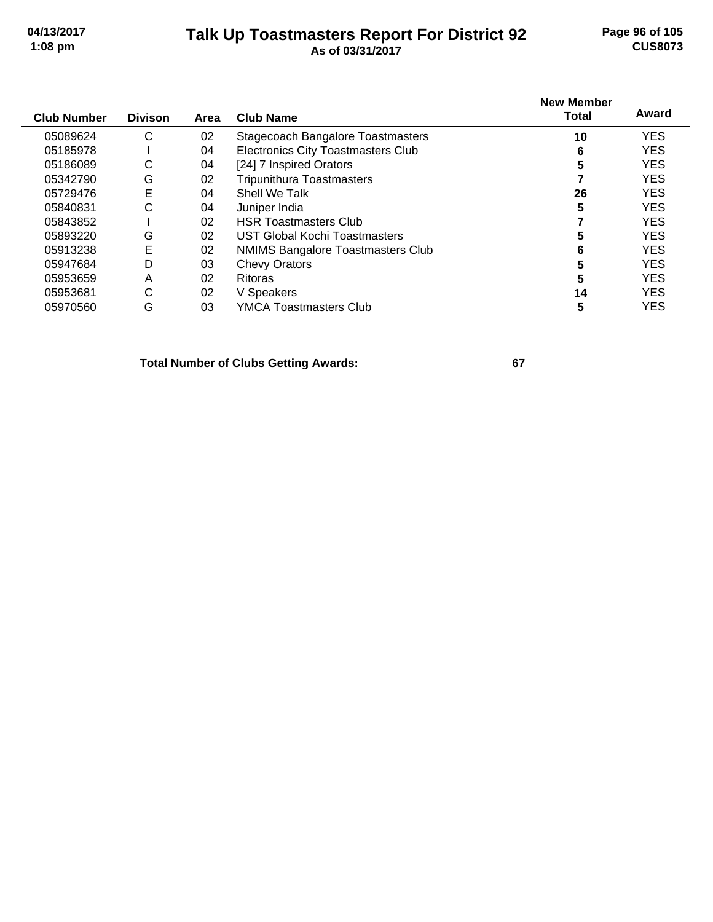| Club Number | Divison | Area | Club Name | New Member Total | Award |
|---|---|---|---|---|---|
| 05089624 | C | 02 | Stagecoach Bangalore Toastmasters | **10** | YES |
| 05185978 | I | 04 | Electronics City Toastmasters Club | **6** | YES |
| 05186089 | C | 04 | [24] 7 Inspired Orators | **5** | YES |
| 05342790 | G | 02 | Tripunithura Toastmasters | **7** | YES |
| 05729476 | E | 04 | Shell We Talk | **26** | YES |
| 05840831 | C | 04 | Juniper India | **5** | YES |
| 05843852 | I | 02 | HSR Toastmasters Club | **7** | YES |
| 05893220 | G | 02 | UST Global Kochi Toastmasters | **5** | YES |
| 05913238 | E | 02 | NMIMS Bangalore Toastmasters Club | **6** | YES |
| 05947684 | D | 03 | Chevy Orators | **5** | YES |
| 05953659 | A | 02 | Ritoras | **5** | YES |
| 05953681 | C | 02 | V Speakers | **14** | YES |
| 05970560 | G | 03 | YMCA Toastmasters Club | **5** | YES |

**Total Number of Clubs Getting Awards: 67**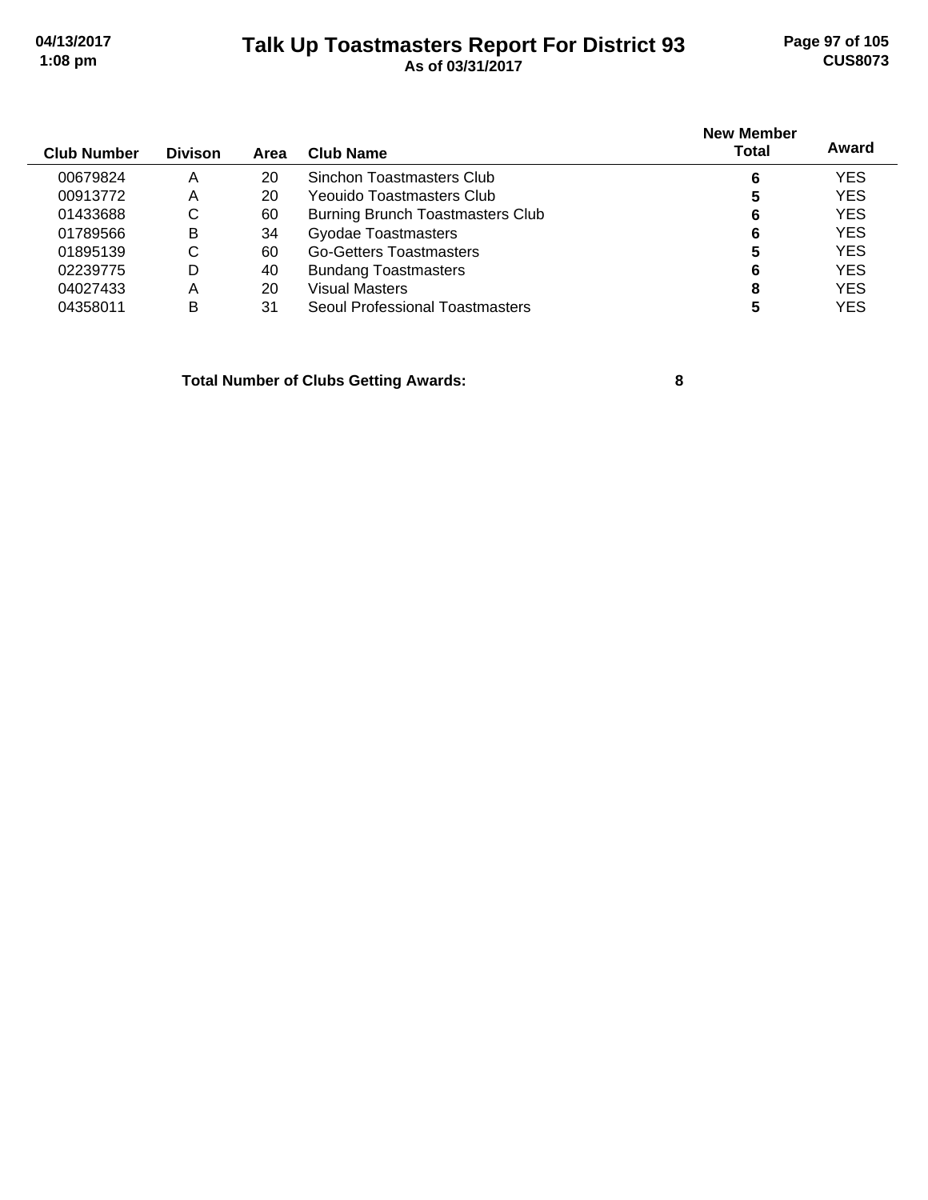# Talk Up Toastmasters Report For District 93

As of 03/31/2017

| Club Number | Divison | Area | Club Name | New Member Total | Award |
|---|---|---|---|---|---|
| 00679824 | A | 20 | Sinchon Toastmasters Club | 6 | YES |
| 00913772 | A | 20 | Yeouido Toastmasters Club | 5 | YES |
| 01433688 | C | 60 | Burning Brunch Toastmasters Club | 6 | YES |
| 01789566 | B | 34 | Gyodae Toastmasters | 6 | YES |
| 01895139 | C | 60 | Go-Getters Toastmasters | 5 | YES |
| 02239775 | D | 40 | Bundang Toastmasters | 6 | YES |
| 04027433 | A | 20 | Visual Masters | 8 | YES |
| 04358011 | B | 31 | Seoul Professional Toastmasters | 5 | YES |

**Total Number of Clubs Getting Awards: 8**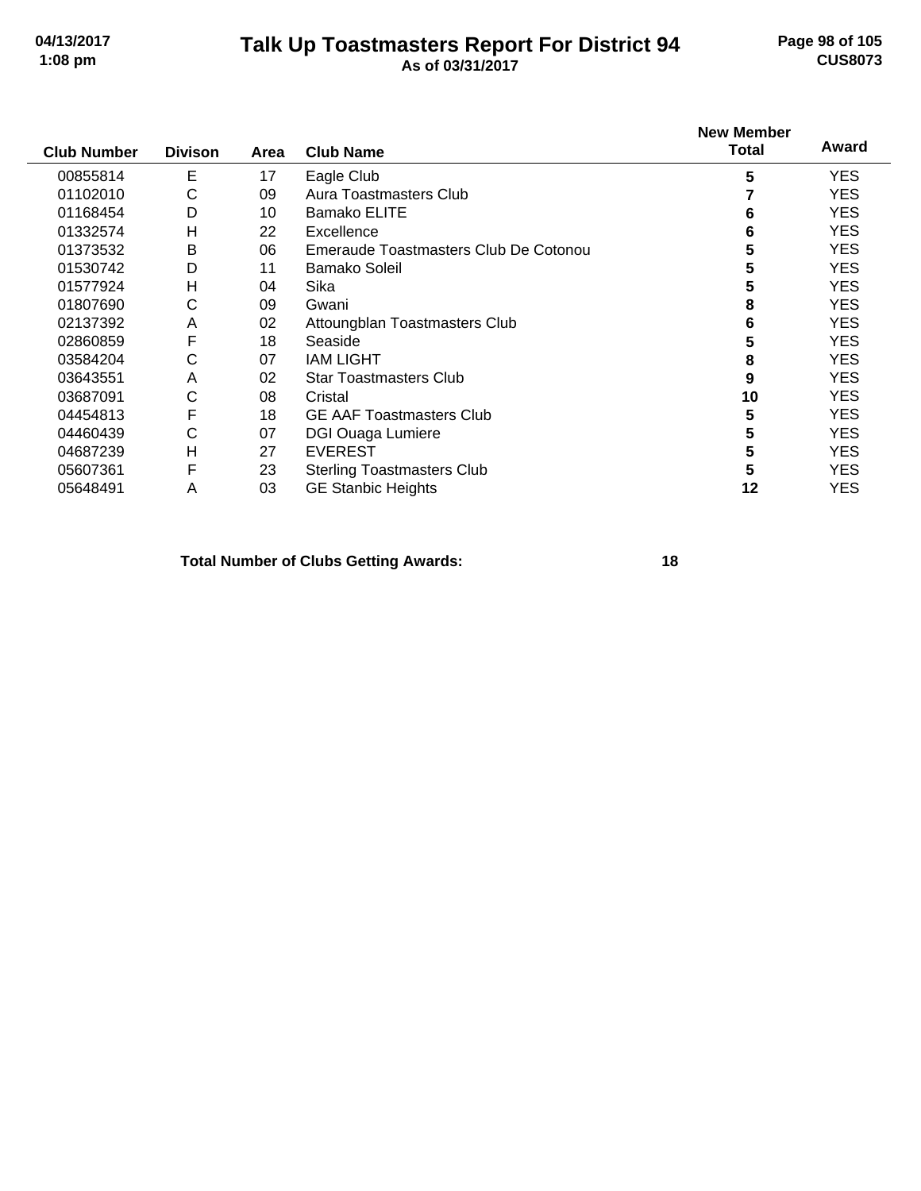# Talk Up Toastmasters Report For District 94

**As of 03/31/2017**

| Club Number | Divison | Area | Club Name | New Member Total | Award |
|---|---|---|---|---|---|
| 00855814 | E | 17 | Eagle Club | **5** | YES |
| 01102010 | C | 09 | Aura Toastmasters Club | **7** | YES |
| 01168454 | D | 10 | Bamako ELITE | **6** | YES |
| 01332574 | H | 22 | Excellence | **6** | YES |
| 01373532 | B | 06 | Emeraude Toastmasters Club De Cotonou | **5** | YES |
| 01530742 | D | 11 | Bamako Soleil | **5** | YES |
| 01577924 | H | 04 | Sika | **5** | YES |
| 01807690 | C | 09 | Gwani | **8** | YES |
| 02137392 | A | 02 | Attoungblan Toastmasters Club | **6** | YES |
| 02860859 | F | 18 | Seaside | **5** | YES |
| 03584204 | C | 07 | IAM LIGHT | **8** | YES |
| 03643551 | A | 02 | Star Toastmasters Club | **9** | YES |
| 03687091 | C | 08 | Cristal | **10** | YES |
| 04454813 | F | 18 | GE AAF Toastmasters Club | **5** | YES |
| 04460439 | C | 07 | DGI Ouaga Lumiere | **5** | YES |
| 04687239 | H | 27 | EVEREST | **5** | YES |
| 05607361 | F | 23 | Sterling Toastmasters Club | **5** | YES |
| 05648491 | A | 03 | GE Stanbic Heights | **12** | YES |

**Total Number of Clubs Getting Awards: 18**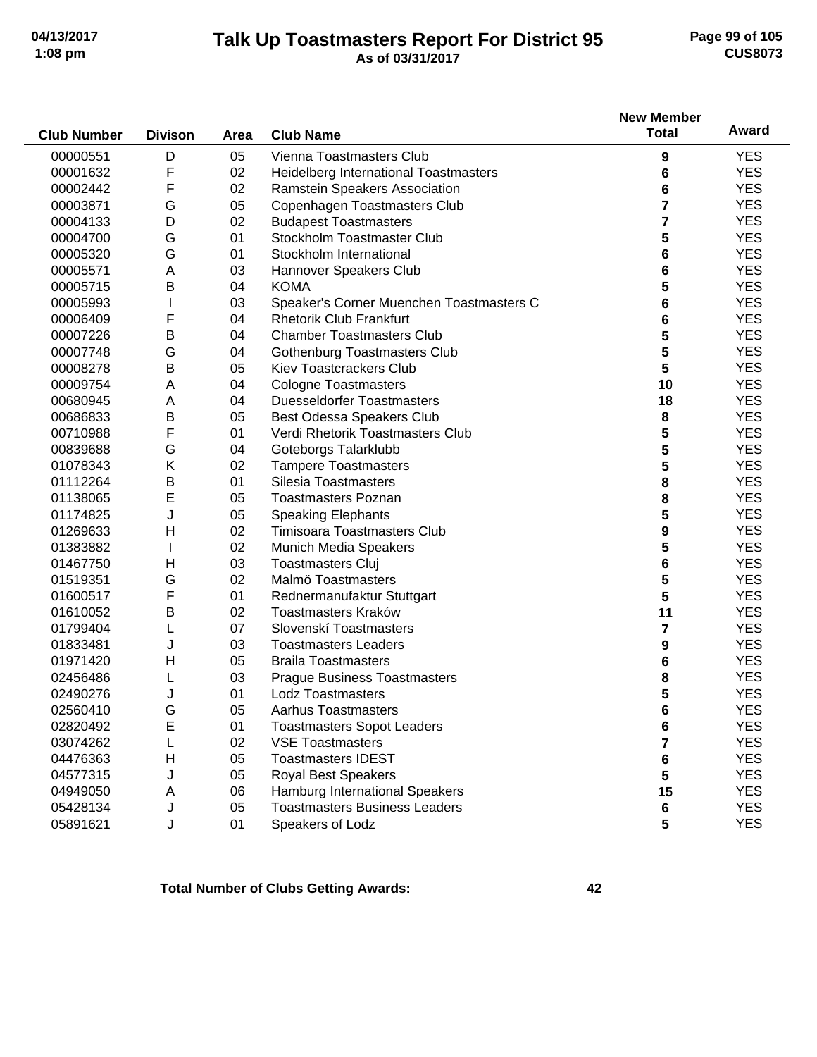# Talk Up Toastmasters Report For District 95

As of 03/31/2017

| Club Number | Divison | Area | Club Name | New Member Total | Award |
|---|---|---|---|---|---|
| 00000551 | D | 05 | Vienna Toastmasters Club | 9 | YES |
| 00001632 | F | 02 | Heidelberg International Toastmasters | 6 | YES |
| 00002442 | F | 02 | Ramstein Speakers Association | 6 | YES |
| 00003871 | G | 05 | Copenhagen Toastmasters Club | 7 | YES |
| 00004133 | D | 02 | Budapest Toastmasters | 7 | YES |
| 00004700 | G | 01 | Stockholm Toastmaster Club | 5 | YES |
| 00005320 | G | 01 | Stockholm International | 6 | YES |
| 00005571 | A | 03 | Hannover Speakers Club | 6 | YES |
| 00005715 | B | 04 | KOMA | 5 | YES |
| 00005993 | I | 03 | Speaker's Corner Muenchen Toastmasters C | 6 | YES |
| 00006409 | F | 04 | Rhetorik Club Frankfurt | 6 | YES |
| 00007226 | B | 04 | Chamber Toastmasters Club | 5 | YES |
| 00007748 | G | 04 | Gothenburg Toastmasters Club | 5 | YES |
| 00008278 | B | 05 | Kiev Toastcrackers Club | 5 | YES |
| 00009754 | A | 04 | Cologne Toastmasters | 10 | YES |
| 00680945 | A | 04 | Duesseldorfer Toastmasters | 18 | YES |
| 00686833 | B | 05 | Best Odessa Speakers Club | 8 | YES |
| 00710988 | F | 01 | Verdi Rhetorik Toastmasters Club | 5 | YES |
| 00839688 | G | 04 | Goteborgs Talarklubb | 5 | YES |
| 01078343 | K | 02 | Tampere Toastmasters | 5 | YES |
| 01112264 | B | 01 | Silesia Toastmasters | 8 | YES |
| 01138065 | E | 05 | Toastmasters Poznan | 8 | YES |
| 01174825 | J | 05 | Speaking Elephants | 5 | YES |
| 01269633 | H | 02 | Timisoara Toastmasters Club | 9 | YES |
| 01383882 | I | 02 | Munich Media Speakers | 5 | YES |
| 01467750 | H | 03 | Toastmasters Cluj | 6 | YES |
| 01519351 | G | 02 | Malmö Toastmasters | 5 | YES |
| 01600517 | F | 01 | Rednermanufaktur Stuttgart | 5 | YES |
| 01610052 | B | 02 | Toastmasters Kraków | 11 | YES |
| 01799404 | L | 07 | Slovenskí Toastmasters | 7 | YES |
| 01833481 | J | 03 | Toastmasters Leaders | 9 | YES |
| 01971420 | H | 05 | Braila Toastmasters | 6 | YES |
| 02456486 | L | 03 | Prague Business Toastmasters | 8 | YES |
| 02490276 | J | 01 | Lodz Toastmasters | 5 | YES |
| 02560410 | G | 05 | Aarhus Toastmasters | 6 | YES |
| 02820492 | E | 01 | Toastmasters Sopot Leaders | 6 | YES |
| 03074262 | L | 02 | VSE Toastmasters | 7 | YES |
| 04476363 | H | 05 | Toastmasters IDEST | 6 | YES |
| 04577315 | J | 05 | Royal Best Speakers | 5 | YES |
| 04949050 | A | 06 | Hamburg International Speakers | 15 | YES |
| 05428134 | J | 05 | Toastmasters Business Leaders | 6 | YES |
| 05891621 | J | 01 | Speakers of Lodz | 5 | YES |

**Total Number of Clubs Getting Awards: 42**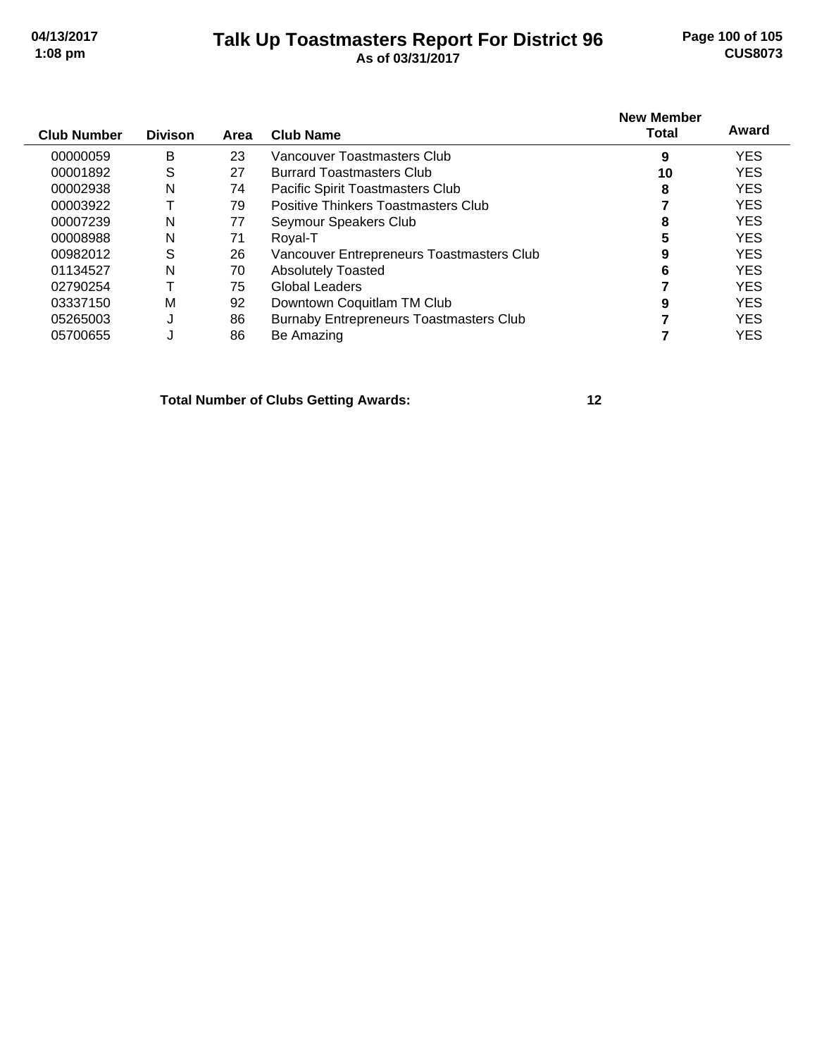# Talk Up Toastmasters Report For District 96

As of 03/31/2017

| Club Number | Divison | Area | Club Name | New Member Total | Award |
|---|---|---|---|---|---|
| 00000059 | B | 23 | Vancouver Toastmasters Club | 9 | YES |
| 00001892 | S | 27 | Burrard Toastmasters Club | 10 | YES |
| 00002938 | N | 74 | Pacific Spirit Toastmasters Club | 8 | YES |
| 00003922 | T | 79 | Positive Thinkers Toastmasters Club | 7 | YES |
| 00007239 | N | 77 | Seymour Speakers Club | 8 | YES |
| 00008988 | N | 71 | Royal-T | 5 | YES |
| 00982012 | S | 26 | Vancouver Entrepreneurs Toastmasters Club | 9 | YES |
| 01134527 | N | 70 | Absolutely Toasted | 6 | YES |
| 02790254 | T | 75 | Global Leaders | 7 | YES |
| 03337150 | M | 92 | Downtown Coquitlam TM Club | 9 | YES |
| 05265003 | J | 86 | Burnaby Entrepreneurs Toastmasters Club | 7 | YES |
| 05700655 | J | 86 | Be Amazing | 7 | YES |

**Total Number of Clubs Getting Awards: 12**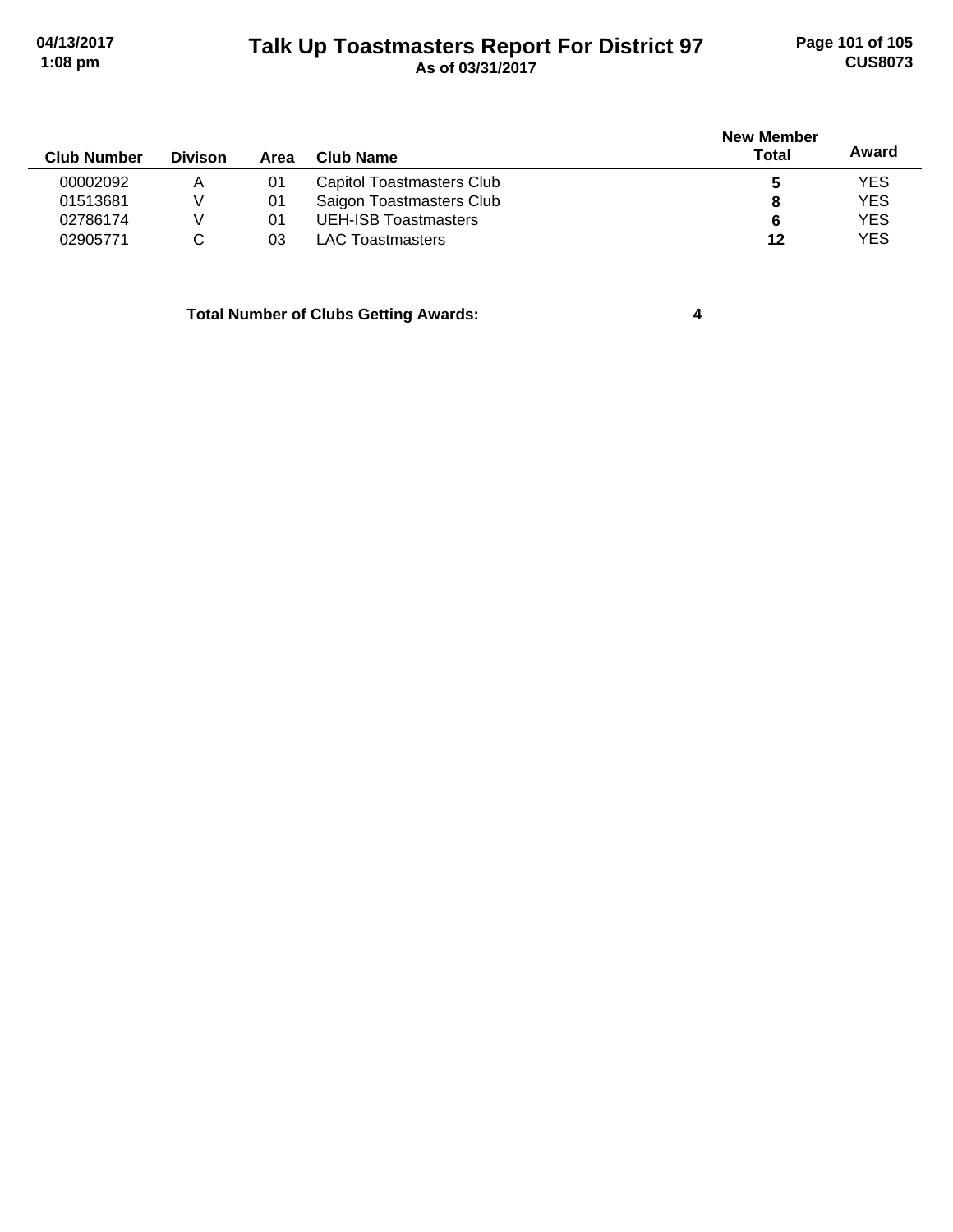# Talk Up Toastmasters Report For District 97

**As of 03/31/2017**

| Club Number | Divison | Area | Club Name | New Member Total | Award |
|---|---|---|---|---|---|
| 00002092 | A | 01 | Capitol Toastmasters Club | **5** | YES |
| 01513681 | V | 01 | Saigon Toastmasters Club | **8** | YES |
| 02786174 | V | 01 | UEH-ISB Toastmasters | **6** | YES |
| 02905771 | C | 03 | LAC Toastmasters | **12** | YES |

**Total Number of Clubs Getting Awards:** **4**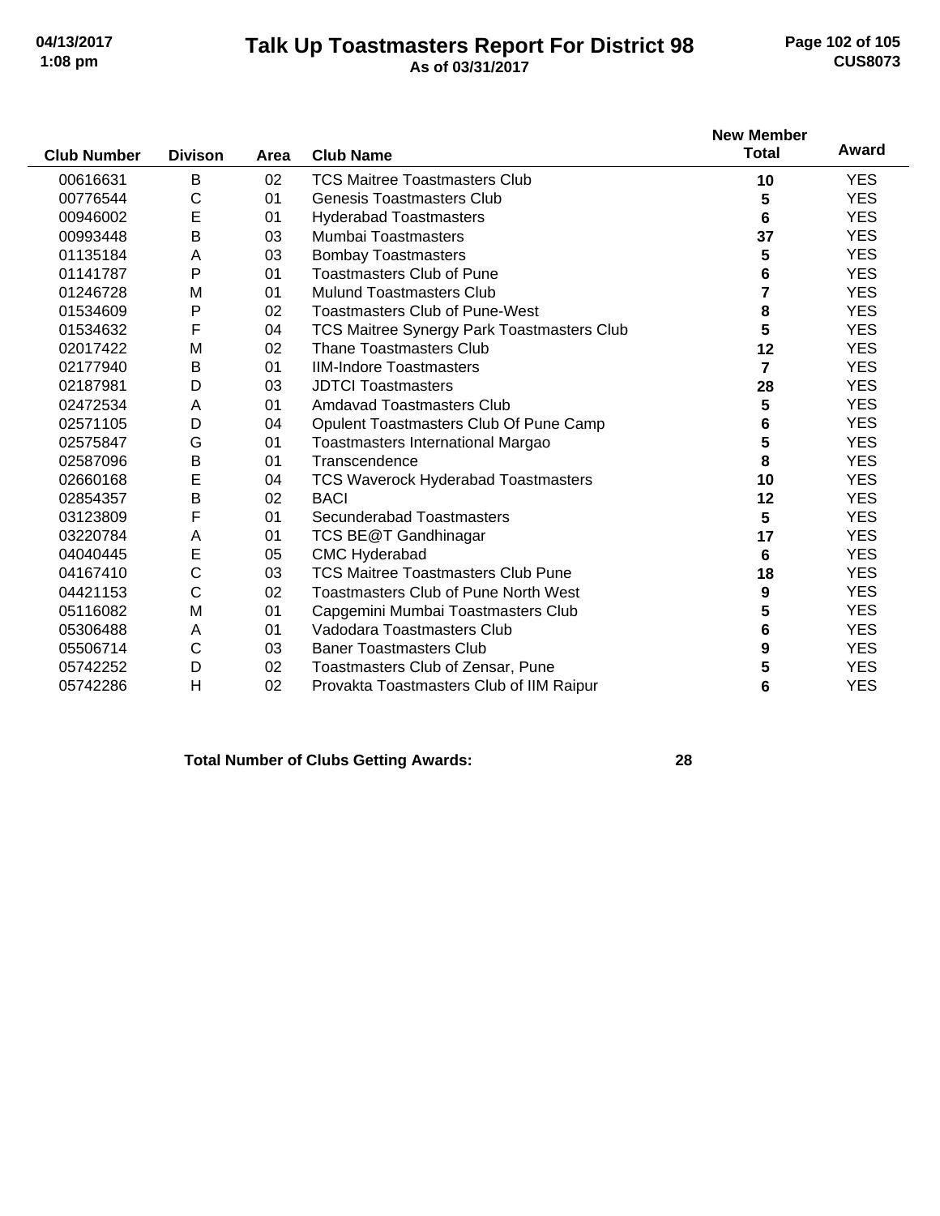# Talk Up Toastmasters Report For District 98

**As of 03/31/2017**

| Club Number | Divison | Area | Club Name | New Member Total | Award |
|---|---|---|---|---|---|
| 00616631 | B | 02 | TCS Maitree Toastmasters Club | 10 | YES |
| 00776544 | C | 01 | Genesis Toastmasters Club | 5 | YES |
| 00946002 | E | 01 | Hyderabad Toastmasters | 6 | YES |
| 00993448 | B | 03 | Mumbai Toastmasters | 37 | YES |
| 01135184 | A | 03 | Bombay Toastmasters | 5 | YES |
| 01141787 | P | 01 | Toastmasters Club of Pune | 6 | YES |
| 01246728 | M | 01 | Mulund Toastmasters Club | 7 | YES |
| 01534609 | P | 02 | Toastmasters Club of Pune-West | 8 | YES |
| 01534632 | F | 04 | TCS Maitree Synergy Park Toastmasters Club | 5 | YES |
| 02017422 | M | 02 | Thane Toastmasters Club | 12 | YES |
| 02177940 | B | 01 | IIM-Indore Toastmasters | 7 | YES |
| 02187981 | D | 03 | JDTCI Toastmasters | 28 | YES |
| 02472534 | A | 01 | Amdavad Toastmasters Club | 5 | YES |
| 02571105 | D | 04 | Opulent Toastmasters Club Of Pune Camp | 6 | YES |
| 02575847 | G | 01 | Toastmasters International Margao | 5 | YES |
| 02587096 | B | 01 | Transcendence | 8 | YES |
| 02660168 | E | 04 | TCS Waverock Hyderabad Toastmasters | 10 | YES |
| 02854357 | B | 02 | BACI | 12 | YES |
| 03123809 | F | 01 | Secunderabad Toastmasters | 5 | YES |
| 03220784 | A | 01 | TCS BE@T Gandhinagar | 17 | YES |
| 04040445 | E | 05 | CMC Hyderabad | 6 | YES |
| 04167410 | C | 03 | TCS Maitree Toastmasters Club Pune | 18 | YES |
| 04421153 | C | 02 | Toastmasters Club of Pune North West | 9 | YES |
| 05116082 | M | 01 | Capgemini Mumbai Toastmasters Club | 5 | YES |
| 05306488 | A | 01 | Vadodara Toastmasters Club | 6 | YES |
| 05506714 | C | 03 | Baner Toastmasters Club | 9 | YES |
| 05742252 | D | 02 | Toastmasters Club of Zensar, Pune | 5 | YES |
| 05742286 | H | 02 | Provakta Toastmasters Club of IIM Raipur | 6 | YES |

**Total Number of Clubs Getting Awards: 28**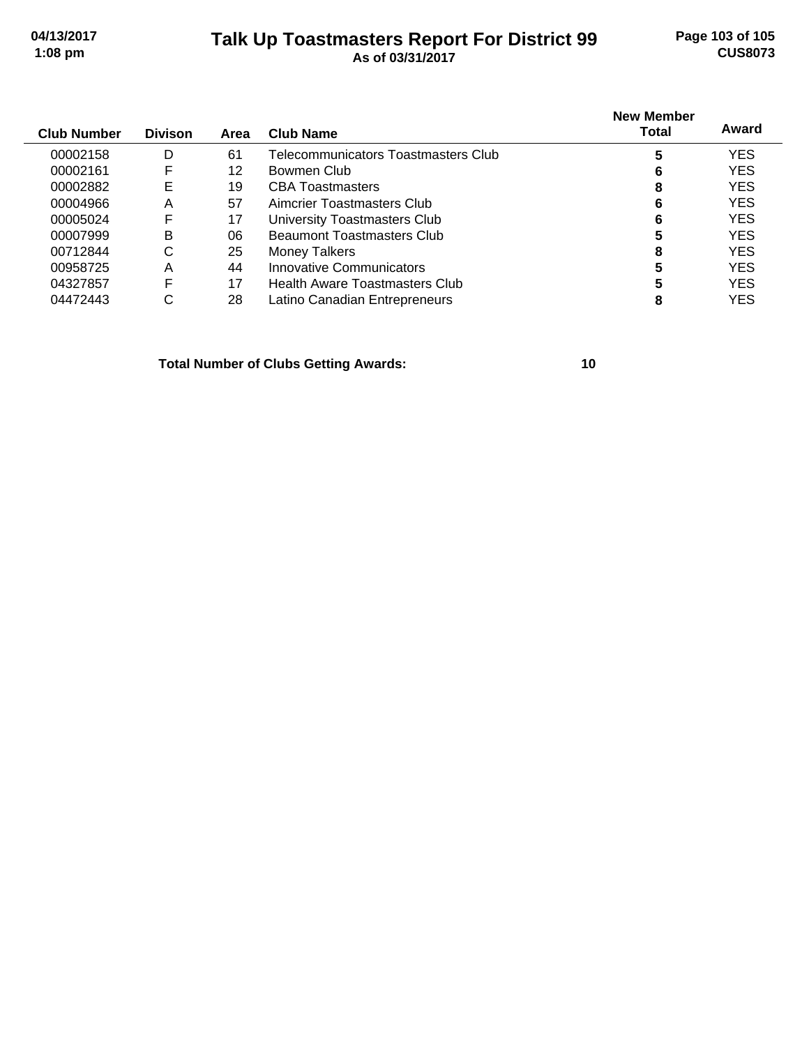# Talk Up Toastmasters Report For District 99

As of 03/31/2017

| Club Number | Divison | Area | Club Name | New Member Total | Award |
|---|---|---|---|---|---|
| 00002158 | D | 61 | Telecommunicators Toastmasters Club | 5 | YES |
| 00002161 | F | 12 | Bowmen Club | 6 | YES |
| 00002882 | E | 19 | CBA Toastmasters | 8 | YES |
| 00004966 | A | 57 | Aimcrier Toastmasters Club | 6 | YES |
| 00005024 | F | 17 | University Toastmasters Club | 6 | YES |
| 00007999 | B | 06 | Beaumont Toastmasters Club | 5 | YES |
| 00712844 | C | 25 | Money Talkers | 8 | YES |
| 00958725 | A | 44 | Innovative Communicators | 5 | YES |
| 04327857 | F | 17 | Health Aware Toastmasters Club | 5 | YES |
| 04472443 | C | 28 | Latino Canadian Entrepreneurs | 8 | YES |

**Total Number of Clubs Getting Awards: 10**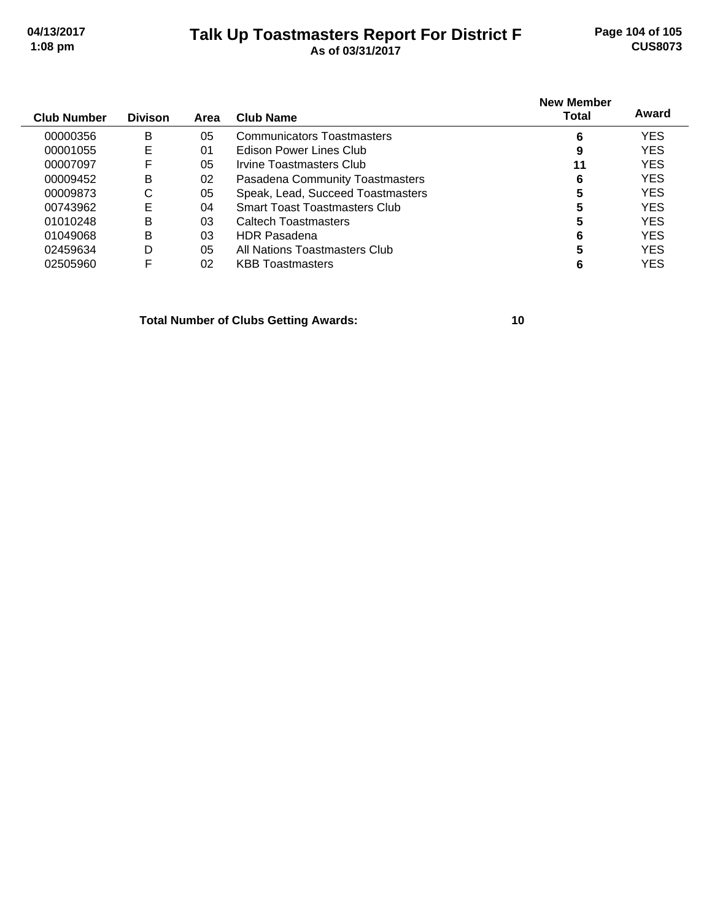| Club Number | Divison | Area | Club Name | New Member Total | Award |
|---|---|---|---|---|---|
| 00000356 | B | 05 | Communicators Toastmasters | **6** | YES |
| 00001055 | E | 01 | Edison Power Lines Club | **9** | YES |
| 00007097 | F | 05 | Irvine Toastmasters Club | **11** | YES |
| 00009452 | B | 02 | Pasadena Community Toastmasters | **6** | YES |
| 00009873 | C | 05 | Speak, Lead, Succeed Toastmasters | **5** | YES |
| 00743962 | E | 04 | Smart Toast Toastmasters Club | **5** | YES |
| 01010248 | B | 03 | Caltech Toastmasters | **5** | YES |
| 01049068 | B | 03 | HDR Pasadena | **6** | YES |
| 02459634 | D | 05 | All Nations Toastmasters Club | **5** | YES |
| 02505960 | F | 02 | KBB Toastmasters | **6** | YES |

**Total Number of Clubs Getting Awards: 10**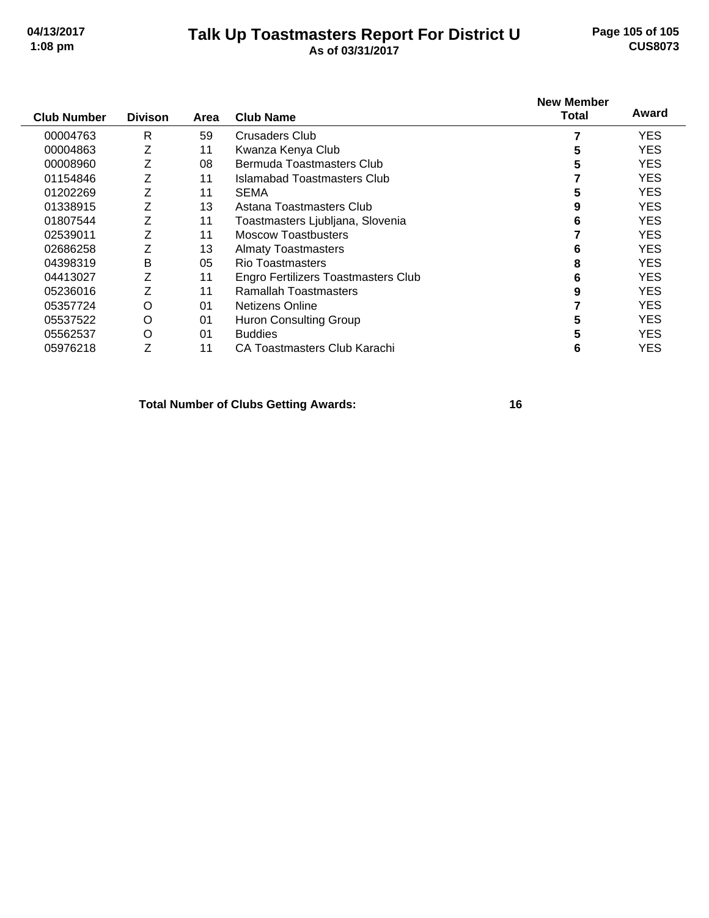# Talk Up Toastmasters Report For District U

**As of 03/31/2017**

| Club Number | Divison | Area | Club Name | New Member Total | Award |
|---|---|---|---|---|---|
| 00004763 | R | 59 | Crusaders Club | 7 | YES |
| 00004863 | Z | 11 | Kwanza Kenya Club | 5 | YES |
| 00008960 | Z | 08 | Bermuda Toastmasters Club | 5 | YES |
| 01154846 | Z | 11 | Islamabad Toastmasters Club | 7 | YES |
| 01202269 | Z | 11 | SEMA | 5 | YES |
| 01338915 | Z | 13 | Astana Toastmasters Club | 9 | YES |
| 01807544 | Z | 11 | Toastmasters Ljubljana, Slovenia | 6 | YES |
| 02539011 | Z | 11 | Moscow Toastbusters | 7 | YES |
| 02686258 | Z | 13 | Almaty Toastmasters | 6 | YES |
| 04398319 | B | 05 | Rio Toastmasters | 8 | YES |
| 04413027 | Z | 11 | Engro Fertilizers Toastmasters Club | 6 | YES |
| 05236016 | Z | 11 | Ramallah Toastmasters | 9 | YES |
| 05357724 | O | 01 | Netizens Online | 7 | YES |
| 05537522 | O | 01 | Huron Consulting Group | 5 | YES |
| 05562537 | O | 01 | Buddies | 5 | YES |
| 05976218 | Z | 11 | CA Toastmasters Club Karachi | 6 | YES |

**Total Number of Clubs Getting Awards: 16**